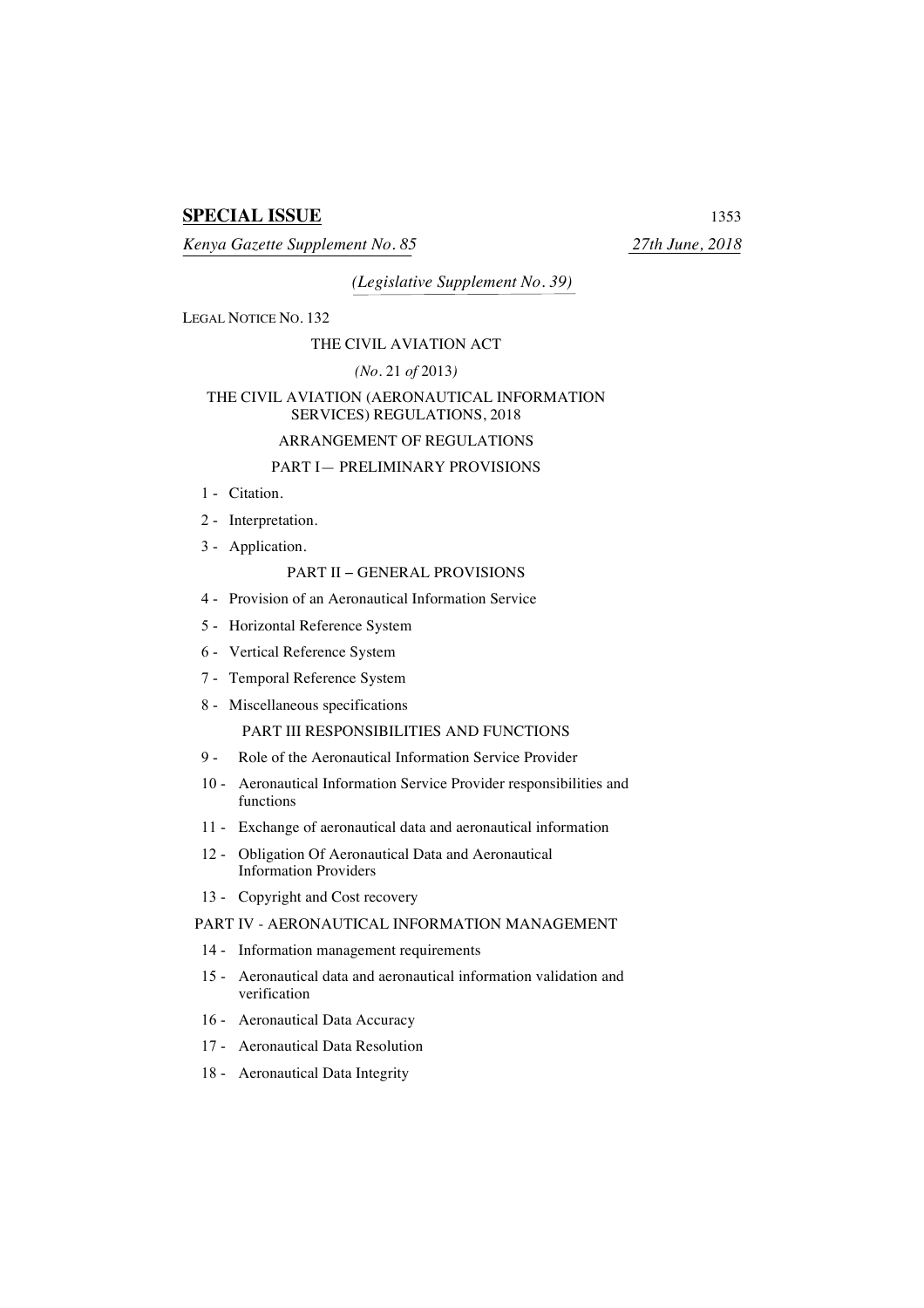**SPECIAL ISSUE**

*Kenya Gazette Supplement No. 85* *27th June, 2018*

*(Legislative Supplement No. 39)*

LEGAL NOTICE NO. 132

THE CIVIL AVIATION ACT

*(No.* 21 *of* 2013*)*

THE CIVIL AVIATION (AERONAUTICAL INFORMATION SERVICES) REGULATIONS, 2018

ARRANGEMENT OF REGULATIONS

PART I— PRELIMINARY PROVISIONS

1 - Citation.

2 - Interpretation.

3 - Application.

PART II – GENERAL PROVISIONS

4 - Provision of an Aeronautical Information Service

5 - Horizontal Reference System

6 - Vertical Reference System

7 - Temporal Reference System

8 - Miscellaneous specifications

PART III RESPONSIBILITIES AND FUNCTIONS

9 - Role of the Aeronautical Information Service Provider

10 - Aeronautical Information Service Provider responsibilities and functions

11 - Exchange of aeronautical data and aeronautical information

12 - Obligation Of Aeronautical Data and Aeronautical Information Providers

13 - Copyright and Cost recovery

PART IV - AERONAUTICAL INFORMATION MANAGEMENT

14 - Information management requirements

15 - Aeronautical data and aeronautical information validation and verification

16 - Aeronautical Data Accuracy

17 - Aeronautical Data Resolution

18 - Aeronautical Data Integrity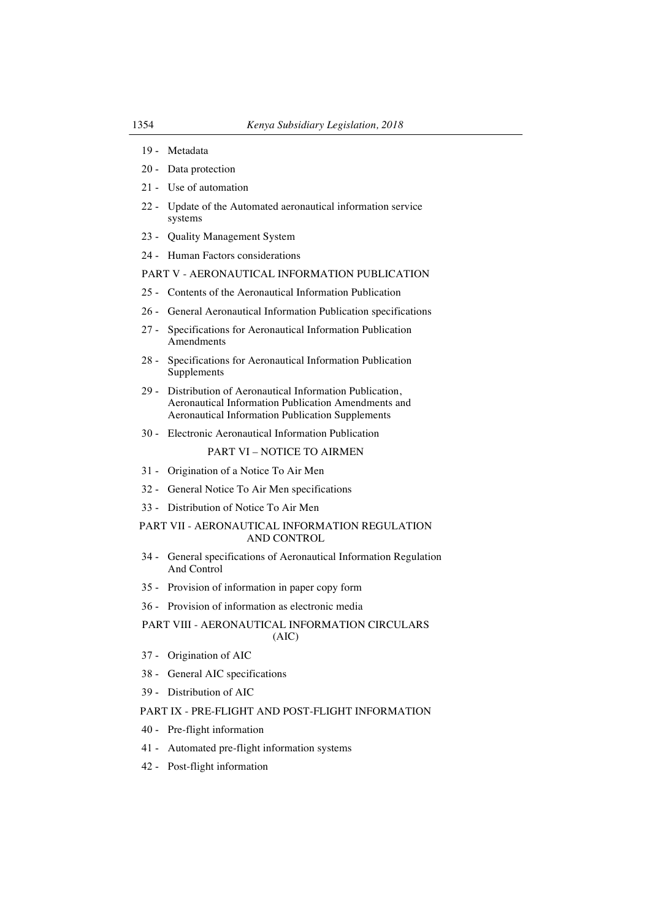19 - Metadata

20 - Data protection

21 - Use of automation

22 - Update of the Automated aeronautical information service systems

23 - Quality Management System

24 - Human Factors considerations

PART V - AERONAUTICAL INFORMATION PUBLICATION

25 - Contents of the Aeronautical Information Publication

26 - General Aeronautical Information Publication specifications

27 - Specifications for Aeronautical Information Publication Amendments

28 - Specifications for Aeronautical Information Publication Supplements

29 - Distribution of Aeronautical Information Publication, Aeronautical Information Publication Amendments and Aeronautical Information Publication Supplements

30 - Electronic Aeronautical Information Publication

PART VI – NOTICE TO AIRMEN

31 - Origination of a Notice To Air Men

32 - General Notice To Air Men specifications

33 - Distribution of Notice To Air Men

PART VII - AERONAUTICAL INFORMATION REGULATION AND CONTROL

34 - General specifications of Aeronautical Information Regulation And Control

35 - Provision of information in paper copy form

36 - Provision of information as electronic media

PART VIII - AERONAUTICAL INFORMATION CIRCULARS (AIC)

37 - Origination of AIC

38 - General AIC specifications

39 - Distribution of AIC

PART IX - PRE-FLIGHT AND POST-FLIGHT INFORMATION

40 - Pre-flight information

41 - Automated pre-flight information systems

42 - Post-flight information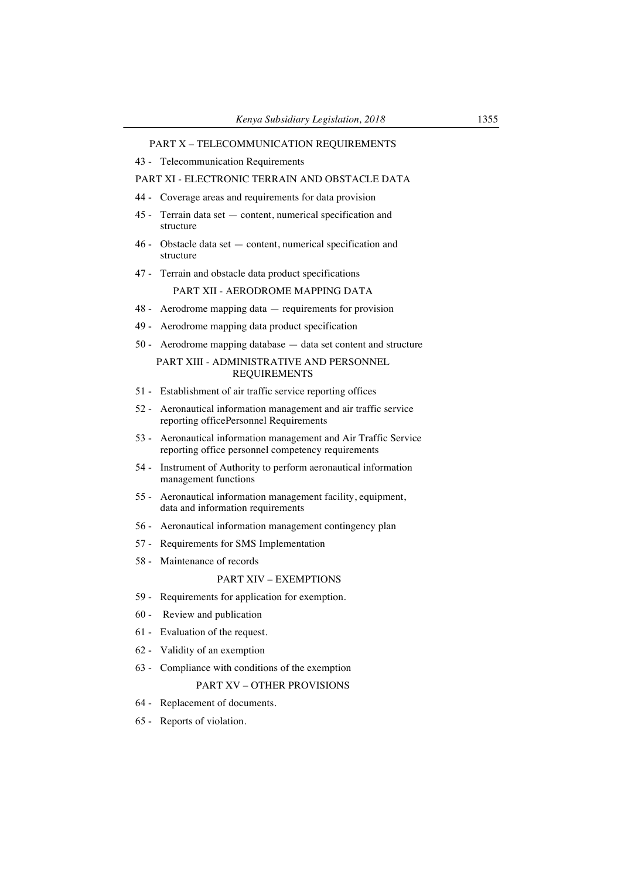PART X – TELECOMMUNICATION REQUIREMENTS

43 - Telecommunication Requirements

PART XI - ELECTRONIC TERRAIN AND OBSTACLE DATA

44 - Coverage areas and requirements for data provision

45 - Terrain data set — content, numerical specification and structure

46 - Obstacle data set — content, numerical specification and structure

47 - Terrain and obstacle data product specifications

PART XII - AERODROME MAPPING DATA

48 - Aerodrome mapping data — requirements for provision

49 - Aerodrome mapping data product specification

50 - Aerodrome mapping database — data set content and structure

PART XIII - ADMINISTRATIVE AND PERSONNEL REQUIREMENTS

51 - Establishment of air traffic service reporting offices

52 - Aeronautical information management and air traffic service reporting officePersonnel Requirements

53 - Aeronautical information management and Air Traffic Service reporting office personnel competency requirements

54 - Instrument of Authority to perform aeronautical information management functions

55 - Aeronautical information management facility, equipment, data and information requirements

56 - Aeronautical information management contingency plan

57 - Requirements for SMS Implementation

58 - Maintenance of records

PART XIV – EXEMPTIONS

59 - Requirements for application for exemption.

60 - Review and publication

61 - Evaluation of the request.

62 - Validity of an exemption

63 - Compliance with conditions of the exemption

PART XV – OTHER PROVISIONS

64 - Replacement of documents.

65 - Reports of violation.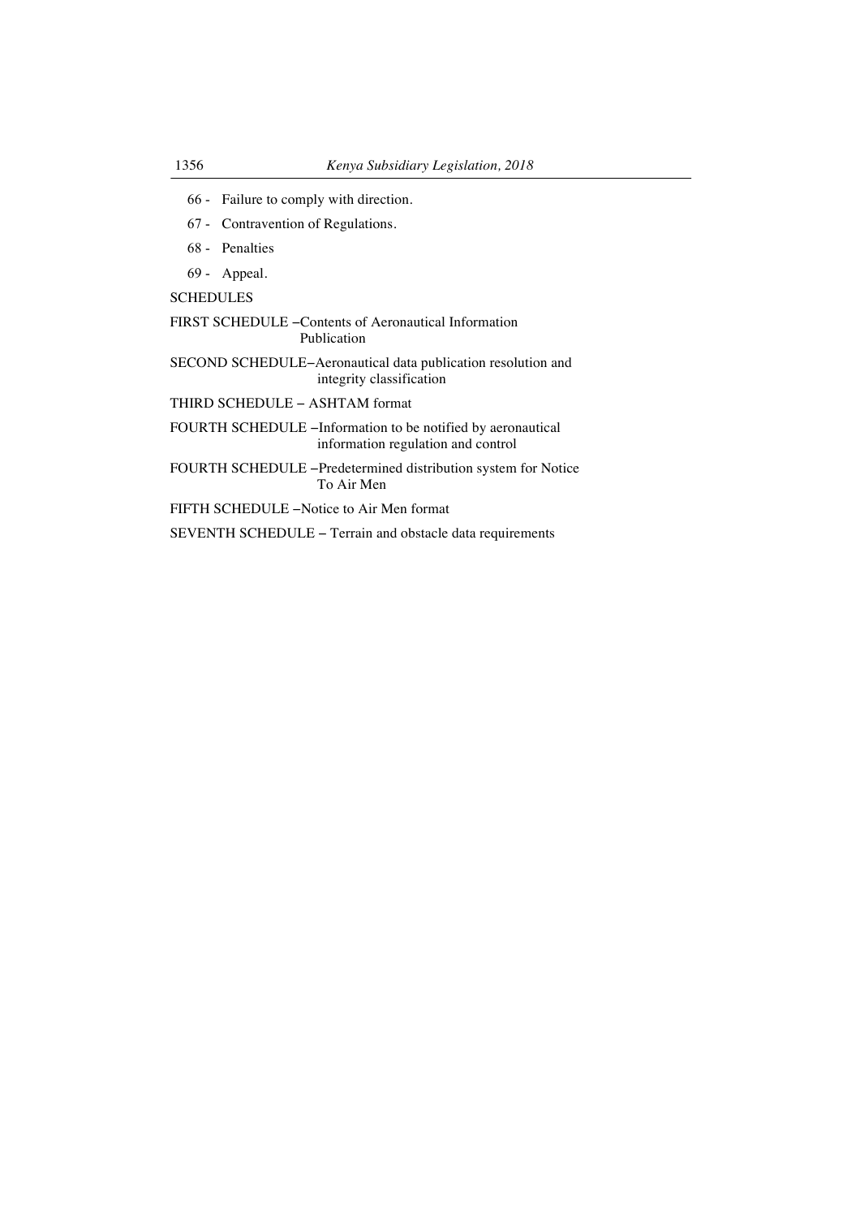66 - Failure to comply with direction.

67 - Contravention of Regulations.

68 - Penalties

69 - Appeal.

SCHEDULES

FIRST SCHEDULE –Contents of Aeronautical Information Publication

SECOND SCHEDULE–Aeronautical data publication resolution and integrity classification

THIRD SCHEDULE – ASHTAM format

FOURTH SCHEDULE –Information to be notified by aeronautical information regulation and control

FOURTH SCHEDULE –Predetermined distribution system for Notice To Air Men

FIFTH SCHEDULE –Notice to Air Men format

SEVENTH SCHEDULE – Terrain and obstacle data requirements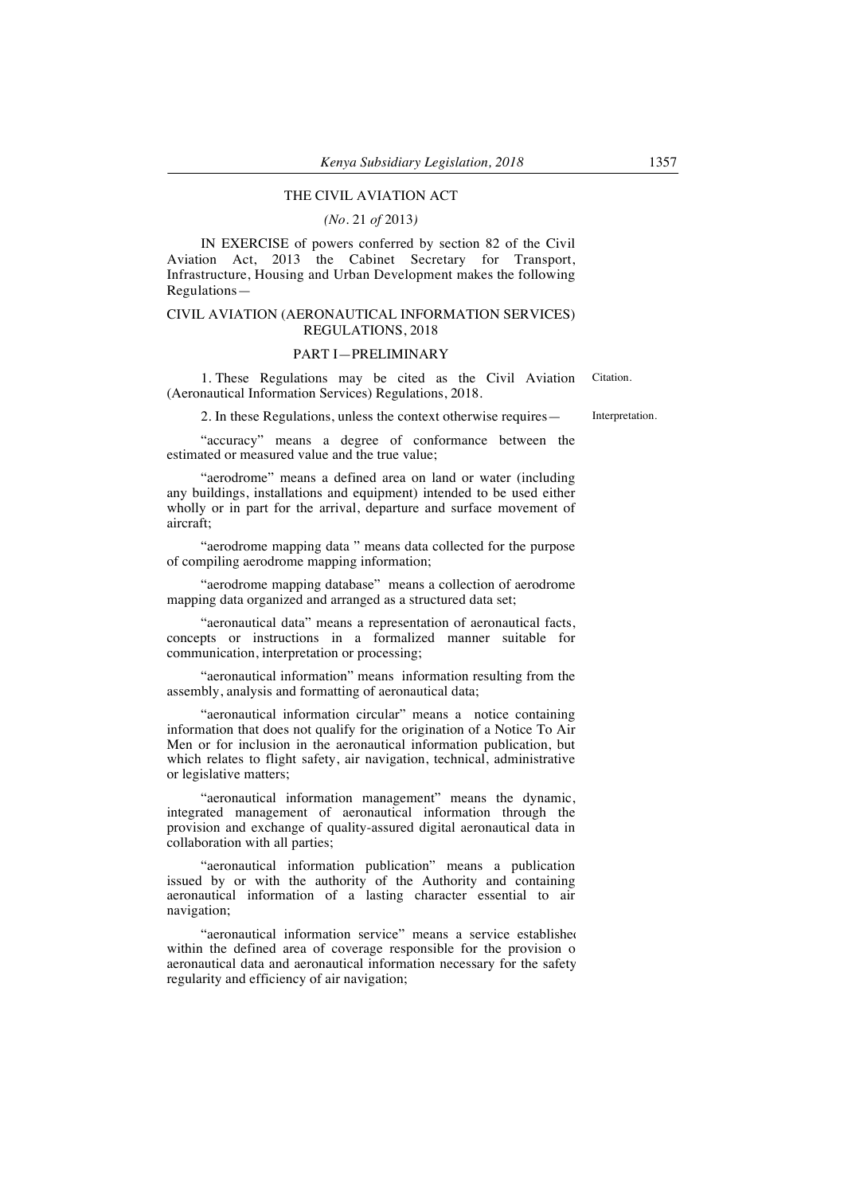THE CIVIL AVIATION ACT

*(No.* 21 *of* 2013*)*

IN EXERCISE of powers conferred by section 82 of the Civil Aviation Act, 2013 the Cabinet Secretary for Transport, Infrastructure, Housing and Urban Development makes the following Regulations—

# CIVIL AVIATION (AERONAUTICAL INFORMATION SERVICES) REGULATIONS, 2018

## PART I—PRELIMINARY

Citation.

1. These Regulations may be cited as the Civil Aviation (Aeronautical Information Services) Regulations, 2018.

Interpretation.

2. In these Regulations, unless the context otherwise requires—

"accuracy" means a degree of conformance between the estimated or measured value and the true value;

"aerodrome" means a defined area on land or water (including any buildings, installations and equipment) intended to be used either wholly or in part for the arrival, departure and surface movement of aircraft;

"aerodrome mapping data " means data collected for the purpose of compiling aerodrome mapping information;

"aerodrome mapping database" means a collection of aerodrome mapping data organized and arranged as a structured data set;

"aeronautical data" means a representation of aeronautical facts, concepts or instructions in a formalized manner suitable for communication, interpretation or processing;

"aeronautical information" means information resulting from the assembly, analysis and formatting of aeronautical data;

"aeronautical information circular" means a notice containing information that does not qualify for the origination of a Notice To Air Men or for inclusion in the aeronautical information publication, but which relates to flight safety, air navigation, technical, administrative or legislative matters;

"aeronautical information management" means the dynamic, integrated management of aeronautical information through the provision and exchange of quality-assured digital aeronautical data in collaboration with all parties;

"aeronautical information publication" means a publication issued by or with the authority of the Authority and containing aeronautical information of a lasting character essential to air navigation;

"aeronautical information service" means a service established within the defined area of coverage responsible for the provision of aeronautical data and aeronautical information necessary for the safety regularity and efficiency of air navigation;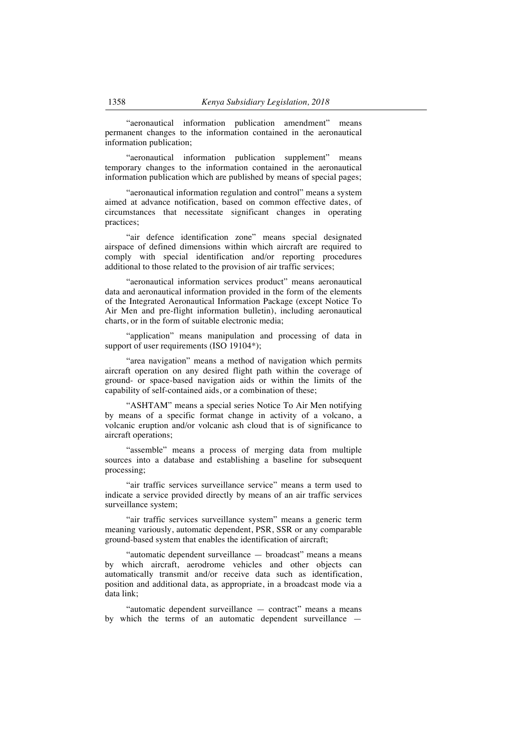"aeronautical information publication amendment" means permanent changes to the information contained in the aeronautical information publication;

"aeronautical information publication supplement" means temporary changes to the information contained in the aeronautical information publication which are published by means of special pages;

"aeronautical information regulation and control" means a system aimed at advance notification, based on common effective dates, of circumstances that necessitate significant changes in operating practices;

"air defence identification zone" means special designated airspace of defined dimensions within which aircraft are required to comply with special identification and/or reporting procedures additional to those related to the provision of air traffic services;

"aeronautical information services product" means aeronautical data and aeronautical information provided in the form of the elements of the Integrated Aeronautical Information Package (except Notice To Air Men and pre-flight information bulletin), including aeronautical charts, or in the form of suitable electronic media;

"application" means manipulation and processing of data in support of user requirements (ISO 19104*);

"area navigation" means a method of navigation which permits aircraft operation on any desired flight path within the coverage of ground- or space-based navigation aids or within the limits of the capability of self-contained aids, or a combination of these;

"ASHTAM" means a special series Notice To Air Men notifying by means of a specific format change in activity of a volcano, a volcanic eruption and/or volcanic ash cloud that is of significance to aircraft operations;

"assemble" means a process of merging data from multiple sources into a database and establishing a baseline for subsequent processing;

"air traffic services surveillance service" means a term used to indicate a service provided directly by means of an air traffic services surveillance system;

"air traffic services surveillance system" means a generic term meaning variously, automatic dependent, PSR, SSR or any comparable ground-based system that enables the identification of aircraft;

"automatic dependent surveillance — broadcast" means a means by which aircraft, aerodrome vehicles and other objects can automatically transmit and/or receive data such as identification, position and additional data, as appropriate, in a broadcast mode via a data link;

"automatic dependent surveillance — contract" means a means by which the terms of an automatic dependent surveillance —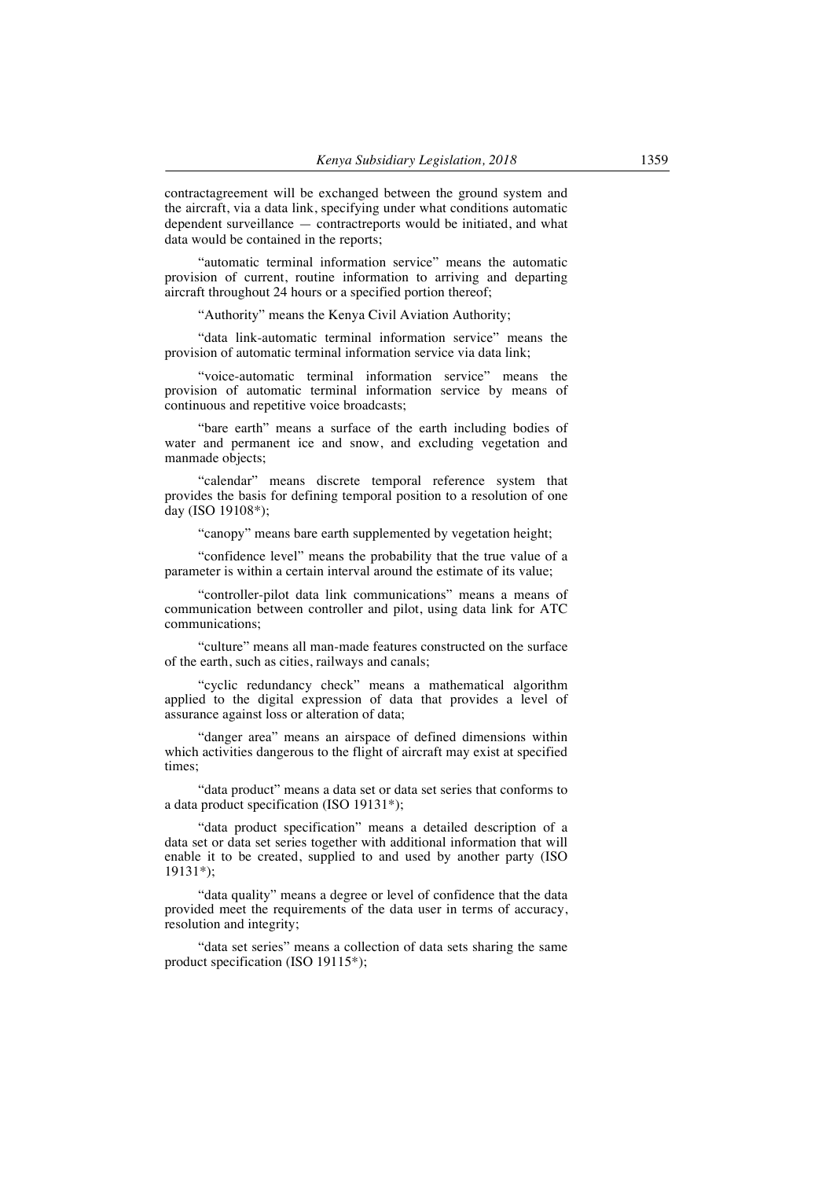contractagreement will be exchanged between the ground system and the aircraft, via a data link, specifying under what conditions automatic dependent surveillance — contractreports would be initiated, and what data would be contained in the reports;

"automatic terminal information service" means the automatic provision of current, routine information to arriving and departing aircraft throughout 24 hours or a specified portion thereof;

"Authority" means the Kenya Civil Aviation Authority;

"data link-automatic terminal information service" means the provision of automatic terminal information service via data link;

"voice-automatic terminal information service" means the provision of automatic terminal information service by means of continuous and repetitive voice broadcasts;

"bare earth" means a surface of the earth including bodies of water and permanent ice and snow, and excluding vegetation and manmade objects;

"calendar" means discrete temporal reference system that provides the basis for defining temporal position to a resolution of one day (ISO 19108*);

"canopy" means bare earth supplemented by vegetation height;

"confidence level" means the probability that the true value of a parameter is within a certain interval around the estimate of its value;

"controller-pilot data link communications" means a means of communication between controller and pilot, using data link for ATC communications;

"culture" means all man-made features constructed on the surface of the earth, such as cities, railways and canals;

"cyclic redundancy check" means a mathematical algorithm applied to the digital expression of data that provides a level of assurance against loss or alteration of data;

"danger area" means an airspace of defined dimensions within which activities dangerous to the flight of aircraft may exist at specified times;

"data product" means a data set or data set series that conforms to a data product specification (ISO 19131*);

"data product specification" means a detailed description of a data set or data set series together with additional information that will enable it to be created, supplied to and used by another party (ISO 19131*);

"data quality" means a degree or level of confidence that the data provided meet the requirements of the data user in terms of accuracy, resolution and integrity;

"data set series" means a collection of data sets sharing the same product specification (ISO 19115*);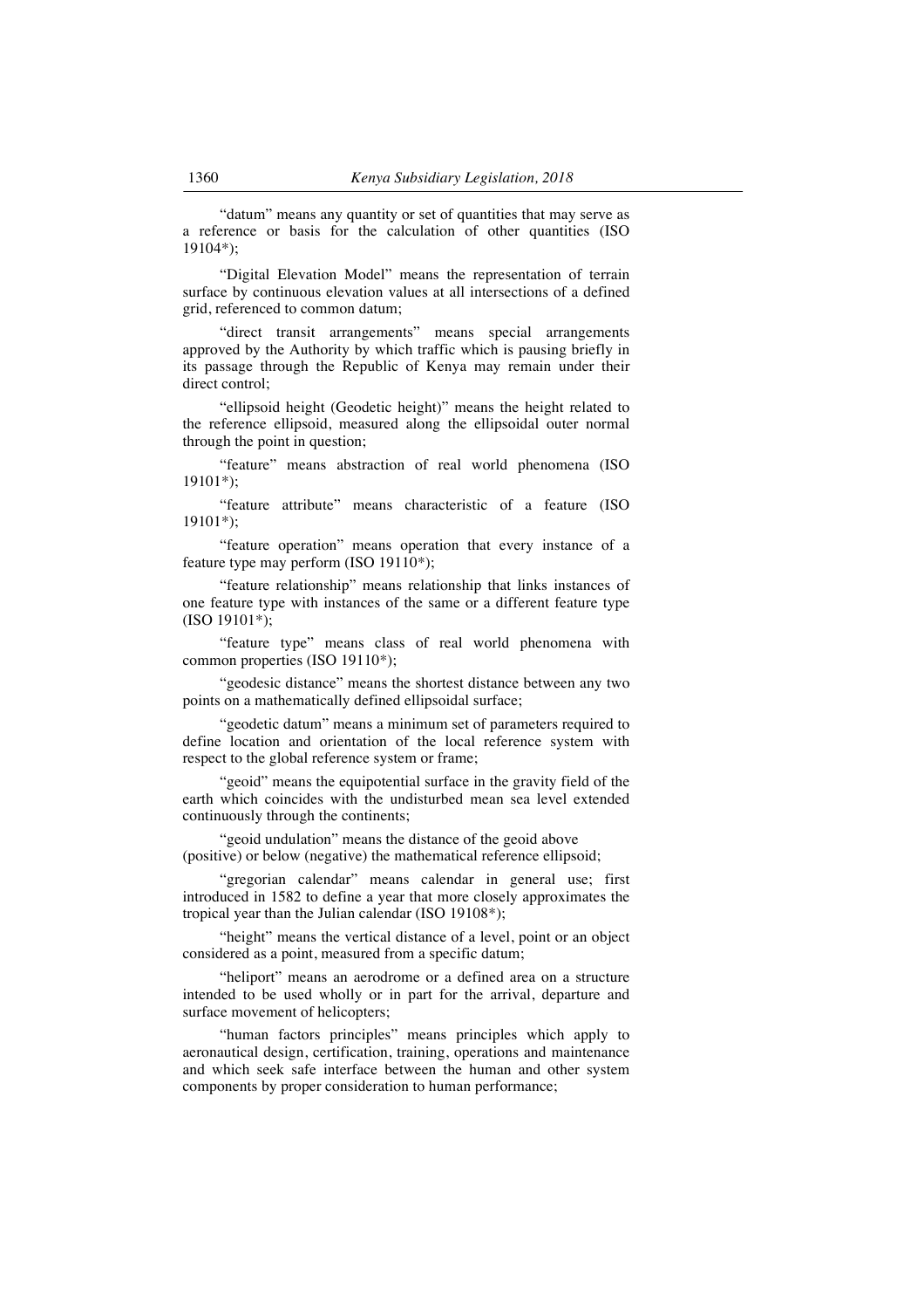"datum" means any quantity or set of quantities that may serve as a reference or basis for the calculation of other quantities (ISO 19104*);

"Digital Elevation Model" means the representation of terrain surface by continuous elevation values at all intersections of a defined grid, referenced to common datum;

"direct transit arrangements" means special arrangements approved by the Authority by which traffic which is pausing briefly in its passage through the Republic of Kenya may remain under their direct control;

"ellipsoid height (Geodetic height)" means the height related to the reference ellipsoid, measured along the ellipsoidal outer normal through the point in question;

"feature" means abstraction of real world phenomena (ISO 19101*);

"feature attribute" means characteristic of a feature (ISO 19101*);

"feature operation" means operation that every instance of a feature type may perform (ISO 19110*);

"feature relationship" means relationship that links instances of one feature type with instances of the same or a different feature type (ISO 19101*);

"feature type" means class of real world phenomena with common properties (ISO 19110*);

"geodesic distance" means the shortest distance between any two points on a mathematically defined ellipsoidal surface;

"geodetic datum" means a minimum set of parameters required to define location and orientation of the local reference system with respect to the global reference system or frame;

"geoid" means the equipotential surface in the gravity field of the earth which coincides with the undisturbed mean sea level extended continuously through the continents;

"geoid undulation" means the distance of the geoid above (positive) or below (negative) the mathematical reference ellipsoid;

"gregorian calendar" means calendar in general use; first introduced in 1582 to define a year that more closely approximates the tropical year than the Julian calendar (ISO 19108*);

"height" means the vertical distance of a level, point or an object considered as a point, measured from a specific datum;

"heliport" means an aerodrome or a defined area on a structure intended to be used wholly or in part for the arrival, departure and surface movement of helicopters;

"human factors principles" means principles which apply to aeronautical design, certification, training, operations and maintenance and which seek safe interface between the human and other system components by proper consideration to human performance;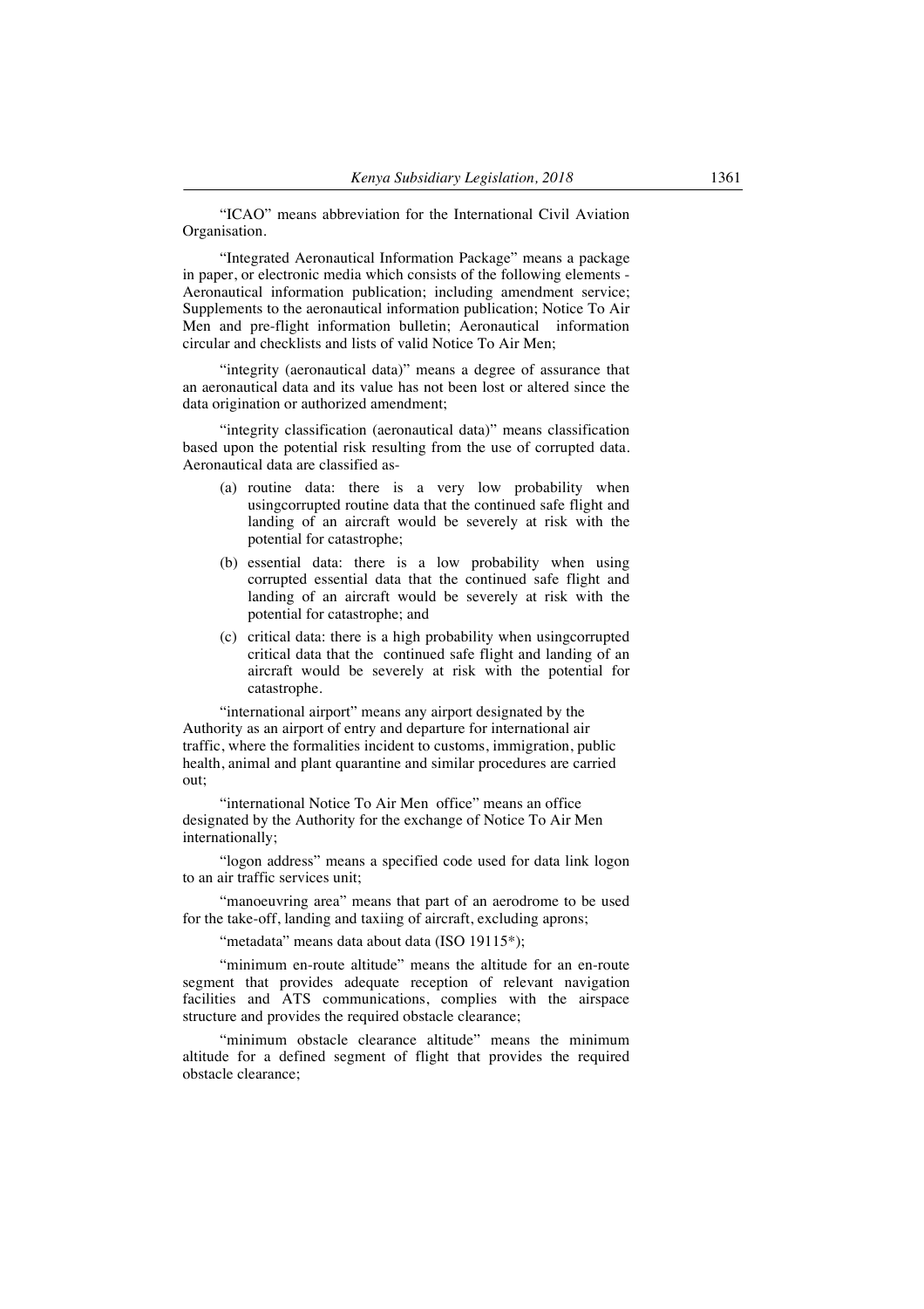"ICAO" means abbreviation for the International Civil Aviation Organisation.

"Integrated Aeronautical Information Package" means a package in paper, or electronic media which consists of the following elements - Aeronautical information publication; including amendment service; Supplements to the aeronautical information publication; Notice To Air Men and pre-flight information bulletin; Aeronautical information circular and checklists and lists of valid Notice To Air Men;

"integrity (aeronautical data)" means a degree of assurance that an aeronautical data and its value has not been lost or altered since the data origination or authorized amendment;

"integrity classification (aeronautical data)" means classification based upon the potential risk resulting from the use of corrupted data. Aeronautical data are classified as-

(a) routine data: there is a very low probability when usingcorrupted routine data that the continued safe flight and landing of an aircraft would be severely at risk with the potential for catastrophe;

(b) essential data: there is a low probability when using corrupted essential data that the continued safe flight and landing of an aircraft would be severely at risk with the potential for catastrophe; and

(c) critical data: there is a high probability when usingcorrupted critical data that the continued safe flight and landing of an aircraft would be severely at risk with the potential for catastrophe.

"international airport" means any airport designated by the Authority as an airport of entry and departure for international air traffic, where the formalities incident to customs, immigration, public health, animal and plant quarantine and similar procedures are carried out;

"international Notice To Air Men office" means an office designated by the Authority for the exchange of Notice To Air Men internationally;

"logon address" means a specified code used for data link logon to an air traffic services unit;

"manoeuvring area" means that part of an aerodrome to be used for the take-off, landing and taxiing of aircraft, excluding aprons;

"metadata" means data about data (ISO 19115*);

"minimum en-route altitude" means the altitude for an en-route segment that provides adequate reception of relevant navigation facilities and ATS communications, complies with the airspace structure and provides the required obstacle clearance;

"minimum obstacle clearance altitude" means the minimum altitude for a defined segment of flight that provides the required obstacle clearance;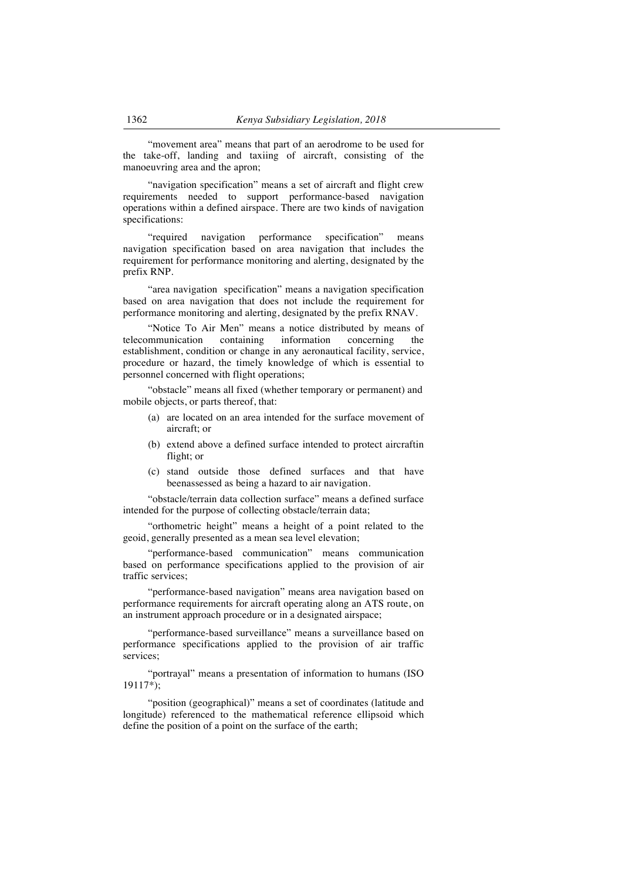"movement area" means that part of an aerodrome to be used for the take-off, landing and taxiing of aircraft, consisting of the manoeuvring area and the apron;

"navigation specification" means a set of aircraft and flight crew requirements needed to support performance-based navigation operations within a defined airspace. There are two kinds of navigation specifications:

"required navigation performance specification" means navigation specification based on area navigation that includes the requirement for performance monitoring and alerting, designated by the prefix RNP.

"area navigation specification" means a navigation specification based on area navigation that does not include the requirement for performance monitoring and alerting, designated by the prefix RNAV.

"Notice To Air Men" means a notice distributed by means of telecommunication containing information concerning the establishment, condition or change in any aeronautical facility, service, procedure or hazard, the timely knowledge of which is essential to personnel concerned with flight operations;

"obstacle" means all fixed (whether temporary or permanent) and mobile objects, or parts thereof, that:

(a) are located on an area intended for the surface movement of aircraft; or

(b) extend above a defined surface intended to protect aircraftin flight; or

(c) stand outside those defined surfaces and that have beenassessed as being a hazard to air navigation.

"obstacle/terrain data collection surface" means a defined surface intended for the purpose of collecting obstacle/terrain data;

"orthometric height" means a height of a point related to the geoid, generally presented as a mean sea level elevation;

"performance-based communication" means communication based on performance specifications applied to the provision of air traffic services;

"performance-based navigation" means area navigation based on performance requirements for aircraft operating along an ATS route, on an instrument approach procedure or in a designated airspace;

"performance-based surveillance" means a surveillance based on performance specifications applied to the provision of air traffic services;

"portrayal" means a presentation of information to humans (ISO 19117*);

"position (geographical)" means a set of coordinates (latitude and longitude) referenced to the mathematical reference ellipsoid which define the position of a point on the surface of the earth;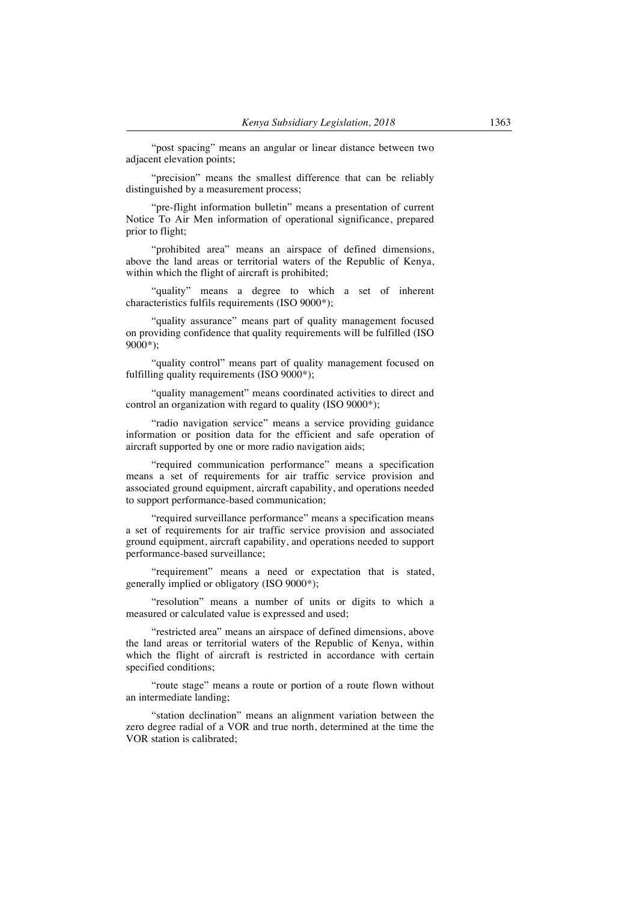"post spacing" means an angular or linear distance between two adjacent elevation points;

"precision" means the smallest difference that can be reliably distinguished by a measurement process;

"pre-flight information bulletin" means a presentation of current Notice To Air Men information of operational significance, prepared prior to flight;

"prohibited area" means an airspace of defined dimensions, above the land areas or territorial waters of the Republic of Kenya, within which the flight of aircraft is prohibited;

"quality" means a degree to which a set of inherent characteristics fulfils requirements (ISO 9000*);

"quality assurance" means part of quality management focused on providing confidence that quality requirements will be fulfilled (ISO 9000*);

"quality control" means part of quality management focused on fulfilling quality requirements (ISO 9000*);

"quality management" means coordinated activities to direct and control an organization with regard to quality (ISO 9000*);

"radio navigation service" means a service providing guidance information or position data for the efficient and safe operation of aircraft supported by one or more radio navigation aids;

"required communication performance" means a specification means a set of requirements for air traffic service provision and associated ground equipment, aircraft capability, and operations needed to support performance-based communication;

"required surveillance performance" means a specification means a set of requirements for air traffic service provision and associated ground equipment, aircraft capability, and operations needed to support performance-based surveillance;

"requirement" means a need or expectation that is stated, generally implied or obligatory (ISO 9000*);

"resolution" means a number of units or digits to which a measured or calculated value is expressed and used;

"restricted area" means an airspace of defined dimensions, above the land areas or territorial waters of the Republic of Kenya, within which the flight of aircraft is restricted in accordance with certain specified conditions;

"route stage" means a route or portion of a route flown without an intermediate landing;

"station declination" means an alignment variation between the zero degree radial of a VOR and true north, determined at the time the VOR station is calibrated;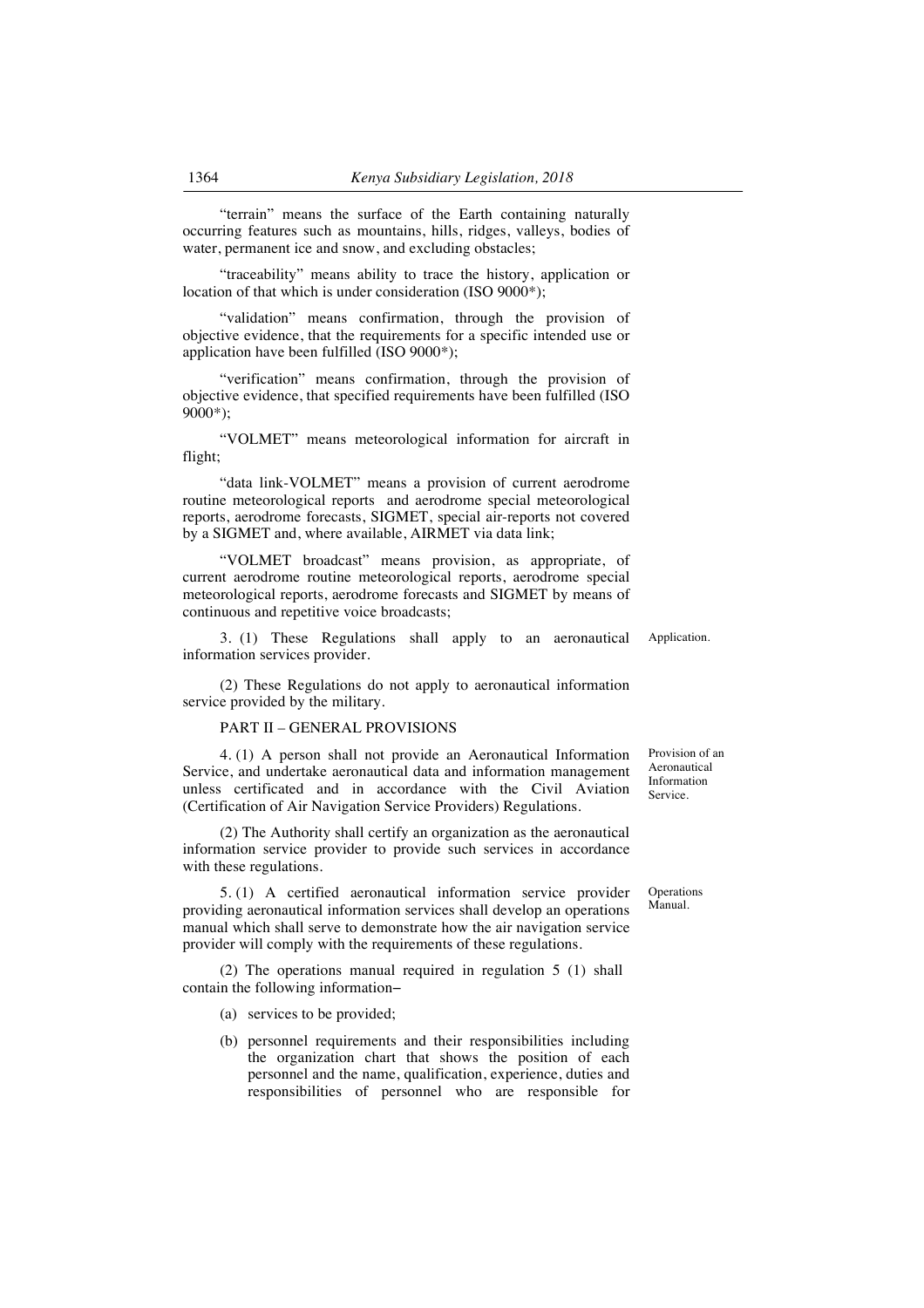"terrain" means the surface of the Earth containing naturally occurring features such as mountains, hills, ridges, valleys, bodies of water, permanent ice and snow, and excluding obstacles;

"traceability" means ability to trace the history, application or location of that which is under consideration (ISO 9000*);

"validation" means confirmation, through the provision of objective evidence, that the requirements for a specific intended use or application have been fulfilled (ISO 9000*);

"verification" means confirmation, through the provision of objective evidence, that specified requirements have been fulfilled (ISO 9000*);

"VOLMET" means meteorological information for aircraft in flight;

"data link-VOLMET" means a provision of current aerodrome routine meteorological reports and aerodrome special meteorological reports, aerodrome forecasts, SIGMET, special air-reports not covered by a SIGMET and, where available, AIRMET via data link;

"VOLMET broadcast" means provision, as appropriate, of current aerodrome routine meteorological reports, aerodrome special meteorological reports, aerodrome forecasts and SIGMET by means of continuous and repetitive voice broadcasts;

Application.

3. (1) These Regulations shall apply to an aeronautical information services provider.

(2) These Regulations do not apply to aeronautical information service provided by the military.

## PART II – GENERAL PROVISIONS

Provision of an Aeronautical Information Service.

4. (1) A person shall not provide an Aeronautical Information Service, and undertake aeronautical data and information management unless certificated and in accordance with the Civil Aviation (Certification of Air Navigation Service Providers) Regulations.

(2) The Authority shall certify an organization as the aeronautical information service provider to provide such services in accordance with these regulations.

Operations Manual.

5. (1) A certified aeronautical information service provider providing aeronautical information services shall develop an operations manual which shall serve to demonstrate how the air navigation service provider will comply with the requirements of these regulations.

(2) The operations manual required in regulation 5 (1) shall contain the following information–

(a) services to be provided;

(b) personnel requirements and their responsibilities including the organization chart that shows the position of each personnel and the name, qualification, experience, duties and responsibilities of personnel who are responsible for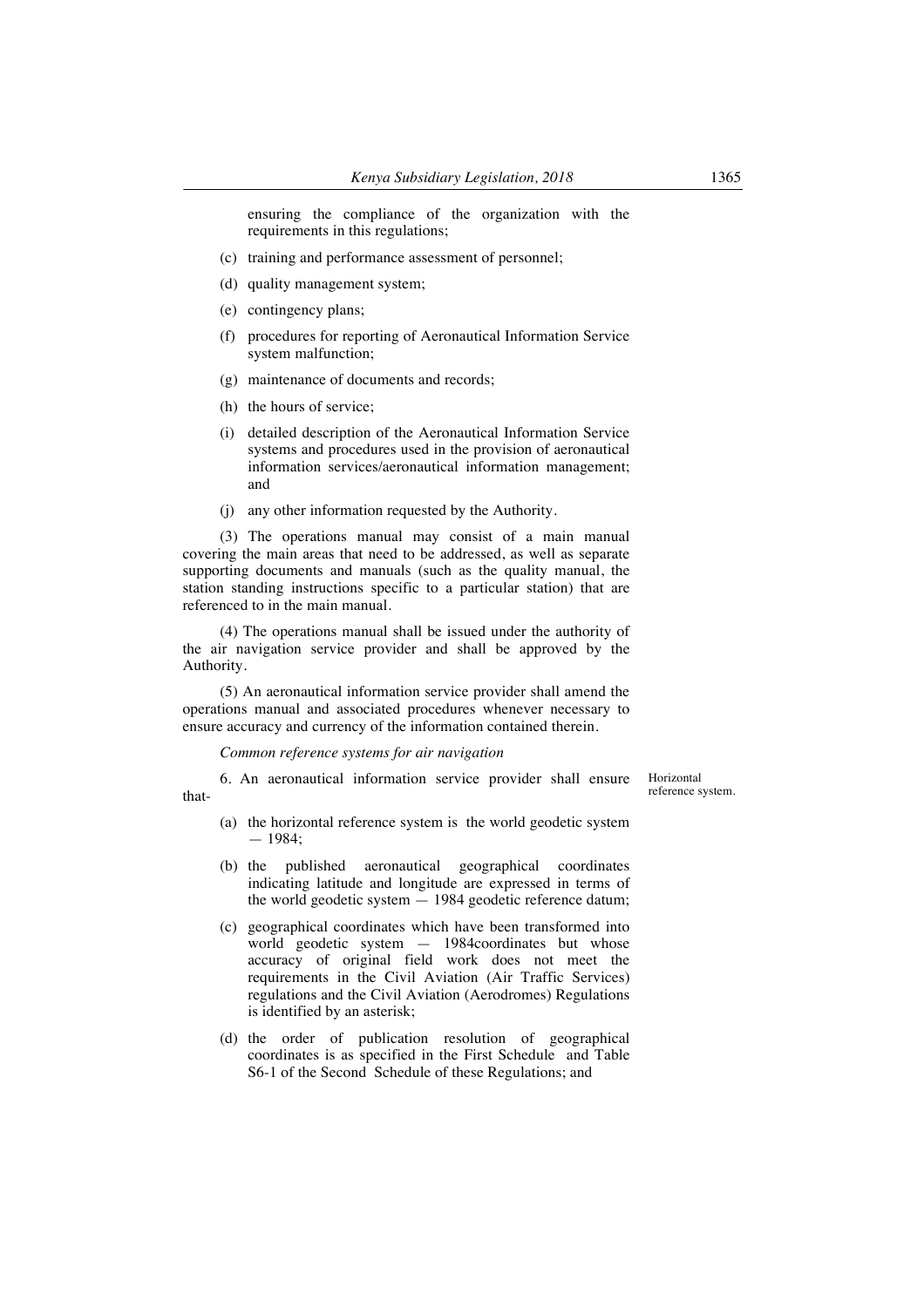ensuring the compliance of the organization with the requirements in this regulations;

(c) training and performance assessment of personnel;

(d) quality management system;

(e) contingency plans;

(f) procedures for reporting of Aeronautical Information Service system malfunction;

(g) maintenance of documents and records;

(h) the hours of service;

(i) detailed description of the Aeronautical Information Service systems and procedures used in the provision of aeronautical information services/aeronautical information management; and

(j) any other information requested by the Authority.

(3) The operations manual may consist of a main manual covering the main areas that need to be addressed, as well as separate supporting documents and manuals (such as the quality manual, the station standing instructions specific to a particular station) that are referenced to in the main manual.

(4) The operations manual shall be issued under the authority of the air navigation service provider and shall be approved by the Authority.

(5) An aeronautical information service provider shall amend the operations manual and associated procedures whenever necessary to ensure accuracy and currency of the information contained therein.

*Common reference systems for air navigation*

Horizontal reference system.

6. An aeronautical information service provider shall ensure that-

(a) the horizontal reference system is the world geodetic system — 1984;

(b) the published aeronautical geographical coordinates indicating latitude and longitude are expressed in terms of the world geodetic system — 1984 geodetic reference datum;

(c) geographical coordinates which have been transformed into world geodetic system — 1984coordinates but whose accuracy of original field work does not meet the requirements in the Civil Aviation (Air Traffic Services) regulations and the Civil Aviation (Aerodromes) Regulations is identified by an asterisk;

(d) the order of publication resolution of geographical coordinates is as specified in the First Schedule and Table S6-1 of the Second Schedule of these Regulations; and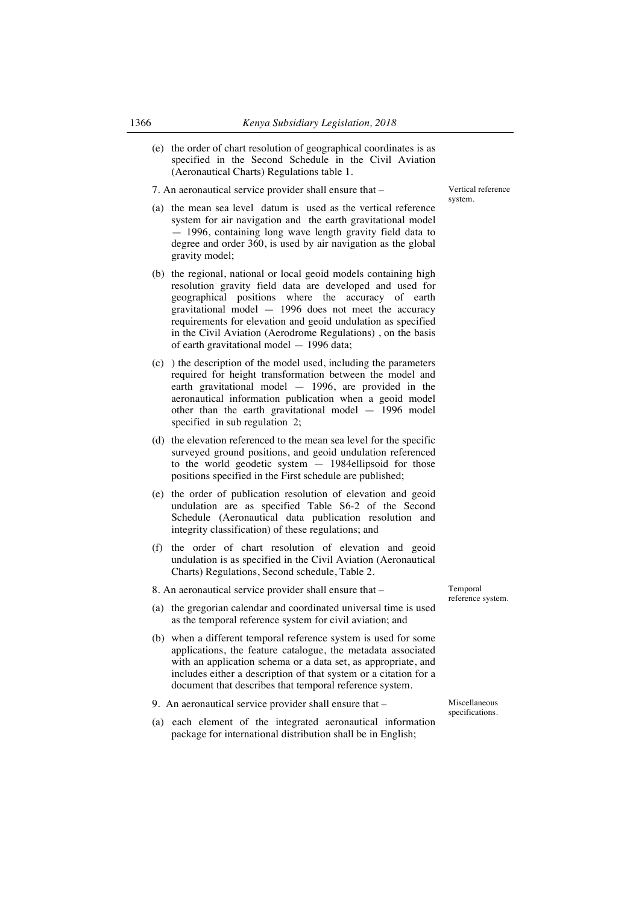(e) the order of chart resolution of geographical coordinates is as specified in the Second Schedule in the Civil Aviation (Aeronautical Charts) Regulations table 1.

7. An aeronautical service provider shall ensure that –

Vertical reference system.

(a) the mean sea level datum is used as the vertical reference system for air navigation and the earth gravitational model — 1996, containing long wave length gravity field data to degree and order 360, is used by air navigation as the global gravity model;

(b) the regional, national or local geoid models containing high resolution gravity field data are developed and used for geographical positions where the accuracy of earth gravitational model — 1996 does not meet the accuracy requirements for elevation and geoid undulation as specified in the Civil Aviation (Aerodrome Regulations) , on the basis of earth gravitational model — 1996 data;

(c) ) the description of the model used, including the parameters required for height transformation between the model and earth gravitational model — 1996, are provided in the aeronautical information publication when a geoid model other than the earth gravitational model — 1996 model specified in sub regulation 2;

(d) the elevation referenced to the mean sea level for the specific surveyed ground positions, and geoid undulation referenced to the world geodetic system — 1984ellipsoid for those positions specified in the First schedule are published;

(e) the order of publication resolution of elevation and geoid undulation are as specified Table S6-2 of the Second Schedule (Aeronautical data publication resolution and integrity classification) of these regulations; and

(f) the order of chart resolution of elevation and geoid undulation is as specified in the Civil Aviation (Aeronautical Charts) Regulations, Second schedule, Table 2.

8. An aeronautical service provider shall ensure that –

Temporal reference system.

(a) the gregorian calendar and coordinated universal time is used as the temporal reference system for civil aviation; and

(b) when a different temporal reference system is used for some applications, the feature catalogue, the metadata associated with an application schema or a data set, as appropriate, and includes either a description of that system or a citation for a document that describes that temporal reference system.

9. An aeronautical service provider shall ensure that –

Miscellaneous specifications.

(a) each element of the integrated aeronautical information package for international distribution shall be in English;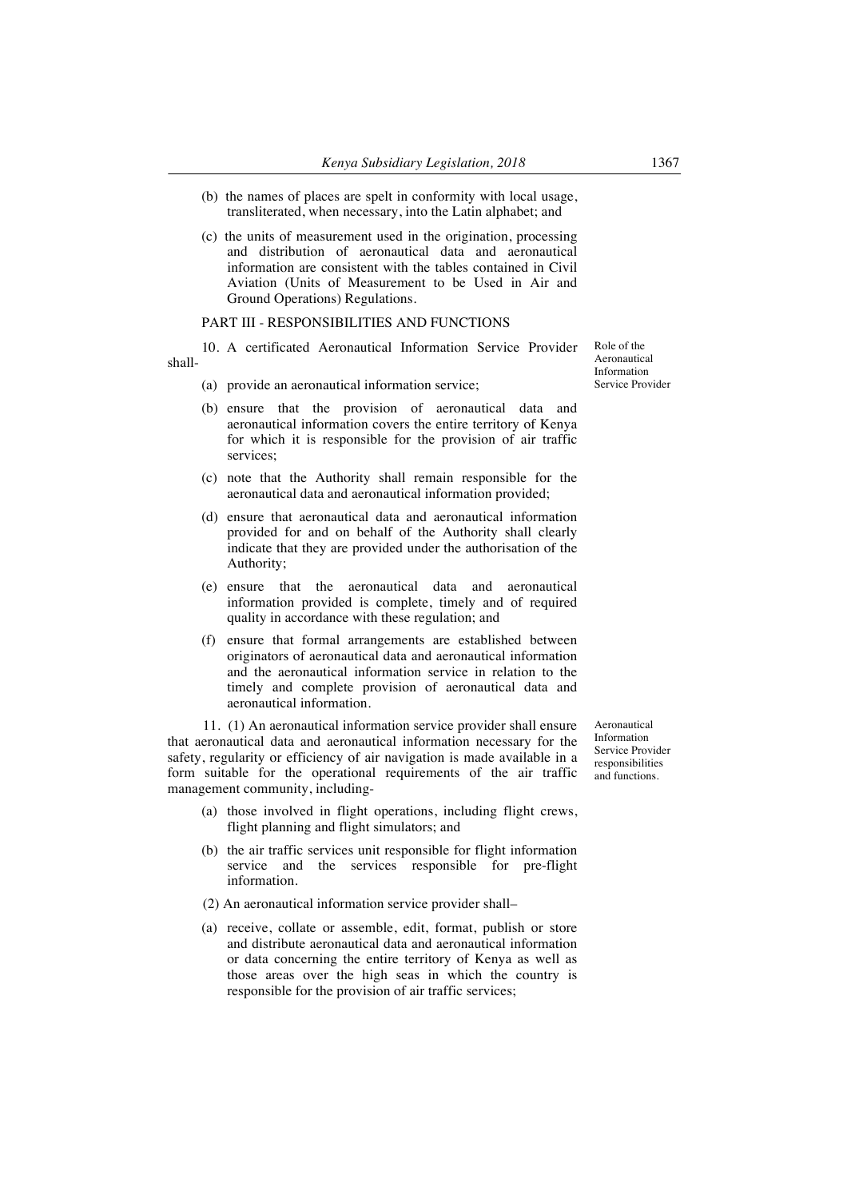(b) the names of places are spelt in conformity with local usage, transliterated, when necessary, into the Latin alphabet; and

(c) the units of measurement used in the origination, processing and distribution of aeronautical data and aeronautical information are consistent with the tables contained in Civil Aviation (Units of Measurement to be Used in Air and Ground Operations) Regulations.

## PART III - RESPONSIBILITIES AND FUNCTIONS

Role of the Aeronautical Information Service Provider

10. A certificated Aeronautical Information Service Provider shall-

(a) provide an aeronautical information service;

(b) ensure that the provision of aeronautical data and aeronautical information covers the entire territory of Kenya for which it is responsible for the provision of air traffic services;

(c) note that the Authority shall remain responsible for the aeronautical data and aeronautical information provided;

(d) ensure that aeronautical data and aeronautical information provided for and on behalf of the Authority shall clearly indicate that they are provided under the authorisation of the Authority;

(e) ensure that the aeronautical data and aeronautical information provided is complete, timely and of required quality in accordance with these regulation; and

(f) ensure that formal arrangements are established between originators of aeronautical data and aeronautical information and the aeronautical information service in relation to the timely and complete provision of aeronautical data and aeronautical information.

Aeronautical Information Service Provider responsibilities and functions.

11. (1) An aeronautical information service provider shall ensure that aeronautical data and aeronautical information necessary for the safety, regularity or efficiency of air navigation is made available in a form suitable for the operational requirements of the air traffic management community, including-

(a) those involved in flight operations, including flight crews, flight planning and flight simulators; and

(b) the air traffic services unit responsible for flight information service and the services responsible for pre-flight information.

(2) An aeronautical information service provider shall–

(a) receive, collate or assemble, edit, format, publish or store and distribute aeronautical data and aeronautical information or data concerning the entire territory of Kenya as well as those areas over the high seas in which the country is responsible for the provision of air traffic services;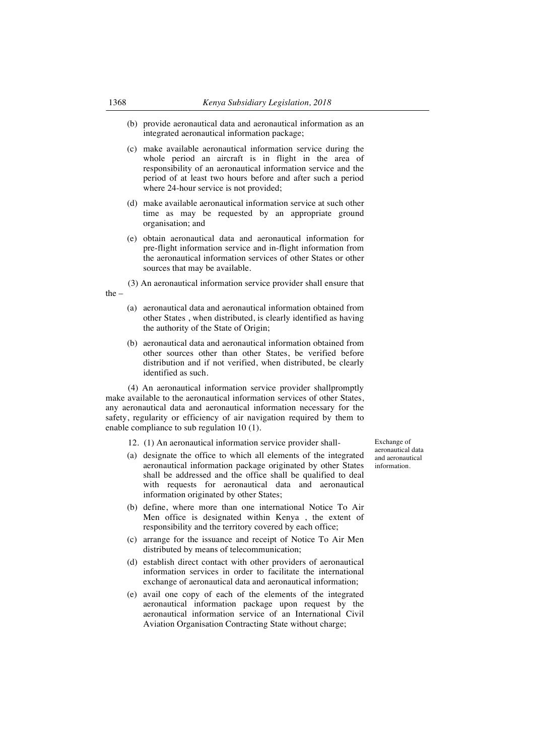(b) provide aeronautical data and aeronautical information as an integrated aeronautical information package;

(c) make available aeronautical information service during the whole period an aircraft is in flight in the area of responsibility of an aeronautical information service and the period of at least two hours before and after such a period where 24-hour service is not provided;

(d) make available aeronautical information service at such other time as may be requested by an appropriate ground organisation; and

(e) obtain aeronautical data and aeronautical information for pre-flight information service and in-flight information from the aeronautical information services of other States or other sources that may be available.

(3) An aeronautical information service provider shall ensure that the –

(a) aeronautical data and aeronautical information obtained from other States , when distributed, is clearly identified as having the authority of the State of Origin;

(b) aeronautical data and aeronautical information obtained from other sources other than other States, be verified before distribution and if not verified, when distributed, be clearly identified as such.

(4) An aeronautical information service provider shallpromptly make available to the aeronautical information services of other States, any aeronautical data and aeronautical information necessary for the safety, regularity or efficiency of air navigation required by them to enable compliance to sub regulation 10 (1).

Exchange of aeronautical data and aeronautical information.

12. (1) An aeronautical information service provider shall-

(a) designate the office to which all elements of the integrated aeronautical information package originated by other States shall be addressed and the office shall be qualified to deal with requests for aeronautical data and aeronautical information originated by other States;

(b) define, where more than one international Notice To Air Men office is designated within Kenya , the extent of responsibility and the territory covered by each office;

(c) arrange for the issuance and receipt of Notice To Air Men distributed by means of telecommunication;

(d) establish direct contact with other providers of aeronautical information services in order to facilitate the international exchange of aeronautical data and aeronautical information;

(e) avail one copy of each of the elements of the integrated aeronautical information package upon request by the aeronautical information service of an International Civil Aviation Organisation Contracting State without charge;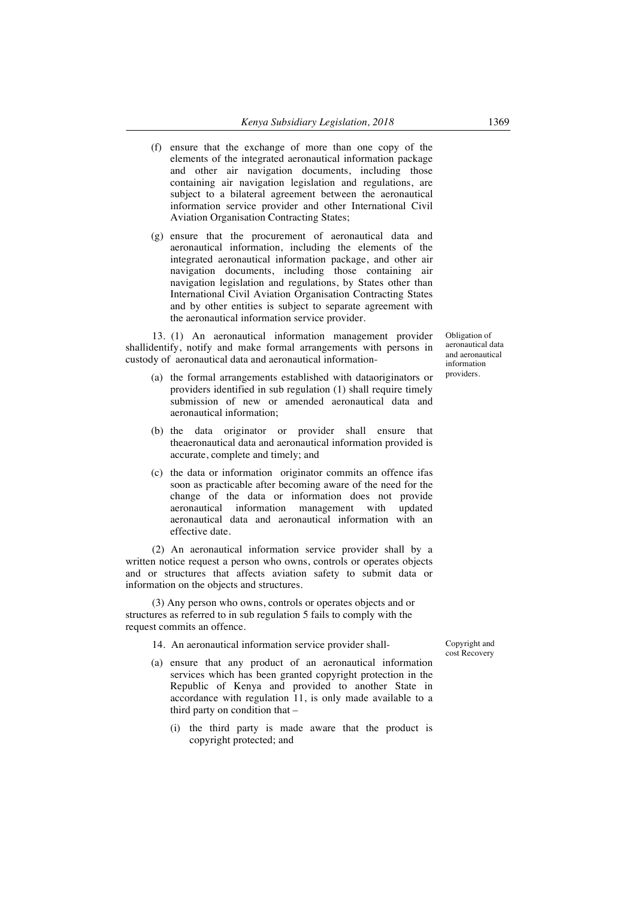(f) ensure that the exchange of more than one copy of the elements of the integrated aeronautical information package and other air navigation documents, including those containing air navigation legislation and regulations, are subject to a bilateral agreement between the aeronautical information service provider and other International Civil Aviation Organisation Contracting States;

(g) ensure that the procurement of aeronautical data and aeronautical information, including the elements of the integrated aeronautical information package, and other air navigation documents, including those containing air navigation legislation and regulations, by States other than International Civil Aviation Organisation Contracting States and by other entities is subject to separate agreement with the aeronautical information service provider.

Obligation of aeronautical data and aeronautical information providers.

13. (1) An aeronautical information management provider shallidentify, notify and make formal arrangements with persons in custody of aeronautical data and aeronautical information-

(a) the formal arrangements established with dataoriginators or providers identified in sub regulation (1) shall require timely submission of new or amended aeronautical data and aeronautical information;

(b) the data originator or provider shall ensure that theaeronautical data and aeronautical information provided is accurate, complete and timely; and

(c) the data or information originator commits an offence ifas soon as practicable after becoming aware of the need for the change of the data or information does not provide aeronautical information management with updated aeronautical data and aeronautical information with an effective date.

(2) An aeronautical information service provider shall by a written notice request a person who owns, controls or operates objects and or structures that affects aviation safety to submit data or information on the objects and structures.

(3) Any person who owns, controls or operates objects and or structures as referred to in sub regulation 5 fails to comply with the request commits an offence.

Copyright and cost Recovery

14. An aeronautical information service provider shall-

(a) ensure that any product of an aeronautical information services which has been granted copyright protection in the Republic of Kenya and provided to another State in accordance with regulation 11, is only made available to a third party on condition that –

(i) the third party is made aware that the product is copyright protected; and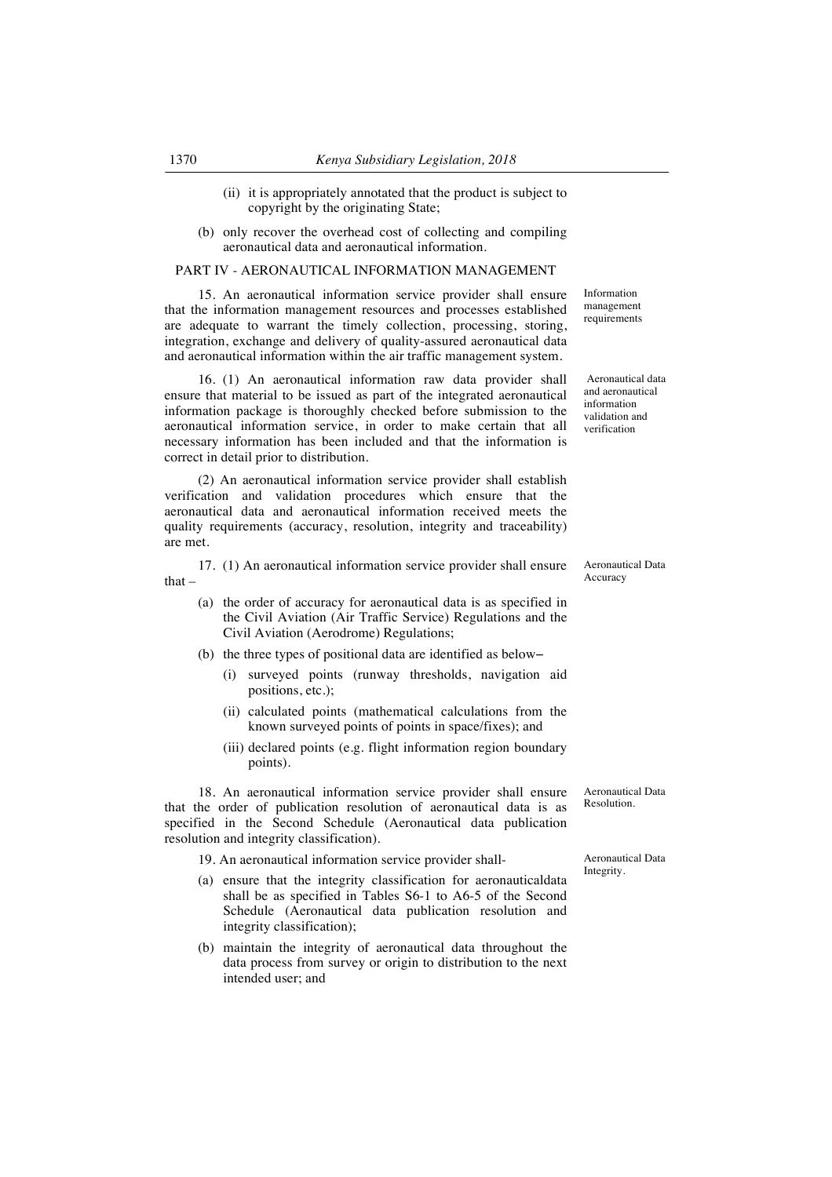(ii) it is appropriately annotated that the product is subject to copyright by the originating State;

(b) only recover the overhead cost of collecting and compiling aeronautical data and aeronautical information.

## PART IV - AERONAUTICAL INFORMATION MANAGEMENT

*Information management requirements*

15. An aeronautical information service provider shall ensure that the information management resources and processes established are adequate to warrant the timely collection, processing, storing, integration, exchange and delivery of quality-assured aeronautical data and aeronautical information within the air traffic management system.

*Aeronautical data and aeronautical information validation and verification*

16. (1) An aeronautical information raw data provider shall ensure that material to be issued as part of the integrated aeronautical information package is thoroughly checked before submission to the aeronautical information service, in order to make certain that all necessary information has been included and that the information is correct in detail prior to distribution.

(2) An aeronautical information service provider shall establish verification and validation procedures which ensure that the aeronautical data and aeronautical information received meets the quality requirements (accuracy, resolution, integrity and traceability) are met.

*Aeronautical Data Accuracy*

17. (1) An aeronautical information service provider shall ensure that –

(a) the order of accuracy for aeronautical data is as specified in the Civil Aviation (Air Traffic Service) Regulations and the Civil Aviation (Aerodrome) Regulations;

(b) the three types of positional data are identified as below–

(i) surveyed points (runway thresholds, navigation aid positions, etc.);

(ii) calculated points (mathematical calculations from the known surveyed points of points in space/fixes); and

(iii) declared points (e.g. flight information region boundary points).

*Aeronautical Data Resolution.*

18. An aeronautical information service provider shall ensure that the order of publication resolution of aeronautical data is as specified in the Second Schedule (Aeronautical data publication resolution and integrity classification).

*Aeronautical Data Integrity.*

19. An aeronautical information service provider shall-

(a) ensure that the integrity classification for aeronauticaldata shall be as specified in Tables S6-1 to A6-5 of the Second Schedule (Aeronautical data publication resolution and integrity classification);

(b) maintain the integrity of aeronautical data throughout the data process from survey or origin to distribution to the next intended user; and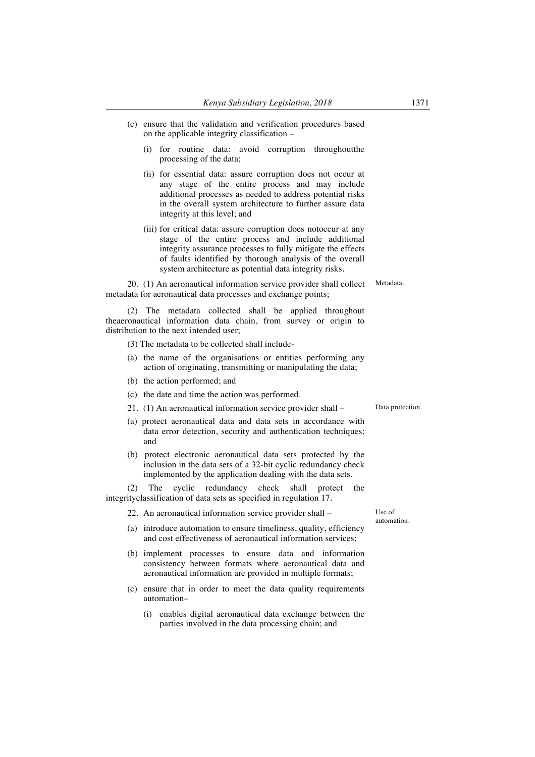(c) ensure that the validation and verification procedures based on the applicable integrity classification –

(i) for routine data: avoid corruption throughoutthe processing of the data;

(ii) for essential data: assure corruption does not occur at any stage of the entire process and may include additional processes as needed to address potential risks in the overall system architecture to further assure data integrity at this level; and

(iii) for critical data: assure corruption does notoccur at any stage of the entire process and include additional integrity assurance processes to fully mitigate the effects of faults identified by thorough analysis of the overall system architecture as potential data integrity risks.

Metadata.

20. (1) An aeronautical information service provider shall collect metadata for aeronautical data processes and exchange points;

(2) The metadata collected shall be applied throughout theaeronautical information data chain, from survey or origin to distribution to the next intended user;

(3) The metadata to be collected shall include-

(a) the name of the organisations or entities performing any action of originating, transmitting or manipulating the data;

(b) the action performed; and

(c) the date and time the action was performed.

Data protection.

21. (1) An aeronautical information service provider shall –

(a) protect aeronautical data and data sets in accordance with data error detection, security and authentication techniques; and

(b) protect electronic aeronautical data sets protected by the inclusion in the data sets of a 32-bit cyclic redundancy check implemented by the application dealing with the data sets.

(2) The cyclic redundancy check shall protect the integrityclassification of data sets as specified in regulation 17.

Use of automation.

22. An aeronautical information service provider shall –

(a) introduce automation to ensure timeliness, quality, efficiency and cost effectiveness of aeronautical information services;

(b) implement processes to ensure data and information consistency between formats where aeronautical data and aeronautical information are provided in multiple formats;

(c) ensure that in order to meet the data quality requirements automation–

(i) enables digital aeronautical data exchange between the parties involved in the data processing chain; and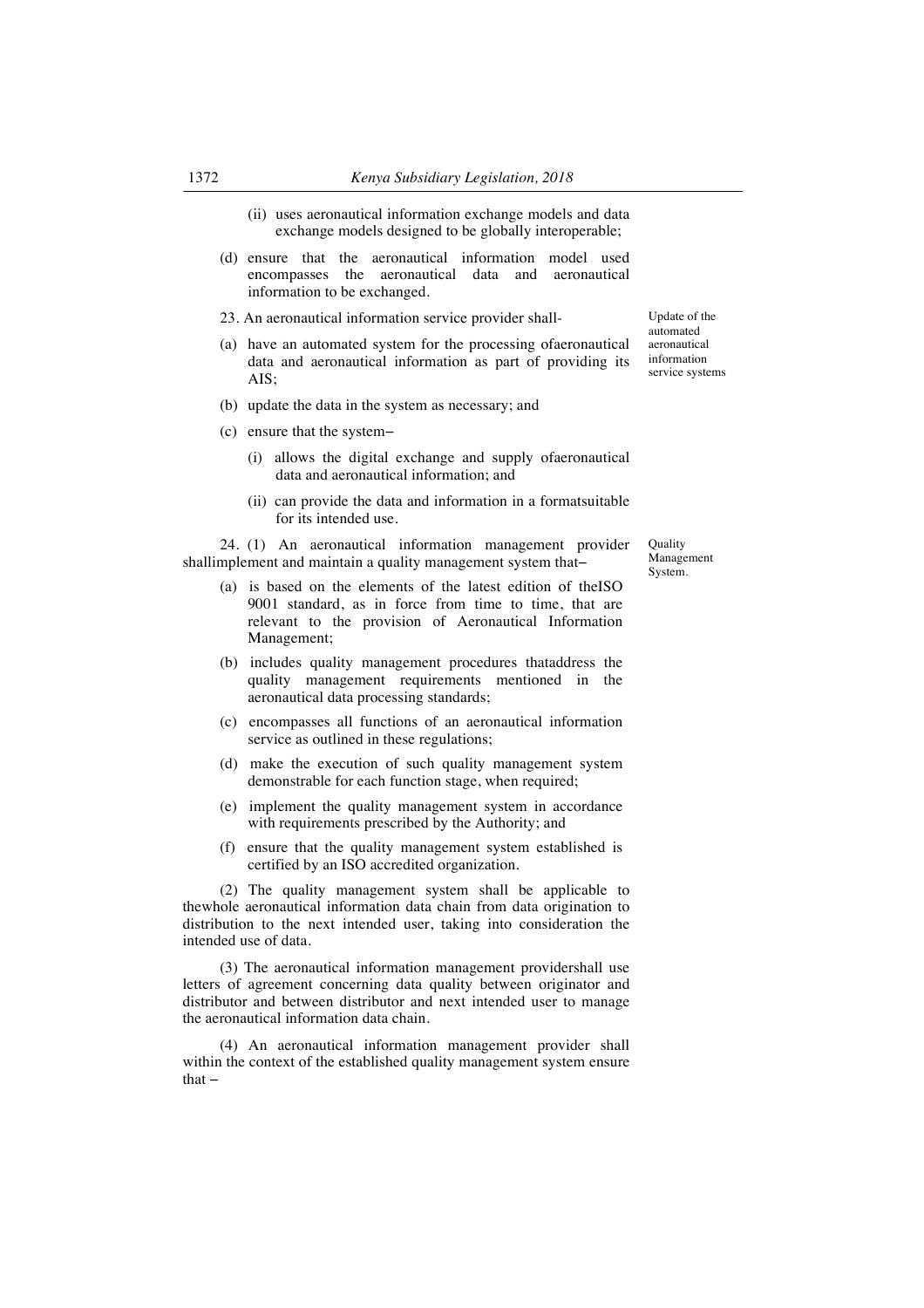(ii) uses aeronautical information exchange models and data exchange models designed to be globally interoperable;

(d) ensure that the aeronautical information model used encompasses the aeronautical data and aeronautical information to be exchanged.

Update of the automated aeronautical information service systems

23. An aeronautical information service provider shall-

(a) have an automated system for the processing ofaeronautical data and aeronautical information as part of providing its AIS;

(b) update the data in the system as necessary; and

(c) ensure that the system–

(i) allows the digital exchange and supply ofaeronautical data and aeronautical information; and

(ii) can provide the data and information in a formatsuitable for its intended use.

Quality Management System.

24. (1) An aeronautical information management provider shallimplement and maintain a quality management system that–

(a) is based on the elements of the latest edition of theISO 9001 standard, as in force from time to time, that are relevant to the provision of Aeronautical Information Management;

(b) includes quality management procedures thataddress the quality management requirements mentioned in the aeronautical data processing standards;

(c) encompasses all functions of an aeronautical information service as outlined in these regulations;

(d) make the execution of such quality management system demonstrable for each function stage, when required;

(e) implement the quality management system in accordance with requirements prescribed by the Authority; and

(f) ensure that the quality management system established is certified by an ISO accredited organization.

(2) The quality management system shall be applicable to thewhole aeronautical information data chain from data origination to distribution to the next intended user, taking into consideration the intended use of data.

(3) The aeronautical information management providershall use letters of agreement concerning data quality between originator and distributor and between distributor and next intended user to manage the aeronautical information data chain.

(4) An aeronautical information management provider shall within the context of the established quality management system ensure that –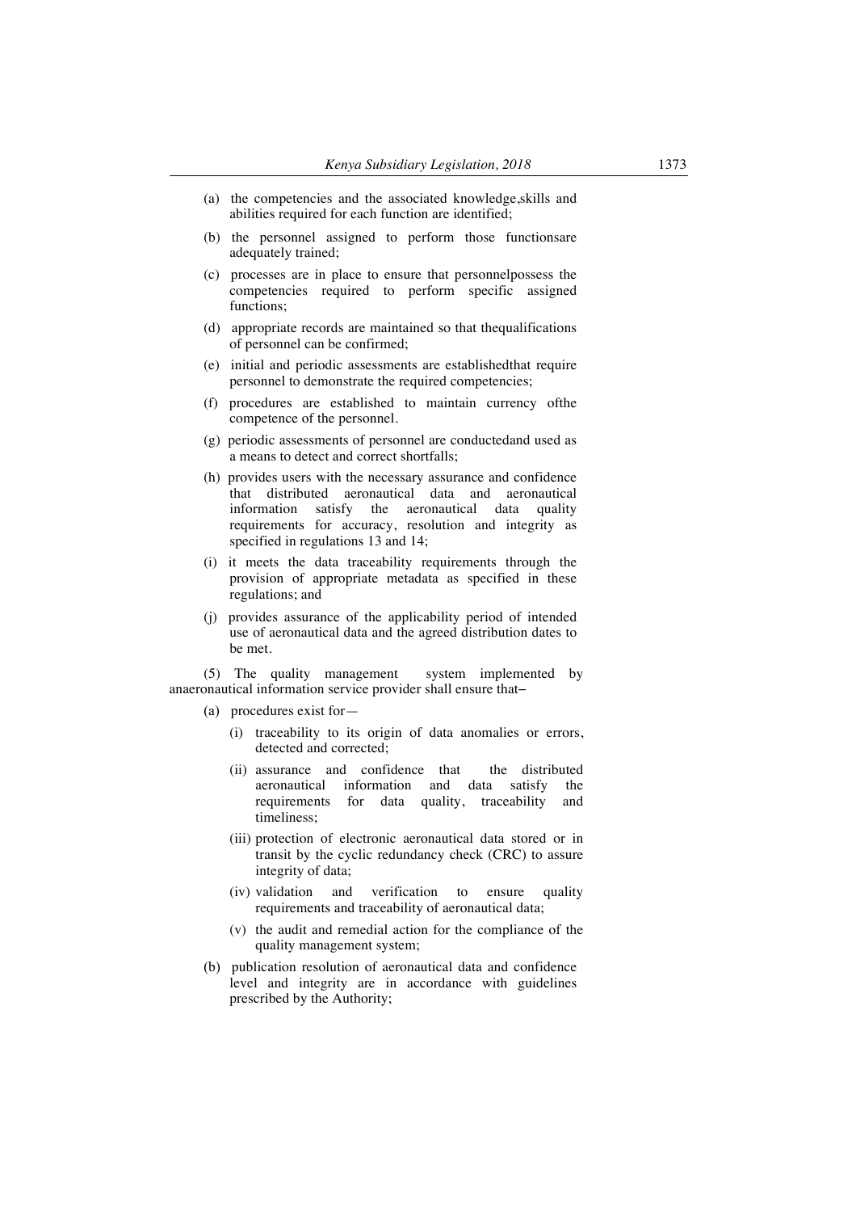(a) the competencies and the associated knowledge,skills and abilities required for each function are identified;

(b) the personnel assigned to perform those functionsare adequately trained;

(c) processes are in place to ensure that personnelpossess the competencies required to perform specific assigned functions;

(d) appropriate records are maintained so that thequalifications of personnel can be confirmed;

(e) initial and periodic assessments are establishedthat require personnel to demonstrate the required competencies;

(f) procedures are established to maintain currency ofthe competence of the personnel.

(g) periodic assessments of personnel are conductedand used as a means to detect and correct shortfalls;

(h) provides users with the necessary assurance and confidence that distributed aeronautical data and aeronautical information satisfy the aeronautical data quality requirements for accuracy, resolution and integrity as specified in regulations 13 and 14;

(i) it meets the data traceability requirements through the provision of appropriate metadata as specified in these regulations; and

(j) provides assurance of the applicability period of intended use of aeronautical data and the agreed distribution dates to be met.

(5) The quality management system implemented by anaeronautical information service provider shall ensure that–

(a) procedures exist for—

(i) traceability to its origin of data anomalies or errors, detected and corrected;

(ii) assurance and confidence that the distributed aeronautical information and data satisfy the requirements for data quality, traceability and timeliness;

(iii) protection of electronic aeronautical data stored or in transit by the cyclic redundancy check (CRC) to assure integrity of data;

(iv) validation and verification to ensure quality requirements and traceability of aeronautical data;

(v) the audit and remedial action for the compliance of the quality management system;

(b) publication resolution of aeronautical data and confidence level and integrity are in accordance with guidelines prescribed by the Authority;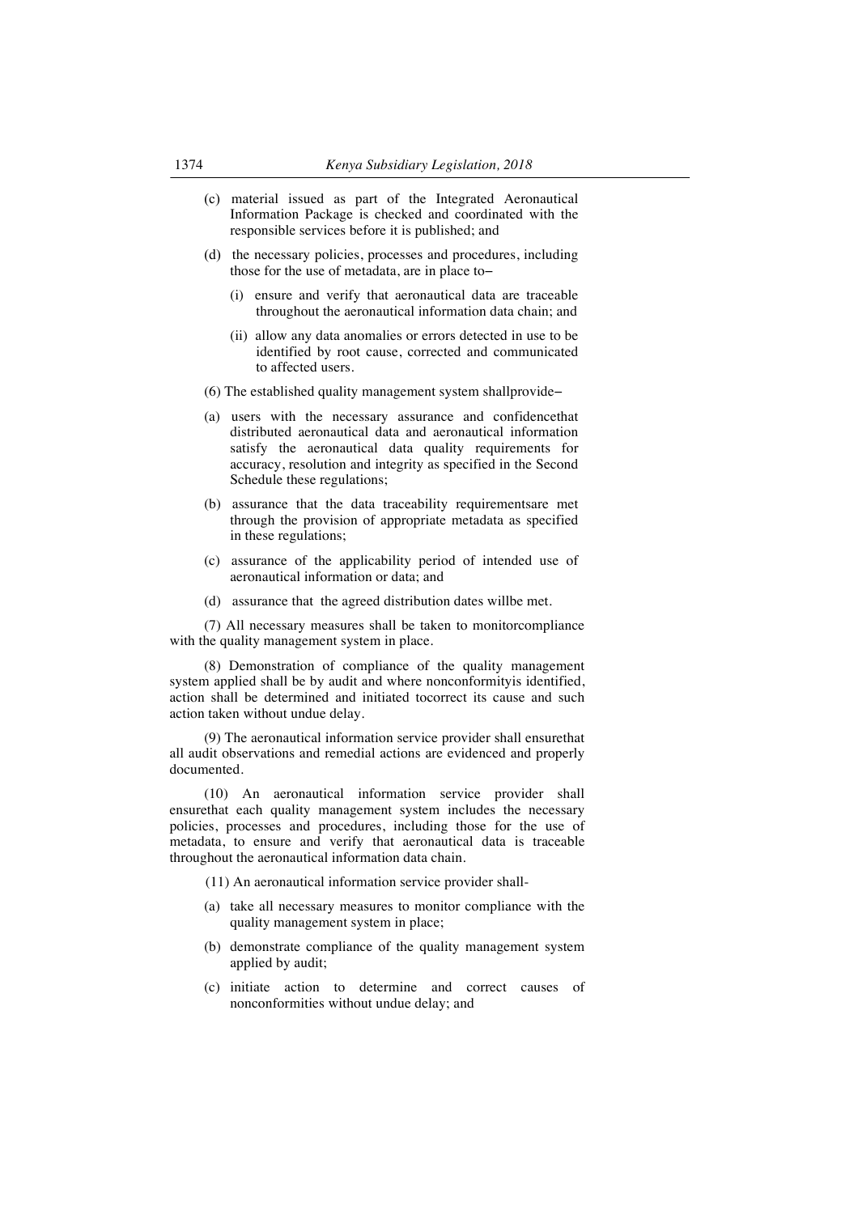(c) material issued as part of the Integrated Aeronautical Information Package is checked and coordinated with the responsible services before it is published; and

(d) the necessary policies, processes and procedures, including those for the use of metadata, are in place to–

   (i) ensure and verify that aeronautical data are traceable throughout the aeronautical information data chain; and

   (ii) allow any data anomalies or errors detected in use to be identified by root cause, corrected and communicated to affected users.

(6) The established quality management system shallprovide–

(a) users with the necessary assurance and confidencethat distributed aeronautical data and aeronautical information satisfy the aeronautical data quality requirements for accuracy, resolution and integrity as specified in the Second Schedule these regulations;

(b) assurance that the data traceability requirementsare met through the provision of appropriate metadata as specified in these regulations;

(c) assurance of the applicability period of intended use of aeronautical information or data; and

(d) assurance that the agreed distribution dates willbe met.

(7) All necessary measures shall be taken to monitorcompliance with the quality management system in place.

(8) Demonstration of compliance of the quality management system applied shall be by audit and where nonconformityis identified, action shall be determined and initiated tocorrect its cause and such action taken without undue delay.

(9) The aeronautical information service provider shall ensurethat all audit observations and remedial actions are evidenced and properly documented.

(10) An aeronautical information service provider shall ensurethat each quality management system includes the necessary policies, processes and procedures, including those for the use of metadata, to ensure and verify that aeronautical data is traceable throughout the aeronautical information data chain.

(11) An aeronautical information service provider shall-

(a) take all necessary measures to monitor compliance with the quality management system in place;

(b) demonstrate compliance of the quality management system applied by audit;

(c) initiate action to determine and correct causes of nonconformities without undue delay; and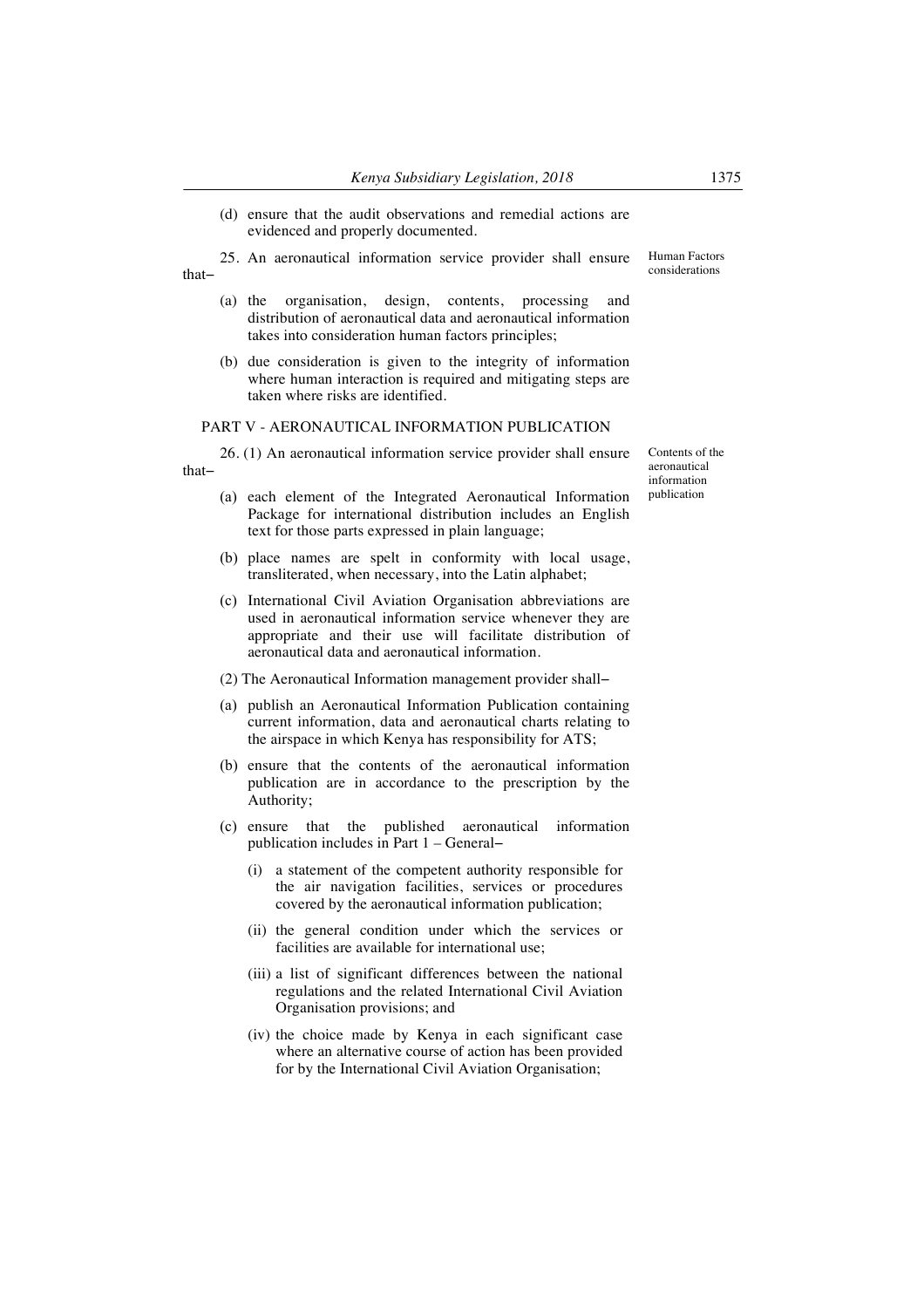(d) ensure that the audit observations and remedial actions are evidenced and properly documented.

Human Factors considerations

25. An aeronautical information service provider shall ensure that–

(a) the organisation, design, contents, processing and distribution of aeronautical data and aeronautical information takes into consideration human factors principles;

(b) due consideration is given to the integrity of information where human interaction is required and mitigating steps are taken where risks are identified.

## PART V - AERONAUTICAL INFORMATION PUBLICATION

Contents of the aeronautical information publication

26. (1) An aeronautical information service provider shall ensure that–

(a) each element of the Integrated Aeronautical Information Package for international distribution includes an English text for those parts expressed in plain language;

(b) place names are spelt in conformity with local usage, transliterated, when necessary, into the Latin alphabet;

(c) International Civil Aviation Organisation abbreviations are used in aeronautical information service whenever they are appropriate and their use will facilitate distribution of aeronautical data and aeronautical information.

(2) The Aeronautical Information management provider shall–

(a) publish an Aeronautical Information Publication containing current information, data and aeronautical charts relating to the airspace in which Kenya has responsibility for ATS;

(b) ensure that the contents of the aeronautical information publication are in accordance to the prescription by the Authority;

(c) ensure that the published aeronautical information publication includes in Part 1 – General–

(i) a statement of the competent authority responsible for the air navigation facilities, services or procedures covered by the aeronautical information publication;

(ii) the general condition under which the services or facilities are available for international use;

(iii) a list of significant differences between the national regulations and the related International Civil Aviation Organisation provisions; and

(iv) the choice made by Kenya in each significant case where an alternative course of action has been provided for by the International Civil Aviation Organisation;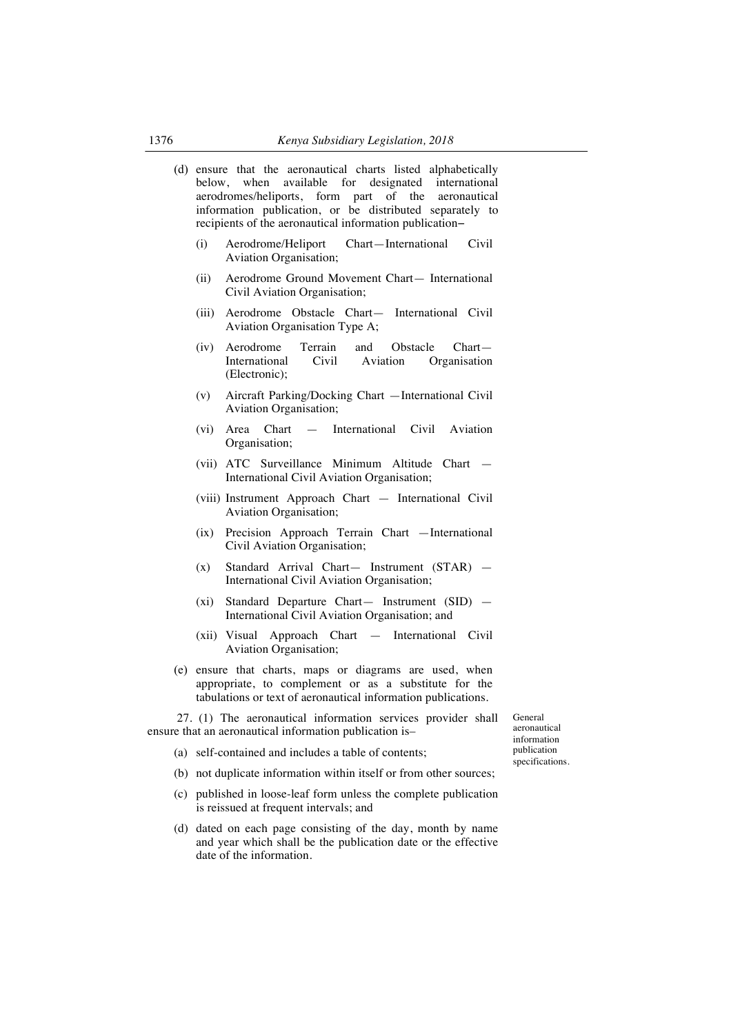(d) ensure that the aeronautical charts listed alphabetically below, when available for designated international aerodromes/heliports, form part of the aeronautical information publication, or be distributed separately to recipients of the aeronautical information publication–

  (i) Aerodrome/Heliport Chart—International Civil Aviation Organisation;

  (ii) Aerodrome Ground Movement Chart— International Civil Aviation Organisation;

  (iii) Aerodrome Obstacle Chart— International Civil Aviation Organisation Type A;

  (iv) Aerodrome Terrain and Obstacle Chart— International Civil Aviation Organisation (Electronic);

  (v) Aircraft Parking/Docking Chart —International Civil Aviation Organisation;

  (vi) Area Chart — International Civil Aviation Organisation;

  (vii) ATC Surveillance Minimum Altitude Chart — International Civil Aviation Organisation;

  (viii) Instrument Approach Chart — International Civil Aviation Organisation;

  (ix) Precision Approach Terrain Chart —International Civil Aviation Organisation;

  (x) Standard Arrival Chart— Instrument (STAR) — International Civil Aviation Organisation;

  (xi) Standard Departure Chart— Instrument (SID) — International Civil Aviation Organisation; and

  (xii) Visual Approach Chart — International Civil Aviation Organisation;

(e) ensure that charts, maps or diagrams are used, when appropriate, to complement or as a substitute for the tabulations or text of aeronautical information publications.

*General aeronautical information publication specifications.*

27. (1) The aeronautical information services provider shall ensure that an aeronautical information publication is–

(a) self-contained and includes a table of contents;

(b) not duplicate information within itself or from other sources;

(c) published in loose-leaf form unless the complete publication is reissued at frequent intervals; and

(d) dated on each page consisting of the day, month by name and year which shall be the publication date or the effective date of the information.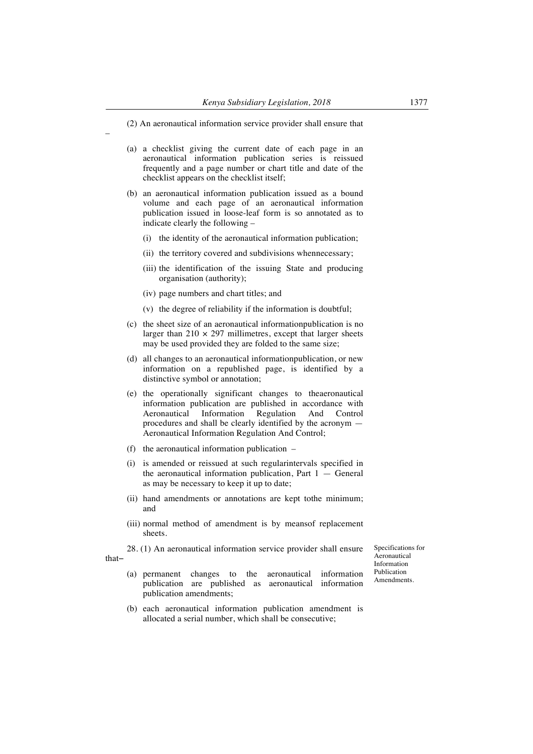(2) An aeronautical information service provider shall ensure that –

(a) a checklist giving the current date of each page in an aeronautical information publication series is reissued frequently and a page number or chart title and date of the checklist appears on the checklist itself;

(b) an aeronautical information publication issued as a bound volume and each page of an aeronautical information publication issued in loose-leaf form is so annotated as to indicate clearly the following –

(i) the identity of the aeronautical information publication;

(ii) the territory covered and subdivisions whennecessary;

(iii) the identification of the issuing State and producing organisation (authority);

(iv) page numbers and chart titles; and

(v) the degree of reliability if the information is doubtful;

(c) the sheet size of an aeronautical informationpublication is no larger than 210 × 297 millimetres, except that larger sheets may be used provided they are folded to the same size;

(d) all changes to an aeronautical informationpublication, or new information on a republished page, is identified by a distinctive symbol or annotation;

(e) the operationally significant changes to theaeronautical information publication are published in accordance with Aeronautical Information Regulation And Control procedures and shall be clearly identified by the acronym — Aeronautical Information Regulation And Control;

(f) the aeronautical information publication –

(i) is amended or reissued at such regularintervals specified in the aeronautical information publication, Part 1 — General as may be necessary to keep it up to date;

(ii) hand amendments or annotations are kept tothe minimum; and

(iii) normal method of amendment is by meansof replacement sheets.

Specifications for Aeronautical Information Publication Amendments.

28. (1) An aeronautical information service provider shall ensure that–

(a) permanent changes to the aeronautical information publication are published as aeronautical information publication amendments;

(b) each aeronautical information publication amendment is allocated a serial number, which shall be consecutive;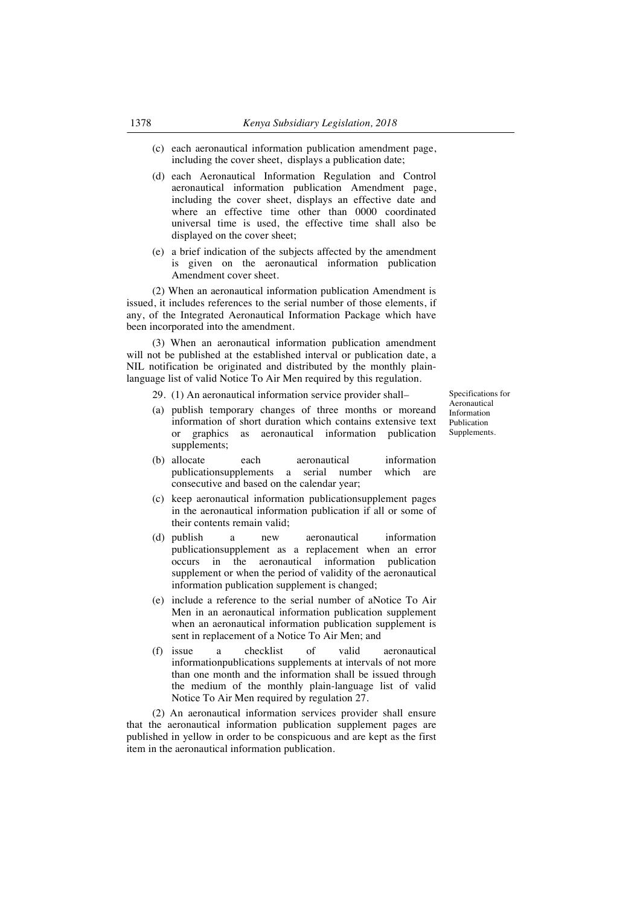(c) each aeronautical information publication amendment page, including the cover sheet, displays a publication date;

(d) each Aeronautical Information Regulation and Control aeronautical information publication Amendment page, including the cover sheet, displays an effective date and where an effective time other than 0000 coordinated universal time is used, the effective time shall also be displayed on the cover sheet;

(e) a brief indication of the subjects affected by the amendment is given on the aeronautical information publication Amendment cover sheet.

(2) When an aeronautical information publication Amendment is issued, it includes references to the serial number of those elements, if any, of the Integrated Aeronautical Information Package which have been incorporated into the amendment.

(3) When an aeronautical information publication amendment will not be published at the established interval or publication date, a NIL notification be originated and distributed by the monthly plain-language list of valid Notice To Air Men required by this regulation.

*Specifications for Aeronautical Information Publication Supplements.*

29. (1) An aeronautical information service provider shall–

(a) publish temporary changes of three months or moreand information of short duration which contains extensive text or graphics as aeronautical information publication supplements;

(b) allocate each aeronautical information publicationsupplements a serial number which are consecutive and based on the calendar year;

(c) keep aeronautical information publicationsupplement pages in the aeronautical information publication if all or some of their contents remain valid;

(d) publish a new aeronautical information publicationsupplement as a replacement when an error occurs in the aeronautical information publication supplement or when the period of validity of the aeronautical information publication supplement is changed;

(e) include a reference to the serial number of aNotice To Air Men in an aeronautical information publication supplement when an aeronautical information publication supplement is sent in replacement of a Notice To Air Men; and

(f) issue a checklist of valid aeronautical informationpublications supplements at intervals of not more than one month and the information shall be issued through the medium of the monthly plain-language list of valid Notice To Air Men required by regulation 27.

(2) An aeronautical information services provider shall ensure that the aeronautical information publication supplement pages are published in yellow in order to be conspicuous and are kept as the first item in the aeronautical information publication.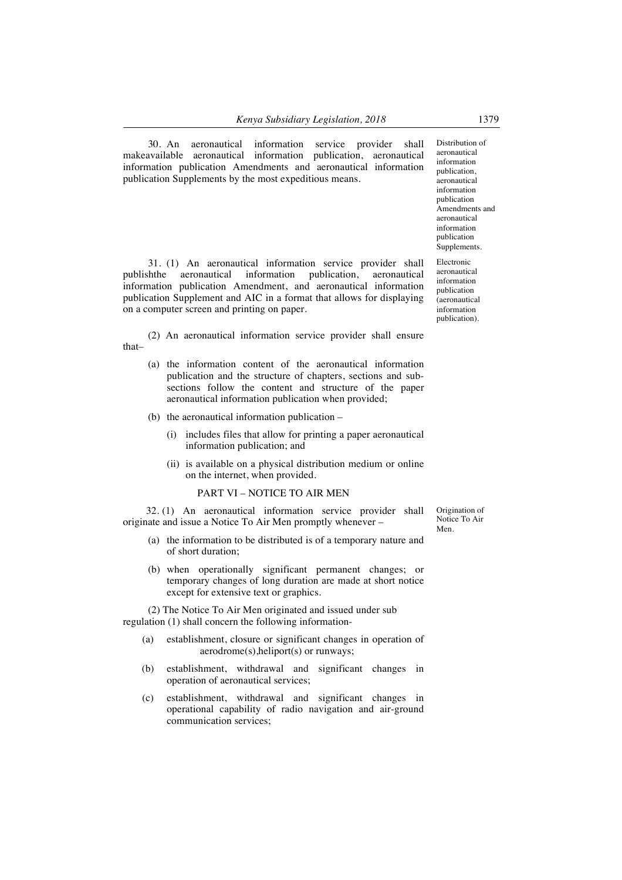30. An aeronautical information service provider shall makeavailable aeronautical information publication, aeronautical information publication Amendments and aeronautical information publication Supplements by the most expeditious means.

Distribution of aeronautical information publication, aeronautical information publication Amendments and aeronautical information publication Supplements.

31. (1) An aeronautical information service provider shall publishthe aeronautical information publication, aeronautical information publication Amendment, and aeronautical information publication Supplement and AIC in a format that allows for displaying on a computer screen and printing on paper.

Electronic aeronautical information publication (aeronautical information publication).

(2) An aeronautical information service provider shall ensure that–

(a) the information content of the aeronautical information publication and the structure of chapters, sections and sub-sections follow the content and structure of the paper aeronautical information publication when provided;

(b) the aeronautical information publication –

(i) includes files that allow for printing a paper aeronautical information publication; and

(ii) is available on a physical distribution medium or online on the internet, when provided.

## PART VI – NOTICE TO AIR MEN

32. (1) An aeronautical information service provider shall originate and issue a Notice To Air Men promptly whenever –

Origination of Notice To Air Men.

(a) the information to be distributed is of a temporary nature and of short duration;

(b) when operationally significant permanent changes; or temporary changes of long duration are made at short notice except for extensive text or graphics.

(2) The Notice To Air Men originated and issued under sub regulation (1) shall concern the following information-

(a) establishment, closure or significant changes in operation of aerodrome(s),heliport(s) or runways;

(b) establishment, withdrawal and significant changes in operation of aeronautical services;

(c) establishment, withdrawal and significant changes in operational capability of radio navigation and air-ground communication services;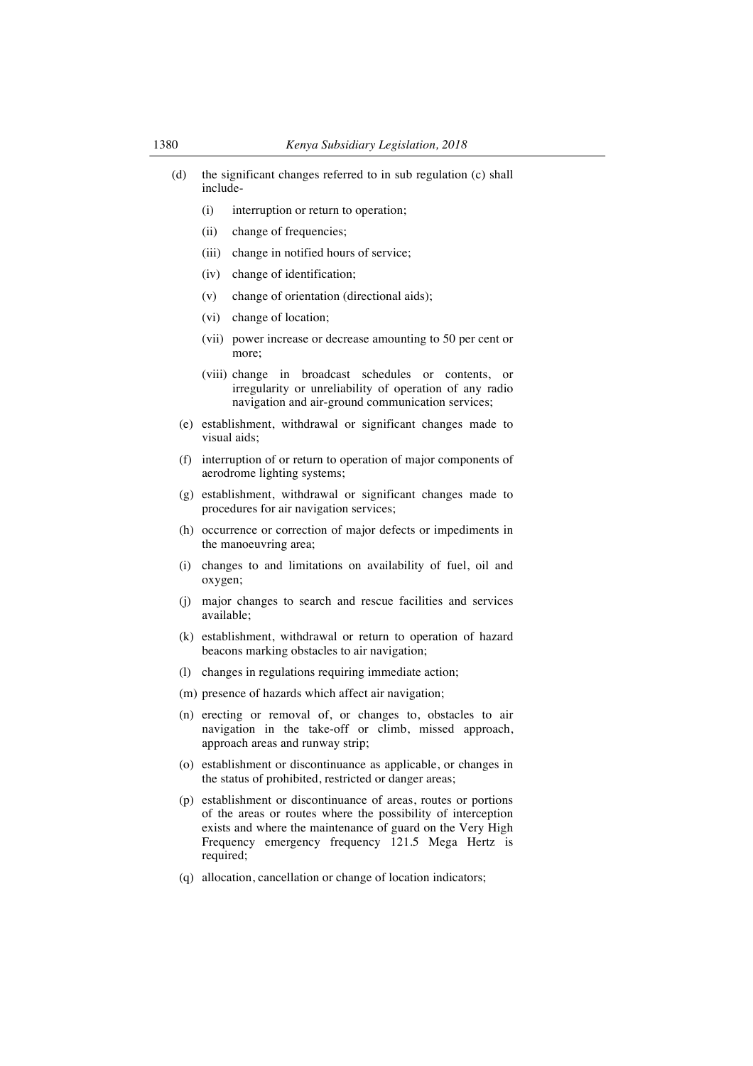(d) the significant changes referred to in sub regulation (c) shall include-

  (i) interruption or return to operation;

  (ii) change of frequencies;

  (iii) change in notified hours of service;

  (iv) change of identification;

  (v) change of orientation (directional aids);

  (vi) change of location;

  (vii) power increase or decrease amounting to 50 per cent or more;

  (viii) change in broadcast schedules or contents, or irregularity or unreliability of operation of any radio navigation and air-ground communication services;

(e) establishment, withdrawal or significant changes made to visual aids;

(f) interruption of or return to operation of major components of aerodrome lighting systems;

(g) establishment, withdrawal or significant changes made to procedures for air navigation services;

(h) occurrence or correction of major defects or impediments in the manoeuvring area;

(i) changes to and limitations on availability of fuel, oil and oxygen;

(j) major changes to search and rescue facilities and services available;

(k) establishment, withdrawal or return to operation of hazard beacons marking obstacles to air navigation;

(l) changes in regulations requiring immediate action;

(m) presence of hazards which affect air navigation;

(n) erecting or removal of, or changes to, obstacles to air navigation in the take-off or climb, missed approach, approach areas and runway strip;

(o) establishment or discontinuance as applicable, or changes in the status of prohibited, restricted or danger areas;

(p) establishment or discontinuance of areas, routes or portions of the areas or routes where the possibility of interception exists and where the maintenance of guard on the Very High Frequency emergency frequency 121.5 Mega Hertz is required;

(q) allocation, cancellation or change of location indicators;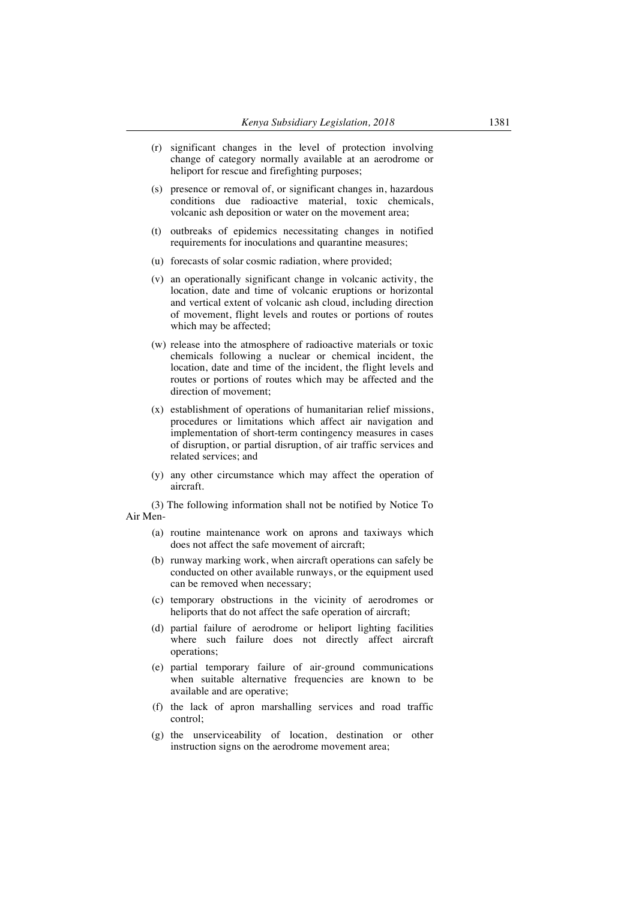(r) significant changes in the level of protection involving change of category normally available at an aerodrome or heliport for rescue and firefighting purposes;

(s) presence or removal of, or significant changes in, hazardous conditions due radioactive material, toxic chemicals, volcanic ash deposition or water on the movement area;

(t) outbreaks of epidemics necessitating changes in notified requirements for inoculations and quarantine measures;

(u) forecasts of solar cosmic radiation, where provided;

(v) an operationally significant change in volcanic activity, the location, date and time of volcanic eruptions or horizontal and vertical extent of volcanic ash cloud, including direction of movement, flight levels and routes or portions of routes which may be affected;

(w) release into the atmosphere of radioactive materials or toxic chemicals following a nuclear or chemical incident, the location, date and time of the incident, the flight levels and routes or portions of routes which may be affected and the direction of movement;

(x) establishment of operations of humanitarian relief missions, procedures or limitations which affect air navigation and implementation of short-term contingency measures in cases of disruption, or partial disruption, of air traffic services and related services; and

(y) any other circumstance which may affect the operation of aircraft.

(3) The following information shall not be notified by Notice To Air Men-

(a) routine maintenance work on aprons and taxiways which does not affect the safe movement of aircraft;

(b) runway marking work, when aircraft operations can safely be conducted on other available runways, or the equipment used can be removed when necessary;

(c) temporary obstructions in the vicinity of aerodromes or heliports that do not affect the safe operation of aircraft;

(d) partial failure of aerodrome or heliport lighting facilities where such failure does not directly affect aircraft operations;

(e) partial temporary failure of air-ground communications when suitable alternative frequencies are known to be available and are operative;

(f) the lack of apron marshalling services and road traffic control;

(g) the unserviceability of location, destination or other instruction signs on the aerodrome movement area;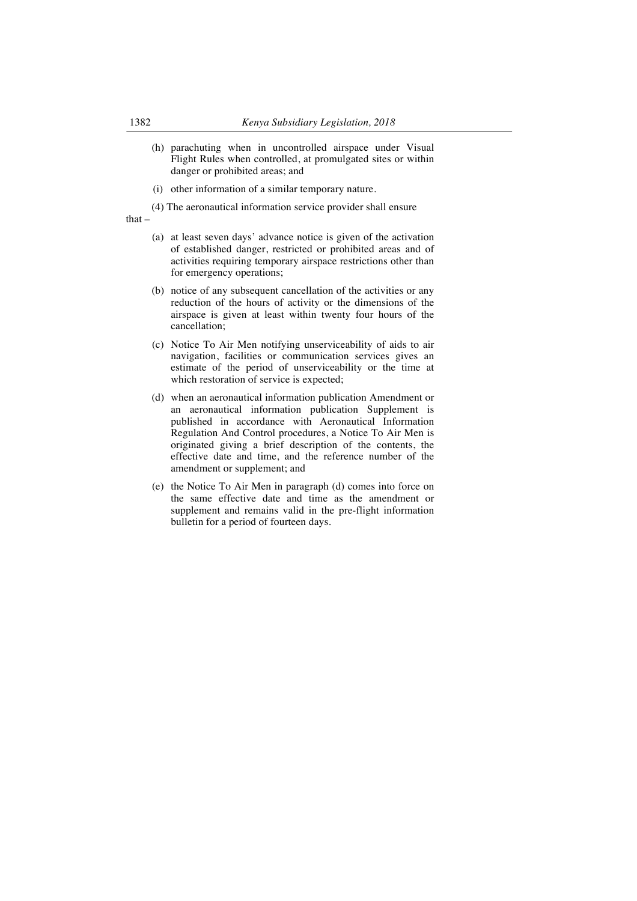(h) parachuting when in uncontrolled airspace under Visual Flight Rules when controlled, at promulgated sites or within danger or prohibited areas; and

(i) other information of a similar temporary nature.

(4) The aeronautical information service provider shall ensure that –

(a) at least seven days' advance notice is given of the activation of established danger, restricted or prohibited areas and of activities requiring temporary airspace restrictions other than for emergency operations;

(b) notice of any subsequent cancellation of the activities or any reduction of the hours of activity or the dimensions of the airspace is given at least within twenty four hours of the cancellation;

(c) Notice To Air Men notifying unserviceability of aids to air navigation, facilities or communication services gives an estimate of the period of unserviceability or the time at which restoration of service is expected;

(d) when an aeronautical information publication Amendment or an aeronautical information publication Supplement is published in accordance with Aeronautical Information Regulation And Control procedures, a Notice To Air Men is originated giving a brief description of the contents, the effective date and time, and the reference number of the amendment or supplement; and

(e) the Notice To Air Men in paragraph (d) comes into force on the same effective date and time as the amendment or supplement and remains valid in the pre-flight information bulletin for a period of fourteen days.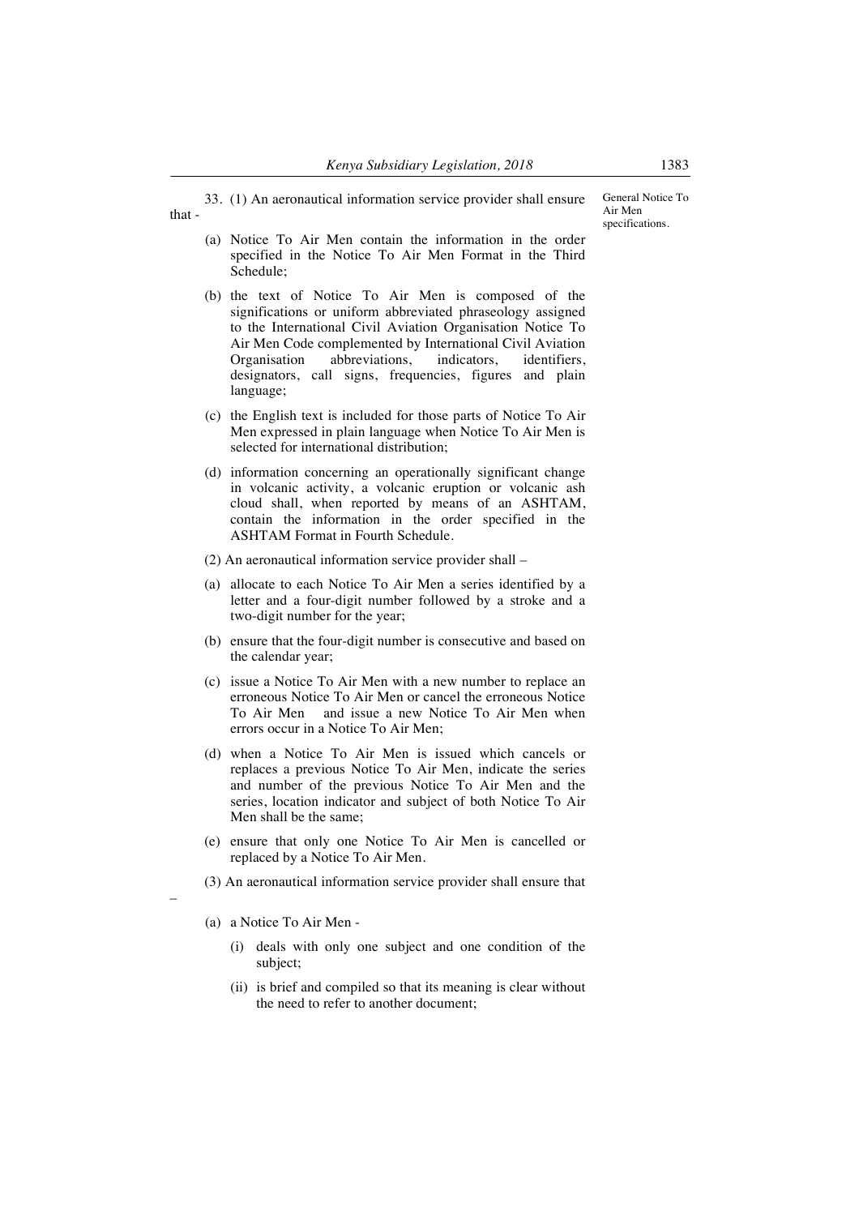33. (1) An aeronautical information service provider shall ensure that -

*General Notice To Air Men specifications.*

(a) Notice To Air Men contain the information in the order specified in the Notice To Air Men Format in the Third Schedule;

(b) the text of Notice To Air Men is composed of the significations or uniform abbreviated phraseology assigned to the International Civil Aviation Organisation Notice To Air Men Code complemented by International Civil Aviation Organisation abbreviations, indicators, identifiers, designators, call signs, frequencies, figures and plain language;

(c) the English text is included for those parts of Notice To Air Men expressed in plain language when Notice To Air Men is selected for international distribution;

(d) information concerning an operationally significant change in volcanic activity, a volcanic eruption or volcanic ash cloud shall, when reported by means of an ASHTAM, contain the information in the order specified in the ASHTAM Format in Fourth Schedule.

(2) An aeronautical information service provider shall –

(a) allocate to each Notice To Air Men a series identified by a letter and a four-digit number followed by a stroke and a two-digit number for the year;

(b) ensure that the four-digit number is consecutive and based on the calendar year;

(c) issue a Notice To Air Men with a new number to replace an erroneous Notice To Air Men or cancel the erroneous Notice To Air Men and issue a new Notice To Air Men when errors occur in a Notice To Air Men;

(d) when a Notice To Air Men is issued which cancels or replaces a previous Notice To Air Men, indicate the series and number of the previous Notice To Air Men and the series, location indicator and subject of both Notice To Air Men shall be the same;

(e) ensure that only one Notice To Air Men is cancelled or replaced by a Notice To Air Men.

(3) An aeronautical information service provider shall ensure that –

(a) a Notice To Air Men -

(i) deals with only one subject and one condition of the subject;

(ii) is brief and compiled so that its meaning is clear without the need to refer to another document;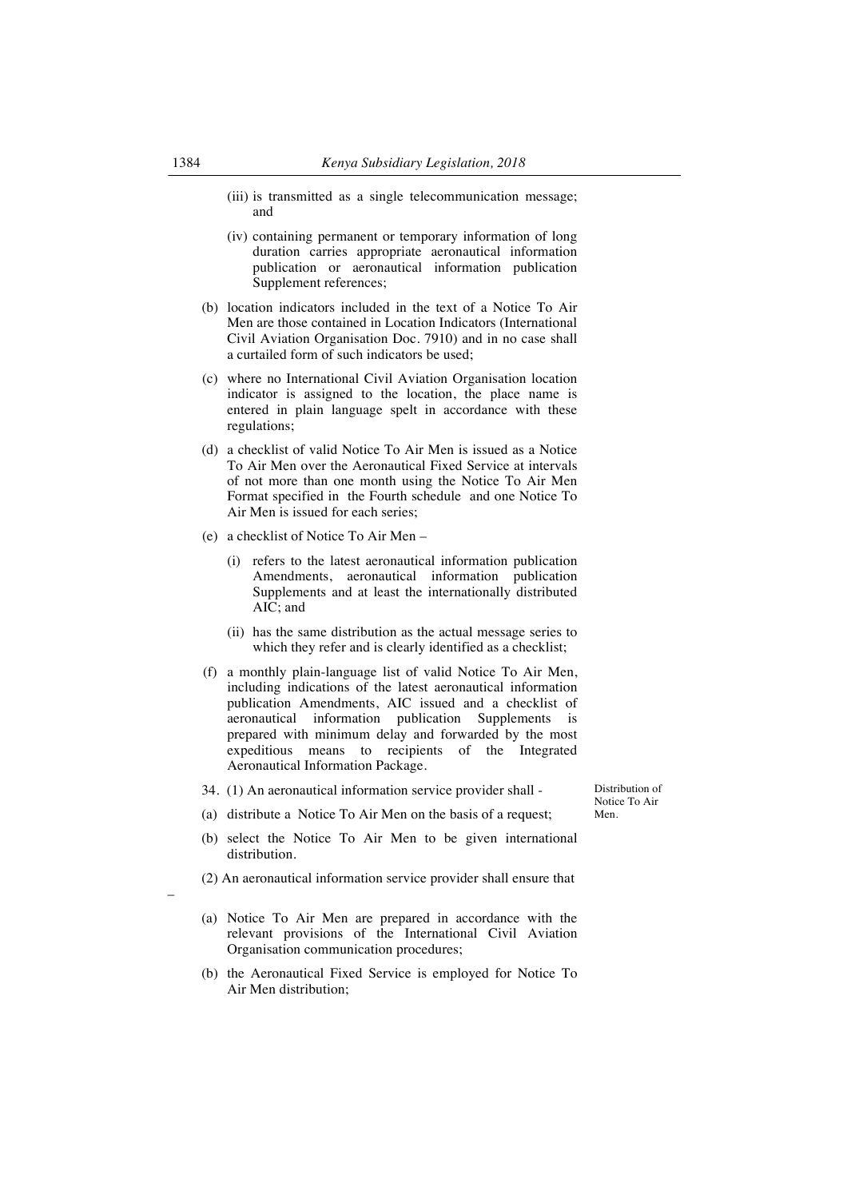(iii) is transmitted as a single telecommunication message; and

(iv) containing permanent or temporary information of long duration carries appropriate aeronautical information publication or aeronautical information publication Supplement references;

(b) location indicators included in the text of a Notice To Air Men are those contained in Location Indicators (International Civil Aviation Organisation Doc. 7910) and in no case shall a curtailed form of such indicators be used;

(c) where no International Civil Aviation Organisation location indicator is assigned to the location, the place name is entered in plain language spelt in accordance with these regulations;

(d) a checklist of valid Notice To Air Men is issued as a Notice To Air Men over the Aeronautical Fixed Service at intervals of not more than one month using the Notice To Air Men Format specified in the Fourth schedule and one Notice To Air Men is issued for each series;

(e) a checklist of Notice To Air Men –

(i) refers to the latest aeronautical information publication Amendments, aeronautical information publication Supplements and at least the internationally distributed AIC; and

(ii) has the same distribution as the actual message series to which they refer and is clearly identified as a checklist;

(f) a monthly plain-language list of valid Notice To Air Men, including indications of the latest aeronautical information publication Amendments, AIC issued and a checklist of aeronautical information publication Supplements is prepared with minimum delay and forwarded by the most expeditious means to recipients of the Integrated Aeronautical Information Package.

Distribution of Notice To Air Men.

34. (1) An aeronautical information service provider shall -

(a) distribute a Notice To Air Men on the basis of a request;

(b) select the Notice To Air Men to be given international distribution.

(2) An aeronautical information service provider shall ensure that –

(a) Notice To Air Men are prepared in accordance with the relevant provisions of the International Civil Aviation Organisation communication procedures;

(b) the Aeronautical Fixed Service is employed for Notice To Air Men distribution;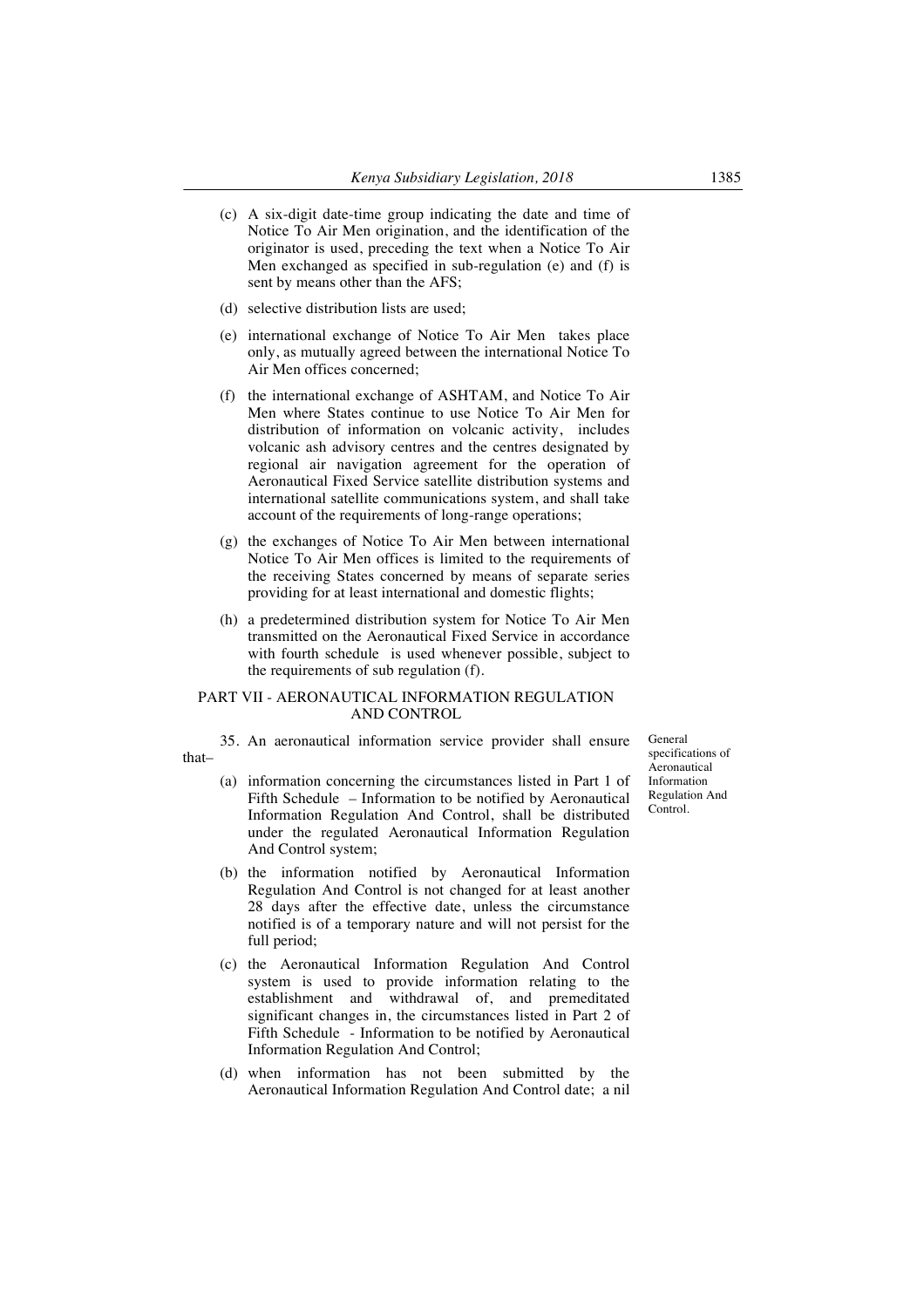(c) A six-digit date-time group indicating the date and time of Notice To Air Men origination, and the identification of the originator is used, preceding the text when a Notice To Air Men exchanged as specified in sub-regulation (e) and (f) is sent by means other than the AFS;

(d) selective distribution lists are used;

(e) international exchange of Notice To Air Men takes place only, as mutually agreed between the international Notice To Air Men offices concerned;

(f) the international exchange of ASHTAM, and Notice To Air Men where States continue to use Notice To Air Men for distribution of information on volcanic activity, includes volcanic ash advisory centres and the centres designated by regional air navigation agreement for the operation of Aeronautical Fixed Service satellite distribution systems and international satellite communications system, and shall take account of the requirements of long-range operations;

(g) the exchanges of Notice To Air Men between international Notice To Air Men offices is limited to the requirements of the receiving States concerned by means of separate series providing for at least international and domestic flights;

(h) a predetermined distribution system for Notice To Air Men transmitted on the Aeronautical Fixed Service in accordance with fourth schedule is used whenever possible, subject to the requirements of sub regulation (f).

## PART VII - AERONAUTICAL INFORMATION REGULATION AND CONTROL

*General specifications of Aeronautical Information Regulation And Control.*

35. An aeronautical information service provider shall ensure that–

(a) information concerning the circumstances listed in Part 1 of Fifth Schedule – Information to be notified by Aeronautical Information Regulation And Control, shall be distributed under the regulated Aeronautical Information Regulation And Control system;

(b) the information notified by Aeronautical Information Regulation And Control is not changed for at least another 28 days after the effective date, unless the circumstance notified is of a temporary nature and will not persist for the full period;

(c) the Aeronautical Information Regulation And Control system is used to provide information relating to the establishment and withdrawal of, and premeditated significant changes in, the circumstances listed in Part 2 of Fifth Schedule - Information to be notified by Aeronautical Information Regulation And Control;

(d) when information has not been submitted by the Aeronautical Information Regulation And Control date; a nil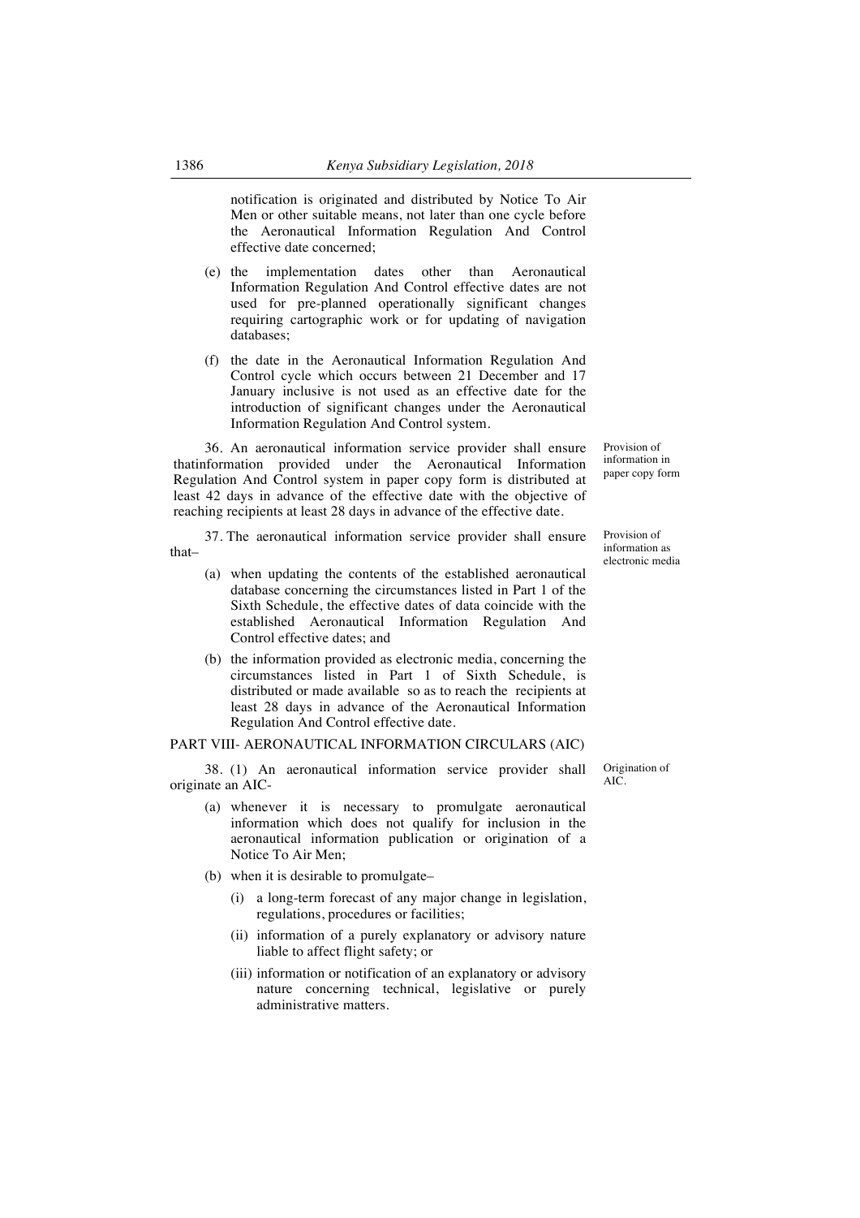notification is originated and distributed by Notice To Air Men or other suitable means, not later than one cycle before the Aeronautical Information Regulation And Control effective date concerned;

(e) the implementation dates other than Aeronautical Information Regulation And Control effective dates are not used for pre-planned operationally significant changes requiring cartographic work or for updating of navigation databases;

(f) the date in the Aeronautical Information Regulation And Control cycle which occurs between 21 December and 17 January inclusive is not used as an effective date for the introduction of significant changes under the Aeronautical Information Regulation And Control system.

*Provision of information in paper copy form*

36. An aeronautical information service provider shall ensure thatinformation provided under the Aeronautical Information Regulation And Control system in paper copy form is distributed at least 42 days in advance of the effective date with the objective of reaching recipients at least 28 days in advance of the effective date.

*Provision of information as electronic media*

37. The aeronautical information service provider shall ensure that–

(a) when updating the contents of the established aeronautical database concerning the circumstances listed in Part 1 of the Sixth Schedule, the effective dates of data coincide with the established Aeronautical Information Regulation And Control effective dates; and

(b) the information provided as electronic media, concerning the circumstances listed in Part 1 of Sixth Schedule, is distributed or made available so as to reach the recipients at least 28 days in advance of the Aeronautical Information Regulation And Control effective date.

## PART VIII- AERONAUTICAL INFORMATION CIRCULARS (AIC)

*Origination of AIC.*

38. (1) An aeronautical information service provider shall originate an AIC-

(a) whenever it is necessary to promulgate aeronautical information which does not qualify for inclusion in the aeronautical information publication or origination of a Notice To Air Men;

(b) when it is desirable to promulgate–

(i) a long-term forecast of any major change in legislation, regulations, procedures or facilities;

(ii) information of a purely explanatory or advisory nature liable to affect flight safety; or

(iii) information or notification of an explanatory or advisory nature concerning technical, legislative or purely administrative matters.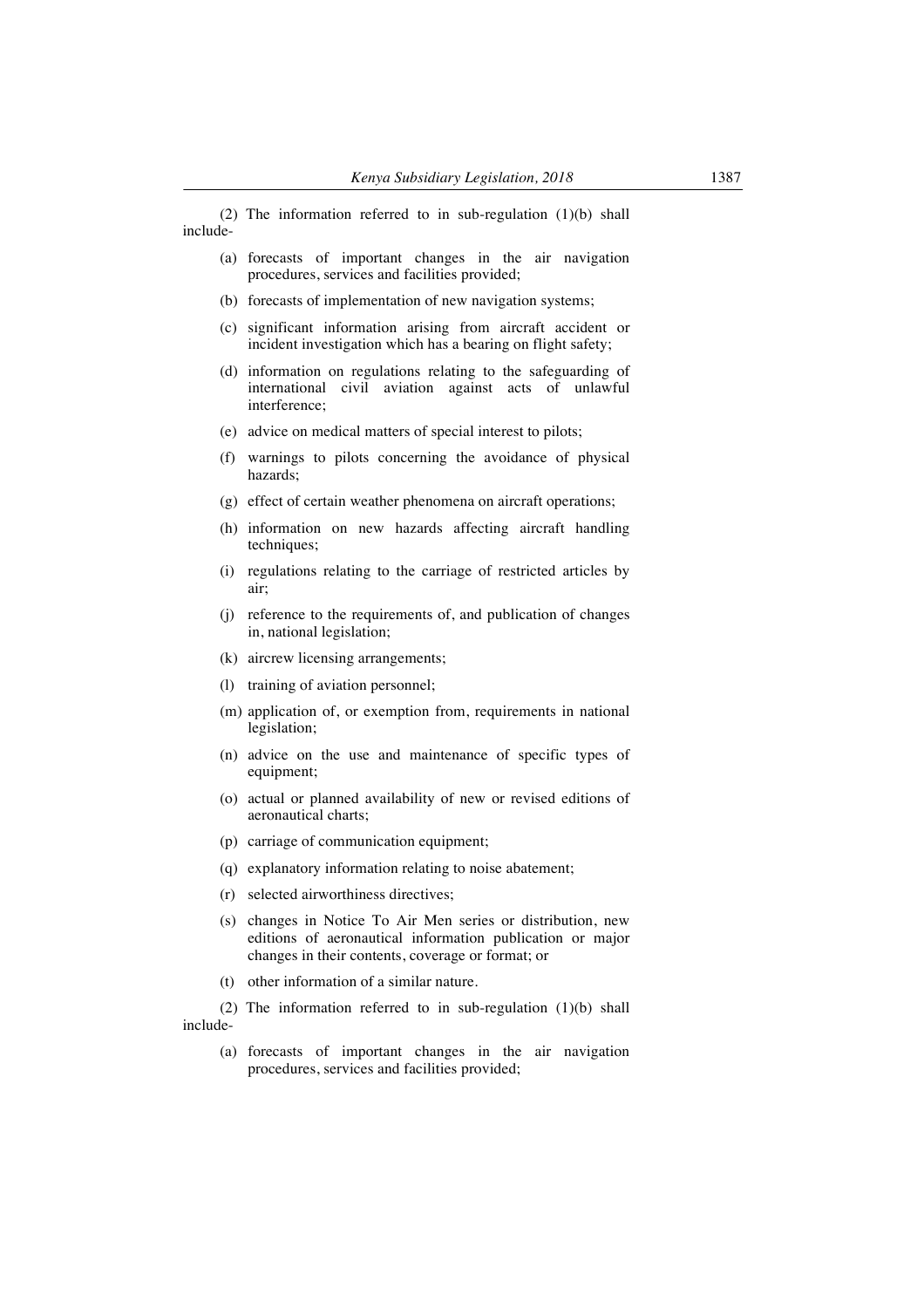(2) The information referred to in sub-regulation (1)(b) shall include-

(a) forecasts of important changes in the air navigation procedures, services and facilities provided;

(b) forecasts of implementation of new navigation systems;

(c) significant information arising from aircraft accident or incident investigation which has a bearing on flight safety;

(d) information on regulations relating to the safeguarding of international civil aviation against acts of unlawful interference;

(e) advice on medical matters of special interest to pilots;

(f) warnings to pilots concerning the avoidance of physical hazards;

(g) effect of certain weather phenomena on aircraft operations;

(h) information on new hazards affecting aircraft handling techniques;

(i) regulations relating to the carriage of restricted articles by air;

(j) reference to the requirements of, and publication of changes in, national legislation;

(k) aircrew licensing arrangements;

(l) training of aviation personnel;

(m) application of, or exemption from, requirements in national legislation;

(n) advice on the use and maintenance of specific types of equipment;

(o) actual or planned availability of new or revised editions of aeronautical charts;

(p) carriage of communication equipment;

(q) explanatory information relating to noise abatement;

(r) selected airworthiness directives;

(s) changes in Notice To Air Men series or distribution, new editions of aeronautical information publication or major changes in their contents, coverage or format; or

(t) other information of a similar nature.

(2) The information referred to in sub-regulation (1)(b) shall include-

(a) forecasts of important changes in the air navigation procedures, services and facilities provided;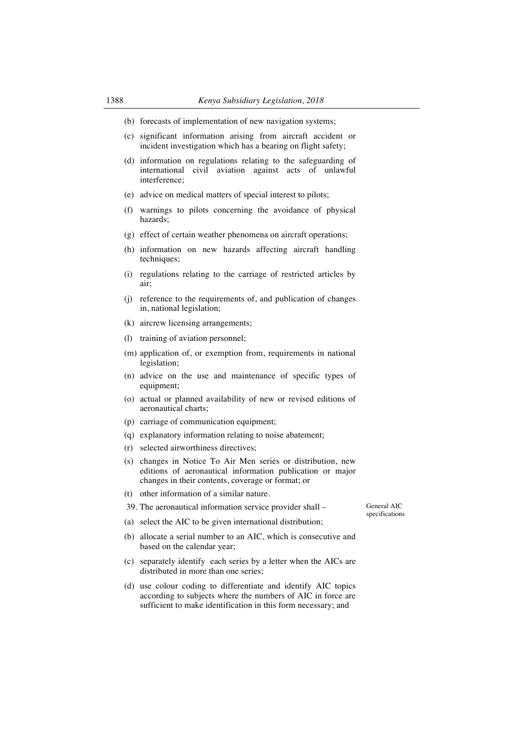(b) forecasts of implementation of new navigation systems;

(c) significant information arising from aircraft accident or incident investigation which has a bearing on flight safety;

(d) information on regulations relating to the safeguarding of international civil aviation against acts of unlawful interference;

(e) advice on medical matters of special interest to pilots;

(f) warnings to pilots concerning the avoidance of physical hazards;

(g) effect of certain weather phenomena on aircraft operations;

(h) information on new hazards affecting aircraft handling techniques;

(i) regulations relating to the carriage of restricted articles by air;

(j) reference to the requirements of, and publication of changes in, national legislation;

(k) aircrew licensing arrangements;

(l) training of aviation personnel;

(m) application of, or exemption from, requirements in national legislation;

(n) advice on the use and maintenance of specific types of equipment;

(o) actual or planned availability of new or revised editions of aeronautical charts;

(p) carriage of communication equipment;

(q) explanatory information relating to noise abatement;

(r) selected airworthiness directives;

(s) changes in Notice To Air Men series or distribution, new editions of aeronautical information publication or major changes in their contents, coverage or format; or

(t) other information of a similar nature.

General AIC specifications

39. The aeronautical information service provider shall –

(a) select the AIC to be given international distribution;

(b) allocate a serial number to an AIC, which is consecutive and based on the calendar year;

(c) separately identify each series by a letter when the AICs are distributed in more than one series;

(d) use colour coding to differentiate and identify AIC topics according to subjects where the numbers of AIC in force are sufficient to make identification in this form necessary; and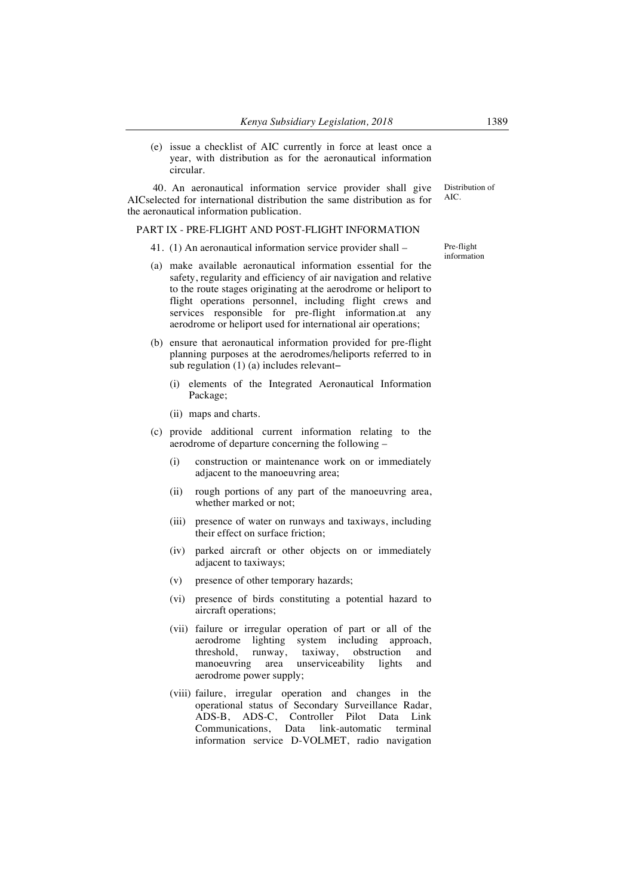(e) issue a checklist of AIC currently in force at least once a year, with distribution as for the aeronautical information circular.

Distribution of AIC.

40. An aeronautical information service provider shall give AICselected for international distribution the same distribution as for the aeronautical information publication.

## PART IX - PRE-FLIGHT AND POST-FLIGHT INFORMATION

Pre-flight information

41. (1) An aeronautical information service provider shall –

(a) make available aeronautical information essential for the safety, regularity and efficiency of air navigation and relative to the route stages originating at the aerodrome or heliport to flight operations personnel, including flight crews and services responsible for pre-flight information.at any aerodrome or heliport used for international air operations;

(b) ensure that aeronautical information provided for pre-flight planning purposes at the aerodromes/heliports referred to in sub regulation (1) (a) includes relevant–

   (i) elements of the Integrated Aeronautical Information Package;

   (ii) maps and charts.

(c) provide additional current information relating to the aerodrome of departure concerning the following –

   (i) construction or maintenance work on or immediately adjacent to the manoeuvring area;

   (ii) rough portions of any part of the manoeuvring area, whether marked or not;

   (iii) presence of water on runways and taxiways, including their effect on surface friction;

   (iv) parked aircraft or other objects on or immediately adjacent to taxiways;

   (v) presence of other temporary hazards;

   (vi) presence of birds constituting a potential hazard to aircraft operations;

   (vii) failure or irregular operation of part or all of the aerodrome lighting system including approach, threshold, runway, taxiway, obstruction and manoeuvring area unserviceability lights and aerodrome power supply;

   (viii) failure, irregular operation and changes in the operational status of Secondary Surveillance Radar, ADS-B, ADS-C, Controller Pilot Data Link Communications, Data link-automatic terminal information service D-VOLMET, radio navigation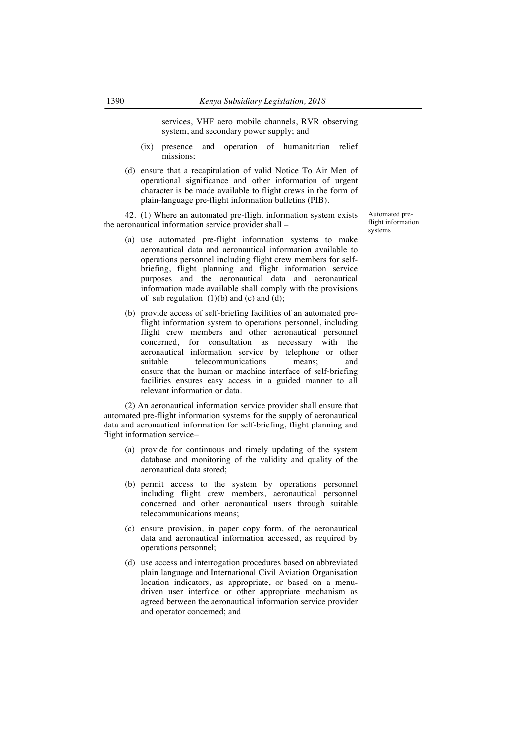services, VHF aero mobile channels, RVR observing system, and secondary power supply; and

(ix) presence and operation of humanitarian relief missions;

(d) ensure that a recapitulation of valid Notice To Air Men of operational significance and other information of urgent character is be made available to flight crews in the form of plain-language pre-flight information bulletins (PIB).

Automated pre-flight information systems

42. (1) Where an automated pre-flight information system exists the aeronautical information service provider shall –

(a) use automated pre-flight information systems to make aeronautical data and aeronautical information available to operations personnel including flight crew members for self-briefing, flight planning and flight information service purposes and the aeronautical data and aeronautical information made available shall comply with the provisions of sub regulation (1)(b) and (c) and (d);

(b) provide access of self-briefing facilities of an automated pre-flight information system to operations personnel, including flight crew members and other aeronautical personnel concerned, for consultation as necessary with the aeronautical information service by telephone or other suitable telecommunications means; and ensure that the human or machine interface of self-briefing facilities ensures easy access in a guided manner to all relevant information or data.

(2) An aeronautical information service provider shall ensure that automated pre-flight information systems for the supply of aeronautical data and aeronautical information for self-briefing, flight planning and flight information service–

(a) provide for continuous and timely updating of the system database and monitoring of the validity and quality of the aeronautical data stored;

(b) permit access to the system by operations personnel including flight crew members, aeronautical personnel concerned and other aeronautical users through suitable telecommunications means;

(c) ensure provision, in paper copy form, of the aeronautical data and aeronautical information accessed, as required by operations personnel;

(d) use access and interrogation procedures based on abbreviated plain language and International Civil Aviation Organisation location indicators, as appropriate, or based on a menu-driven user interface or other appropriate mechanism as agreed between the aeronautical information service provider and operator concerned; and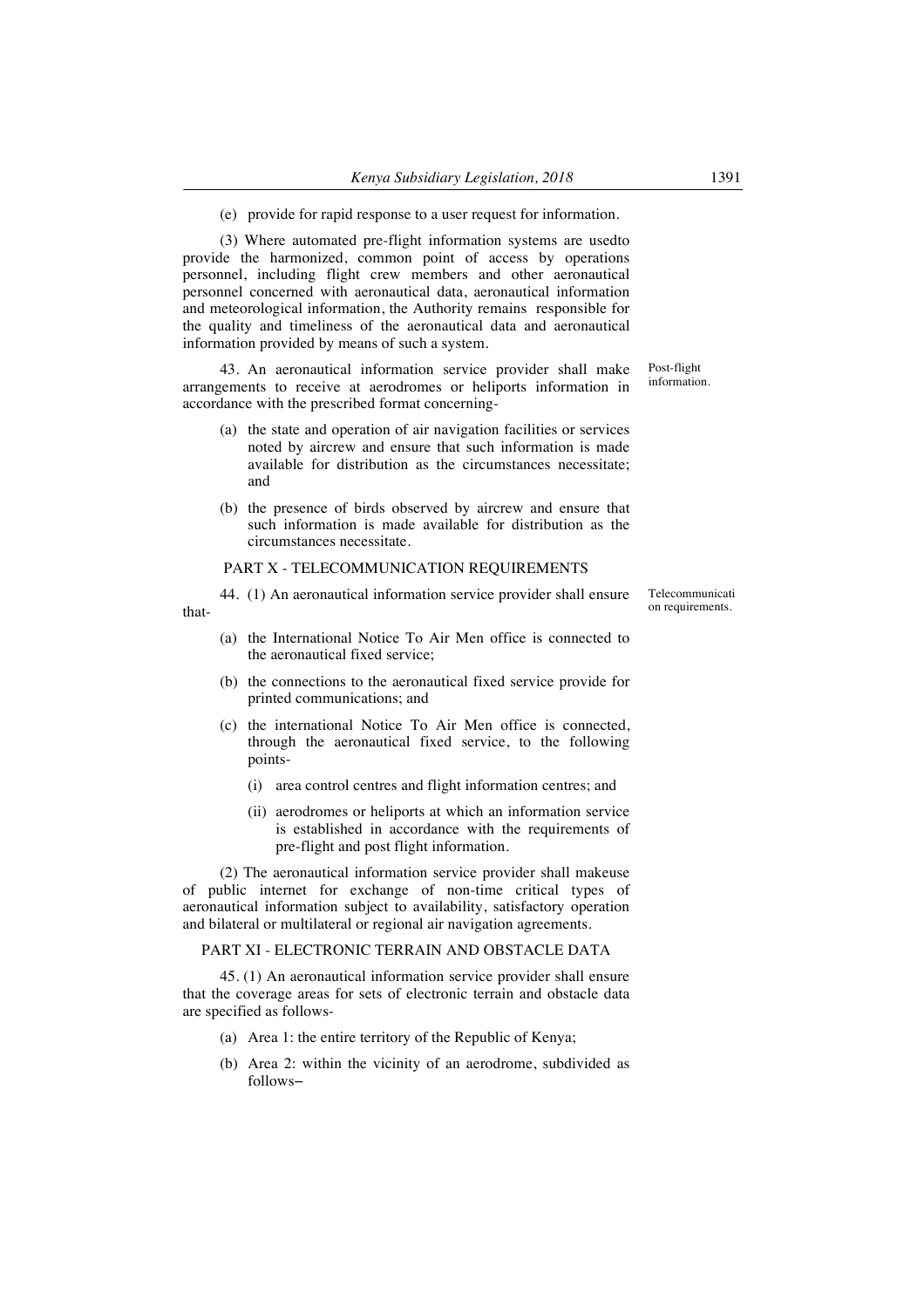(e) provide for rapid response to a user request for information.

(3) Where automated pre-flight information systems are usedto provide the harmonized, common point of access by operations personnel, including flight crew members and other aeronautical personnel concerned with aeronautical data, aeronautical information and meteorological information, the Authority remains responsible for the quality and timeliness of the aeronautical data and aeronautical information provided by means of such a system.

Post-flight information.

43. An aeronautical information service provider shall make arrangements to receive at aerodromes or heliports information in accordance with the prescribed format concerning-

(a) the state and operation of air navigation facilities or services noted by aircrew and ensure that such information is made available for distribution as the circumstances necessitate; and

(b) the presence of birds observed by aircrew and ensure that such information is made available for distribution as the circumstances necessitate.

## PART X - TELECOMMUNICATION REQUIREMENTS

Telecommunication requirements.

44. (1) An aeronautical information service provider shall ensure that-

(a) the International Notice To Air Men office is connected to the aeronautical fixed service;

(b) the connections to the aeronautical fixed service provide for printed communications; and

(c) the international Notice To Air Men office is connected, through the aeronautical fixed service, to the following points-

(i) area control centres and flight information centres; and

(ii) aerodromes or heliports at which an information service is established in accordance with the requirements of pre-flight and post flight information.

(2) The aeronautical information service provider shall makeuse of public internet for exchange of non-time critical types of aeronautical information subject to availability, satisfactory operation and bilateral or multilateral or regional air navigation agreements.

## PART XI - ELECTRONIC TERRAIN AND OBSTACLE DATA

45. (1) An aeronautical information service provider shall ensure that the coverage areas for sets of electronic terrain and obstacle data are specified as follows-

(a) Area 1: the entire territory of the Republic of Kenya;

(b) Area 2: within the vicinity of an aerodrome, subdivided as follows–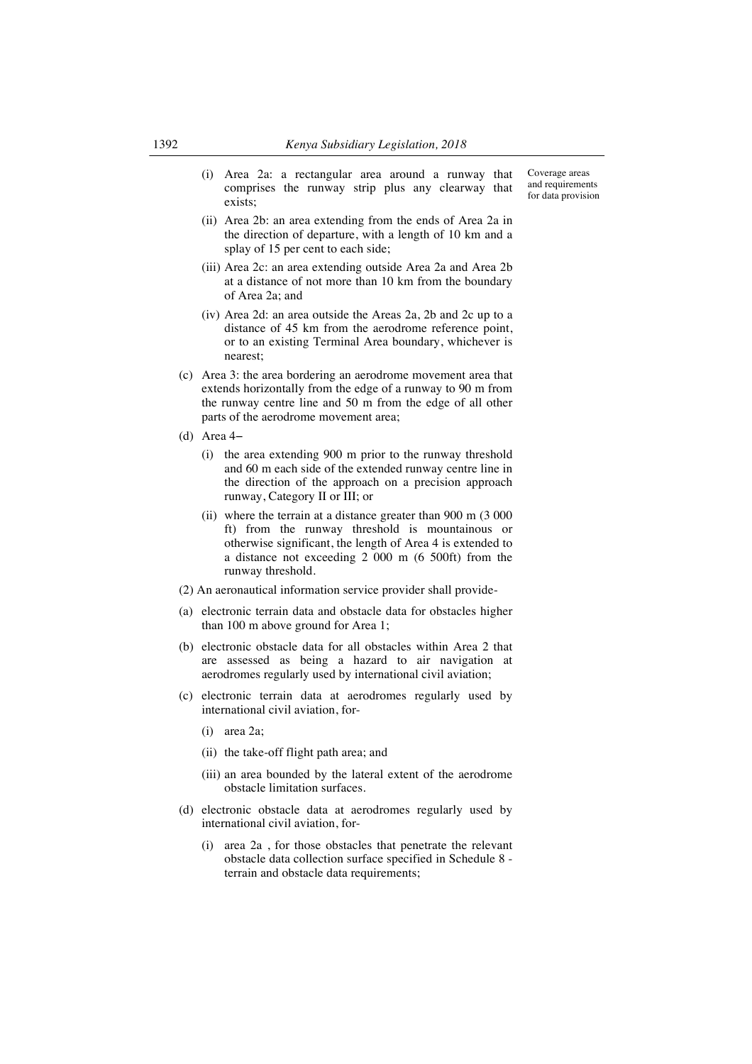Coverage areas and requirements for data provision

(i) Area 2a: a rectangular area around a runway that comprises the runway strip plus any clearway that exists;

(ii) Area 2b: an area extending from the ends of Area 2a in the direction of departure, with a length of 10 km and a splay of 15 per cent to each side;

(iii) Area 2c: an area extending outside Area 2a and Area 2b at a distance of not more than 10 km from the boundary of Area 2a; and

(iv) Area 2d: an area outside the Areas 2a, 2b and 2c up to a distance of 45 km from the aerodrome reference point, or to an existing Terminal Area boundary, whichever is nearest;

(c) Area 3: the area bordering an aerodrome movement area that extends horizontally from the edge of a runway to 90 m from the runway centre line and 50 m from the edge of all other parts of the aerodrome movement area;

(d) Area 4–

(i) the area extending 900 m prior to the runway threshold and 60 m each side of the extended runway centre line in the direction of the approach on a precision approach runway, Category II or III; or

(ii) where the terrain at a distance greater than 900 m (3 000 ft) from the runway threshold is mountainous or otherwise significant, the length of Area 4 is extended to a distance not exceeding 2 000 m (6 500ft) from the runway threshold.

(2) An aeronautical information service provider shall provide-

(a) electronic terrain data and obstacle data for obstacles higher than 100 m above ground for Area 1;

(b) electronic obstacle data for all obstacles within Area 2 that are assessed as being a hazard to air navigation at aerodromes regularly used by international civil aviation;

(c) electronic terrain data at aerodromes regularly used by international civil aviation, for-

(i) area 2a;

(ii) the take-off flight path area; and

(iii) an area bounded by the lateral extent of the aerodrome obstacle limitation surfaces.

(d) electronic obstacle data at aerodromes regularly used by international civil aviation, for-

(i) area 2a , for those obstacles that penetrate the relevant obstacle data collection surface specified in Schedule 8 - terrain and obstacle data requirements;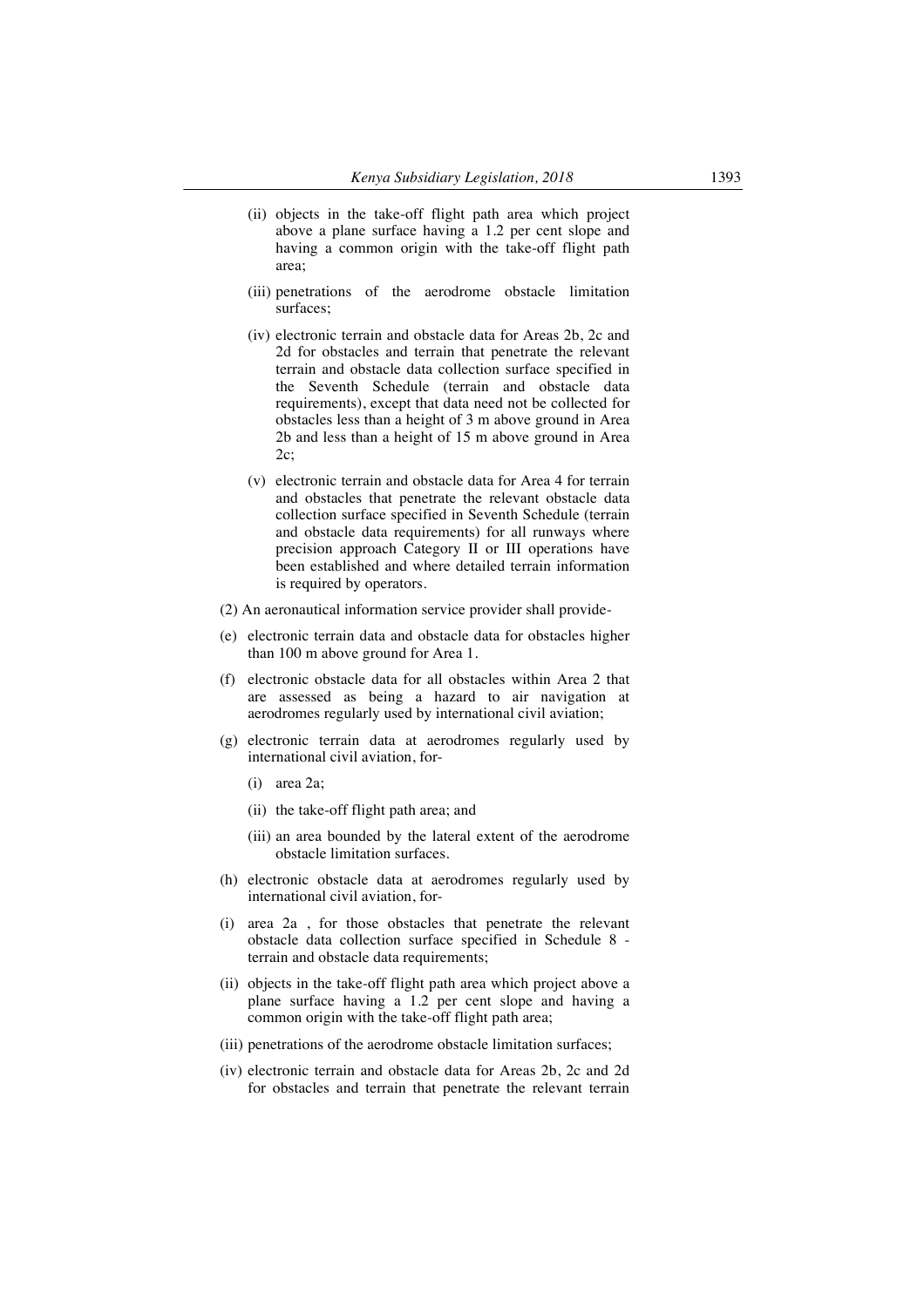(ii) objects in the take-off flight path area which project above a plane surface having a 1.2 per cent slope and having a common origin with the take-off flight path area;

(iii) penetrations of the aerodrome obstacle limitation surfaces;

(iv) electronic terrain and obstacle data for Areas 2b, 2c and 2d for obstacles and terrain that penetrate the relevant terrain and obstacle data collection surface specified in the Seventh Schedule (terrain and obstacle data requirements), except that data need not be collected for obstacles less than a height of 3 m above ground in Area 2b and less than a height of 15 m above ground in Area 2c;

(v) electronic terrain and obstacle data for Area 4 for terrain and obstacles that penetrate the relevant obstacle data collection surface specified in Seventh Schedule (terrain and obstacle data requirements) for all runways where precision approach Category II or III operations have been established and where detailed terrain information is required by operators.

(2) An aeronautical information service provider shall provide-

(e) electronic terrain data and obstacle data for obstacles higher than 100 m above ground for Area 1.

(f) electronic obstacle data for all obstacles within Area 2 that are assessed as being a hazard to air navigation at aerodromes regularly used by international civil aviation;

(g) electronic terrain data at aerodromes regularly used by international civil aviation, for-

(i) area 2a;

(ii) the take-off flight path area; and

(iii) an area bounded by the lateral extent of the aerodrome obstacle limitation surfaces.

(h) electronic obstacle data at aerodromes regularly used by international civil aviation, for-

(i) area 2a , for those obstacles that penetrate the relevant obstacle data collection surface specified in Schedule 8 - terrain and obstacle data requirements;

(ii) objects in the take-off flight path area which project above a plane surface having a 1.2 per cent slope and having a common origin with the take-off flight path area;

(iii) penetrations of the aerodrome obstacle limitation surfaces;

(iv) electronic terrain and obstacle data for Areas 2b, 2c and 2d for obstacles and terrain that penetrate the relevant terrain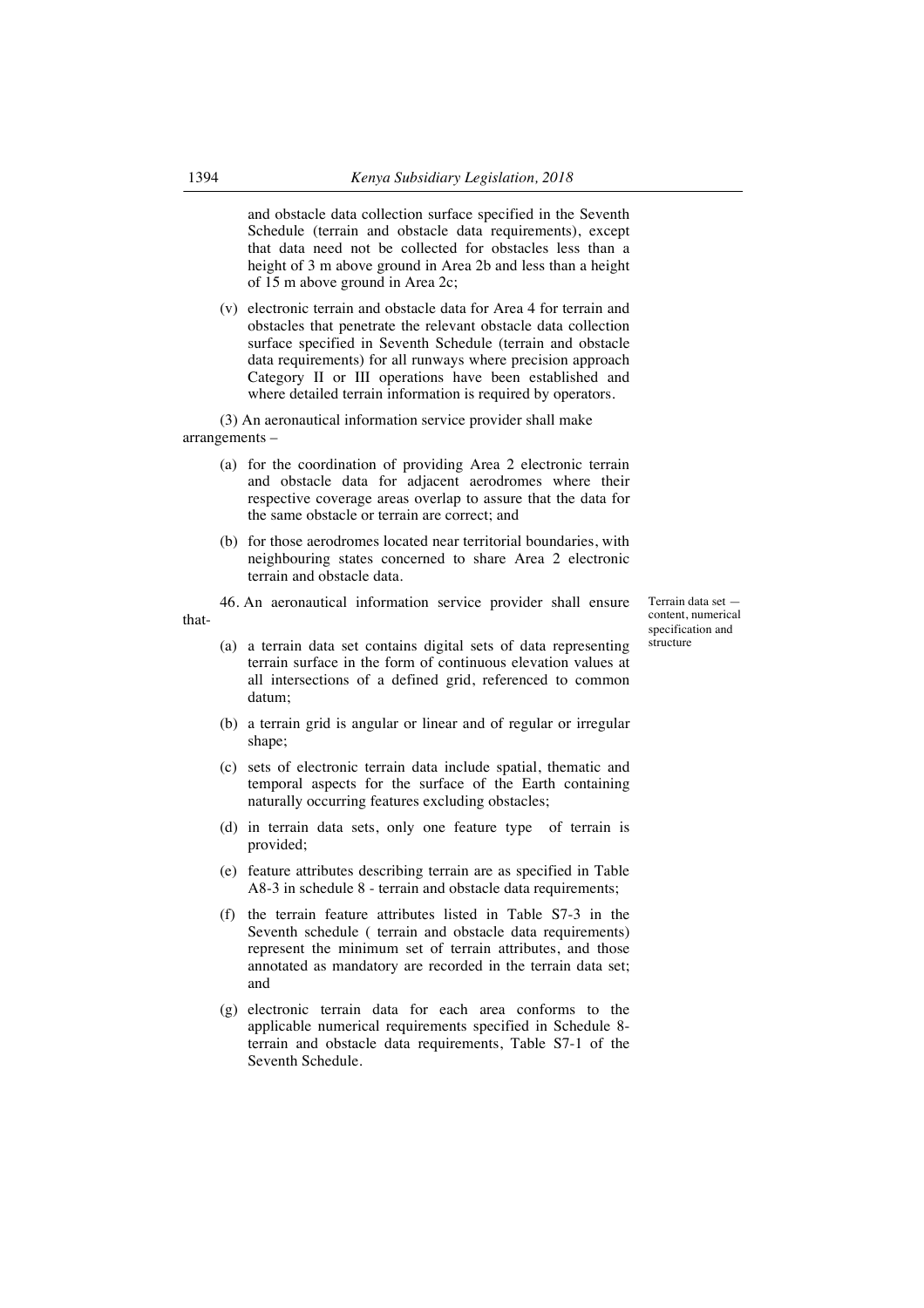and obstacle data collection surface specified in the Seventh Schedule (terrain and obstacle data requirements), except that data need not be collected for obstacles less than a height of 3 m above ground in Area 2b and less than a height of 15 m above ground in Area 2c;

(v) electronic terrain and obstacle data for Area 4 for terrain and obstacles that penetrate the relevant obstacle data collection surface specified in Seventh Schedule (terrain and obstacle data requirements) for all runways where precision approach Category II or III operations have been established and where detailed terrain information is required by operators.

(3) An aeronautical information service provider shall make arrangements –

(a) for the coordination of providing Area 2 electronic terrain and obstacle data for adjacent aerodromes where their respective coverage areas overlap to assure that the data for the same obstacle or terrain are correct; and

(b) for those aerodromes located near territorial boundaries, with neighbouring states concerned to share Area 2 electronic terrain and obstacle data.

*Terrain data set — content, numerical specification and structure*

46. An aeronautical information service provider shall ensure that-

(a) a terrain data set contains digital sets of data representing terrain surface in the form of continuous elevation values at all intersections of a defined grid, referenced to common datum;

(b) a terrain grid is angular or linear and of regular or irregular shape;

(c) sets of electronic terrain data include spatial, thematic and temporal aspects for the surface of the Earth containing naturally occurring features excluding obstacles;

(d) in terrain data sets, only one feature type of terrain is provided;

(e) feature attributes describing terrain are as specified in Table A8-3 in schedule 8 - terrain and obstacle data requirements;

(f) the terrain feature attributes listed in Table S7-3 in the Seventh schedule ( terrain and obstacle data requirements) represent the minimum set of terrain attributes, and those annotated as mandatory are recorded in the terrain data set; and

(g) electronic terrain data for each area conforms to the applicable numerical requirements specified in Schedule 8-terrain and obstacle data requirements, Table S7-1 of the Seventh Schedule.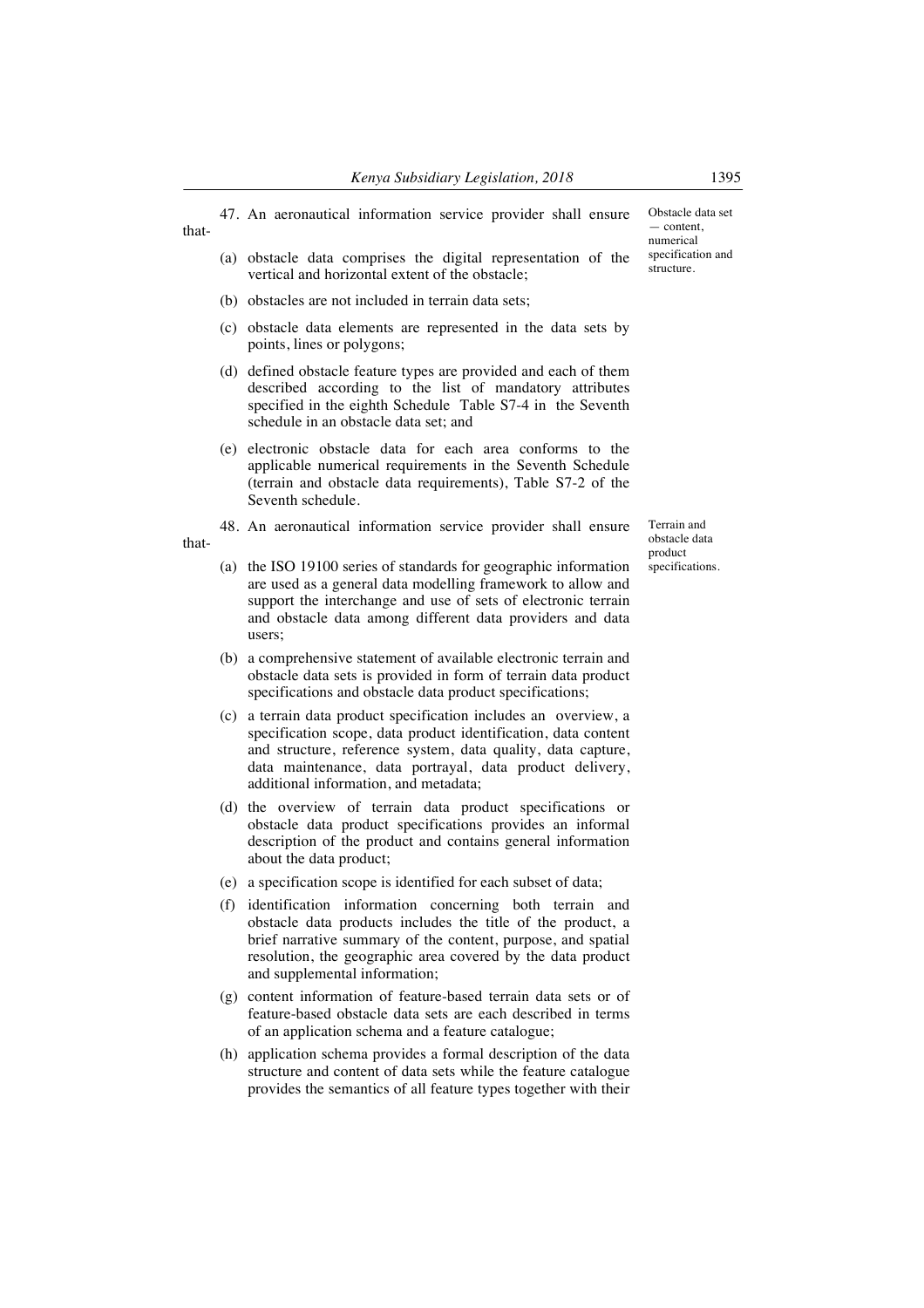**Obstacle data set — content, numerical specification and structure.**

47. An aeronautical information service provider shall ensure that-

(a) obstacle data comprises the digital representation of the vertical and horizontal extent of the obstacle;

(b) obstacles are not included in terrain data sets;

(c) obstacle data elements are represented in the data sets by points, lines or polygons;

(d) defined obstacle feature types are provided and each of them described according to the list of mandatory attributes specified in the eighth Schedule Table S7-4 in the Seventh schedule in an obstacle data set; and

(e) electronic obstacle data for each area conforms to the applicable numerical requirements in the Seventh Schedule (terrain and obstacle data requirements), Table S7-2 of the Seventh schedule.

**Terrain and obstacle data product specifications.**

48. An aeronautical information service provider shall ensure that-

(a) the ISO 19100 series of standards for geographic information are used as a general data modelling framework to allow and support the interchange and use of sets of electronic terrain and obstacle data among different data providers and data users;

(b) a comprehensive statement of available electronic terrain and obstacle data sets is provided in form of terrain data product specifications and obstacle data product specifications;

(c) a terrain data product specification includes an overview, a specification scope, data product identification, data content and structure, reference system, data quality, data capture, data maintenance, data portrayal, data product delivery, additional information, and metadata;

(d) the overview of terrain data product specifications or obstacle data product specifications provides an informal description of the product and contains general information about the data product;

(e) a specification scope is identified for each subset of data;

(f) identification information concerning both terrain and obstacle data products includes the title of the product, a brief narrative summary of the content, purpose, and spatial resolution, the geographic area covered by the data product and supplemental information;

(g) content information of feature-based terrain data sets or of feature-based obstacle data sets are each described in terms of an application schema and a feature catalogue;

(h) application schema provides a formal description of the data structure and content of data sets while the feature catalogue provides the semantics of all feature types together with their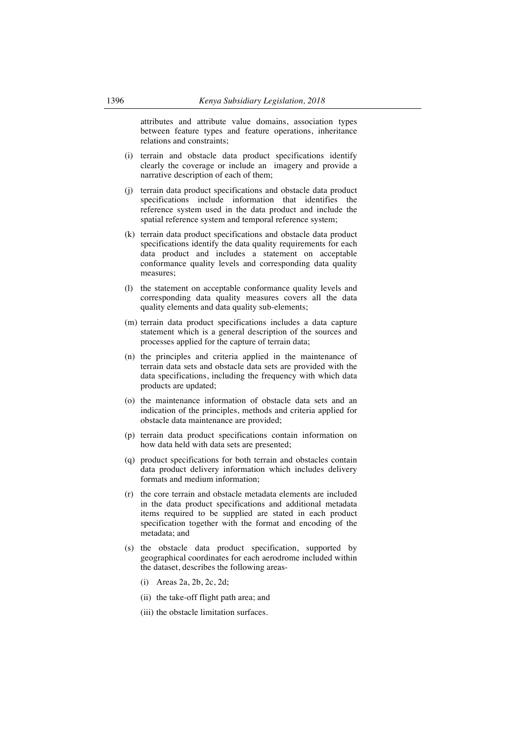attributes and attribute value domains, association types between feature types and feature operations, inheritance relations and constraints;

(i) terrain and obstacle data product specifications identify clearly the coverage or include an imagery and provide a narrative description of each of them;

(j) terrain data product specifications and obstacle data product specifications include information that identifies the reference system used in the data product and include the spatial reference system and temporal reference system;

(k) terrain data product specifications and obstacle data product specifications identify the data quality requirements for each data product and includes a statement on acceptable conformance quality levels and corresponding data quality measures;

(l) the statement on acceptable conformance quality levels and corresponding data quality measures covers all the data quality elements and data quality sub-elements;

(m) terrain data product specifications includes a data capture statement which is a general description of the sources and processes applied for the capture of terrain data;

(n) the principles and criteria applied in the maintenance of terrain data sets and obstacle data sets are provided with the data specifications, including the frequency with which data products are updated;

(o) the maintenance information of obstacle data sets and an indication of the principles, methods and criteria applied for obstacle data maintenance are provided;

(p) terrain data product specifications contain information on how data held with data sets are presented;

(q) product specifications for both terrain and obstacles contain data product delivery information which includes delivery formats and medium information;

(r) the core terrain and obstacle metadata elements are included in the data product specifications and additional metadata items required to be supplied are stated in each product specification together with the format and encoding of the metadata; and

(s) the obstacle data product specification, supported by geographical coordinates for each aerodrome included within the dataset, describes the following areas-

   (i) Areas 2a, 2b, 2c, 2d;

   (ii) the take-off flight path area; and

   (iii) the obstacle limitation surfaces.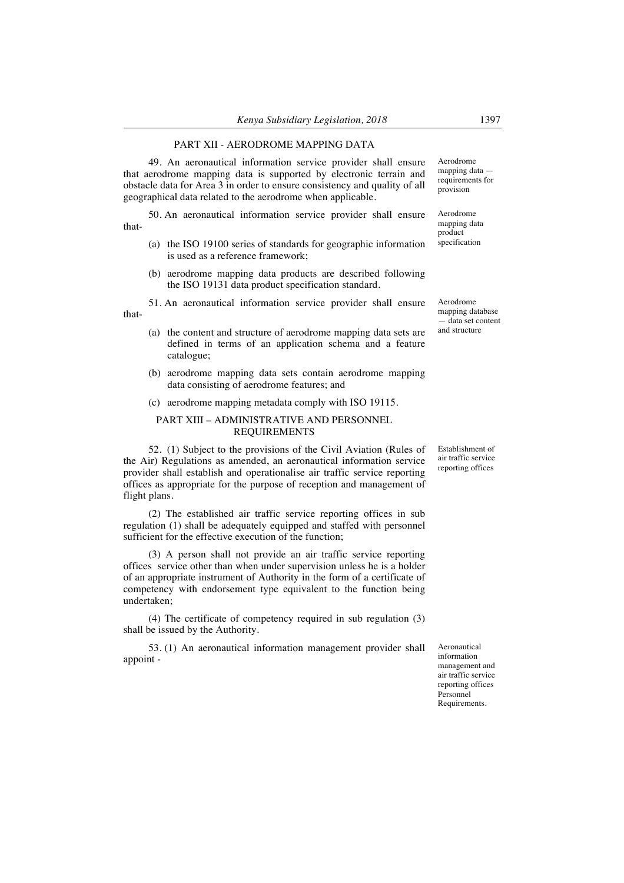## PART XII - AERODROME MAPPING DATA

*Aerodrome mapping data — requirements for provision*

49. An aeronautical information service provider shall ensure that aerodrome mapping data is supported by electronic terrain and obstacle data for Area 3 in order to ensure consistency and quality of all geographical data related to the aerodrome when applicable.

*Aerodrome mapping data product specification*

50. An aeronautical information service provider shall ensure that-

(a) the ISO 19100 series of standards for geographic information is used as a reference framework;

(b) aerodrome mapping data products are described following the ISO 19131 data product specification standard.

*Aerodrome mapping database — data set content and structure*

51. An aeronautical information service provider shall ensure that-

(a) the content and structure of aerodrome mapping data sets are defined in terms of an application schema and a feature catalogue;

(b) aerodrome mapping data sets contain aerodrome mapping data consisting of aerodrome features; and

(c) aerodrome mapping metadata comply with ISO 19115.

## PART XIII – ADMINISTRATIVE AND PERSONNEL REQUIREMENTS

*Establishment of air traffic service reporting offices*

52. (1) Subject to the provisions of the Civil Aviation (Rules of the Air) Regulations as amended, an aeronautical information service provider shall establish and operationalise air traffic service reporting offices as appropriate for the purpose of reception and management of flight plans.

(2) The established air traffic service reporting offices in sub regulation (1) shall be adequately equipped and staffed with personnel sufficient for the effective execution of the function;

(3) A person shall not provide an air traffic service reporting offices service other than when under supervision unless he is a holder of an appropriate instrument of Authority in the form of a certificate of competency with endorsement type equivalent to the function being undertaken;

(4) The certificate of competency required in sub regulation (3) shall be issued by the Authority.

*Aeronautical information management and air traffic service reporting offices Personnel Requirements.*

53. (1) An aeronautical information management provider shall appoint -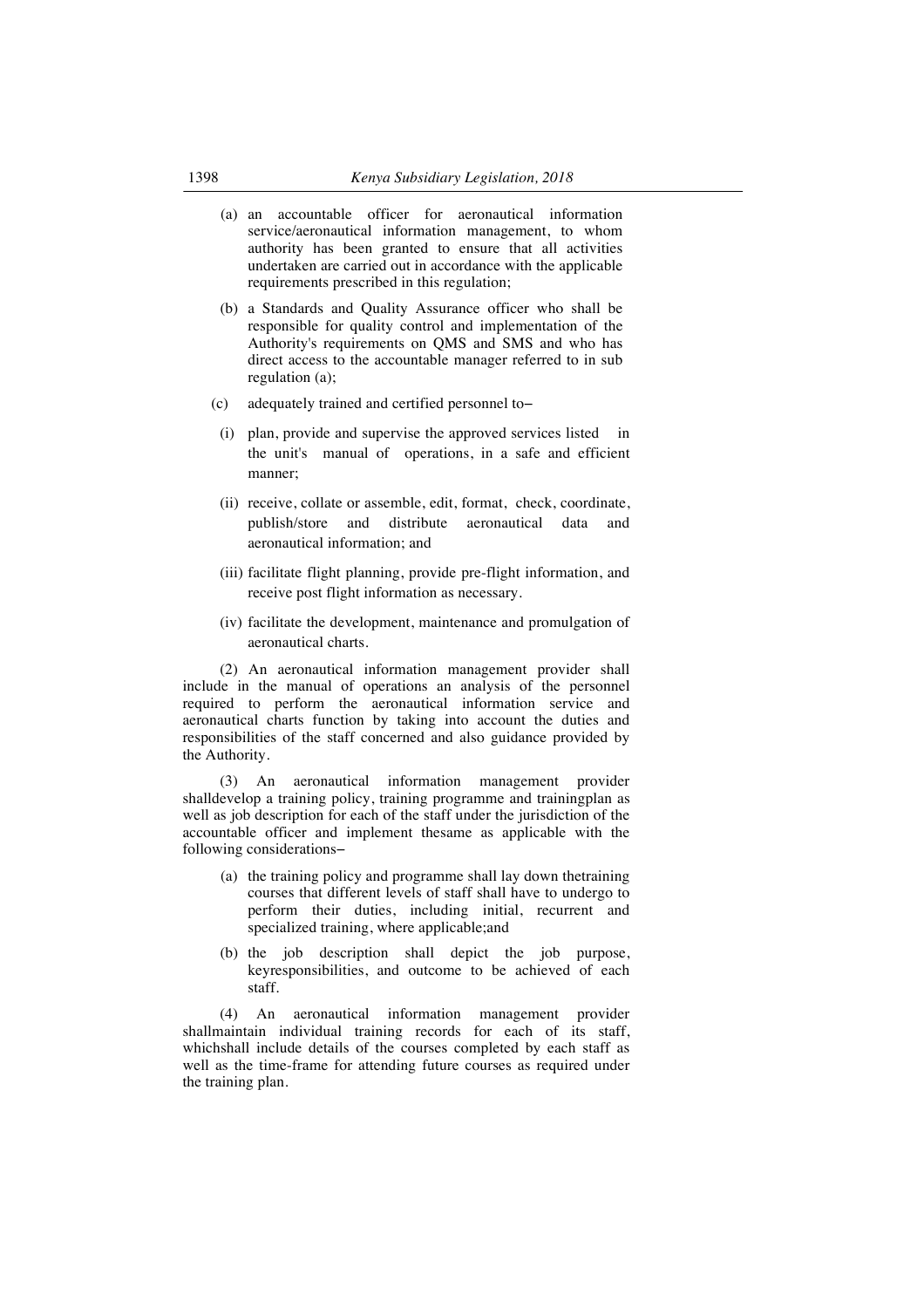(a) an accountable officer for aeronautical information service/aeronautical information management, to whom authority has been granted to ensure that all activities undertaken are carried out in accordance with the applicable requirements prescribed in this regulation;

(b) a Standards and Quality Assurance officer who shall be responsible for quality control and implementation of the Authority's requirements on QMS and SMS and who has direct access to the accountable manager referred to in sub regulation (a);

(c) adequately trained and certified personnel to–

(i) plan, provide and supervise the approved services listed in the unit's manual of operations, in a safe and efficient manner;

(ii) receive, collate or assemble, edit, format, check, coordinate, publish/store and distribute aeronautical data and aeronautical information; and

(iii) facilitate flight planning, provide pre-flight information, and receive post flight information as necessary.

(iv) facilitate the development, maintenance and promulgation of aeronautical charts.

(2) An aeronautical information management provider shall include in the manual of operations an analysis of the personnel required to perform the aeronautical information service and aeronautical charts function by taking into account the duties and responsibilities of the staff concerned and also guidance provided by the Authority.

(3) An aeronautical information management provider shalldevelop a training policy, training programme and trainingplan as well as job description for each of the staff under the jurisdiction of the accountable officer and implement thesame as applicable with the following considerations–

(a) the training policy and programme shall lay down thetraining courses that different levels of staff shall have to undergo to perform their duties, including initial, recurrent and specialized training, where applicable;and

(b) the job description shall depict the job purpose, keyresponsibilities, and outcome to be achieved of each staff.

(4) An aeronautical information management provider shallmaintain individual training records for each of its staff, whichshall include details of the courses completed by each staff as well as the time-frame for attending future courses as required under the training plan.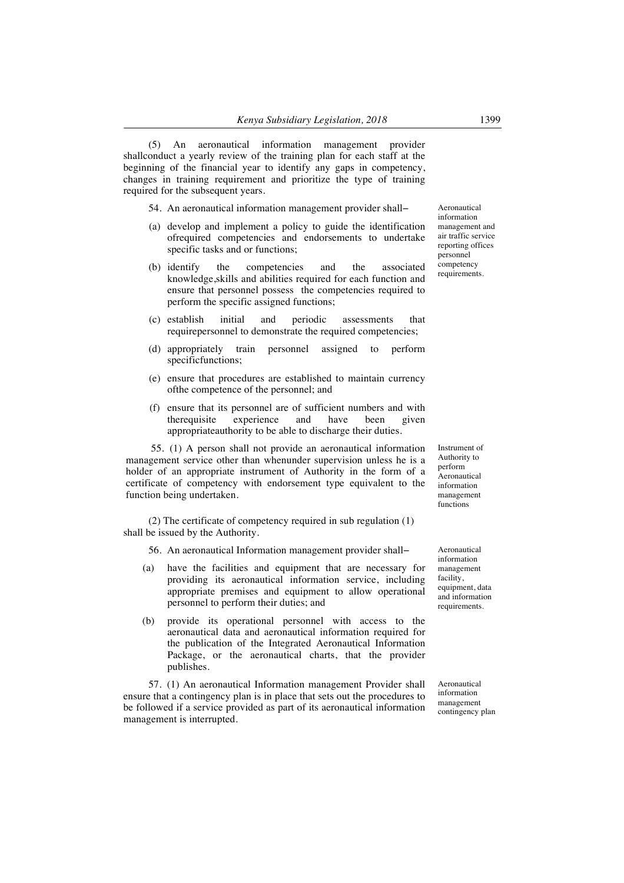(5) An aeronautical information management provider shallconduct a yearly review of the training plan for each staff at the beginning of the financial year to identify any gaps in competency, changes in training requirement and prioritize the type of training required for the subsequent years.

*Aeronautical information management and air traffic service reporting offices personnel competency requirements.*

54. An aeronautical information management provider shall–

(a) develop and implement a policy to guide the identification ofrequired competencies and endorsements to undertake specific tasks and or functions;

(b) identify the competencies and the associated knowledge,skills and abilities required for each function and ensure that personnel possess the competencies required to perform the specific assigned functions;

(c) establish initial and periodic assessments that requirepersonnel to demonstrate the required competencies;

(d) appropriately train personnel assigned to perform specificfunctions;

(e) ensure that procedures are established to maintain currency ofthe competence of the personnel; and

(f) ensure that its personnel are of sufficient numbers and with therequisite experience and have been given appropriateauthority to be able to discharge their duties.

*Instrument of Authority to perform Aeronautical information management functions*

55. (1) A person shall not provide an aeronautical information management service other than whenunder supervision unless he is a holder of an appropriate instrument of Authority in the form of a certificate of competency with endorsement type equivalent to the function being undertaken.

(2) The certificate of competency required in sub regulation (1) shall be issued by the Authority.

*Aeronautical information management facility, equipment, data and information requirements.*

56. An aeronautical Information management provider shall–

(a) have the facilities and equipment that are necessary for providing its aeronautical information service, including appropriate premises and equipment to allow operational personnel to perform their duties; and

(b) provide its operational personnel with access to the aeronautical data and aeronautical information required for the publication of the Integrated Aeronautical Information Package, or the aeronautical charts, that the provider publishes.

*Aeronautical information management contingency plan*

57. (1) An aeronautical Information management Provider shall ensure that a contingency plan is in place that sets out the procedures to be followed if a service provided as part of its aeronautical information management is interrupted.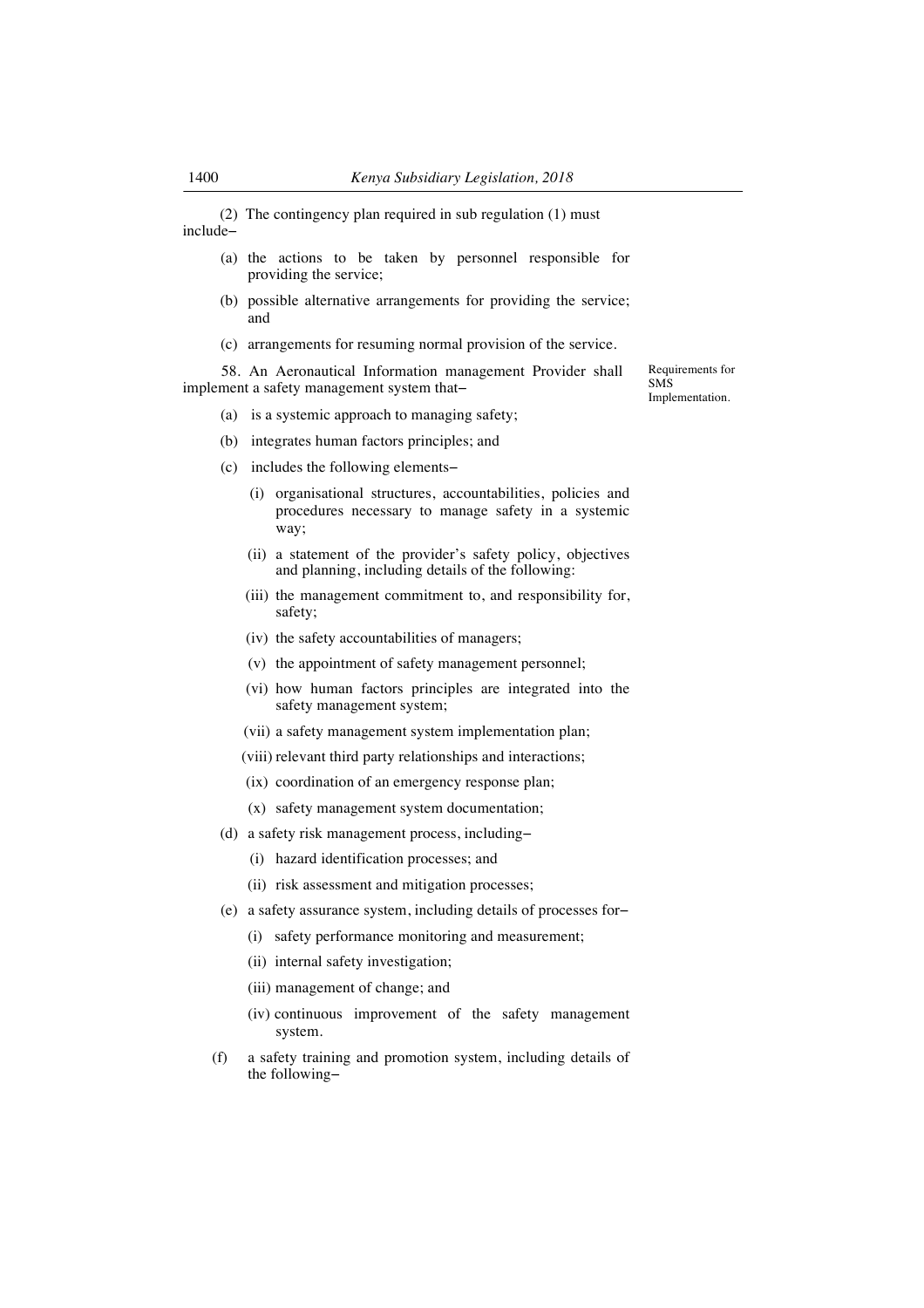(2) The contingency plan required in sub regulation (1) must include–

(a) the actions to be taken by personnel responsible for providing the service;

(b) possible alternative arrangements for providing the service; and

(c) arrangements for resuming normal provision of the service.

Requirements for SMS Implementation.

58. An Aeronautical Information management Provider shall implement a safety management system that–

(a) is a systemic approach to managing safety;

(b) integrates human factors principles; and

(c) includes the following elements–

(i) organisational structures, accountabilities, policies and procedures necessary to manage safety in a systemic way;

(ii) a statement of the provider's safety policy, objectives and planning, including details of the following:

(iii) the management commitment to, and responsibility for, safety;

(iv) the safety accountabilities of managers;

(v) the appointment of safety management personnel;

(vi) how human factors principles are integrated into the safety management system;

(vii) a safety management system implementation plan;

(viii) relevant third party relationships and interactions;

(ix) coordination of an emergency response plan;

(x) safety management system documentation;

(d) a safety risk management process, including–

(i) hazard identification processes; and

(ii) risk assessment and mitigation processes;

(e) a safety assurance system, including details of processes for–

(i) safety performance monitoring and measurement;

(ii) internal safety investigation;

(iii) management of change; and

(iv) continuous improvement of the safety management system.

(f) a safety training and promotion system, including details of the following–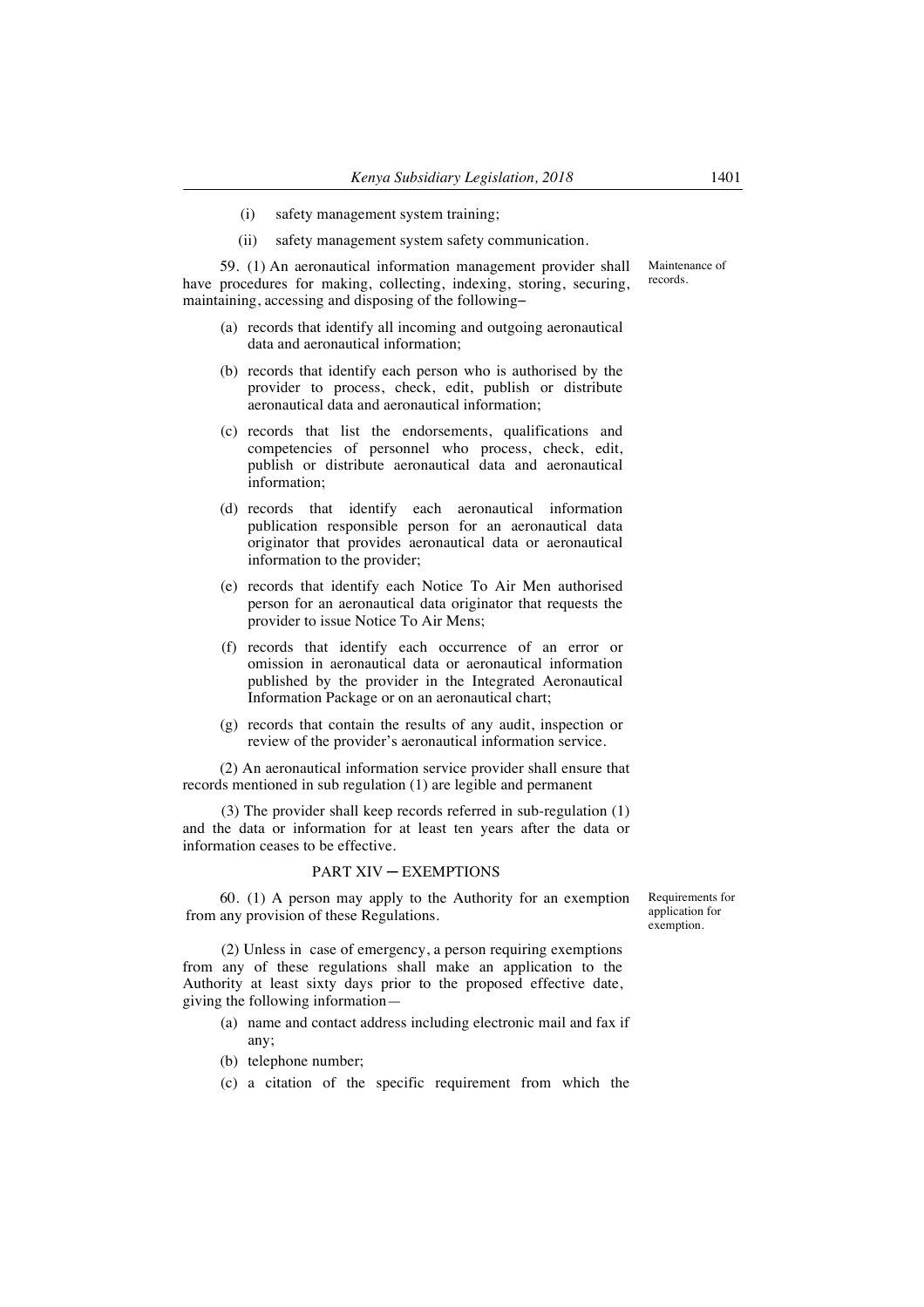(i) safety management system training;

(ii) safety management system safety communication.

Maintenance of records.

59. (1) An aeronautical information management provider shall have procedures for making, collecting, indexing, storing, securing, maintaining, accessing and disposing of the following–

(a) records that identify all incoming and outgoing aeronautical data and aeronautical information;

(b) records that identify each person who is authorised by the provider to process, check, edit, publish or distribute aeronautical data and aeronautical information;

(c) records that list the endorsements, qualifications and competencies of personnel who process, check, edit, publish or distribute aeronautical data and aeronautical information;

(d) records that identify each aeronautical information publication responsible person for an aeronautical data originator that provides aeronautical data or aeronautical information to the provider;

(e) records that identify each Notice To Air Men authorised person for an aeronautical data originator that requests the provider to issue Notice To Air Mens;

(f) records that identify each occurrence of an error or omission in aeronautical data or aeronautical information published by the provider in the Integrated Aeronautical Information Package or on an aeronautical chart;

(g) records that contain the results of any audit, inspection or review of the provider's aeronautical information service.

(2) An aeronautical information service provider shall ensure that records mentioned in sub regulation (1) are legible and permanent

(3) The provider shall keep records referred in sub-regulation (1) and the data or information for at least ten years after the data or information ceases to be effective.

## PART XIV ─ EXEMPTIONS

Requirements for application for exemption.

60. (1) A person may apply to the Authority for an exemption from any provision of these Regulations.

(2) Unless in case of emergency, a person requiring exemptions from any of these regulations shall make an application to the Authority at least sixty days prior to the proposed effective date, giving the following information—

(a) name and contact address including electronic mail and fax if any;

(b) telephone number;

(c) a citation of the specific requirement from which the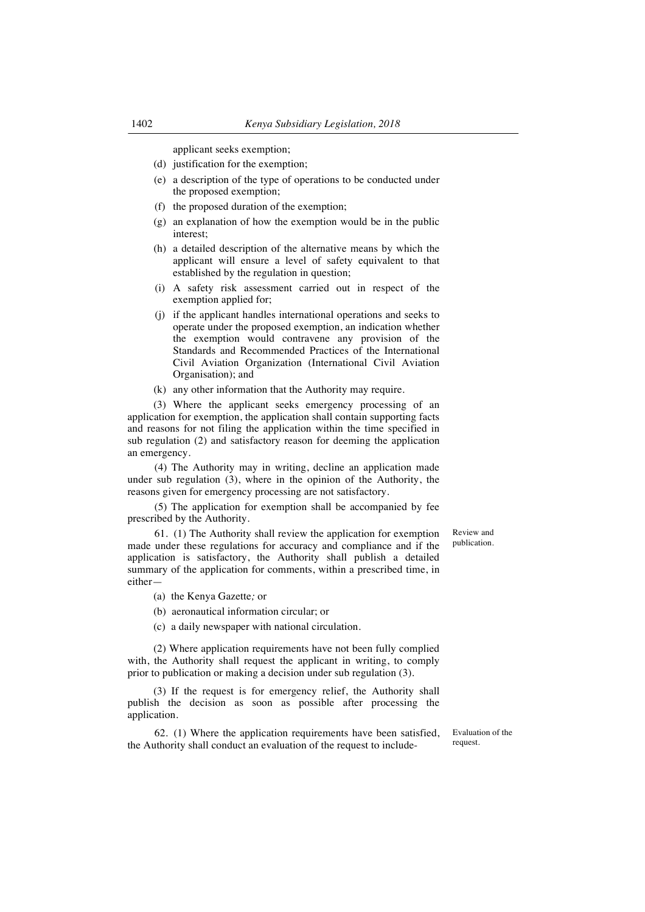applicant seeks exemption;

(d) justification for the exemption;

(e) a description of the type of operations to be conducted under the proposed exemption;

(f) the proposed duration of the exemption;

(g) an explanation of how the exemption would be in the public interest;

(h) a detailed description of the alternative means by which the applicant will ensure a level of safety equivalent to that established by the regulation in question;

(i) A safety risk assessment carried out in respect of the exemption applied for;

(j) if the applicant handles international operations and seeks to operate under the proposed exemption, an indication whether the exemption would contravene any provision of the Standards and Recommended Practices of the International Civil Aviation Organization (International Civil Aviation Organisation); and

(k) any other information that the Authority may require.

(3) Where the applicant seeks emergency processing of an application for exemption, the application shall contain supporting facts and reasons for not filing the application within the time specified in sub regulation (2) and satisfactory reason for deeming the application an emergency.

(4) The Authority may in writing, decline an application made under sub regulation (3), where in the opinion of the Authority, the reasons given for emergency processing are not satisfactory.

(5) The application for exemption shall be accompanied by fee prescribed by the Authority.

Review and publication.

61. (1) The Authority shall review the application for exemption made under these regulations for accuracy and compliance and if the application is satisfactory, the Authority shall publish a detailed summary of the application for comments, within a prescribed time, in either—

(a) the Kenya Gazette*;* or

(b) aeronautical information circular; or

(c) a daily newspaper with national circulation.

(2) Where application requirements have not been fully complied with, the Authority shall request the applicant in writing, to comply prior to publication or making a decision under sub regulation (3).

(3) If the request is for emergency relief, the Authority shall publish the decision as soon as possible after processing the application.

Evaluation of the request.

62. (1) Where the application requirements have been satisfied, the Authority shall conduct an evaluation of the request to include-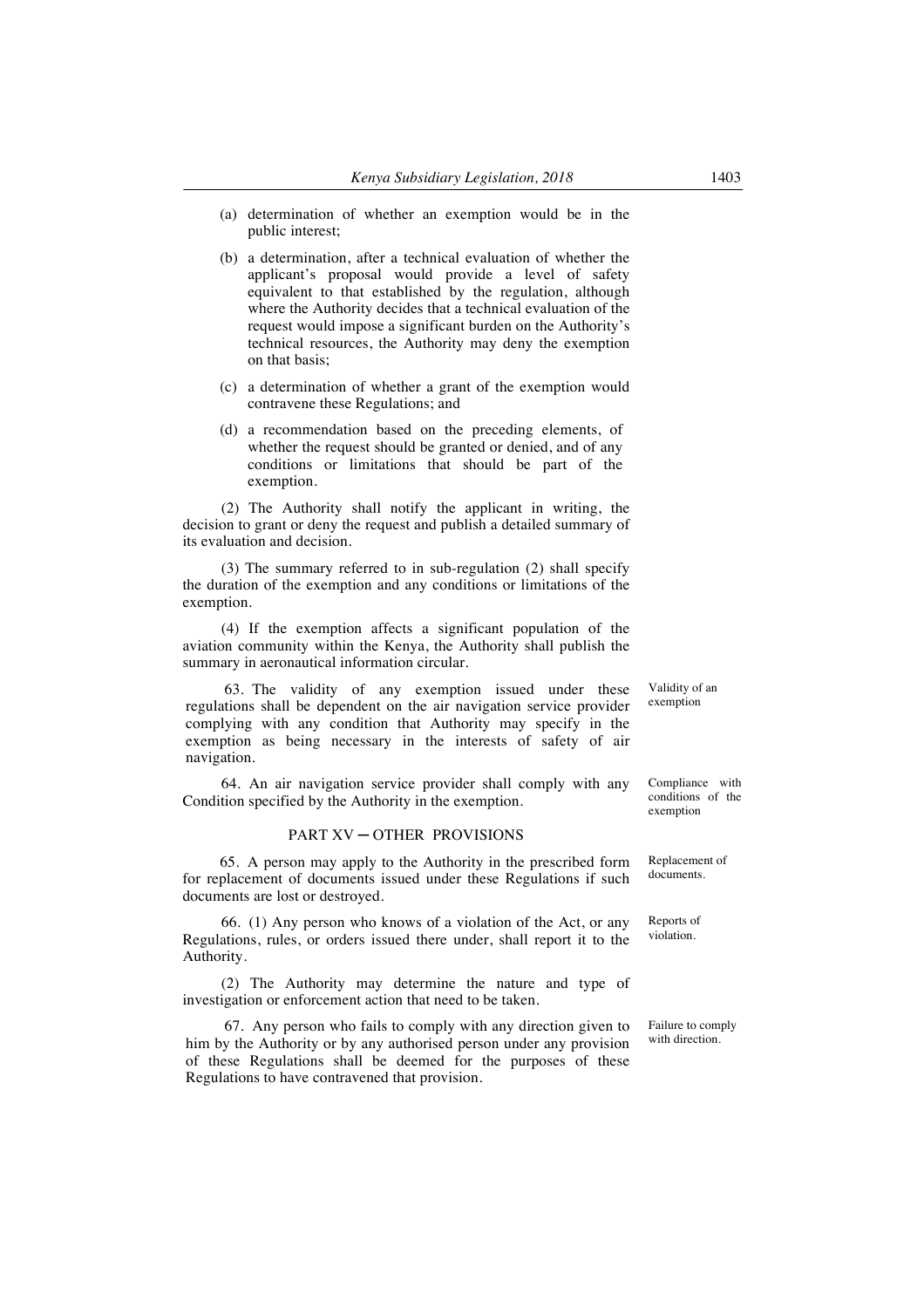(a) determination of whether an exemption would be in the public interest;

(b) a determination, after a technical evaluation of whether the applicant's proposal would provide a level of safety equivalent to that established by the regulation, although where the Authority decides that a technical evaluation of the request would impose a significant burden on the Authority's technical resources, the Authority may deny the exemption on that basis;

(c) a determination of whether a grant of the exemption would contravene these Regulations; and

(d) a recommendation based on the preceding elements, of whether the request should be granted or denied, and of any conditions or limitations that should be part of the exemption.

(2) The Authority shall notify the applicant in writing, the decision to grant or deny the request and publish a detailed summary of its evaluation and decision.

(3) The summary referred to in sub-regulation (2) shall specify the duration of the exemption and any conditions or limitations of the exemption.

(4) If the exemption affects a significant population of the aviation community within the Kenya, the Authority shall publish the summary in aeronautical information circular.

Validity of an exemption

63. The validity of any exemption issued under these regulations shall be dependent on the air navigation service provider complying with any condition that Authority may specify in the exemption as being necessary in the interests of safety of air navigation.

Compliance with conditions of the exemption

64. An air navigation service provider shall comply with any Condition specified by the Authority in the exemption.

## PART XV — OTHER PROVISIONS

Replacement of documents.

65. A person may apply to the Authority in the prescribed form for replacement of documents issued under these Regulations if such documents are lost or destroyed.

Reports of violation.

66. (1) Any person who knows of a violation of the Act, or any Regulations, rules, or orders issued there under, shall report it to the Authority.

(2) The Authority may determine the nature and type of investigation or enforcement action that need to be taken.

Failure to comply with direction.

67. Any person who fails to comply with any direction given to him by the Authority or by any authorised person under any provision of these Regulations shall be deemed for the purposes of these Regulations to have contravened that provision.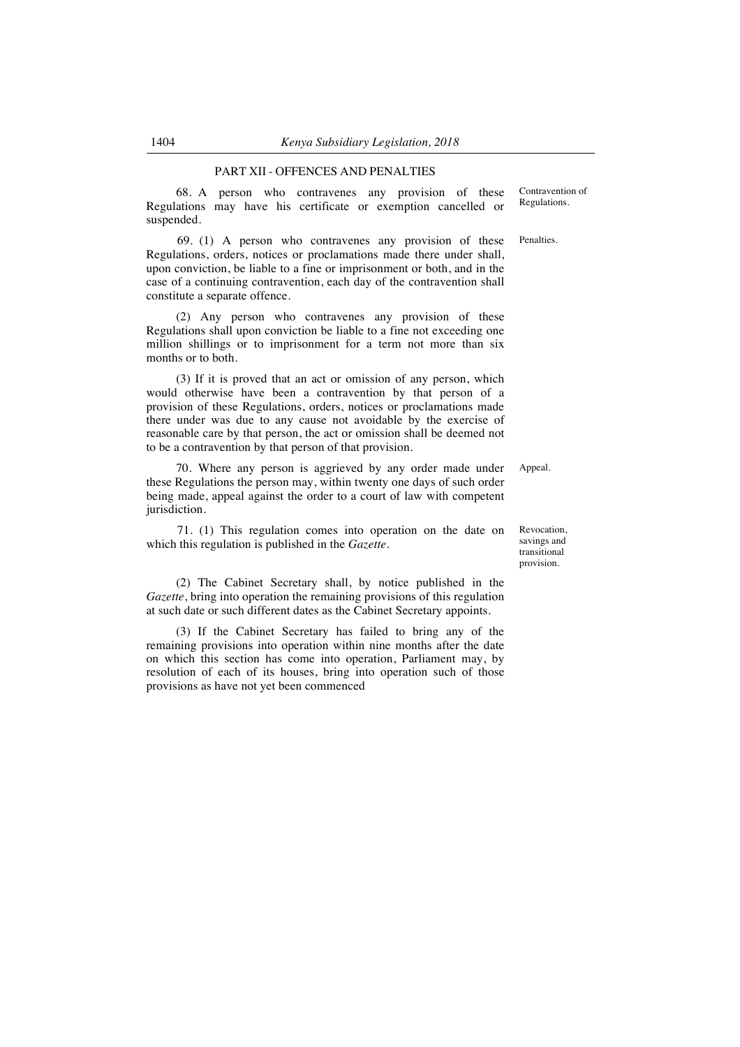## PART XII - OFFENCES AND PENALTIES

68. A person who contravenes any provision of these Regulations may have his certificate or exemption cancelled or suspended.

Contravention of Regulations.

69. (1) A person who contravenes any provision of these Regulations, orders, notices or proclamations made there under shall, upon conviction, be liable to a fine or imprisonment or both, and in the case of a continuing contravention, each day of the contravention shall constitute a separate offence.

Penalties.

(2) Any person who contravenes any provision of these Regulations shall upon conviction be liable to a fine not exceeding one million shillings or to imprisonment for a term not more than six months or to both.

(3) If it is proved that an act or omission of any person, which would otherwise have been a contravention by that person of a provision of these Regulations, orders, notices or proclamations made there under was due to any cause not avoidable by the exercise of reasonable care by that person, the act or omission shall be deemed not to be a contravention by that person of that provision.

70. Where any person is aggrieved by any order made under these Regulations the person may, within twenty one days of such order being made, appeal against the order to a court of law with competent jurisdiction.

Appeal.

71. (1) This regulation comes into operation on the date on which this regulation is published in the *Gazette*.

Revocation, savings and transitional provision.

(2) The Cabinet Secretary shall, by notice published in the *Gazette*, bring into operation the remaining provisions of this regulation at such date or such different dates as the Cabinet Secretary appoints.

(3) If the Cabinet Secretary has failed to bring any of the remaining provisions into operation within nine months after the date on which this section has come into operation, Parliament may, by resolution of each of its houses, bring into operation such of those provisions as have not yet been commenced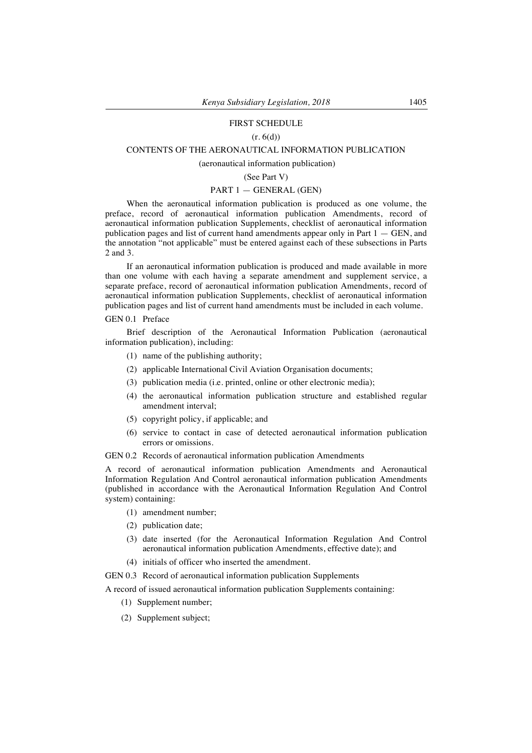## FIRST SCHEDULE

(r. 6(d))

## CONTENTS OF THE AERONAUTICAL INFORMATION PUBLICATION

(aeronautical information publication)

(See Part V)

### PART 1 — GENERAL (GEN)

When the aeronautical information publication is produced as one volume, the preface, record of aeronautical information publication Amendments, record of aeronautical information publication Supplements, checklist of aeronautical information publication pages and list of current hand amendments appear only in Part 1 — GEN, and the annotation "not applicable" must be entered against each of these subsections in Parts 2 and 3.

If an aeronautical information publication is produced and made available in more than one volume with each having a separate amendment and supplement service, a separate preface, record of aeronautical information publication Amendments, record of aeronautical information publication Supplements, checklist of aeronautical information publication pages and list of current hand amendments must be included in each volume.

GEN 0.1 Preface

Brief description of the Aeronautical Information Publication (aeronautical information publication), including:

(1) name of the publishing authority;

(2) applicable International Civil Aviation Organisation documents;

(3) publication media (i.e. printed, online or other electronic media);

(4) the aeronautical information publication structure and established regular amendment interval;

(5) copyright policy, if applicable; and

(6) service to contact in case of detected aeronautical information publication errors or omissions.

GEN 0.2 Records of aeronautical information publication Amendments

A record of aeronautical information publication Amendments and Aeronautical Information Regulation And Control aeronautical information publication Amendments (published in accordance with the Aeronautical Information Regulation And Control system) containing:

(1) amendment number;

(2) publication date;

(3) date inserted (for the Aeronautical Information Regulation And Control aeronautical information publication Amendments, effective date); and

(4) initials of officer who inserted the amendment.

GEN 0.3 Record of aeronautical information publication Supplements

A record of issued aeronautical information publication Supplements containing:

(1) Supplement number;

(2) Supplement subject;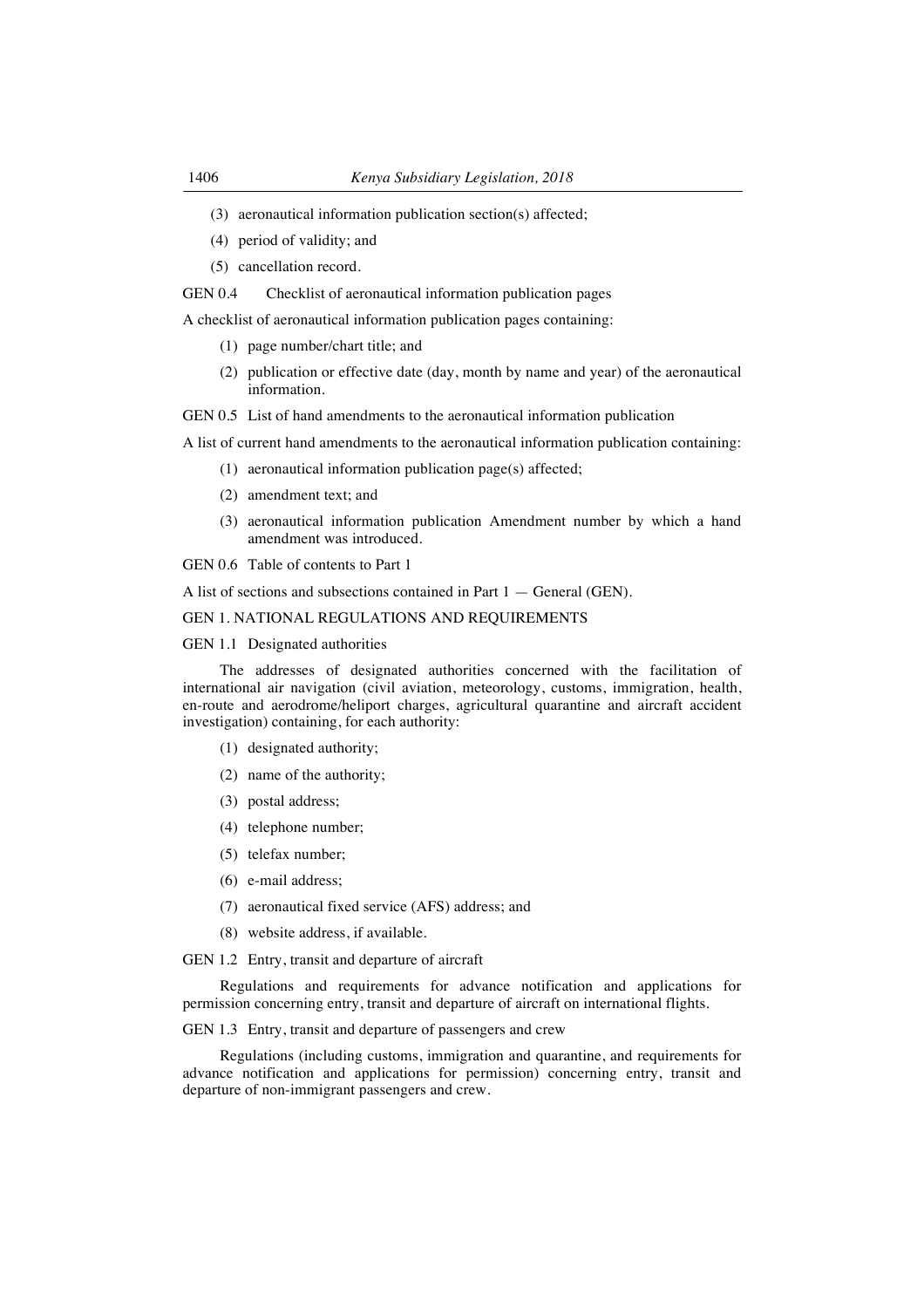(3) aeronautical information publication section(s) affected;

(4) period of validity; and

(5) cancellation record.

GEN 0.4 Checklist of aeronautical information publication pages

A checklist of aeronautical information publication pages containing:

(1) page number/chart title; and

(2) publication or effective date (day, month by name and year) of the aeronautical information.

GEN 0.5 List of hand amendments to the aeronautical information publication

A list of current hand amendments to the aeronautical information publication containing:

(1) aeronautical information publication page(s) affected;

(2) amendment text; and

(3) aeronautical information publication Amendment number by which a hand amendment was introduced.

GEN 0.6 Table of contents to Part 1

A list of sections and subsections contained in Part 1 — General (GEN).

GEN 1. NATIONAL REGULATIONS AND REQUIREMENTS

GEN 1.1 Designated authorities

The addresses of designated authorities concerned with the facilitation of international air navigation (civil aviation, meteorology, customs, immigration, health, en-route and aerodrome/heliport charges, agricultural quarantine and aircraft accident investigation) containing, for each authority:

(1) designated authority;

(2) name of the authority;

(3) postal address;

(4) telephone number;

(5) telefax number;

(6) e-mail address;

(7) aeronautical fixed service (AFS) address; and

(8) website address, if available.

GEN 1.2 Entry, transit and departure of aircraft

Regulations and requirements for advance notification and applications for permission concerning entry, transit and departure of aircraft on international flights.

GEN 1.3 Entry, transit and departure of passengers and crew

Regulations (including customs, immigration and quarantine, and requirements for advance notification and applications for permission) concerning entry, transit and departure of non-immigrant passengers and crew.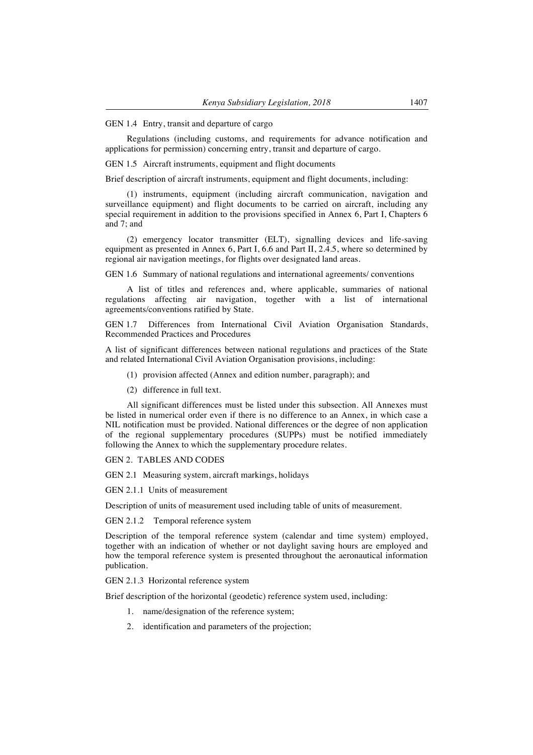GEN 1.4 Entry, transit and departure of cargo

Regulations (including customs, and requirements for advance notification and applications for permission) concerning entry, transit and departure of cargo.

GEN 1.5 Aircraft instruments, equipment and flight documents

Brief description of aircraft instruments, equipment and flight documents, including:

(1) instruments, equipment (including aircraft communication, navigation and surveillance equipment) and flight documents to be carried on aircraft, including any special requirement in addition to the provisions specified in Annex 6, Part I, Chapters 6 and 7; and

(2) emergency locator transmitter (ELT), signalling devices and life-saving equipment as presented in Annex 6, Part I, 6.6 and Part II, 2.4.5, where so determined by regional air navigation meetings, for flights over designated land areas.

GEN 1.6 Summary of national regulations and international agreements/ conventions

A list of titles and references and, where applicable, summaries of national regulations affecting air navigation, together with a list of international agreements/conventions ratified by State.

GEN 1.7 Differences from International Civil Aviation Organisation Standards, Recommended Practices and Procedures

A list of significant differences between national regulations and practices of the State and related International Civil Aviation Organisation provisions, including:

(1) provision affected (Annex and edition number, paragraph); and

(2) difference in full text.

All significant differences must be listed under this subsection. All Annexes must be listed in numerical order even if there is no difference to an Annex, in which case a NIL notification must be provided. National differences or the degree of non application of the regional supplementary procedures (SUPPs) must be notified immediately following the Annex to which the supplementary procedure relates.

GEN 2. TABLES AND CODES

GEN 2.1 Measuring system, aircraft markings, holidays

GEN 2.1.1 Units of measurement

Description of units of measurement used including table of units of measurement.

GEN 2.1.2 Temporal reference system

Description of the temporal reference system (calendar and time system) employed, together with an indication of whether or not daylight saving hours are employed and how the temporal reference system is presented throughout the aeronautical information publication.

GEN 2.1.3 Horizontal reference system

Brief description of the horizontal (geodetic) reference system used, including:

1. name/designation of the reference system;
2. identification and parameters of the projection;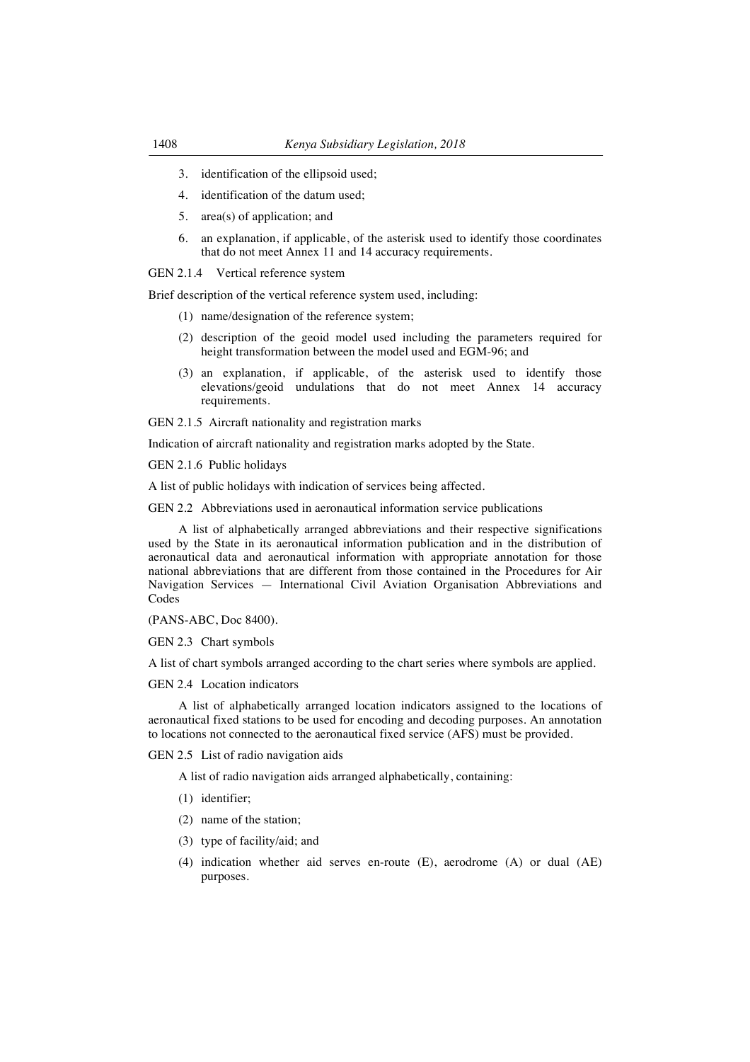3. identification of the ellipsoid used;
4. identification of the datum used;
5. area(s) of application; and
6. an explanation, if applicable, of the asterisk used to identify those coordinates that do not meet Annex 11 and 14 accuracy requirements.

GEN 2.1.4 Vertical reference system

Brief description of the vertical reference system used, including:

(1) name/designation of the reference system;

(2) description of the geoid model used including the parameters required for height transformation between the model used and EGM-96; and

(3) an explanation, if applicable, of the asterisk used to identify those elevations/geoid undulations that do not meet Annex 14 accuracy requirements.

GEN 2.1.5 Aircraft nationality and registration marks

Indication of aircraft nationality and registration marks adopted by the State.

GEN 2.1.6 Public holidays

A list of public holidays with indication of services being affected.

GEN 2.2 Abbreviations used in aeronautical information service publications

A list of alphabetically arranged abbreviations and their respective significations used by the State in its aeronautical information publication and in the distribution of aeronautical data and aeronautical information with appropriate annotation for those national abbreviations that are different from those contained in the Procedures for Air Navigation Services — International Civil Aviation Organisation Abbreviations and Codes

(PANS-ABC, Doc 8400).

GEN 2.3 Chart symbols

A list of chart symbols arranged according to the chart series where symbols are applied.

GEN 2.4 Location indicators

A list of alphabetically arranged location indicators assigned to the locations of aeronautical fixed stations to be used for encoding and decoding purposes. An annotation to locations not connected to the aeronautical fixed service (AFS) must be provided.

GEN 2.5 List of radio navigation aids

A list of radio navigation aids arranged alphabetically, containing:

(1) identifier;

(2) name of the station;

(3) type of facility/aid; and

(4) indication whether aid serves en-route (E), aerodrome (A) or dual (AE) purposes.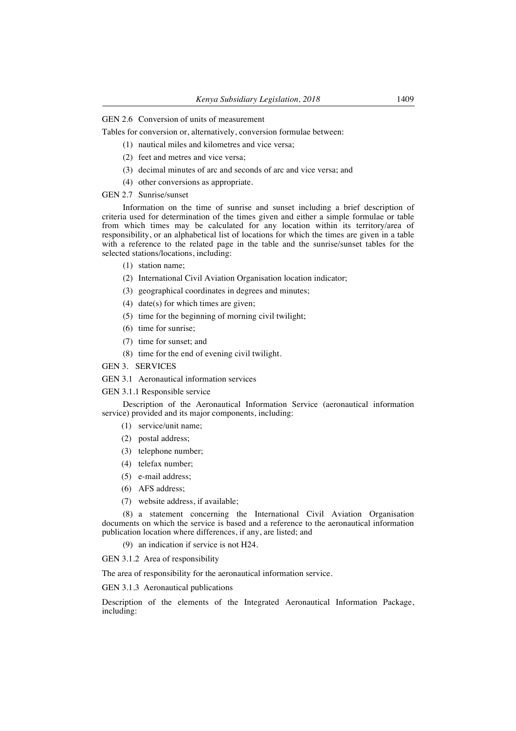GEN 2.6 Conversion of units of measurement

Tables for conversion or, alternatively, conversion formulae between:

(1) nautical miles and kilometres and vice versa;

(2) feet and metres and vice versa;

(3) decimal minutes of arc and seconds of arc and vice versa; and

(4) other conversions as appropriate.

GEN 2.7 Sunrise/sunset

Information on the time of sunrise and sunset including a brief description of criteria used for determination of the times given and either a simple formulae or table from which times may be calculated for any location within its territory/area of responsibility, or an alphabetical list of locations for which the times are given in a table with a reference to the related page in the table and the sunrise/sunset tables for the selected stations/locations, including:

(1) station name;

(2) International Civil Aviation Organisation location indicator;

(3) geographical coordinates in degrees and minutes;

(4) date(s) for which times are given;

(5) time for the beginning of morning civil twilight;

(6) time for sunrise;

(7) time for sunset; and

(8) time for the end of evening civil twilight.

GEN 3. SERVICES

GEN 3.1 Aeronautical information services

GEN 3.1.1 Responsible service

Description of the Aeronautical Information Service (aeronautical information service) provided and its major components, including:

(1) service/unit name;

(2) postal address;

(3) telephone number;

(4) telefax number;

(5) e-mail address;

(6) AFS address;

(7) website address, if available;

(8) a statement concerning the International Civil Aviation Organisation documents on which the service is based and a reference to the aeronautical information publication location where differences, if any, are listed; and

(9) an indication if service is not H24.

GEN 3.1.2 Area of responsibility

The area of responsibility for the aeronautical information service.

GEN 3.1.3 Aeronautical publications

Description of the elements of the Integrated Aeronautical Information Package, including: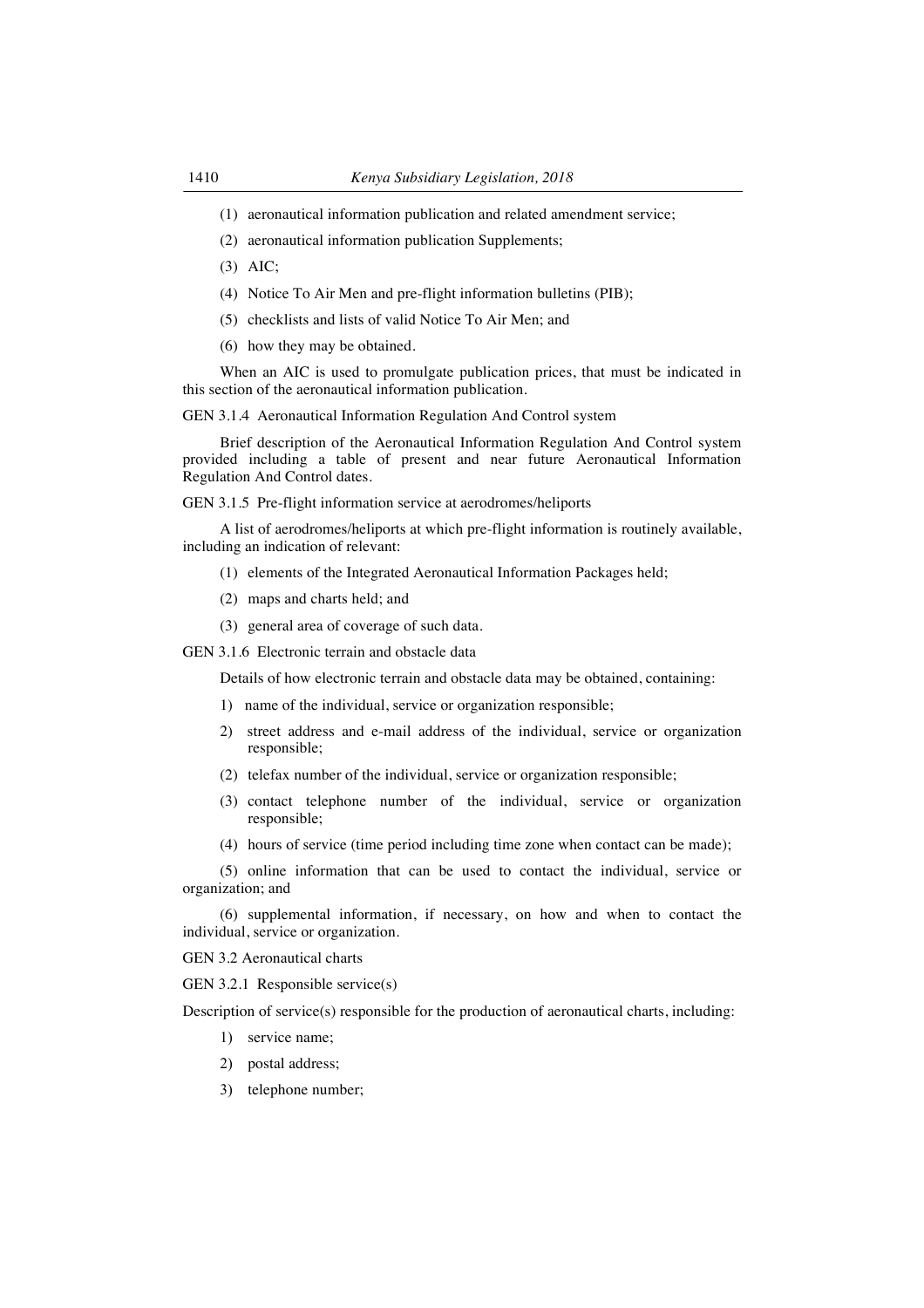(1) aeronautical information publication and related amendment service;

(2) aeronautical information publication Supplements;

(3) AIC;

(4) Notice To Air Men and pre-flight information bulletins (PIB);

(5) checklists and lists of valid Notice To Air Men; and

(6) how they may be obtained.

When an AIC is used to promulgate publication prices, that must be indicated in this section of the aeronautical information publication.

GEN 3.1.4 Aeronautical Information Regulation And Control system

Brief description of the Aeronautical Information Regulation And Control system provided including a table of present and near future Aeronautical Information Regulation And Control dates.

GEN 3.1.5 Pre-flight information service at aerodromes/heliports

A list of aerodromes/heliports at which pre-flight information is routinely available, including an indication of relevant:

(1) elements of the Integrated Aeronautical Information Packages held;

(2) maps and charts held; and

(3) general area of coverage of such data.

GEN 3.1.6 Electronic terrain and obstacle data

Details of how electronic terrain and obstacle data may be obtained, containing:

1) name of the individual, service or organization responsible;

2) street address and e-mail address of the individual, service or organization responsible;

(2) telefax number of the individual, service or organization responsible;

(3) contact telephone number of the individual, service or organization responsible;

(4) hours of service (time period including time zone when contact can be made);

(5) online information that can be used to contact the individual, service or organization; and

(6) supplemental information, if necessary, on how and when to contact the individual, service or organization.

GEN 3.2 Aeronautical charts

GEN 3.2.1 Responsible service(s)

Description of service(s) responsible for the production of aeronautical charts, including:

1) service name;

2) postal address;

3) telephone number;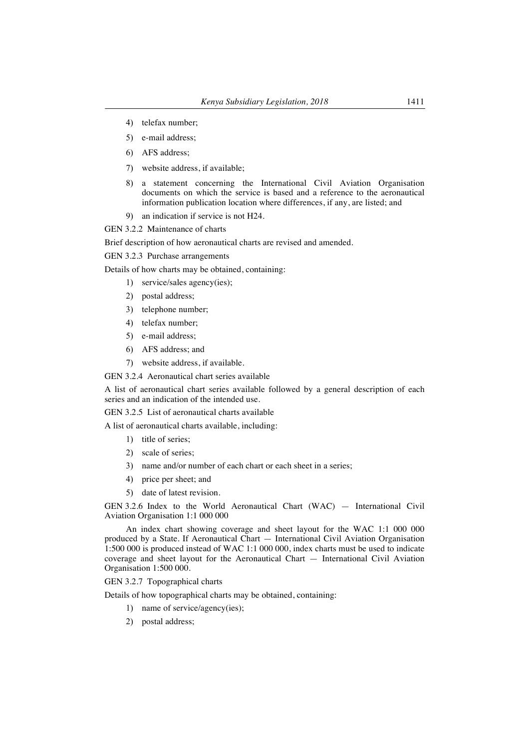4) telefax number;

5) e-mail address;

6) AFS address;

7) website address, if available;

8) a statement concerning the International Civil Aviation Organisation documents on which the service is based and a reference to the aeronautical information publication location where differences, if any, are listed; and

9) an indication if service is not H24.

GEN 3.2.2 Maintenance of charts

Brief description of how aeronautical charts are revised and amended.

GEN 3.2.3 Purchase arrangements

Details of how charts may be obtained, containing:

1) service/sales agency(ies);

2) postal address;

3) telephone number;

4) telefax number;

5) e-mail address;

6) AFS address; and

7) website address, if available.

GEN 3.2.4 Aeronautical chart series available

A list of aeronautical chart series available followed by a general description of each series and an indication of the intended use.

GEN 3.2.5 List of aeronautical charts available

A list of aeronautical charts available, including:

1) title of series;

2) scale of series;

3) name and/or number of each chart or each sheet in a series;

4) price per sheet; and

5) date of latest revision.

GEN 3.2.6 Index to the World Aeronautical Chart (WAC) — International Civil Aviation Organisation 1:1 000 000

An index chart showing coverage and sheet layout for the WAC 1:1 000 000 produced by a State. If Aeronautical Chart — International Civil Aviation Organisation 1:500 000 is produced instead of WAC 1:1 000 000, index charts must be used to indicate coverage and sheet layout for the Aeronautical Chart — International Civil Aviation Organisation 1:500 000.

GEN 3.2.7 Topographical charts

Details of how topographical charts may be obtained, containing:

1) name of service/agency(ies);

2) postal address;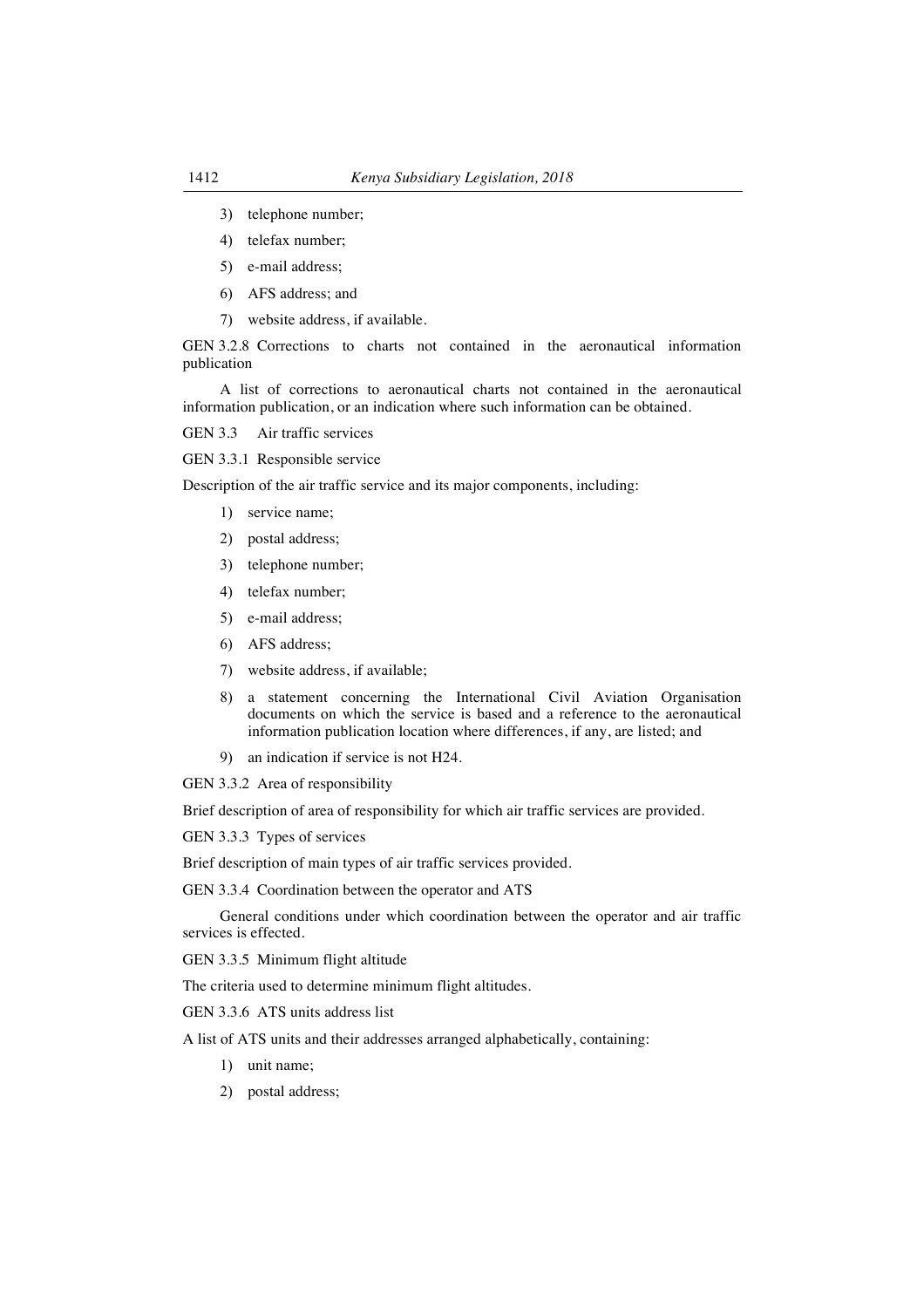3) telephone number;
4) telefax number;
5) e-mail address;
6) AFS address; and
7) website address, if available.

GEN 3.2.8 Corrections to charts not contained in the aeronautical information publication

A list of corrections to aeronautical charts not contained in the aeronautical information publication, or an indication where such information can be obtained.

GEN 3.3 Air traffic services

GEN 3.3.1 Responsible service

Description of the air traffic service and its major components, including:

1) service name;
2) postal address;
3) telephone number;
4) telefax number;
5) e-mail address;
6) AFS address;
7) website address, if available;
8) a statement concerning the International Civil Aviation Organisation documents on which the service is based and a reference to the aeronautical information publication location where differences, if any, are listed; and
9) an indication if service is not H24.

GEN 3.3.2 Area of responsibility

Brief description of area of responsibility for which air traffic services are provided.

GEN 3.3.3 Types of services

Brief description of main types of air traffic services provided.

GEN 3.3.4 Coordination between the operator and ATS

General conditions under which coordination between the operator and air traffic services is effected.

GEN 3.3.5 Minimum flight altitude

The criteria used to determine minimum flight altitudes.

GEN 3.3.6 ATS units address list

A list of ATS units and their addresses arranged alphabetically, containing:

1) unit name;
2) postal address;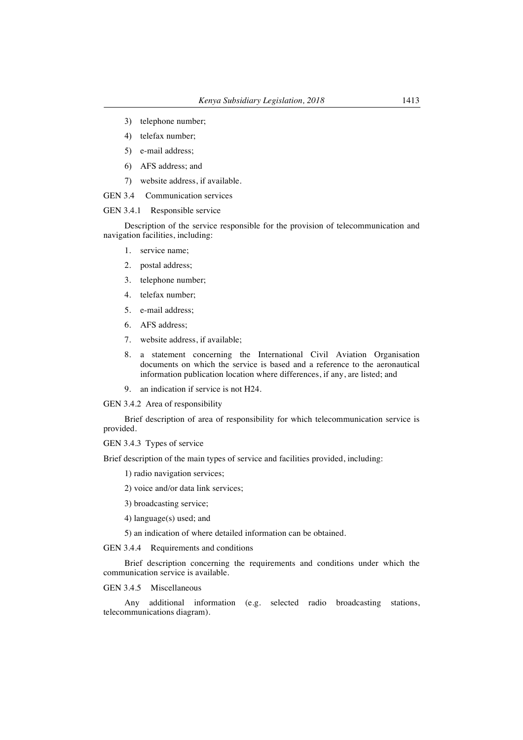3) telephone number;

4) telefax number;

5) e-mail address;

6) AFS address; and

7) website address, if available.

GEN 3.4 Communication services

GEN 3.4.1 Responsible service

Description of the service responsible for the provision of telecommunication and navigation facilities, including:

1. service name;
2. postal address;
3. telephone number;
4. telefax number;
5. e-mail address;
6. AFS address;
7. website address, if available;
8. a statement concerning the International Civil Aviation Organisation documents on which the service is based and a reference to the aeronautical information publication location where differences, if any, are listed; and
9. an indication if service is not H24.

GEN 3.4.2 Area of responsibility

Brief description of area of responsibility for which telecommunication service is provided.

GEN 3.4.3 Types of service

Brief description of the main types of service and facilities provided, including:

1) radio navigation services;

2) voice and/or data link services;

3) broadcasting service;

4) language(s) used; and

5) an indication of where detailed information can be obtained.

GEN 3.4.4 Requirements and conditions

Brief description concerning the requirements and conditions under which the communication service is available.

GEN 3.4.5 Miscellaneous

Any additional information (e.g. selected radio broadcasting stations, telecommunications diagram).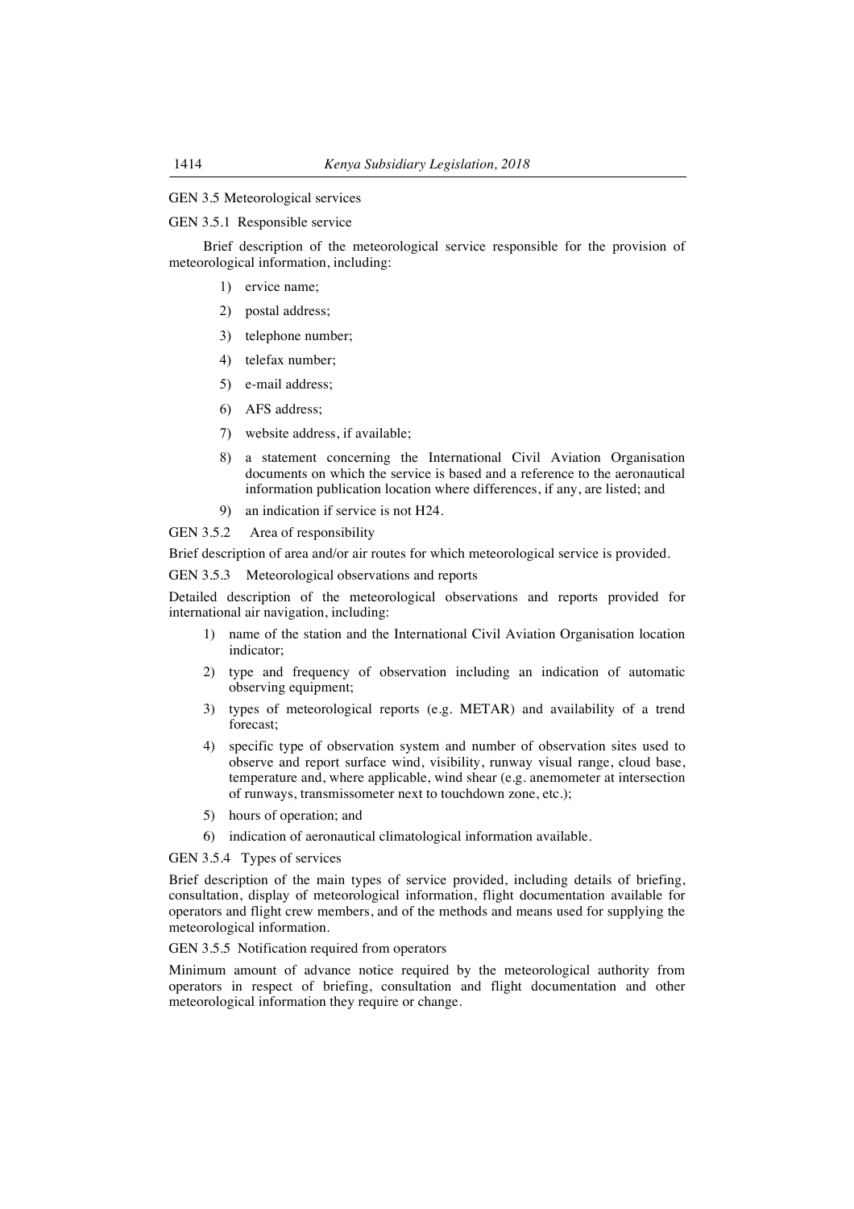GEN 3.5 Meteorological services

GEN 3.5.1 Responsible service

Brief description of the meteorological service responsible for the provision of meteorological information, including:

1) ervice name;
2) postal address;
3) telephone number;
4) telefax number;
5) e-mail address;
6) AFS address;
7) website address, if available;
8) a statement concerning the International Civil Aviation Organisation documents on which the service is based and a reference to the aeronautical information publication location where differences, if any, are listed; and
9) an indication if service is not H24.

GEN 3.5.2 Area of responsibility

Brief description of area and/or air routes for which meteorological service is provided.

GEN 3.5.3 Meteorological observations and reports

Detailed description of the meteorological observations and reports provided for international air navigation, including:

1) name of the station and the International Civil Aviation Organisation location indicator;
2) type and frequency of observation including an indication of automatic observing equipment;
3) types of meteorological reports (e.g. METAR) and availability of a trend forecast;
4) specific type of observation system and number of observation sites used to observe and report surface wind, visibility, runway visual range, cloud base, temperature and, where applicable, wind shear (e.g. anemometer at intersection of runways, transmissometer next to touchdown zone, etc.);
5) hours of operation; and
6) indication of aeronautical climatological information available.

GEN 3.5.4 Types of services

Brief description of the main types of service provided, including details of briefing, consultation, display of meteorological information, flight documentation available for operators and flight crew members, and of the methods and means used for supplying the meteorological information.

GEN 3.5.5 Notification required from operators

Minimum amount of advance notice required by the meteorological authority from operators in respect of briefing, consultation and flight documentation and other meteorological information they require or change.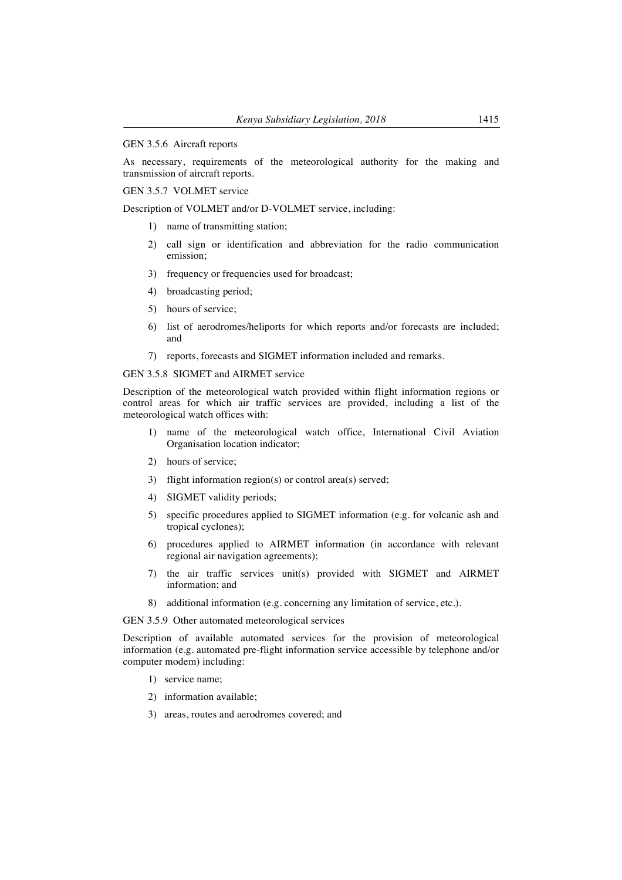GEN 3.5.6 Aircraft reports

As necessary, requirements of the meteorological authority for the making and transmission of aircraft reports.

GEN 3.5.7 VOLMET service

Description of VOLMET and/or D-VOLMET service, including:

1) name of transmitting station;
2) call sign or identification and abbreviation for the radio communication emission;
3) frequency or frequencies used for broadcast;
4) broadcasting period;
5) hours of service;
6) list of aerodromes/heliports for which reports and/or forecasts are included; and
7) reports, forecasts and SIGMET information included and remarks.

GEN 3.5.8 SIGMET and AIRMET service

Description of the meteorological watch provided within flight information regions or control areas for which air traffic services are provided, including a list of the meteorological watch offices with:

1) name of the meteorological watch office, International Civil Aviation Organisation location indicator;
2) hours of service;
3) flight information region(s) or control area(s) served;
4) SIGMET validity periods;
5) specific procedures applied to SIGMET information (e.g. for volcanic ash and tropical cyclones);
6) procedures applied to AIRMET information (in accordance with relevant regional air navigation agreements);
7) the air traffic services unit(s) provided with SIGMET and AIRMET information; and
8) additional information (e.g. concerning any limitation of service, etc.).

GEN 3.5.9 Other automated meteorological services

Description of available automated services for the provision of meteorological information (e.g. automated pre-flight information service accessible by telephone and/or computer modem) including:

1) service name;
2) information available;
3) areas, routes and aerodromes covered; and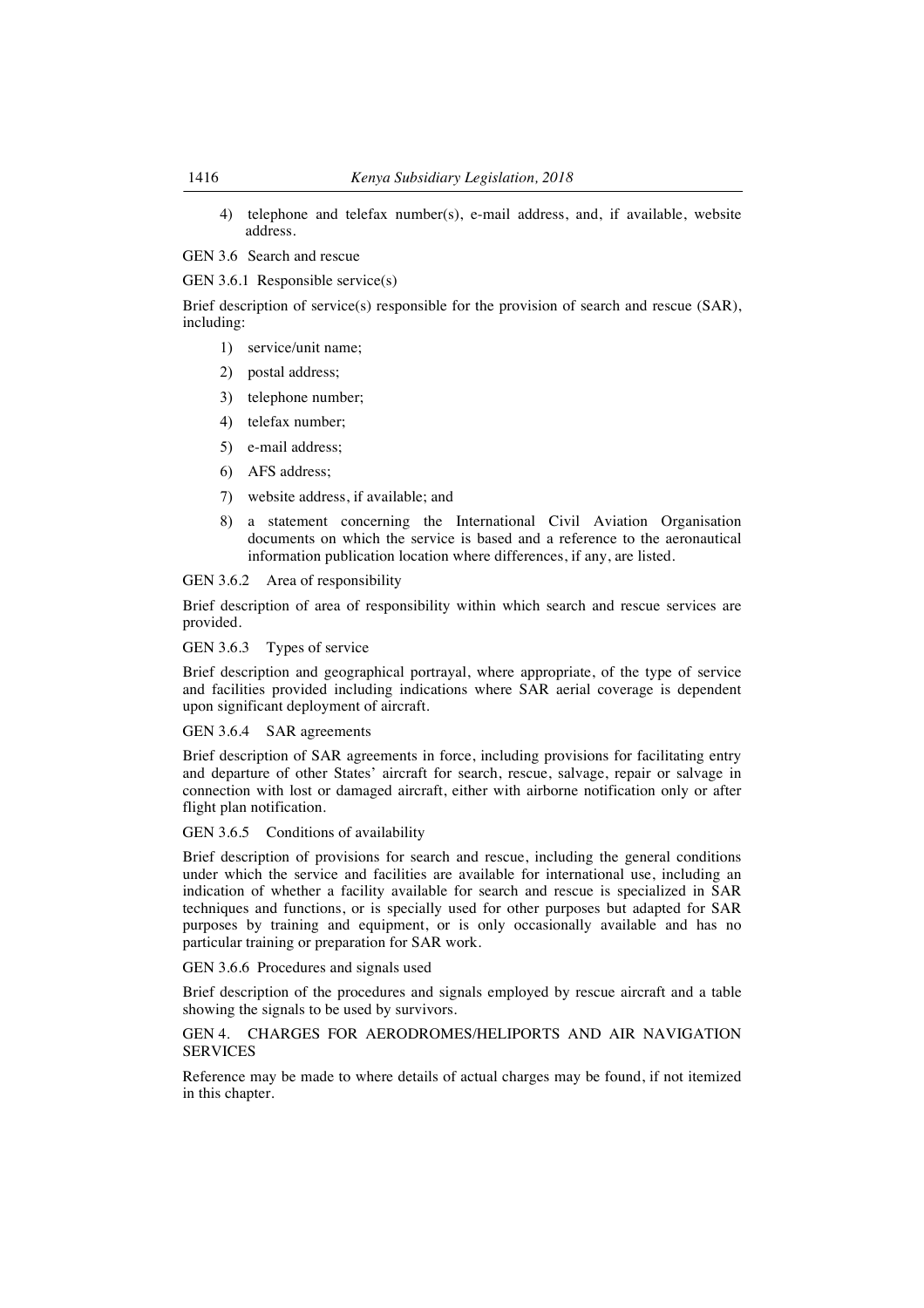4) telephone and telefax number(s), e-mail address, and, if available, website address.

GEN 3.6 Search and rescue

GEN 3.6.1 Responsible service(s)

Brief description of service(s) responsible for the provision of search and rescue (SAR), including:

1) service/unit name;
2) postal address;
3) telephone number;
4) telefax number;
5) e-mail address;
6) AFS address;
7) website address, if available; and
8) a statement concerning the International Civil Aviation Organisation documents on which the service is based and a reference to the aeronautical information publication location where differences, if any, are listed.

GEN 3.6.2 Area of responsibility

Brief description of area of responsibility within which search and rescue services are provided.

GEN 3.6.3 Types of service

Brief description and geographical portrayal, where appropriate, of the type of service and facilities provided including indications where SAR aerial coverage is dependent upon significant deployment of aircraft.

GEN 3.6.4 SAR agreements

Brief description of SAR agreements in force, including provisions for facilitating entry and departure of other States' aircraft for search, rescue, salvage, repair or salvage in connection with lost or damaged aircraft, either with airborne notification only or after flight plan notification.

GEN 3.6.5 Conditions of availability

Brief description of provisions for search and rescue, including the general conditions under which the service and facilities are available for international use, including an indication of whether a facility available for search and rescue is specialized in SAR techniques and functions, or is specially used for other purposes but adapted for SAR purposes by training and equipment, or is only occasionally available and has no particular training or preparation for SAR work.

GEN 3.6.6 Procedures and signals used

Brief description of the procedures and signals employed by rescue aircraft and a table showing the signals to be used by survivors.

GEN 4. CHARGES FOR AERODROMES/HELIPORTS AND AIR NAVIGATION SERVICES

Reference may be made to where details of actual charges may be found, if not itemized in this chapter.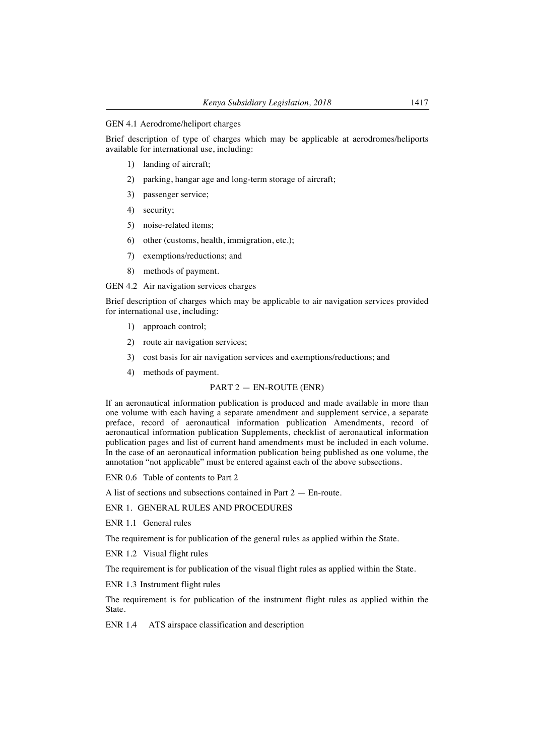GEN 4.1 Aerodrome/heliport charges

Brief description of type of charges which may be applicable at aerodromes/heliports available for international use, including:

1) landing of aircraft;
2) parking, hangar age and long-term storage of aircraft;
3) passenger service;
4) security;
5) noise-related items;
6) other (customs, health, immigration, etc.);
7) exemptions/reductions; and
8) methods of payment.

GEN 4.2 Air navigation services charges

Brief description of charges which may be applicable to air navigation services provided for international use, including:

1) approach control;
2) route air navigation services;
3) cost basis for air navigation services and exemptions/reductions; and
4) methods of payment.

## PART 2 — EN-ROUTE (ENR)

If an aeronautical information publication is produced and made available in more than one volume with each having a separate amendment and supplement service, a separate preface, record of aeronautical information publication Amendments, record of aeronautical information publication Supplements, checklist of aeronautical information publication pages and list of current hand amendments must be included in each volume. In the case of an aeronautical information publication being published as one volume, the annotation "not applicable" must be entered against each of the above subsections.

ENR 0.6 Table of contents to Part 2

A list of sections and subsections contained in Part 2 — En-route.

ENR 1. GENERAL RULES AND PROCEDURES

ENR 1.1 General rules

The requirement is for publication of the general rules as applied within the State.

ENR 1.2 Visual flight rules

The requirement is for publication of the visual flight rules as applied within the State.

ENR 1.3 Instrument flight rules

The requirement is for publication of the instrument flight rules as applied within the State.

ENR 1.4 ATS airspace classification and description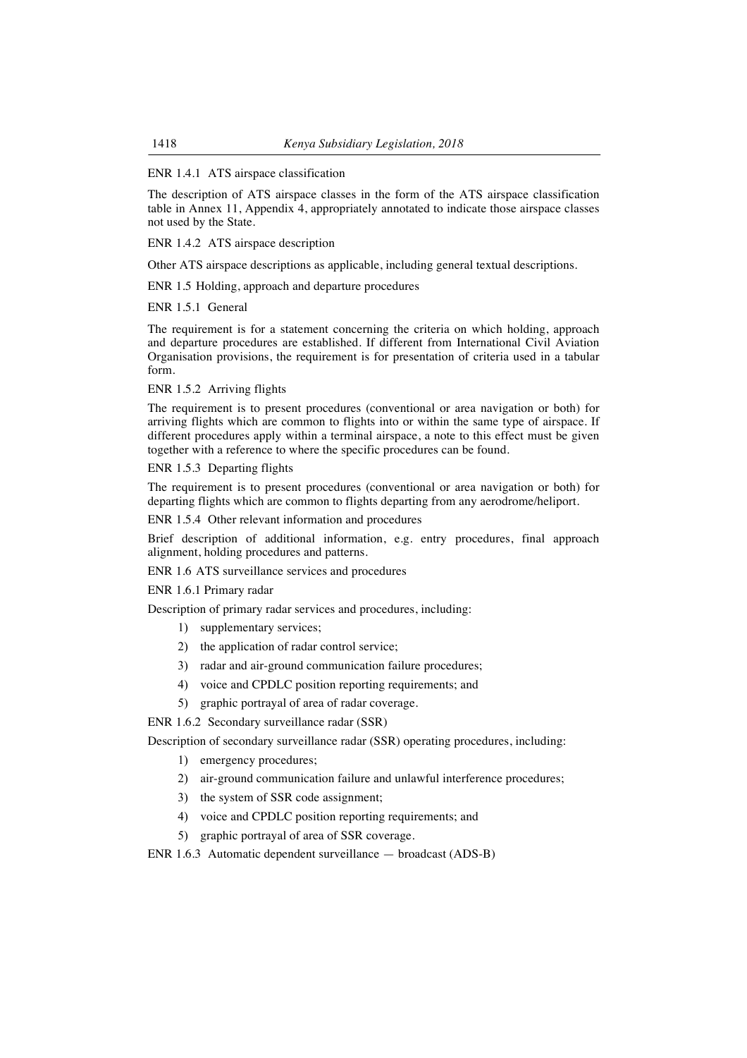ENR 1.4.1 ATS airspace classification

The description of ATS airspace classes in the form of the ATS airspace classification table in Annex 11, Appendix 4, appropriately annotated to indicate those airspace classes not used by the State.

ENR 1.4.2 ATS airspace description

Other ATS airspace descriptions as applicable, including general textual descriptions.

ENR 1.5 Holding, approach and departure procedures

ENR 1.5.1 General

The requirement is for a statement concerning the criteria on which holding, approach and departure procedures are established. If different from International Civil Aviation Organisation provisions, the requirement is for presentation of criteria used in a tabular form.

ENR 1.5.2 Arriving flights

The requirement is to present procedures (conventional or area navigation or both) for arriving flights which are common to flights into or within the same type of airspace. If different procedures apply within a terminal airspace, a note to this effect must be given together with a reference to where the specific procedures can be found.

ENR 1.5.3 Departing flights

The requirement is to present procedures (conventional or area navigation or both) for departing flights which are common to flights departing from any aerodrome/heliport.

ENR 1.5.4 Other relevant information and procedures

Brief description of additional information, e.g. entry procedures, final approach alignment, holding procedures and patterns.

ENR 1.6 ATS surveillance services and procedures

ENR 1.6.1 Primary radar

Description of primary radar services and procedures, including:

1) supplementary services;
2) the application of radar control service;
3) radar and air-ground communication failure procedures;
4) voice and CPDLC position reporting requirements; and
5) graphic portrayal of area of radar coverage.

ENR 1.6.2 Secondary surveillance radar (SSR)

Description of secondary surveillance radar (SSR) operating procedures, including:

1) emergency procedures;
2) air-ground communication failure and unlawful interference procedures;
3) the system of SSR code assignment;
4) voice and CPDLC position reporting requirements; and
5) graphic portrayal of area of SSR coverage.

ENR 1.6.3 Automatic dependent surveillance — broadcast (ADS-B)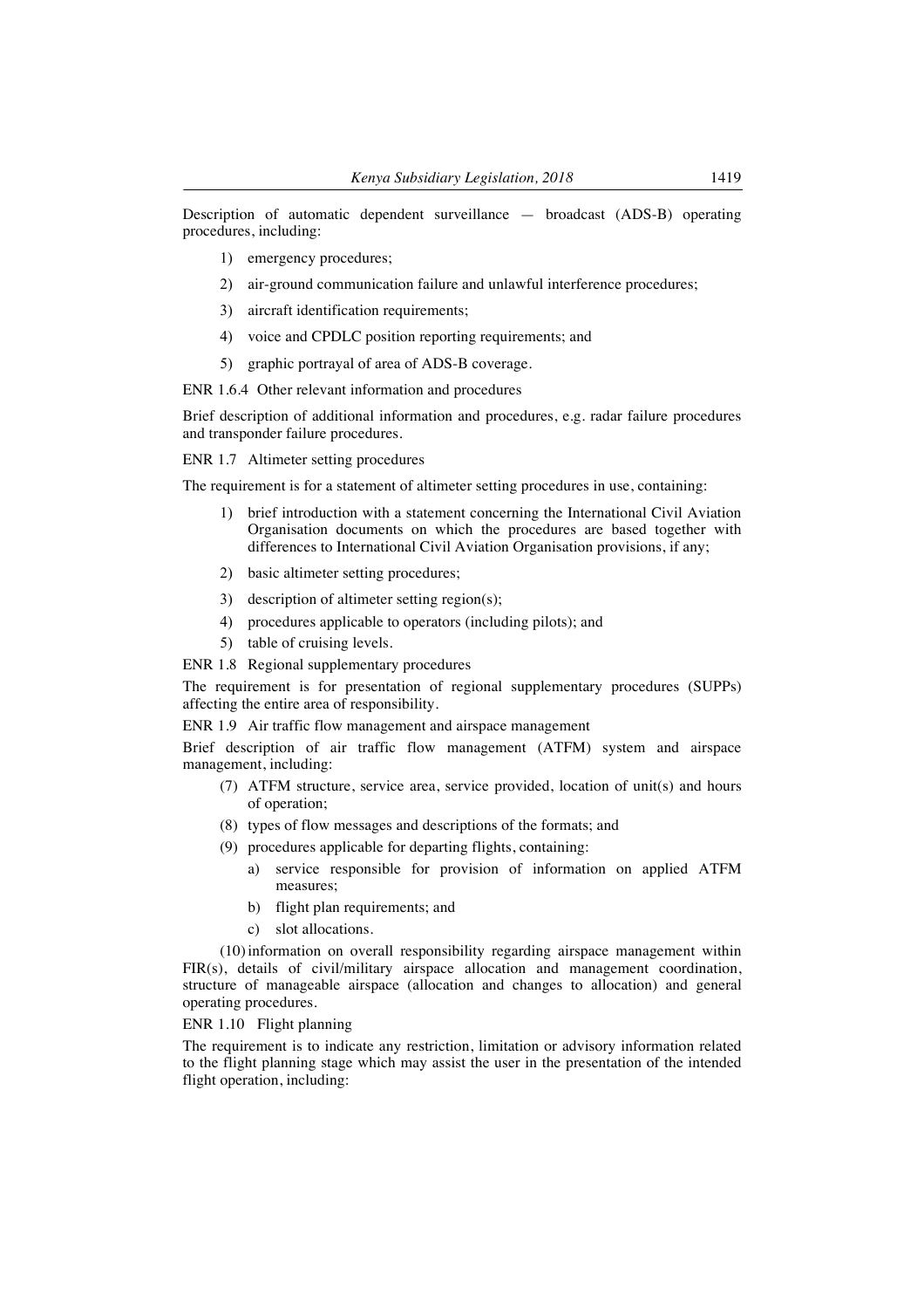Description of automatic dependent surveillance — broadcast (ADS-B) operating procedures, including:

1) emergency procedures;
2) air-ground communication failure and unlawful interference procedures;
3) aircraft identification requirements;
4) voice and CPDLC position reporting requirements; and
5) graphic portrayal of area of ADS-B coverage.

ENR 1.6.4 Other relevant information and procedures

Brief description of additional information and procedures, e.g. radar failure procedures and transponder failure procedures.

ENR 1.7 Altimeter setting procedures

The requirement is for a statement of altimeter setting procedures in use, containing:

1) brief introduction with a statement concerning the International Civil Aviation Organisation documents on which the procedures are based together with differences to International Civil Aviation Organisation provisions, if any;
2) basic altimeter setting procedures;
3) description of altimeter setting region(s);
4) procedures applicable to operators (including pilots); and
5) table of cruising levels.

ENR 1.8 Regional supplementary procedures

The requirement is for presentation of regional supplementary procedures (SUPPs) affecting the entire area of responsibility.

ENR 1.9 Air traffic flow management and airspace management

Brief description of air traffic flow management (ATFM) system and airspace management, including:

(7) ATFM structure, service area, service provided, location of unit(s) and hours of operation;

(8) types of flow messages and descriptions of the formats; and

(9) procedures applicable for departing flights, containing:

a) service responsible for provision of information on applied ATFM measures;
b) flight plan requirements; and
c) slot allocations.

(10) information on overall responsibility regarding airspace management within FIR(s), details of civil/military airspace allocation and management coordination, structure of manageable airspace (allocation and changes to allocation) and general operating procedures.

ENR 1.10 Flight planning

The requirement is to indicate any restriction, limitation or advisory information related to the flight planning stage which may assist the user in the presentation of the intended flight operation, including: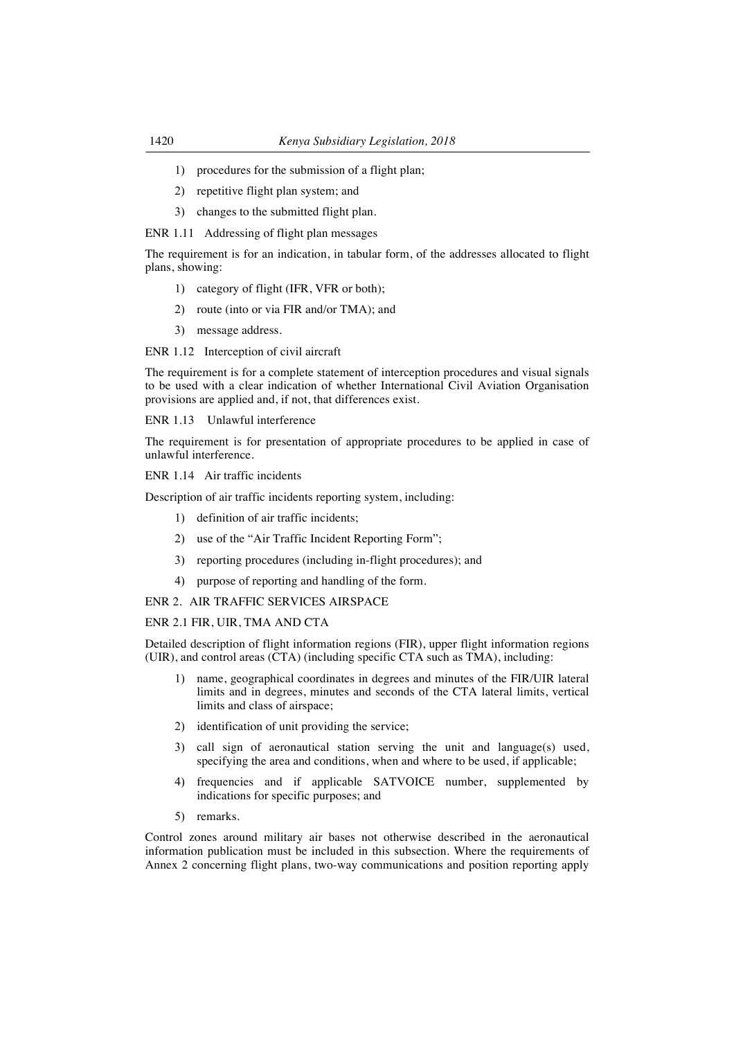1) procedures for the submission of a flight plan;

2) repetitive flight plan system; and

3) changes to the submitted flight plan.

ENR 1.11 Addressing of flight plan messages

The requirement is for an indication, in tabular form, of the addresses allocated to flight plans, showing:

1) category of flight (IFR, VFR or both);

2) route (into or via FIR and/or TMA); and

3) message address.

ENR 1.12 Interception of civil aircraft

The requirement is for a complete statement of interception procedures and visual signals to be used with a clear indication of whether International Civil Aviation Organisation provisions are applied and, if not, that differences exist.

ENR 1.13 Unlawful interference

The requirement is for presentation of appropriate procedures to be applied in case of unlawful interference.

ENR 1.14 Air traffic incidents

Description of air traffic incidents reporting system, including:

1) definition of air traffic incidents;

2) use of the "Air Traffic Incident Reporting Form";

3) reporting procedures (including in-flight procedures); and

4) purpose of reporting and handling of the form.

ENR 2. AIR TRAFFIC SERVICES AIRSPACE

ENR 2.1 FIR, UIR, TMA AND CTA

Detailed description of flight information regions (FIR), upper flight information regions (UIR), and control areas (CTA) (including specific CTA such as TMA), including:

1) name, geographical coordinates in degrees and minutes of the FIR/UIR lateral limits and in degrees, minutes and seconds of the CTA lateral limits, vertical limits and class of airspace;

2) identification of unit providing the service;

3) call sign of aeronautical station serving the unit and language(s) used, specifying the area and conditions, when and where to be used, if applicable;

4) frequencies and if applicable SATVOICE number, supplemented by indications for specific purposes; and

5) remarks.

Control zones around military air bases not otherwise described in the aeronautical information publication must be included in this subsection. Where the requirements of Annex 2 concerning flight plans, two-way communications and position reporting apply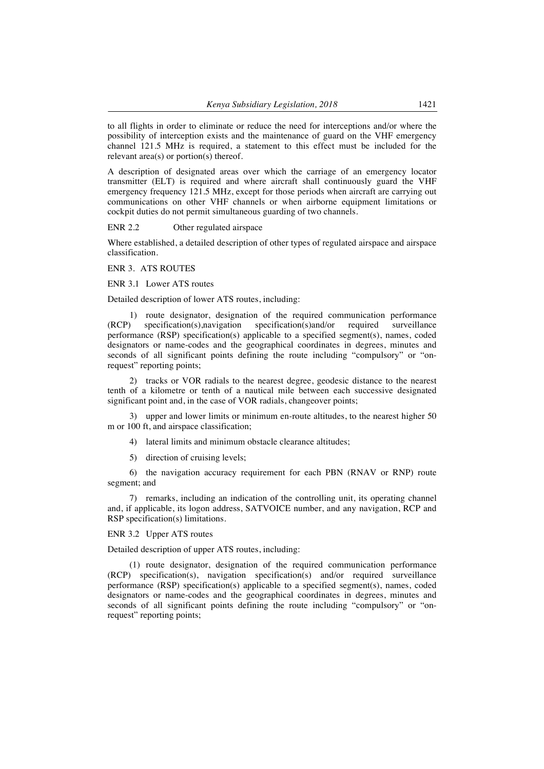to all flights in order to eliminate or reduce the need for interceptions and/or where the possibility of interception exists and the maintenance of guard on the VHF emergency channel 121.5 MHz is required, a statement to this effect must be included for the relevant area(s) or portion(s) thereof.

A description of designated areas over which the carriage of an emergency locator transmitter (ELT) is required and where aircraft shall continuously guard the VHF emergency frequency 121.5 MHz, except for those periods when aircraft are carrying out communications on other VHF channels or when airborne equipment limitations or cockpit duties do not permit simultaneous guarding of two channels.

ENR 2.2 Other regulated airspace

Where established, a detailed description of other types of regulated airspace and airspace classification.

ENR 3. ATS ROUTES

ENR 3.1 Lower ATS routes

Detailed description of lower ATS routes, including:

1) route designator, designation of the required communication performance (RCP) specification(s),navigation specification(s)and/or required surveillance performance (RSP) specification(s) applicable to a specified segment(s), names, coded designators or name-codes and the geographical coordinates in degrees, minutes and seconds of all significant points defining the route including "compulsory" or "on-request" reporting points;

2) tracks or VOR radials to the nearest degree, geodesic distance to the nearest tenth of a kilometre or tenth of a nautical mile between each successive designated significant point and, in the case of VOR radials, changeover points;

3) upper and lower limits or minimum en-route altitudes, to the nearest higher 50 m or 100 ft, and airspace classification;

4) lateral limits and minimum obstacle clearance altitudes;

5) direction of cruising levels;

6) the navigation accuracy requirement for each PBN (RNAV or RNP) route segment; and

7) remarks, including an indication of the controlling unit, its operating channel and, if applicable, its logon address, SATVOICE number, and any navigation, RCP and RSP specification(s) limitations.

ENR 3.2 Upper ATS routes

Detailed description of upper ATS routes, including:

(1) route designator, designation of the required communication performance (RCP) specification(s), navigation specification(s) and/or required surveillance performance (RSP) specification(s) applicable to a specified segment(s), names, coded designators or name-codes and the geographical coordinates in degrees, minutes and seconds of all significant points defining the route including "compulsory" or "on-request" reporting points;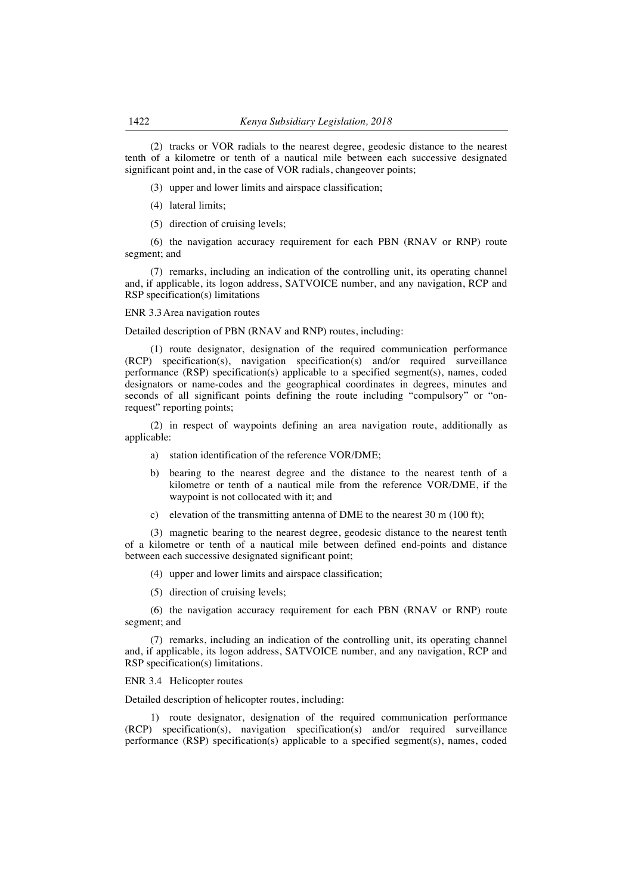(2) tracks or VOR radials to the nearest degree, geodesic distance to the nearest tenth of a kilometre or tenth of a nautical mile between each successive designated significant point and, in the case of VOR radials, changeover points;

(3) upper and lower limits and airspace classification;

(4) lateral limits;

(5) direction of cruising levels;

(6) the navigation accuracy requirement for each PBN (RNAV or RNP) route segment; and

(7) remarks, including an indication of the controlling unit, its operating channel and, if applicable, its logon address, SATVOICE number, and any navigation, RCP and RSP specification(s) limitations

ENR 3.3 Area navigation routes

Detailed description of PBN (RNAV and RNP) routes, including:

(1) route designator, designation of the required communication performance (RCP) specification(s), navigation specification(s) and/or required surveillance performance (RSP) specification(s) applicable to a specified segment(s), names, coded designators or name-codes and the geographical coordinates in degrees, minutes and seconds of all significant points defining the route including "compulsory" or "on-request" reporting points;

(2) in respect of waypoints defining an area navigation route, additionally as applicable:

a) station identification of the reference VOR/DME;

b) bearing to the nearest degree and the distance to the nearest tenth of a kilometre or tenth of a nautical mile from the reference VOR/DME, if the waypoint is not collocated with it; and

c) elevation of the transmitting antenna of DME to the nearest 30 m (100 ft);

(3) magnetic bearing to the nearest degree, geodesic distance to the nearest tenth of a kilometre or tenth of a nautical mile between defined end-points and distance between each successive designated significant point;

(4) upper and lower limits and airspace classification;

(5) direction of cruising levels;

(6) the navigation accuracy requirement for each PBN (RNAV or RNP) route segment; and

(7) remarks, including an indication of the controlling unit, its operating channel and, if applicable, its logon address, SATVOICE number, and any navigation, RCP and RSP specification(s) limitations.

ENR 3.4 Helicopter routes

Detailed description of helicopter routes, including:

1) route designator, designation of the required communication performance (RCP) specification(s), navigation specification(s) and/or required surveillance performance (RSP) specification(s) applicable to a specified segment(s), names, coded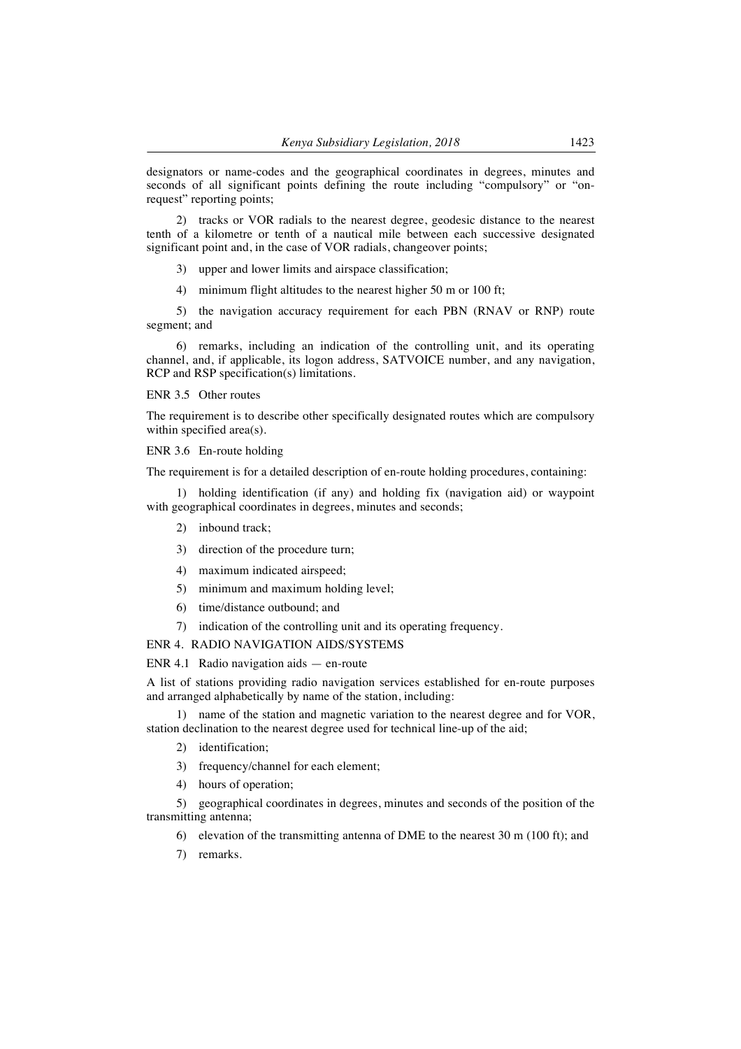designators or name-codes and the geographical coordinates in degrees, minutes and seconds of all significant points defining the route including "compulsory" or "on-request" reporting points;

2) tracks or VOR radials to the nearest degree, geodesic distance to the nearest tenth of a kilometre or tenth of a nautical mile between each successive designated significant point and, in the case of VOR radials, changeover points;

3) upper and lower limits and airspace classification;

4) minimum flight altitudes to the nearest higher 50 m or 100 ft;

5) the navigation accuracy requirement for each PBN (RNAV or RNP) route segment; and

6) remarks, including an indication of the controlling unit, and its operating channel, and, if applicable, its logon address, SATVOICE number, and any navigation, RCP and RSP specification(s) limitations.

ENR 3.5 Other routes

The requirement is to describe other specifically designated routes which are compulsory within specified area(s).

ENR 3.6 En-route holding

The requirement is for a detailed description of en-route holding procedures, containing:

1) holding identification (if any) and holding fix (navigation aid) or waypoint with geographical coordinates in degrees, minutes and seconds;

2) inbound track;

3) direction of the procedure turn;

4) maximum indicated airspeed;

5) minimum and maximum holding level;

6) time/distance outbound; and

7) indication of the controlling unit and its operating frequency.

ENR 4. RADIO NAVIGATION AIDS/SYSTEMS

ENR 4.1 Radio navigation aids — en-route

A list of stations providing radio navigation services established for en-route purposes and arranged alphabetically by name of the station, including:

1) name of the station and magnetic variation to the nearest degree and for VOR, station declination to the nearest degree used for technical line-up of the aid;

2) identification;

3) frequency/channel for each element;

4) hours of operation;

5) geographical coordinates in degrees, minutes and seconds of the position of the transmitting antenna;

6) elevation of the transmitting antenna of DME to the nearest 30 m (100 ft); and

7) remarks.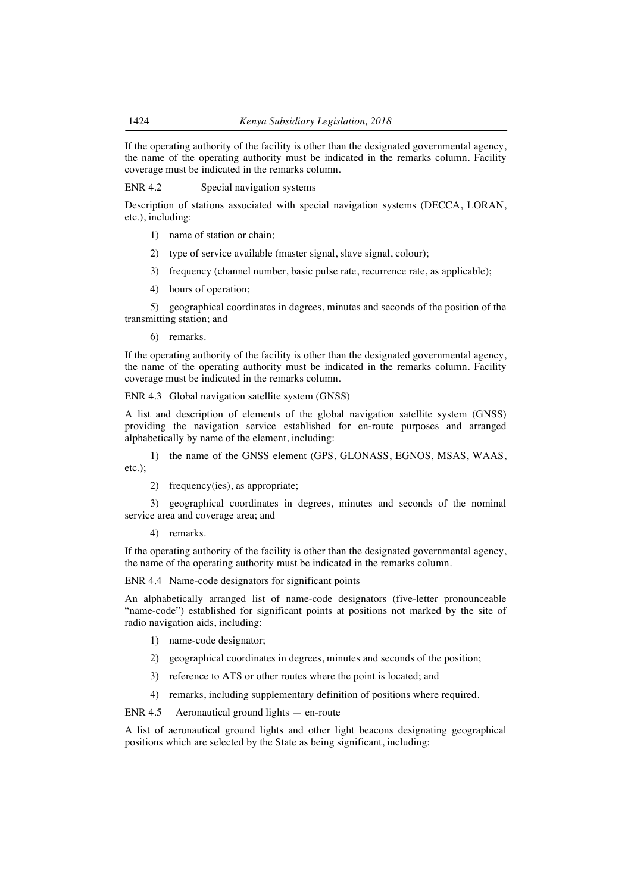If the operating authority of the facility is other than the designated governmental agency, the name of the operating authority must be indicated in the remarks column. Facility coverage must be indicated in the remarks column.

ENR 4.2 Special navigation systems

Description of stations associated with special navigation systems (DECCA, LORAN, etc.), including:

1) name of station or chain;

2) type of service available (master signal, slave signal, colour);

3) frequency (channel number, basic pulse rate, recurrence rate, as applicable);

4) hours of operation;

5) geographical coordinates in degrees, minutes and seconds of the position of the transmitting station; and

6) remarks.

If the operating authority of the facility is other than the designated governmental agency, the name of the operating authority must be indicated in the remarks column. Facility coverage must be indicated in the remarks column.

ENR 4.3 Global navigation satellite system (GNSS)

A list and description of elements of the global navigation satellite system (GNSS) providing the navigation service established for en-route purposes and arranged alphabetically by name of the element, including:

1) the name of the GNSS element (GPS, GLONASS, EGNOS, MSAS, WAAS, etc.);

2) frequency(ies), as appropriate;

3) geographical coordinates in degrees, minutes and seconds of the nominal service area and coverage area; and

4) remarks.

If the operating authority of the facility is other than the designated governmental agency, the name of the operating authority must be indicated in the remarks column.

ENR 4.4 Name-code designators for significant points

An alphabetically arranged list of name-code designators (five-letter pronounceable "name-code") established for significant points at positions not marked by the site of radio navigation aids, including:

1) name-code designator;

2) geographical coordinates in degrees, minutes and seconds of the position;

3) reference to ATS or other routes where the point is located; and

4) remarks, including supplementary definition of positions where required.

ENR 4.5 Aeronautical ground lights — en-route

A list of aeronautical ground lights and other light beacons designating geographical positions which are selected by the State as being significant, including: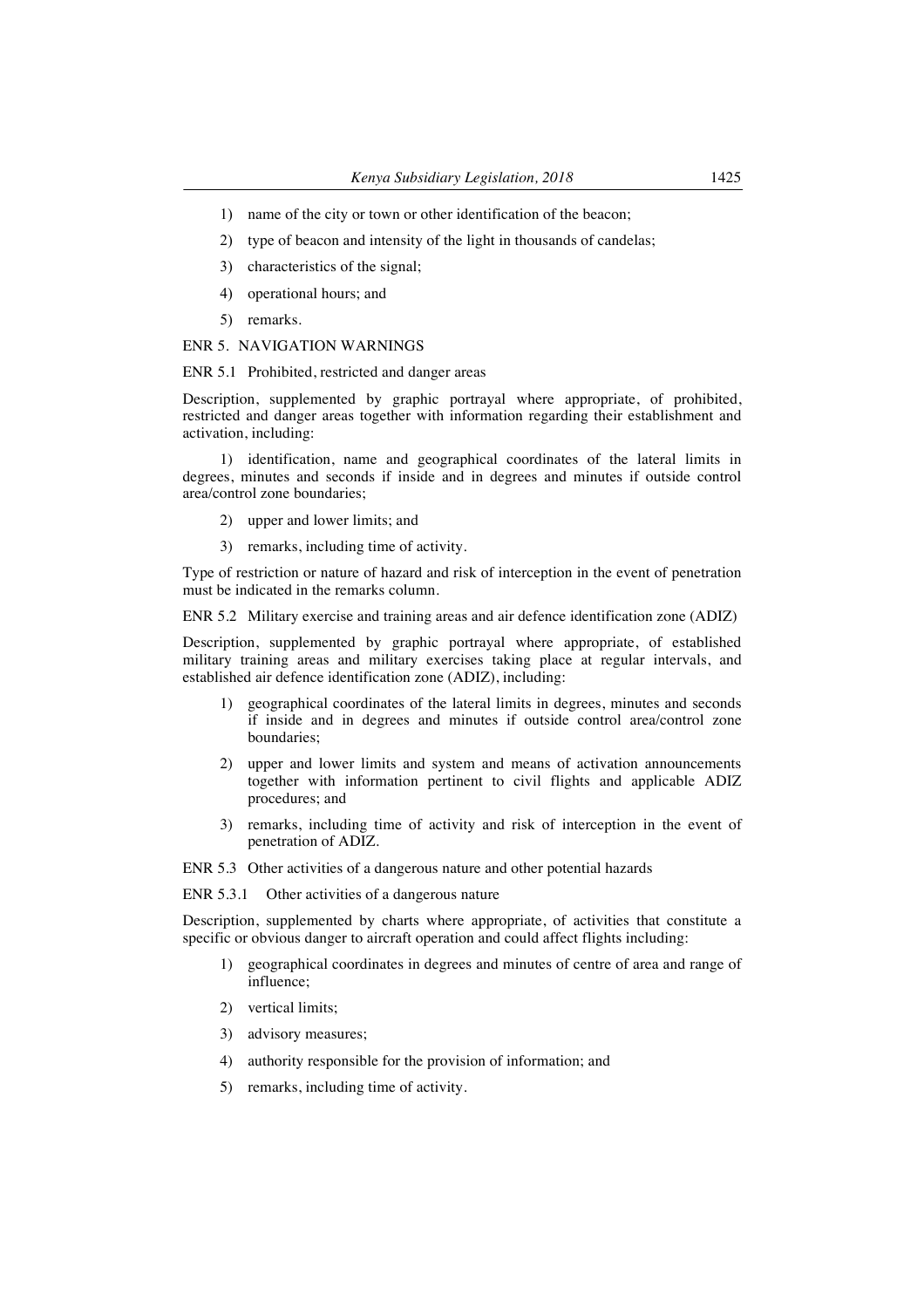1) name of the city or town or other identification of the beacon;

2) type of beacon and intensity of the light in thousands of candelas;

3) characteristics of the signal;

4) operational hours; and

5) remarks.

ENR 5. NAVIGATION WARNINGS

ENR 5.1 Prohibited, restricted and danger areas

Description, supplemented by graphic portrayal where appropriate, of prohibited, restricted and danger areas together with information regarding their establishment and activation, including:

1) identification, name and geographical coordinates of the lateral limits in degrees, minutes and seconds if inside and in degrees and minutes if outside control area/control zone boundaries;

2) upper and lower limits; and

3) remarks, including time of activity.

Type of restriction or nature of hazard and risk of interception in the event of penetration must be indicated in the remarks column.

ENR 5.2 Military exercise and training areas and air defence identification zone (ADIZ)

Description, supplemented by graphic portrayal where appropriate, of established military training areas and military exercises taking place at regular intervals, and established air defence identification zone (ADIZ), including:

1) geographical coordinates of the lateral limits in degrees, minutes and seconds if inside and in degrees and minutes if outside control area/control zone boundaries;

2) upper and lower limits and system and means of activation announcements together with information pertinent to civil flights and applicable ADIZ procedures; and

3) remarks, including time of activity and risk of interception in the event of penetration of ADIZ.

ENR 5.3 Other activities of a dangerous nature and other potential hazards

ENR 5.3.1 Other activities of a dangerous nature

Description, supplemented by charts where appropriate, of activities that constitute a specific or obvious danger to aircraft operation and could affect flights including:

1) geographical coordinates in degrees and minutes of centre of area and range of influence;

2) vertical limits;

3) advisory measures;

4) authority responsible for the provision of information; and

5) remarks, including time of activity.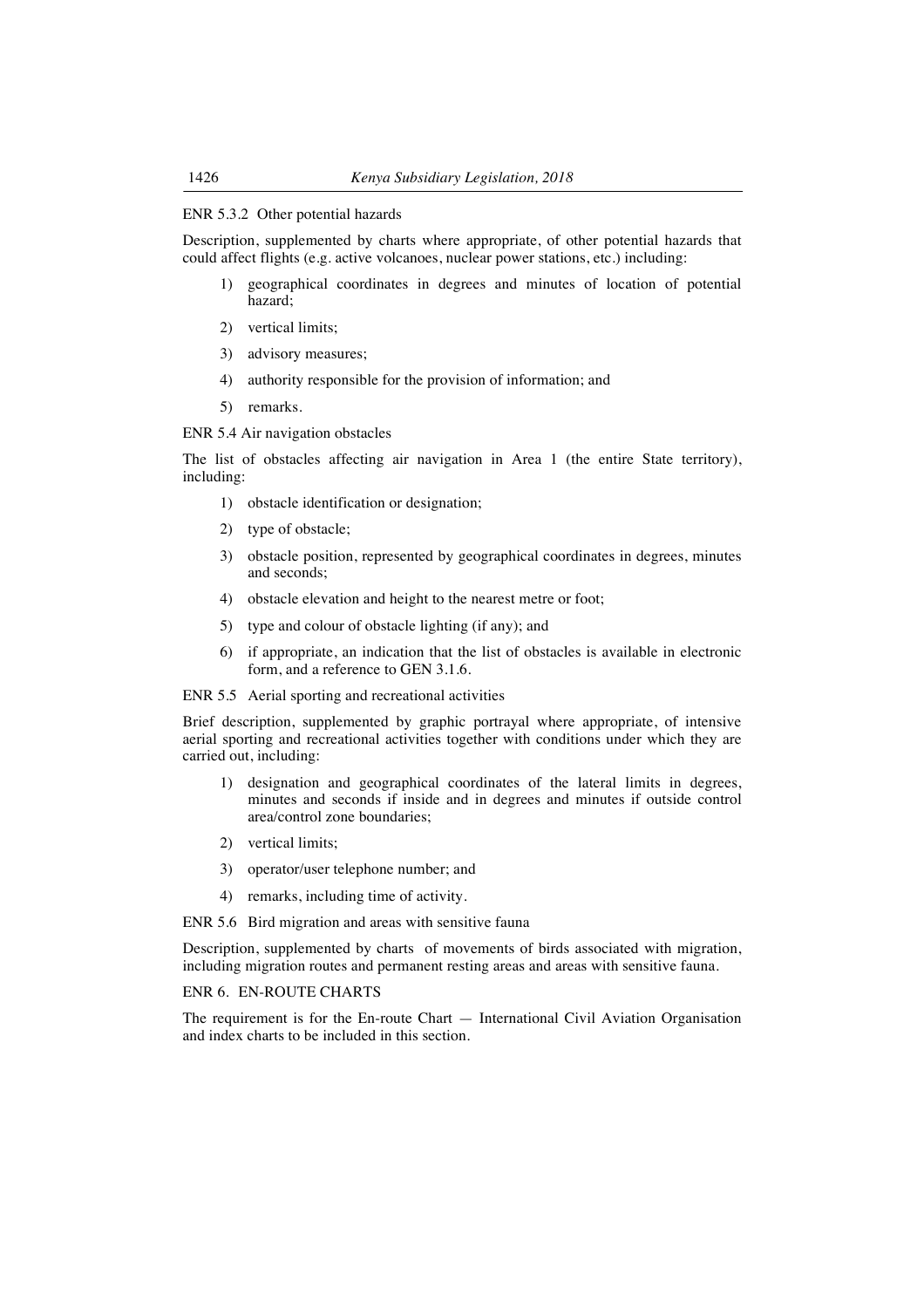ENR 5.3.2 Other potential hazards

Description, supplemented by charts where appropriate, of other potential hazards that could affect flights (e.g. active volcanoes, nuclear power stations, etc.) including:

1) geographical coordinates in degrees and minutes of location of potential hazard;
2) vertical limits;
3) advisory measures;
4) authority responsible for the provision of information; and
5) remarks.

ENR 5.4 Air navigation obstacles

The list of obstacles affecting air navigation in Area 1 (the entire State territory), including:

1) obstacle identification or designation;
2) type of obstacle;
3) obstacle position, represented by geographical coordinates in degrees, minutes and seconds;
4) obstacle elevation and height to the nearest metre or foot;
5) type and colour of obstacle lighting (if any); and
6) if appropriate, an indication that the list of obstacles is available in electronic form, and a reference to GEN 3.1.6.

ENR 5.5 Aerial sporting and recreational activities

Brief description, supplemented by graphic portrayal where appropriate, of intensive aerial sporting and recreational activities together with conditions under which they are carried out, including:

1) designation and geographical coordinates of the lateral limits in degrees, minutes and seconds if inside and in degrees and minutes if outside control area/control zone boundaries;
2) vertical limits;
3) operator/user telephone number; and
4) remarks, including time of activity.

ENR 5.6 Bird migration and areas with sensitive fauna

Description, supplemented by charts of movements of birds associated with migration, including migration routes and permanent resting areas and areas with sensitive fauna.

ENR 6. EN-ROUTE CHARTS

The requirement is for the En-route Chart — International Civil Aviation Organisation and index charts to be included in this section.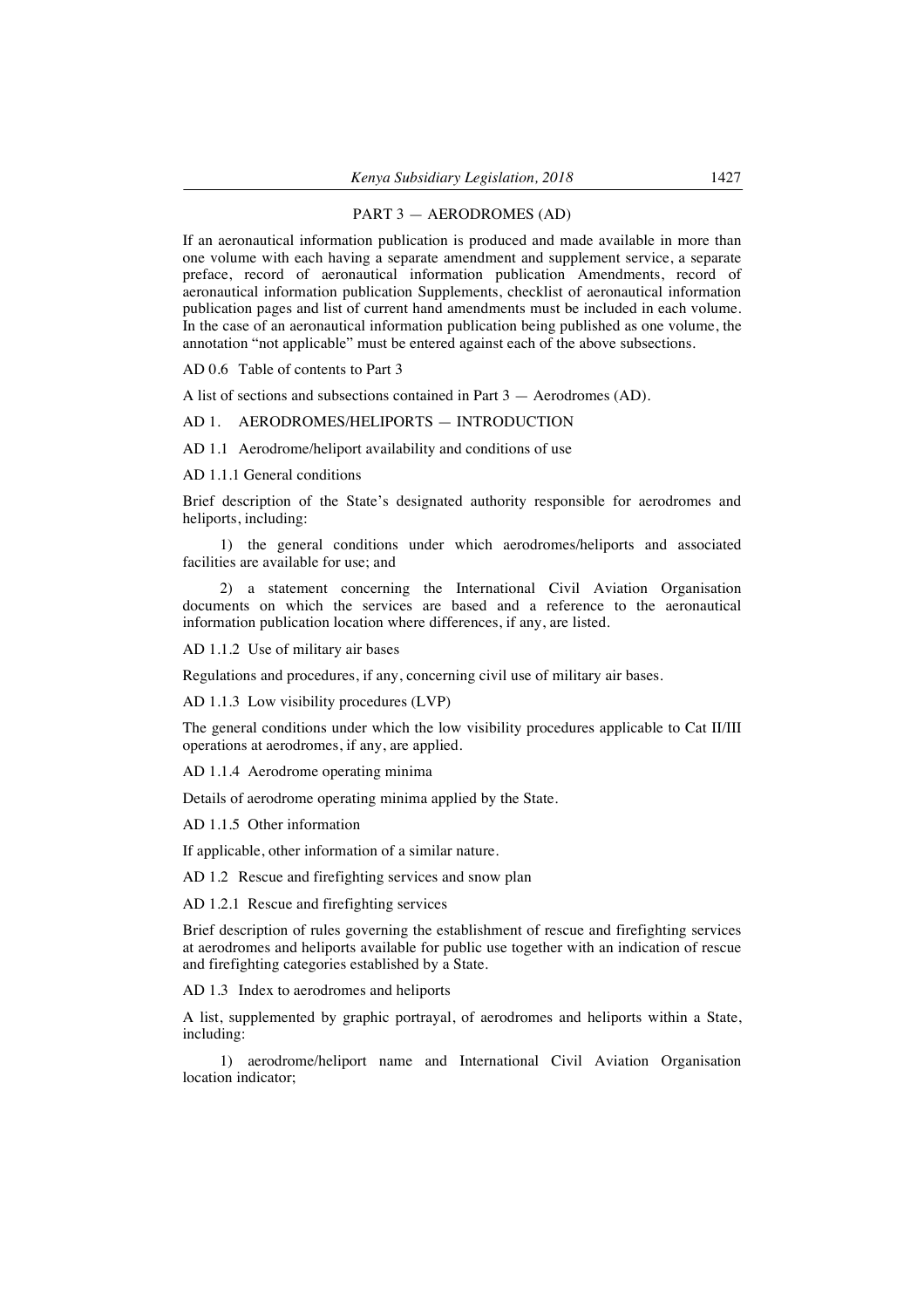PART 3 — AERODROMES (AD)

If an aeronautical information publication is produced and made available in more than one volume with each having a separate amendment and supplement service, a separate preface, record of aeronautical information publication Amendments, record of aeronautical information publication Supplements, checklist of aeronautical information publication pages and list of current hand amendments must be included in each volume. In the case of an aeronautical information publication being published as one volume, the annotation "not applicable" must be entered against each of the above subsections.

AD 0.6 Table of contents to Part 3

A list of sections and subsections contained in Part 3 — Aerodromes (AD).

AD 1. AERODROMES/HELIPORTS — INTRODUCTION

AD 1.1 Aerodrome/heliport availability and conditions of use

AD 1.1.1 General conditions

Brief description of the State's designated authority responsible for aerodromes and heliports, including:

1) the general conditions under which aerodromes/heliports and associated facilities are available for use; and

2) a statement concerning the International Civil Aviation Organisation documents on which the services are based and a reference to the aeronautical information publication location where differences, if any, are listed.

AD 1.1.2 Use of military air bases

Regulations and procedures, if any, concerning civil use of military air bases.

AD 1.1.3 Low visibility procedures (LVP)

The general conditions under which the low visibility procedures applicable to Cat II/III operations at aerodromes, if any, are applied.

AD 1.1.4 Aerodrome operating minima

Details of aerodrome operating minima applied by the State.

AD 1.1.5 Other information

If applicable, other information of a similar nature.

AD 1.2 Rescue and firefighting services and snow plan

AD 1.2.1 Rescue and firefighting services

Brief description of rules governing the establishment of rescue and firefighting services at aerodromes and heliports available for public use together with an indication of rescue and firefighting categories established by a State.

AD 1.3 Index to aerodromes and heliports

A list, supplemented by graphic portrayal, of aerodromes and heliports within a State, including:

1) aerodrome/heliport name and International Civil Aviation Organisation location indicator;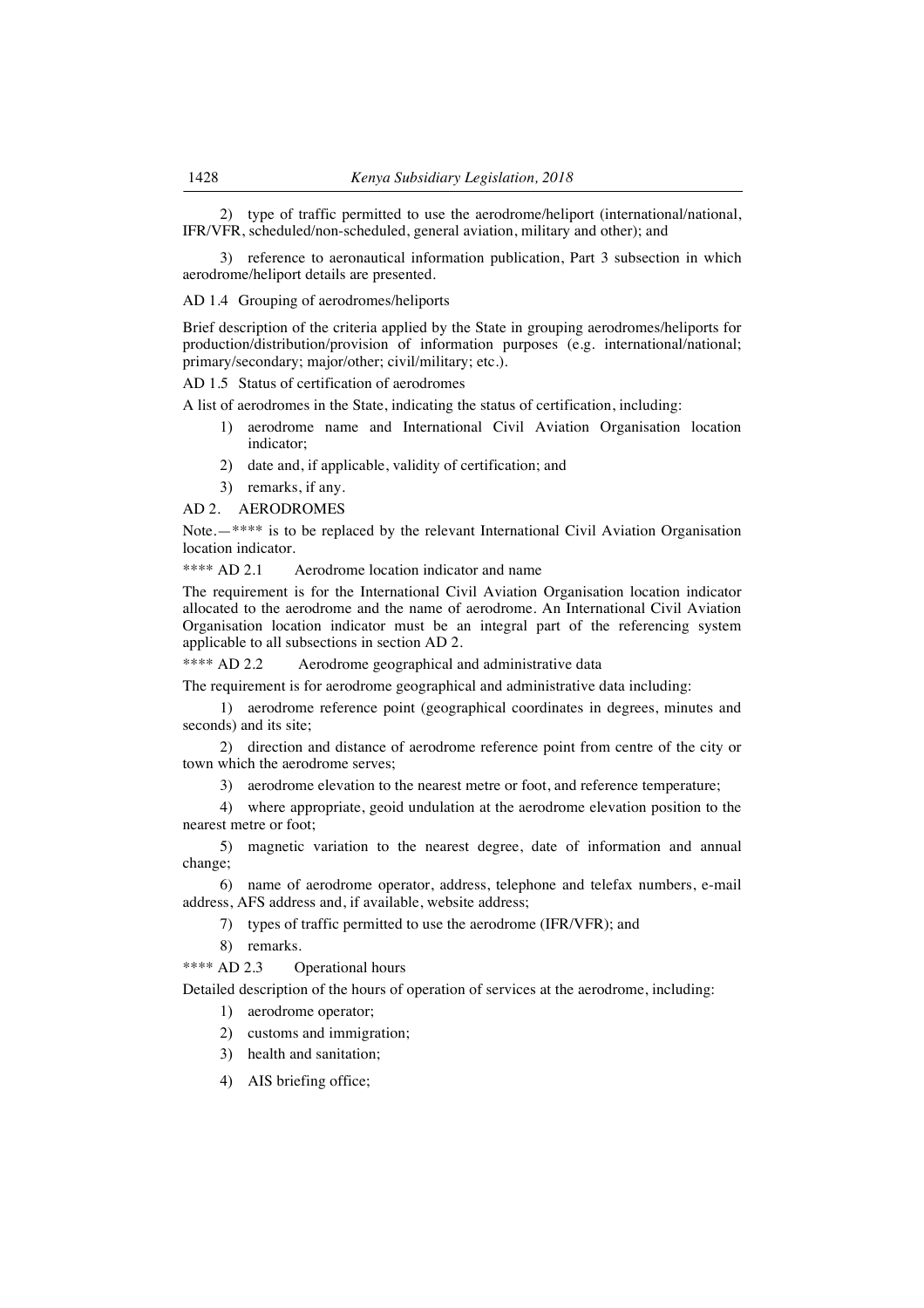2) type of traffic permitted to use the aerodrome/heliport (international/national, IFR/VFR, scheduled/non-scheduled, general aviation, military and other); and

3) reference to aeronautical information publication, Part 3 subsection in which aerodrome/heliport details are presented.

AD 1.4 Grouping of aerodromes/heliports

Brief description of the criteria applied by the State in grouping aerodromes/heliports for production/distribution/provision of information purposes (e.g. international/national; primary/secondary; major/other; civil/military; etc.).

AD 1.5 Status of certification of aerodromes

A list of aerodromes in the State, indicating the status of certification, including:

1) aerodrome name and International Civil Aviation Organisation location indicator;
2) date and, if applicable, validity of certification; and
3) remarks, if any.

AD 2. AERODROMES

Note.—**** is to be replaced by the relevant International Civil Aviation Organisation location indicator.

**** AD 2.1 Aerodrome location indicator and name

The requirement is for the International Civil Aviation Organisation location indicator allocated to the aerodrome and the name of aerodrome. An International Civil Aviation Organisation location indicator must be an integral part of the referencing system applicable to all subsections in section AD 2.

**** AD 2.2 Aerodrome geographical and administrative data

The requirement is for aerodrome geographical and administrative data including:

1) aerodrome reference point (geographical coordinates in degrees, minutes and seconds) and its site;

2) direction and distance of aerodrome reference point from centre of the city or town which the aerodrome serves;

3) aerodrome elevation to the nearest metre or foot, and reference temperature;

4) where appropriate, geoid undulation at the aerodrome elevation position to the nearest metre or foot;

5) magnetic variation to the nearest degree, date of information and annual change;

6) name of aerodrome operator, address, telephone and telefax numbers, e-mail address, AFS address and, if available, website address;

7) types of traffic permitted to use the aerodrome (IFR/VFR); and

8) remarks.

**** AD 2.3 Operational hours

Detailed description of the hours of operation of services at the aerodrome, including:

1) aerodrome operator;
2) customs and immigration;
3) health and sanitation;
4) AIS briefing office;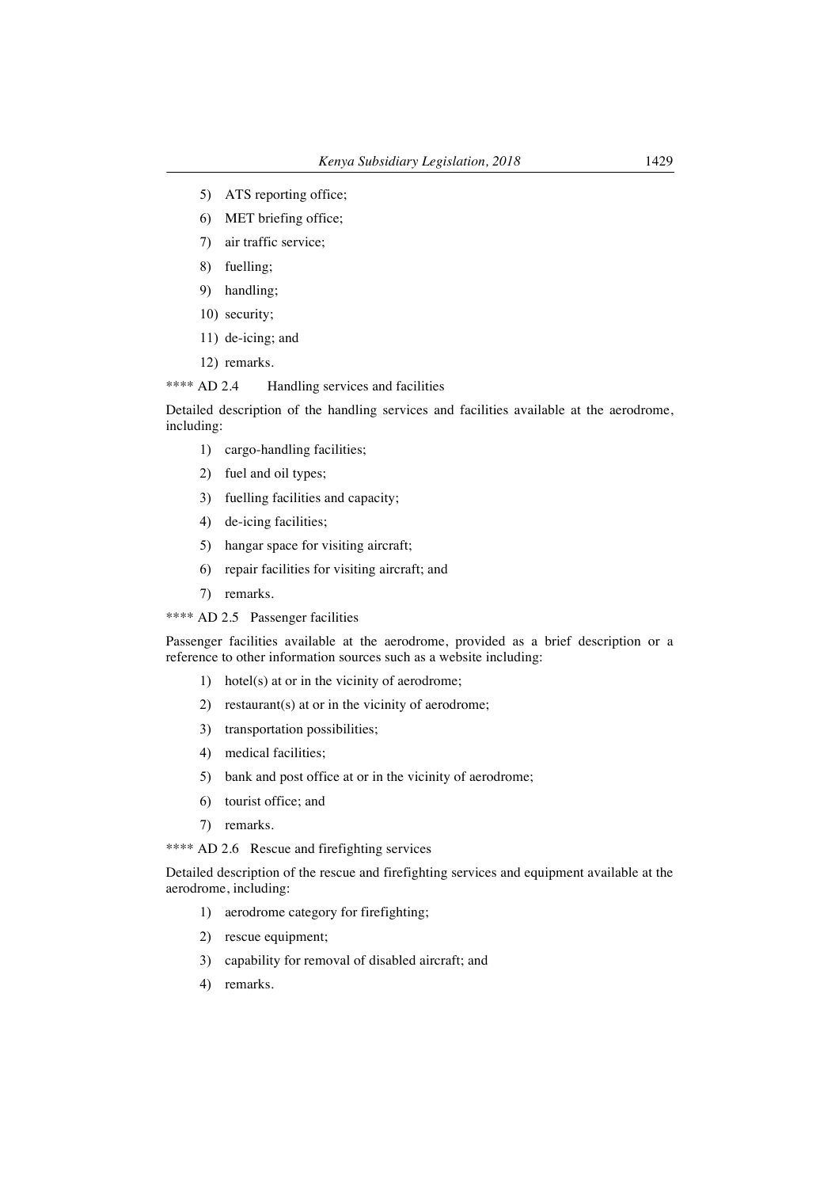5) ATS reporting office;

6) MET briefing office;

7) air traffic service;

8) fuelling;

9) handling;

10) security;

11) de-icing; and

12) remarks.

**** AD 2.4 Handling services and facilities

Detailed description of the handling services and facilities available at the aerodrome, including:

1) cargo-handling facilities;

2) fuel and oil types;

3) fuelling facilities and capacity;

4) de-icing facilities;

5) hangar space for visiting aircraft;

6) repair facilities for visiting aircraft; and

7) remarks.

**** AD 2.5 Passenger facilities

Passenger facilities available at the aerodrome, provided as a brief description or a reference to other information sources such as a website including:

1) hotel(s) at or in the vicinity of aerodrome;

2) restaurant(s) at or in the vicinity of aerodrome;

3) transportation possibilities;

4) medical facilities;

5) bank and post office at or in the vicinity of aerodrome;

6) tourist office; and

7) remarks.

**** AD 2.6 Rescue and firefighting services

Detailed description of the rescue and firefighting services and equipment available at the aerodrome, including:

1) aerodrome category for firefighting;

2) rescue equipment;

3) capability for removal of disabled aircraft; and

4) remarks.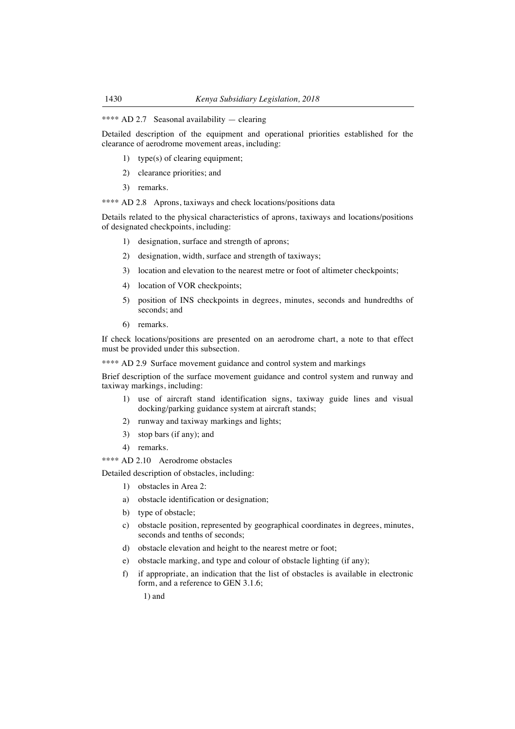**** AD 2.7 Seasonal availability — clearing

Detailed description of the equipment and operational priorities established for the clearance of aerodrome movement areas, including:

1) type(s) of clearing equipment;
2) clearance priorities; and
3) remarks.

**** AD 2.8 Aprons, taxiways and check locations/positions data

Details related to the physical characteristics of aprons, taxiways and locations/positions of designated checkpoints, including:

1) designation, surface and strength of aprons;
2) designation, width, surface and strength of taxiways;
3) location and elevation to the nearest metre or foot of altimeter checkpoints;
4) location of VOR checkpoints;
5) position of INS checkpoints in degrees, minutes, seconds and hundredths of seconds; and
6) remarks.

If check locations/positions are presented on an aerodrome chart, a note to that effect must be provided under this subsection.

**** AD 2.9 Surface movement guidance and control system and markings

Brief description of the surface movement guidance and control system and runway and taxiway markings, including:

1) use of aircraft stand identification signs, taxiway guide lines and visual docking/parking guidance system at aircraft stands;
2) runway and taxiway markings and lights;
3) stop bars (if any); and
4) remarks.

**** AD 2.10 Aerodrome obstacles

Detailed description of obstacles, including:

1) obstacles in Area 2:

a) obstacle identification or designation;

b) type of obstacle;

c) obstacle position, represented by geographical coordinates in degrees, minutes, seconds and tenths of seconds;

d) obstacle elevation and height to the nearest metre or foot;

e) obstacle marking, and type and colour of obstacle lighting (if any);

f) if appropriate, an indication that the list of obstacles is available in electronic form, and a reference to GEN 3.1.6;

1) and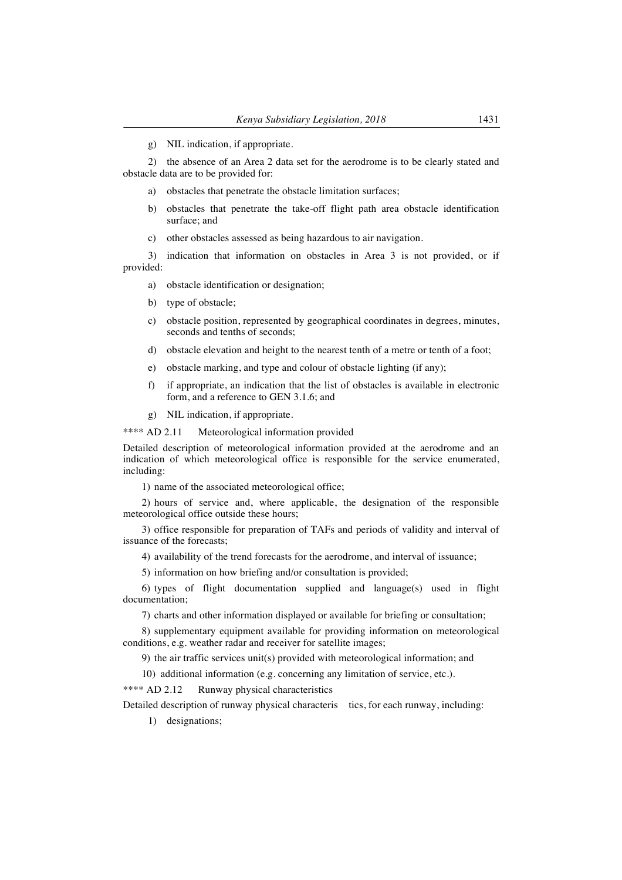g) NIL indication, if appropriate.

2) the absence of an Area 2 data set for the aerodrome is to be clearly stated and obstacle data are to be provided for:

a) obstacles that penetrate the obstacle limitation surfaces;

b) obstacles that penetrate the take-off flight path area obstacle identification surface; and

c) other obstacles assessed as being hazardous to air navigation.

3) indication that information on obstacles in Area 3 is not provided, or if provided:

a) obstacle identification or designation;

b) type of obstacle;

c) obstacle position, represented by geographical coordinates in degrees, minutes, seconds and tenths of seconds;

d) obstacle elevation and height to the nearest tenth of a metre or tenth of a foot;

e) obstacle marking, and type and colour of obstacle lighting (if any);

f) if appropriate, an indication that the list of obstacles is available in electronic form, and a reference to GEN 3.1.6; and

g) NIL indication, if appropriate.

**** AD 2.11 Meteorological information provided

Detailed description of meteorological information provided at the aerodrome and an indication of which meteorological office is responsible for the service enumerated, including:

1) name of the associated meteorological office;

2) hours of service and, where applicable, the designation of the responsible meteorological office outside these hours;

3) office responsible for preparation of TAFs and periods of validity and interval of issuance of the forecasts;

4) availability of the trend forecasts for the aerodrome, and interval of issuance;

5) information on how briefing and/or consultation is provided;

6) types of flight documentation supplied and language(s) used in flight documentation;

7) charts and other information displayed or available for briefing or consultation;

8) supplementary equipment available for providing information on meteorological conditions, e.g. weather radar and receiver for satellite images;

9) the air traffic services unit(s) provided with meteorological information; and

10) additional information (e.g. concerning any limitation of service, etc.).

**** AD 2.12 Runway physical characteristics

Detailed description of runway physical characteris tics, for each runway, including:

1) designations;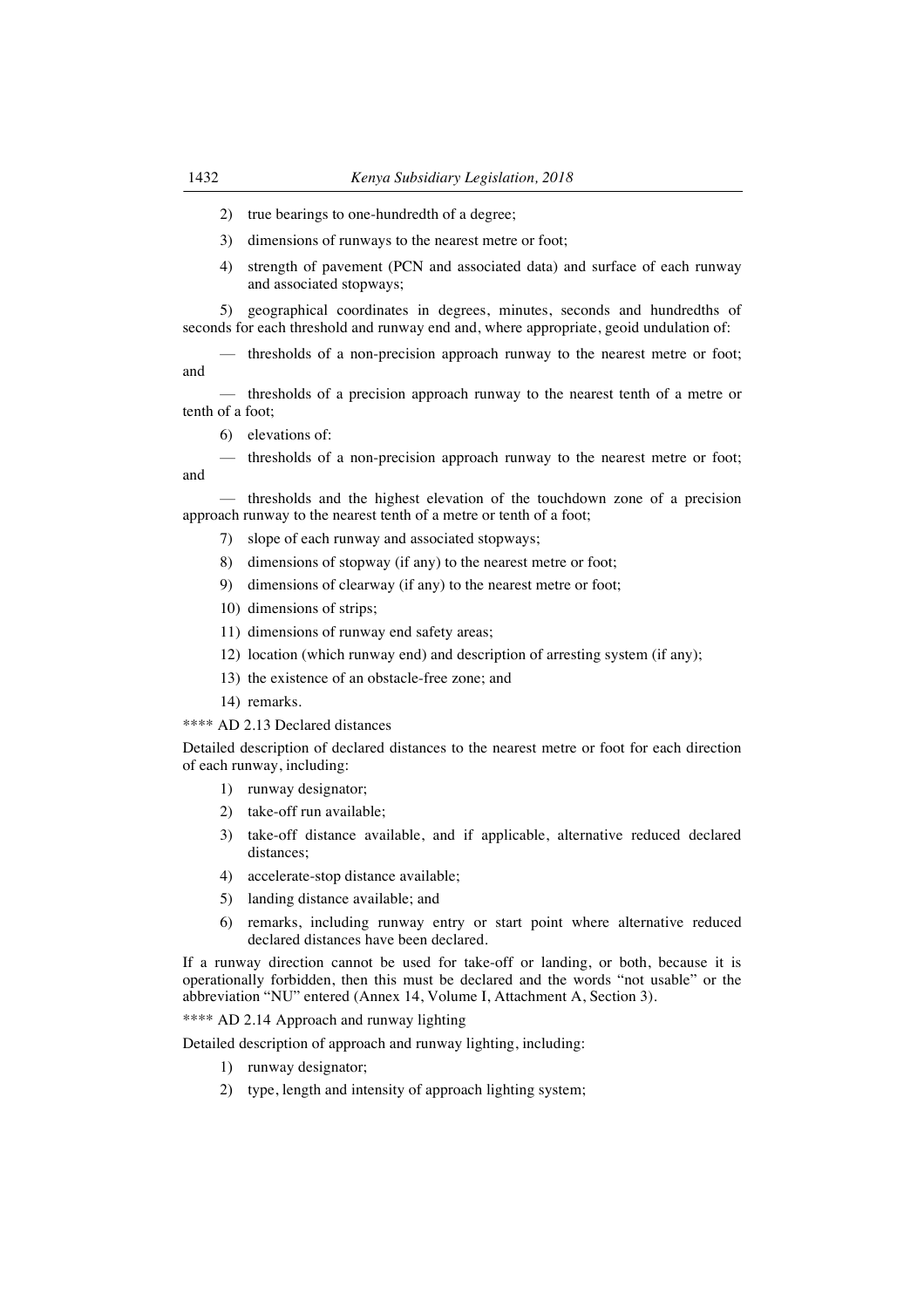2) true bearings to one-hundredth of a degree;

3) dimensions of runways to the nearest metre or foot;

4) strength of pavement (PCN and associated data) and surface of each runway and associated stopways;

5) geographical coordinates in degrees, minutes, seconds and hundredths of seconds for each threshold and runway end and, where appropriate, geoid undulation of:

— thresholds of a non-precision approach runway to the nearest metre or foot; and

— thresholds of a precision approach runway to the nearest tenth of a metre or tenth of a foot;

6) elevations of:

— thresholds of a non-precision approach runway to the nearest metre or foot; and

— thresholds and the highest elevation of the touchdown zone of a precision approach runway to the nearest tenth of a metre or tenth of a foot;

7) slope of each runway and associated stopways;

8) dimensions of stopway (if any) to the nearest metre or foot;

9) dimensions of clearway (if any) to the nearest metre or foot;

10) dimensions of strips;

11) dimensions of runway end safety areas;

12) location (which runway end) and description of arresting system (if any);

13) the existence of an obstacle-free zone; and

14) remarks.

**** AD 2.13 Declared distances

Detailed description of declared distances to the nearest metre or foot for each direction of each runway, including:

1) runway designator;

2) take-off run available;

3) take-off distance available, and if applicable, alternative reduced declared distances;

4) accelerate-stop distance available;

5) landing distance available; and

6) remarks, including runway entry or start point where alternative reduced declared distances have been declared.

If a runway direction cannot be used for take-off or landing, or both, because it is operationally forbidden, then this must be declared and the words "not usable" or the abbreviation "NU" entered (Annex 14, Volume I, Attachment A, Section 3).

**** AD 2.14 Approach and runway lighting

Detailed description of approach and runway lighting, including:

1) runway designator;

2) type, length and intensity of approach lighting system;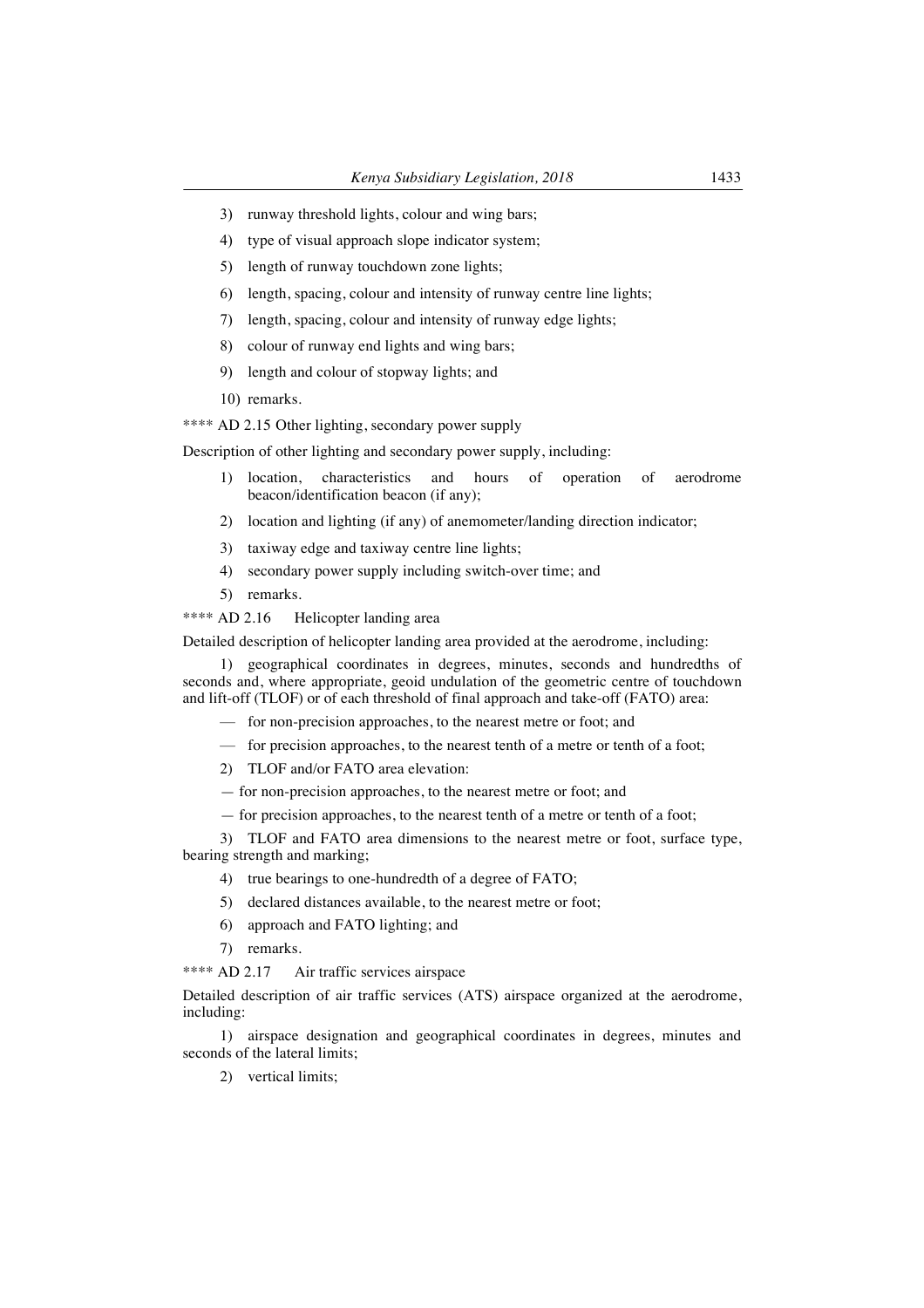3) runway threshold lights, colour and wing bars;

4) type of visual approach slope indicator system;

5) length of runway touchdown zone lights;

6) length, spacing, colour and intensity of runway centre line lights;

7) length, spacing, colour and intensity of runway edge lights;

8) colour of runway end lights and wing bars;

9) length and colour of stopway lights; and

10) remarks.

**** AD 2.15 Other lighting, secondary power supply

Description of other lighting and secondary power supply, including:

1) location, characteristics and hours of operation of aerodrome beacon/identification beacon (if any);

2) location and lighting (if any) of anemometer/landing direction indicator;

3) taxiway edge and taxiway centre line lights;

4) secondary power supply including switch-over time; and

5) remarks.

**** AD 2.16 Helicopter landing area

Detailed description of helicopter landing area provided at the aerodrome, including:

1) geographical coordinates in degrees, minutes, seconds and hundredths of seconds and, where appropriate, geoid undulation of the geometric centre of touchdown and lift-off (TLOF) or of each threshold of final approach and take-off (FATO) area:

— for non-precision approaches, to the nearest metre or foot; and

— for precision approaches, to the nearest tenth of a metre or tenth of a foot;

2) TLOF and/or FATO area elevation:

— for non-precision approaches, to the nearest metre or foot; and

— for precision approaches, to the nearest tenth of a metre or tenth of a foot;

3) TLOF and FATO area dimensions to the nearest metre or foot, surface type, bearing strength and marking;

4) true bearings to one-hundredth of a degree of FATO;

5) declared distances available, to the nearest metre or foot;

6) approach and FATO lighting; and

7) remarks.

**** AD 2.17 Air traffic services airspace

Detailed description of air traffic services (ATS) airspace organized at the aerodrome, including:

1) airspace designation and geographical coordinates in degrees, minutes and seconds of the lateral limits;

2) vertical limits;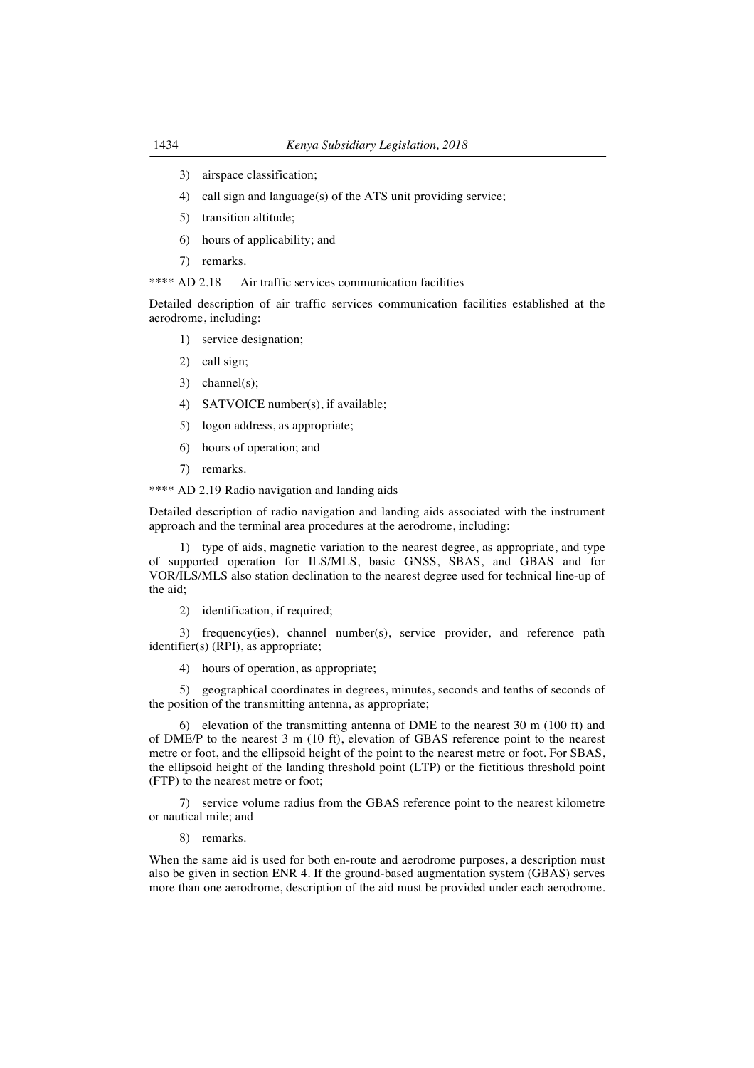3) airspace classification;

4) call sign and language(s) of the ATS unit providing service;

5) transition altitude;

6) hours of applicability; and

7) remarks.

**** AD 2.18 Air traffic services communication facilities

Detailed description of air traffic services communication facilities established at the aerodrome, including:

1) service designation;

2) call sign;

3) channel(s);

4) SATVOICE number(s), if available;

5) logon address, as appropriate;

6) hours of operation; and

7) remarks.

**** AD 2.19 Radio navigation and landing aids

Detailed description of radio navigation and landing aids associated with the instrument approach and the terminal area procedures at the aerodrome, including:

1) type of aids, magnetic variation to the nearest degree, as appropriate, and type of supported operation for ILS/MLS, basic GNSS, SBAS, and GBAS and for VOR/ILS/MLS also station declination to the nearest degree used for technical line-up of the aid;

2) identification, if required;

3) frequency(ies), channel number(s), service provider, and reference path identifier(s) (RPI), as appropriate;

4) hours of operation, as appropriate;

5) geographical coordinates in degrees, minutes, seconds and tenths of seconds of the position of the transmitting antenna, as appropriate;

6) elevation of the transmitting antenna of DME to the nearest 30 m (100 ft) and of DME/P to the nearest 3 m (10 ft), elevation of GBAS reference point to the nearest metre or foot, and the ellipsoid height of the point to the nearest metre or foot. For SBAS, the ellipsoid height of the landing threshold point (LTP) or the fictitious threshold point (FTP) to the nearest metre or foot;

7) service volume radius from the GBAS reference point to the nearest kilometre or nautical mile; and

8) remarks.

When the same aid is used for both en-route and aerodrome purposes, a description must also be given in section ENR 4. If the ground-based augmentation system (GBAS) serves more than one aerodrome, description of the aid must be provided under each aerodrome.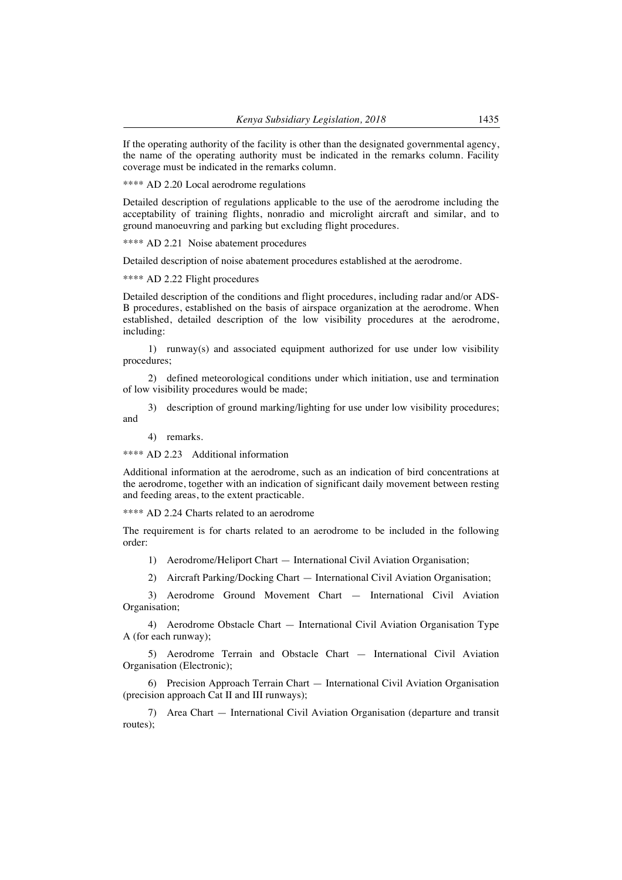If the operating authority of the facility is other than the designated governmental agency, the name of the operating authority must be indicated in the remarks column. Facility coverage must be indicated in the remarks column.

**** AD 2.20 Local aerodrome regulations

Detailed description of regulations applicable to the use of the aerodrome including the acceptability of training flights, nonradio and microlight aircraft and similar, and to ground manoeuvring and parking but excluding flight procedures.

**** AD 2.21 Noise abatement procedures

Detailed description of noise abatement procedures established at the aerodrome.

**** AD 2.22 Flight procedures

Detailed description of the conditions and flight procedures, including radar and/or ADS-B procedures, established on the basis of airspace organization at the aerodrome. When established, detailed description of the low visibility procedures at the aerodrome, including:

1) runway(s) and associated equipment authorized for use under low visibility procedures;

2) defined meteorological conditions under which initiation, use and termination of low visibility procedures would be made;

3) description of ground marking/lighting for use under low visibility procedures; and

4) remarks.

**** AD 2.23 Additional information

Additional information at the aerodrome, such as an indication of bird concentrations at the aerodrome, together with an indication of significant daily movement between resting and feeding areas, to the extent practicable.

**** AD 2.24 Charts related to an aerodrome

The requirement is for charts related to an aerodrome to be included in the following order:

1) Aerodrome/Heliport Chart — International Civil Aviation Organisation;

2) Aircraft Parking/Docking Chart — International Civil Aviation Organisation;

3) Aerodrome Ground Movement Chart — International Civil Aviation Organisation;

4) Aerodrome Obstacle Chart — International Civil Aviation Organisation Type A (for each runway);

5) Aerodrome Terrain and Obstacle Chart — International Civil Aviation Organisation (Electronic);

6) Precision Approach Terrain Chart — International Civil Aviation Organisation (precision approach Cat II and III runways);

7) Area Chart — International Civil Aviation Organisation (departure and transit routes);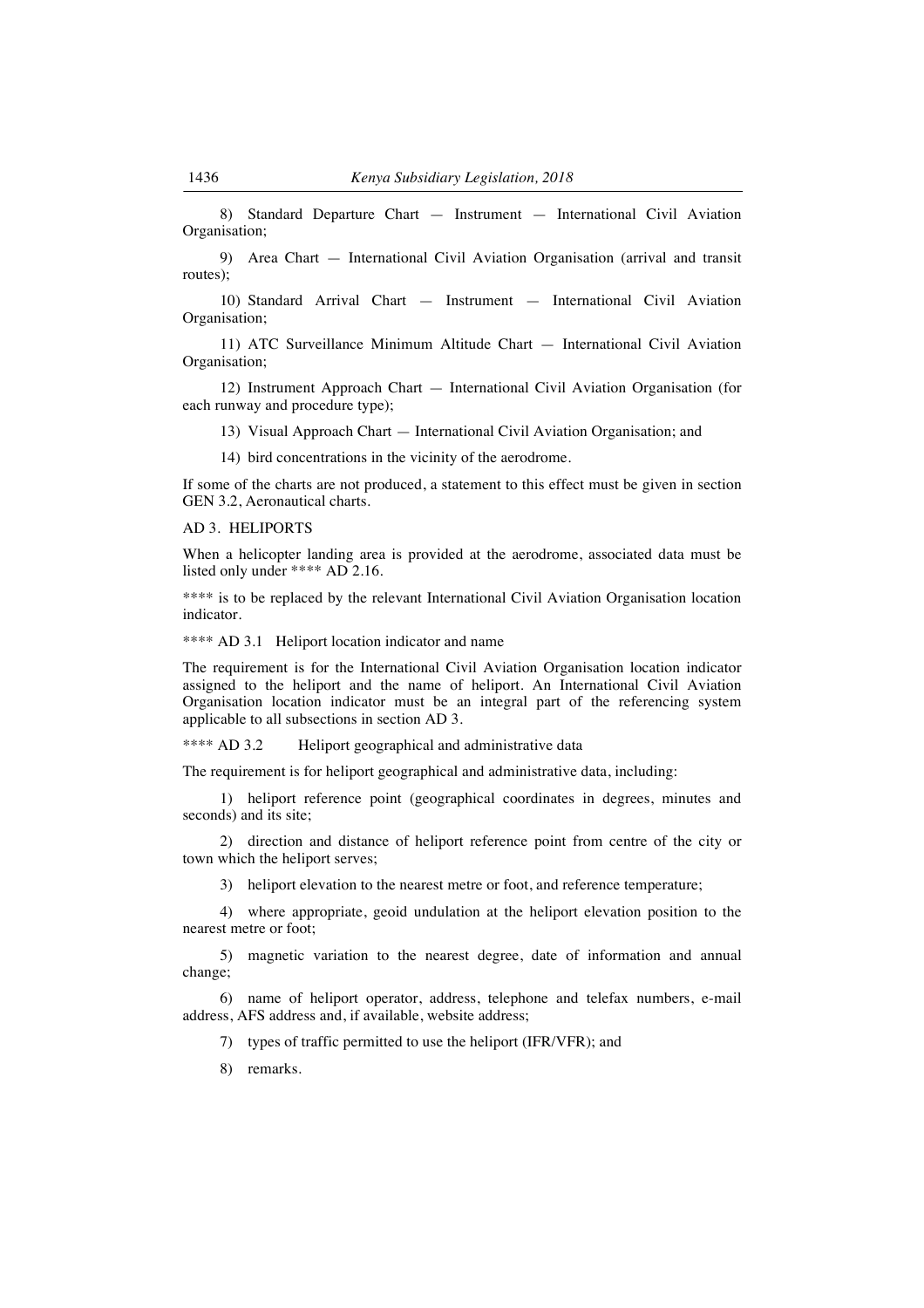8) Standard Departure Chart — Instrument — International Civil Aviation Organisation;

9) Area Chart — International Civil Aviation Organisation (arrival and transit routes);

10) Standard Arrival Chart — Instrument — International Civil Aviation Organisation;

11) ATC Surveillance Minimum Altitude Chart — International Civil Aviation Organisation;

12) Instrument Approach Chart — International Civil Aviation Organisation (for each runway and procedure type);

13) Visual Approach Chart — International Civil Aviation Organisation; and

14) bird concentrations in the vicinity of the aerodrome.

If some of the charts are not produced, a statement to this effect must be given in section GEN 3.2, Aeronautical charts.

AD 3. HELIPORTS

When a helicopter landing area is provided at the aerodrome, associated data must be listed only under **** AD 2.16.

**** is to be replaced by the relevant International Civil Aviation Organisation location indicator.

**** AD 3.1 Heliport location indicator and name

The requirement is for the International Civil Aviation Organisation location indicator assigned to the heliport and the name of heliport. An International Civil Aviation Organisation location indicator must be an integral part of the referencing system applicable to all subsections in section AD 3.

**** AD 3.2 Heliport geographical and administrative data

The requirement is for heliport geographical and administrative data, including:

1) heliport reference point (geographical coordinates in degrees, minutes and seconds) and its site;

2) direction and distance of heliport reference point from centre of the city or town which the heliport serves;

3) heliport elevation to the nearest metre or foot, and reference temperature;

4) where appropriate, geoid undulation at the heliport elevation position to the nearest metre or foot;

5) magnetic variation to the nearest degree, date of information and annual change;

6) name of heliport operator, address, telephone and telefax numbers, e-mail address, AFS address and, if available, website address;

7) types of traffic permitted to use the heliport (IFR/VFR); and

8) remarks.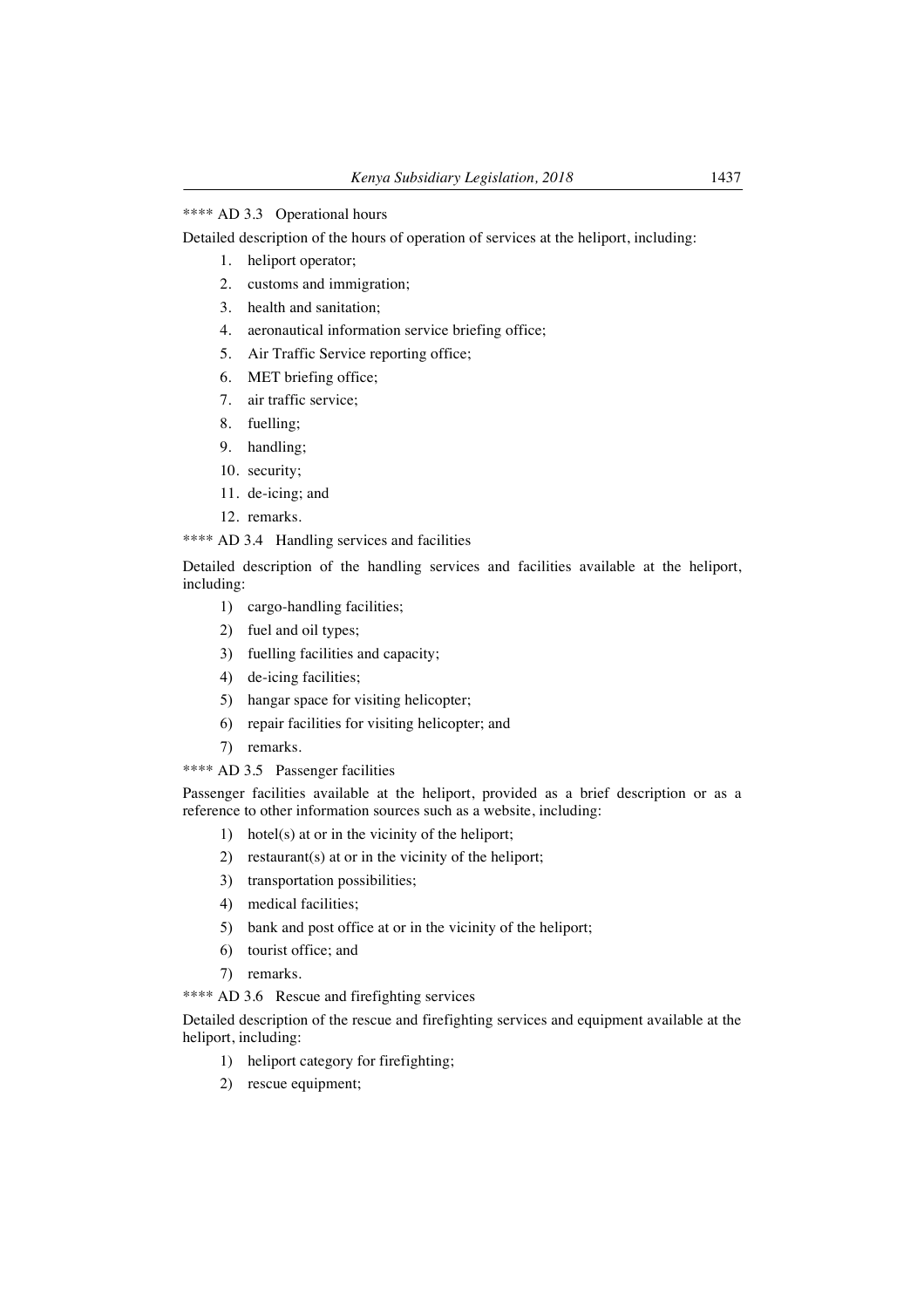**** AD 3.3 Operational hours

Detailed description of the hours of operation of services at the heliport, including:

1. heliport operator;
2. customs and immigration;
3. health and sanitation;
4. aeronautical information service briefing office;
5. Air Traffic Service reporting office;
6. MET briefing office;
7. air traffic service;
8. fuelling;
9. handling;
10. security;
11. de-icing; and
12. remarks.

**** AD 3.4 Handling services and facilities

Detailed description of the handling services and facilities available at the heliport, including:

1) cargo-handling facilities;
2) fuel and oil types;
3) fuelling facilities and capacity;
4) de-icing facilities;
5) hangar space for visiting helicopter;
6) repair facilities for visiting helicopter; and
7) remarks.

**** AD 3.5 Passenger facilities

Passenger facilities available at the heliport, provided as a brief description or as a reference to other information sources such as a website, including:

1) hotel(s) at or in the vicinity of the heliport;
2) restaurant(s) at or in the vicinity of the heliport;
3) transportation possibilities;
4) medical facilities;
5) bank and post office at or in the vicinity of the heliport;
6) tourist office; and
7) remarks.

**** AD 3.6 Rescue and firefighting services

Detailed description of the rescue and firefighting services and equipment available at the heliport, including:

1) heliport category for firefighting;
2) rescue equipment;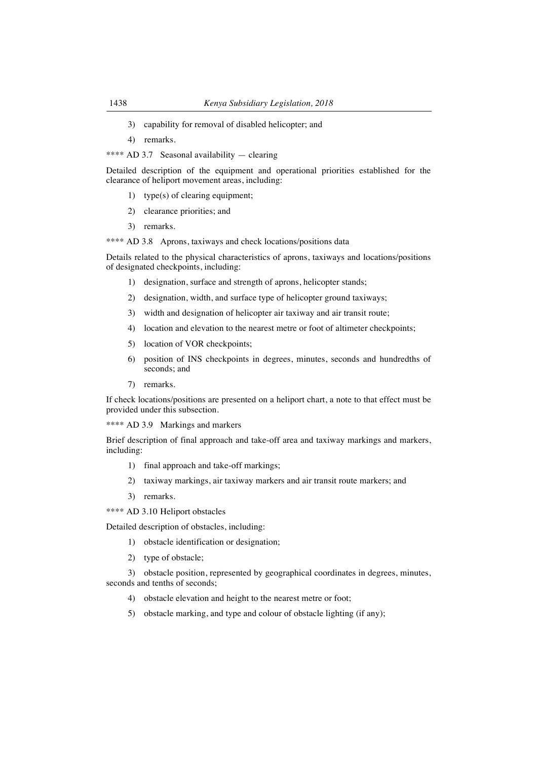3) capability for removal of disabled helicopter; and

4) remarks.

**** AD 3.7 Seasonal availability — clearing

Detailed description of the equipment and operational priorities established for the clearance of heliport movement areas, including:

1) type(s) of clearing equipment;

2) clearance priorities; and

3) remarks.

**** AD 3.8 Aprons, taxiways and check locations/positions data

Details related to the physical characteristics of aprons, taxiways and locations/positions of designated checkpoints, including:

1) designation, surface and strength of aprons, helicopter stands;

2) designation, width, and surface type of helicopter ground taxiways;

3) width and designation of helicopter air taxiway and air transit route;

4) location and elevation to the nearest metre or foot of altimeter checkpoints;

5) location of VOR checkpoints;

6) position of INS checkpoints in degrees, minutes, seconds and hundredths of seconds; and

7) remarks.

If check locations/positions are presented on a heliport chart, a note to that effect must be provided under this subsection.

**** AD 3.9 Markings and markers

Brief description of final approach and take-off area and taxiway markings and markers, including:

1) final approach and take-off markings;

2) taxiway markings, air taxiway markers and air transit route markers; and

3) remarks.

**** AD 3.10 Heliport obstacles

Detailed description of obstacles, including:

1) obstacle identification or designation;

2) type of obstacle;

3) obstacle position, represented by geographical coordinates in degrees, minutes, seconds and tenths of seconds;

4) obstacle elevation and height to the nearest metre or foot;

5) obstacle marking, and type and colour of obstacle lighting (if any);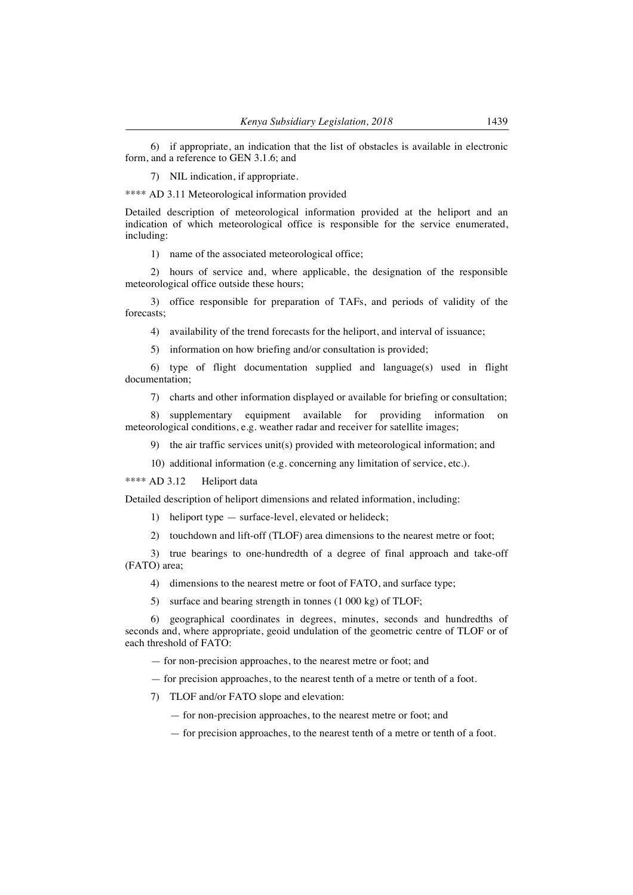6) if appropriate, an indication that the list of obstacles is available in electronic form, and a reference to GEN 3.1.6; and

7) NIL indication, if appropriate.

**** AD 3.11 Meteorological information provided

Detailed description of meteorological information provided at the heliport and an indication of which meteorological office is responsible for the service enumerated, including:

1) name of the associated meteorological office;

2) hours of service and, where applicable, the designation of the responsible meteorological office outside these hours;

3) office responsible for preparation of TAFs, and periods of validity of the forecasts;

4) availability of the trend forecasts for the heliport, and interval of issuance;

5) information on how briefing and/or consultation is provided;

6) type of flight documentation supplied and language(s) used in flight documentation;

7) charts and other information displayed or available for briefing or consultation;

8) supplementary equipment available for providing information on meteorological conditions, e.g. weather radar and receiver for satellite images;

9) the air traffic services unit(s) provided with meteorological information; and

10) additional information (e.g. concerning any limitation of service, etc.).

**** AD 3.12 Heliport data

Detailed description of heliport dimensions and related information, including:

1) heliport type — surface-level, elevated or helideck;

2) touchdown and lift-off (TLOF) area dimensions to the nearest metre or foot;

3) true bearings to one-hundredth of a degree of final approach and take-off (FATO) area;

4) dimensions to the nearest metre or foot of FATO, and surface type;

5) surface and bearing strength in tonnes (1 000 kg) of TLOF;

6) geographical coordinates in degrees, minutes, seconds and hundredths of seconds and, where appropriate, geoid undulation of the geometric centre of TLOF or of each threshold of FATO:

— for non-precision approaches, to the nearest metre or foot; and

— for precision approaches, to the nearest tenth of a metre or tenth of a foot.

7) TLOF and/or FATO slope and elevation:

— for non-precision approaches, to the nearest metre or foot; and

— for precision approaches, to the nearest tenth of a metre or tenth of a foot.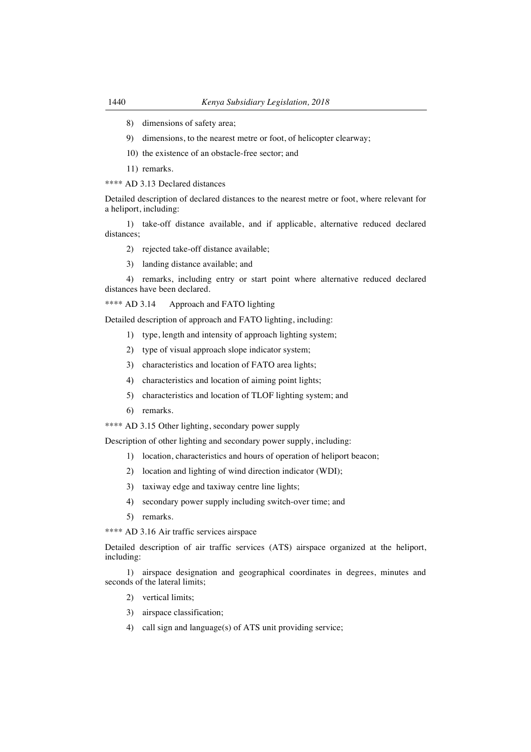8) dimensions of safety area;

9) dimensions, to the nearest metre or foot, of helicopter clearway;

10) the existence of an obstacle-free sector; and

11) remarks.

**** AD 3.13 Declared distances

Detailed description of declared distances to the nearest metre or foot, where relevant for a heliport, including:

1) take-off distance available, and if applicable, alternative reduced declared distances;

2) rejected take-off distance available;

3) landing distance available; and

4) remarks, including entry or start point where alternative reduced declared distances have been declared.

**** AD 3.14 Approach and FATO lighting

Detailed description of approach and FATO lighting, including:

1) type, length and intensity of approach lighting system;

2) type of visual approach slope indicator system;

3) characteristics and location of FATO area lights;

4) characteristics and location of aiming point lights;

5) characteristics and location of TLOF lighting system; and

6) remarks.

**** AD 3.15 Other lighting, secondary power supply

Description of other lighting and secondary power supply, including:

1) location, characteristics and hours of operation of heliport beacon;

2) location and lighting of wind direction indicator (WDI);

3) taxiway edge and taxiway centre line lights;

4) secondary power supply including switch-over time; and

5) remarks.

**** AD 3.16 Air traffic services airspace

Detailed description of air traffic services (ATS) airspace organized at the heliport, including:

1) airspace designation and geographical coordinates in degrees, minutes and seconds of the lateral limits;

2) vertical limits;

3) airspace classification;

4) call sign and language(s) of ATS unit providing service;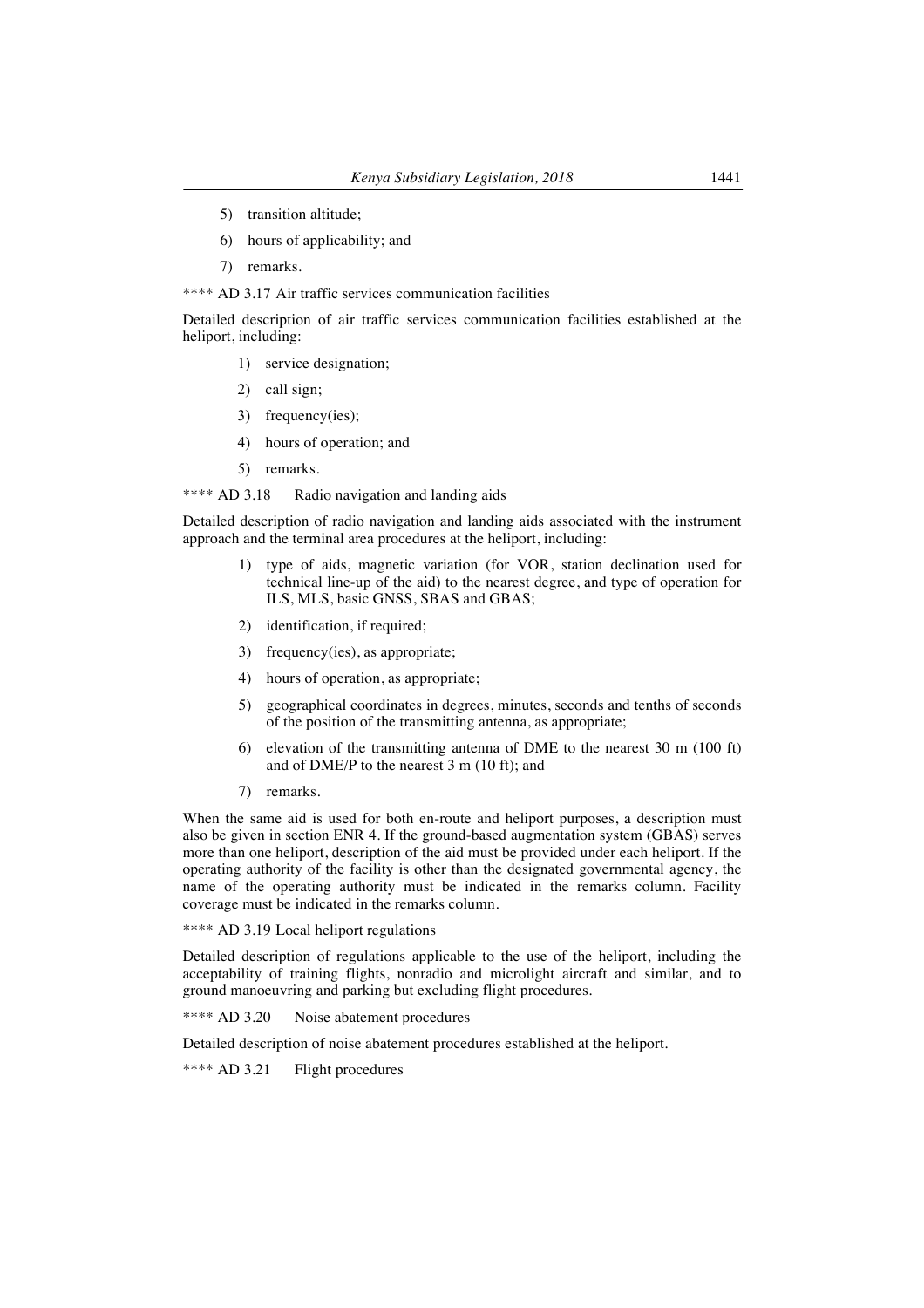5) transition altitude;

6) hours of applicability; and

7) remarks.

**** AD 3.17 Air traffic services communication facilities

Detailed description of air traffic services communication facilities established at the heliport, including:

1) service designation;

2) call sign;

3) frequency(ies);

4) hours of operation; and

5) remarks.

**** AD 3.18 Radio navigation and landing aids

Detailed description of radio navigation and landing aids associated with the instrument approach and the terminal area procedures at the heliport, including:

1) type of aids, magnetic variation (for VOR, station declination used for technical line-up of the aid) to the nearest degree, and type of operation for ILS, MLS, basic GNSS, SBAS and GBAS;

2) identification, if required;

3) frequency(ies), as appropriate;

4) hours of operation, as appropriate;

5) geographical coordinates in degrees, minutes, seconds and tenths of seconds of the position of the transmitting antenna, as appropriate;

6) elevation of the transmitting antenna of DME to the nearest 30 m (100 ft) and of DME/P to the nearest 3 m (10 ft); and

7) remarks.

When the same aid is used for both en-route and heliport purposes, a description must also be given in section ENR 4. If the ground-based augmentation system (GBAS) serves more than one heliport, description of the aid must be provided under each heliport. If the operating authority of the facility is other than the designated governmental agency, the name of the operating authority must be indicated in the remarks column. Facility coverage must be indicated in the remarks column.

**** AD 3.19 Local heliport regulations

Detailed description of regulations applicable to the use of the heliport, including the acceptability of training flights, nonradio and microlight aircraft and similar, and to ground manoeuvring and parking but excluding flight procedures.

**** AD 3.20 Noise abatement procedures

Detailed description of noise abatement procedures established at the heliport.

**** AD 3.21 Flight procedures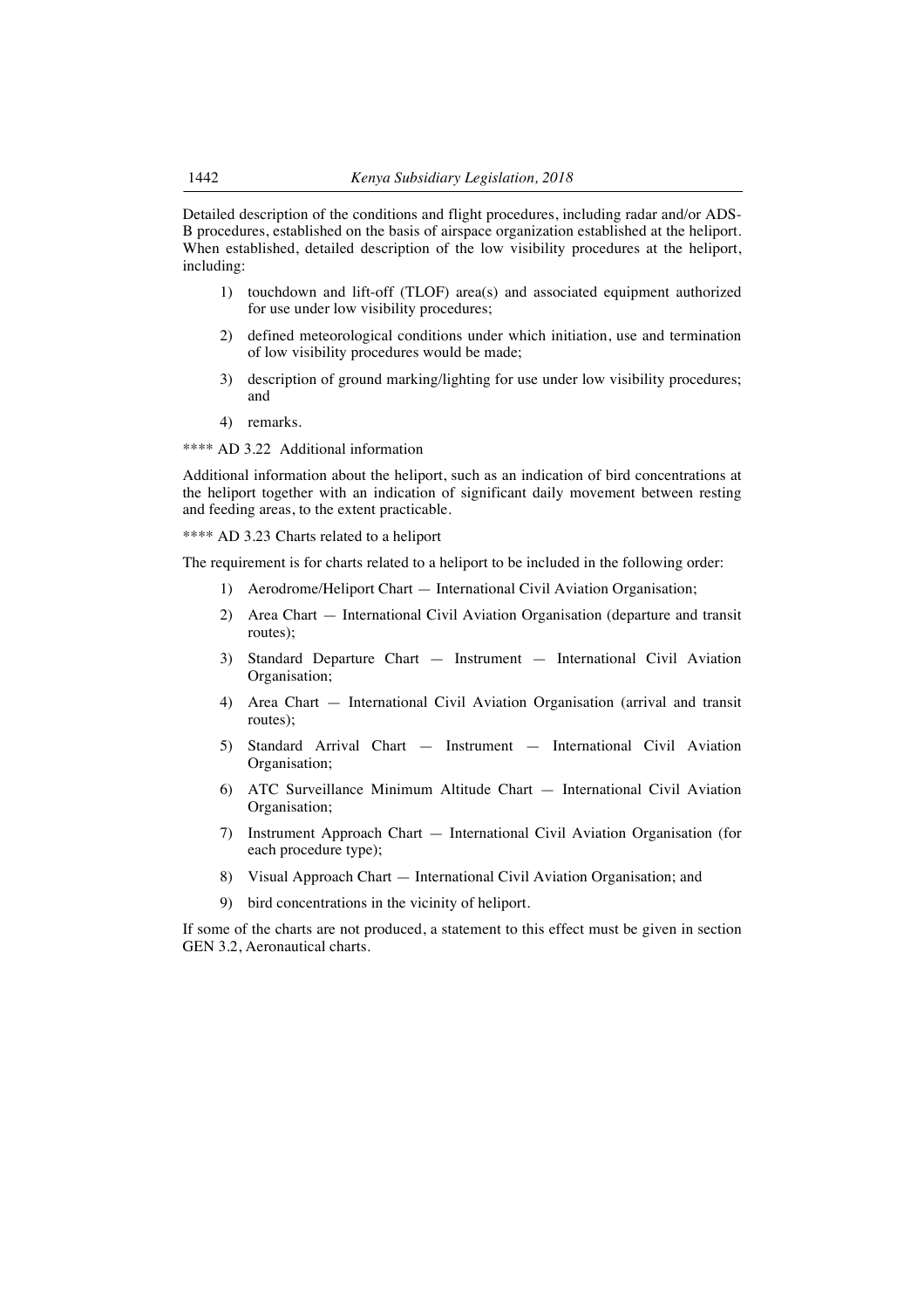Detailed description of the conditions and flight procedures, including radar and/or ADS-B procedures, established on the basis of airspace organization established at the heliport. When established, detailed description of the low visibility procedures at the heliport, including:

1) touchdown and lift-off (TLOF) area(s) and associated equipment authorized for use under low visibility procedures;
2) defined meteorological conditions under which initiation, use and termination of low visibility procedures would be made;
3) description of ground marking/lighting for use under low visibility procedures; and
4) remarks.

**** AD 3.22 Additional information

Additional information about the heliport, such as an indication of bird concentrations at the heliport together with an indication of significant daily movement between resting and feeding areas, to the extent practicable.

**** AD 3.23 Charts related to a heliport

The requirement is for charts related to a heliport to be included in the following order:

1) Aerodrome/Heliport Chart — International Civil Aviation Organisation;
2) Area Chart — International Civil Aviation Organisation (departure and transit routes);
3) Standard Departure Chart — Instrument — International Civil Aviation Organisation;
4) Area Chart — International Civil Aviation Organisation (arrival and transit routes);
5) Standard Arrival Chart — Instrument — International Civil Aviation Organisation;
6) ATC Surveillance Minimum Altitude Chart — International Civil Aviation Organisation;
7) Instrument Approach Chart — International Civil Aviation Organisation (for each procedure type);
8) Visual Approach Chart — International Civil Aviation Organisation; and
9) bird concentrations in the vicinity of heliport.

If some of the charts are not produced, a statement to this effect must be given in section GEN 3.2, Aeronautical charts.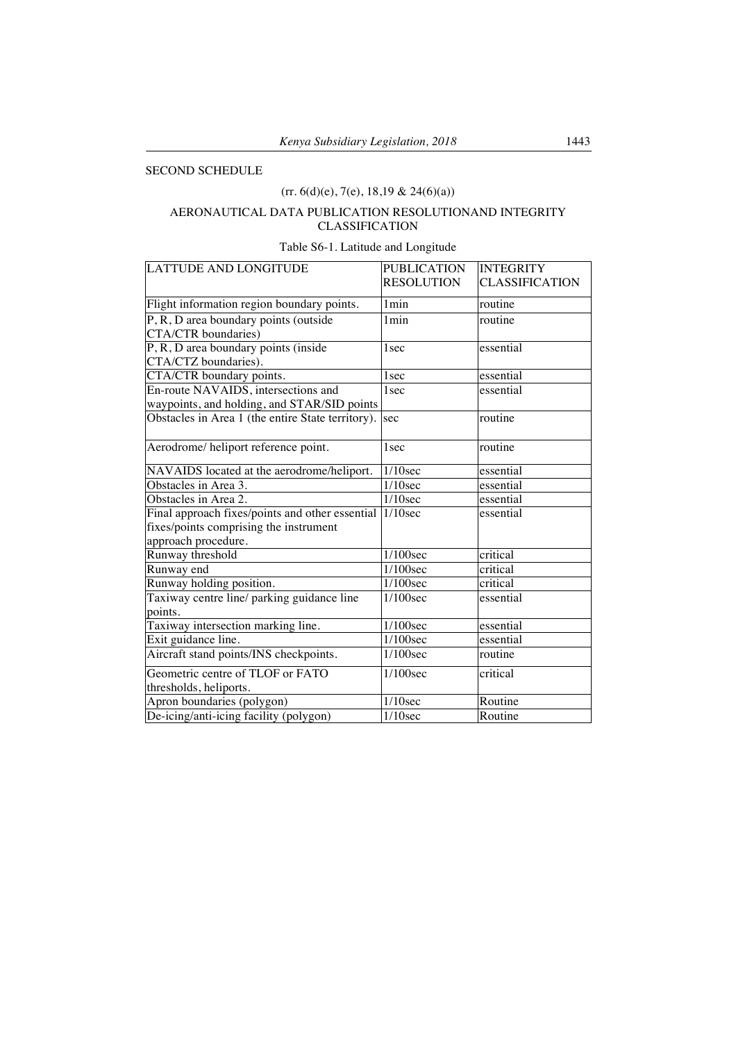SECOND SCHEDULE

(rr. 6(d)(e), 7(e), 18,19 & 24(6)(a))

AERONAUTICAL DATA PUBLICATION RESOLUTIONAND INTEGRITY CLASSIFICATION

Table S6-1. Latitude and Longitude

| LATTUDE AND LONGITUDE | PUBLICATION RESOLUTION | INTEGRITY CLASSIFICATION |
|---|---|---|
| Flight information region boundary points. | 1min | routine |
| P, R, D area boundary points (outside CTA/CTR boundaries) | 1min | routine |
| P, R, D area boundary points (inside CTA/CTZ boundaries). | 1sec | essential |
| CTA/CTR boundary points. | 1sec | essential |
| En-route NAVAIDS, intersections and waypoints, and holding, and STAR/SID points | 1sec | essential |
| Obstacles in Area 1 (the entire State territory). | sec | routine |
| Aerodrome/ heliport reference point. | 1sec | routine |
| NAVAIDS located at the aerodrome/heliport. | 1/10sec | essential |
| Obstacles in Area 3. | 1/10sec | essential |
| Obstacles in Area 2. | 1/10sec | essential |
| Final approach fixes/points and other essential fixes/points comprising the instrument approach procedure. | 1/10sec | essential |
| Runway threshold | 1/100sec | critical |
| Runway end | 1/100sec | critical |
| Runway holding position. | 1/100sec | critical |
| Taxiway centre line/ parking guidance line points. | 1/100sec | essential |
| Taxiway intersection marking line. | 1/100sec | essential |
| Exit guidance line. | 1/100sec | essential |
| Aircraft stand points/INS checkpoints. | 1/100sec | routine |
| Geometric centre of TLOF or FATO thresholds, heliports. | 1/100sec | critical |
| Apron boundaries (polygon) | 1/10sec | Routine |
| De-icing/anti-icing facility (polygon) | 1/10sec | Routine |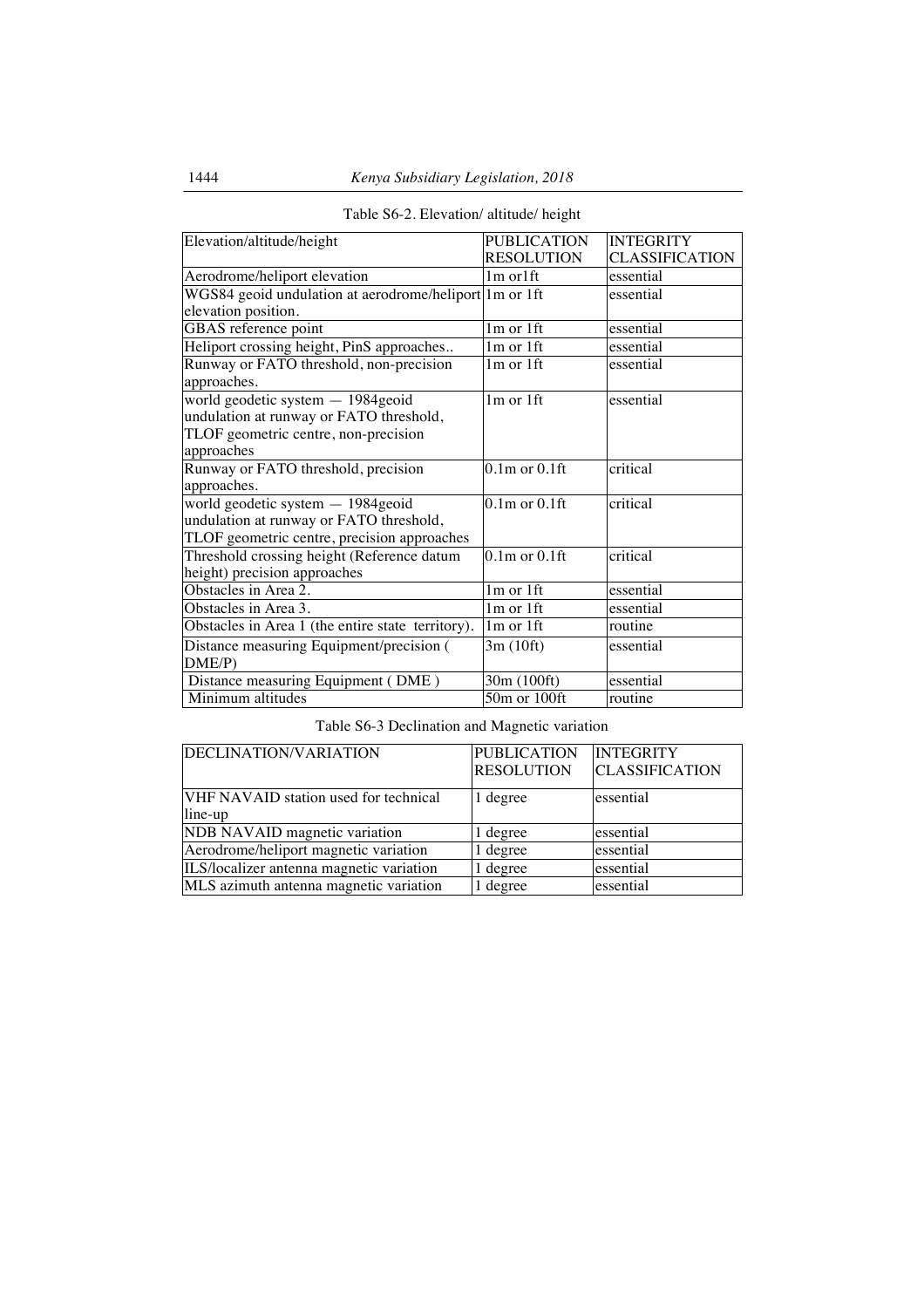Table S6-2. Elevation/ altitude/ height

| Elevation/altitude/height | PUBLICATION RESOLUTION | INTEGRITY CLASSIFICATION |
|---|---|---|
| Aerodrome/heliport elevation | 1m or1ft | essential |
| WGS84 geoid undulation at aerodrome/heliport elevation position. | 1m or 1ft | essential |
| GBAS reference point | 1m or 1ft | essential |
| Heliport crossing height, PinS approaches.. | 1m or 1ft | essential |
| Runway or FATO threshold, non-precision approaches. | 1m or 1ft | essential |
| world geodetic system — 1984geoid undulation at runway or FATO threshold, TLOF geometric centre, non-precision approaches | 1m or 1ft | essential |
| Runway or FATO threshold, precision approaches. | 0.1m or 0.1ft | critical |
| world geodetic system — 1984geoid undulation at runway or FATO threshold, TLOF geometric centre, precision approaches | 0.1m or 0.1ft | critical |
| Threshold crossing height (Reference datum height) precision approaches | 0.1m or 0.1ft | critical |
| Obstacles in Area 2. | 1m or 1ft | essential |
| Obstacles in Area 3. | 1m or 1ft | essential |
| Obstacles in Area 1 (the entire state territory). | 1m or 1ft | routine |
| Distance measuring Equipment/precision ( DME/P) | 3m (10ft) | essential |
| Distance measuring Equipment ( DME ) | 30m (100ft) | essential |
| Minimum altitudes | 50m or 100ft | routine |

Table S6-3 Declination and Magnetic variation

| DECLINATION/VARIATION | PUBLICATION RESOLUTION | INTEGRITY CLASSIFICATION |
|---|---|---|
| VHF NAVAID station used for technical line-up | 1 degree | essential |
| NDB NAVAID magnetic variation | 1 degree | essential |
| Aerodrome/heliport magnetic variation | 1 degree | essential |
| ILS/localizer antenna magnetic variation | 1 degree | essential |
| MLS azimuth antenna magnetic variation | 1 degree | essential |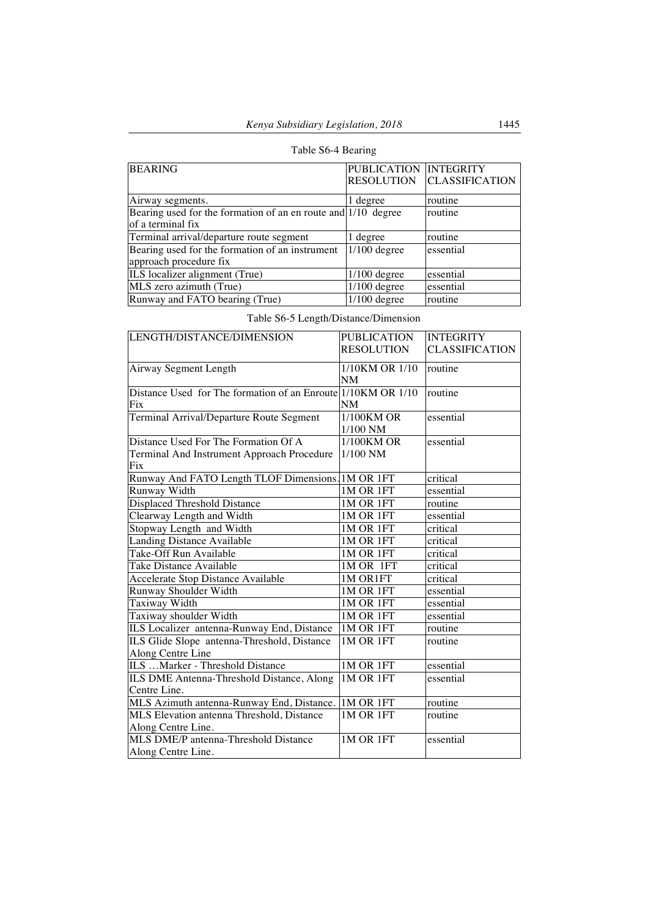Table S6-4 Bearing

| BEARING | PUBLICATION RESOLUTION | INTEGRITY CLASSIFICATION |
| --- | --- | --- |
| Airway segments. | 1 degree | routine |
| Bearing used for the formation of an en route and of a terminal fix | 1/10 degree | routine |
| Terminal arrival/departure route segment | 1 degree | routine |
| Bearing used for the formation of an instrument approach procedure fix | 1/100 degree | essential |
| ILS localizer alignment (True) | 1/100 degree | essential |
| MLS zero azimuth (True) | 1/100 degree | essential |
| Runway and FATO bearing (True) | 1/100 degree | routine |

Table S6-5 Length/Distance/Dimension

| LENGTH/DISTANCE/DIMENSION | PUBLICATION RESOLUTION | INTEGRITY CLASSIFICATION |
| --- | --- | --- |
| Airway Segment Length | 1/10KM OR 1/10 NM | routine |
| Distance Used for The formation of an Enroute Fix | 1/10KM OR 1/10 NM | routine |
| Terminal Arrival/Departure Route Segment | 1/100KM OR 1/100 NM | essential |
| Distance Used For The Formation Of A Terminal And Instrument Approach Procedure Fix | 1/100KM OR 1/100 NM | essential |
| Runway And FATO Length TLOF Dimensions. | 1M OR 1FT | critical |
| Runway Width | 1M OR 1FT | essential |
| Displaced Threshold Distance | 1M OR 1FT | routine |
| Clearway Length and Width | 1M OR 1FT | essential |
| Stopway Length and Width | 1M OR 1FT | critical |
| Landing Distance Available | 1M OR 1FT | critical |
| Take-Off Run Available | 1M OR 1FT | critical |
| Take Distance Available | 1M OR 1FT | critical |
| Accelerate Stop Distance Available | 1M OR1FT | critical |
| Runway Shoulder Width | 1M OR 1FT | essential |
| Taxiway Width | 1M OR 1FT | essential |
| Taxiway shoulder Width | 1M OR 1FT | essential |
| ILS Localizer antenna-Runway End, Distance | 1M OR 1FT | routine |
| ILS Glide Slope antenna-Threshold, Distance Along Centre Line | 1M OR 1FT | routine |
| ILS …Marker - Threshold Distance | 1M OR 1FT | essential |
| ILS DME Antenna-Threshold Distance, Along Centre Line. | 1M OR 1FT | essential |
| MLS Azimuth antenna-Runway End, Distance. | 1M OR 1FT | routine |
| MLS Elevation antenna Threshold, Distance Along Centre Line. | 1M OR 1FT | routine |
| MLS DME/P antenna-Threshold Distance Along Centre Line. | 1M OR 1FT | essential |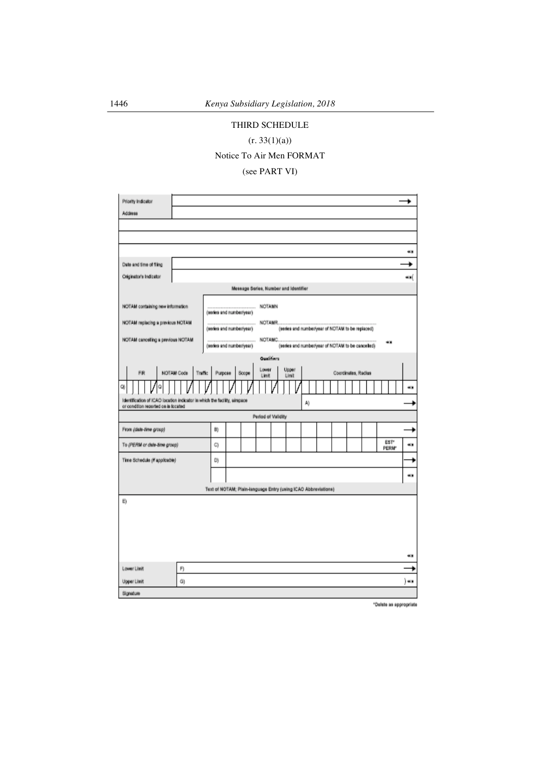# THIRD SCHEDULE

(r. 33(1)(a))

Notice To Air Men FORMAT

(see PART VI)

| Priority Indicator | | → |
|---|---|---|
| Address | | |
| | | |
| | | |
| | | ≪≡ |
| Date and time of filing | | → |
| Originator's Indicator | | ≪≡( |

**Message Series, Number and Identifier**

| | | |
|---|---|---|
| NOTAM containing new information | ........................ (series and number/year) NOTAMN | |
| NOTAM replacing a previous NOTAM | ........................ (series and number/year) NOTAMR........................ (series and number/year of NOTAM to be replaced) | |
| NOTAM cancelling a previous NOTAM | ........................ (series and number/year) NOTAMC........................ (series and number/year of NOTAM to be cancelled) | ≪≡ |

**Qualifiers**

| | FIR | NOTAM Code | Traffic | Purpose | Scope | Lower Limit | Upper Limit | Coordinates, Radius | |
|---|---|---|---|---|---|---|---|---|---|
| Q) | / | Q / | / | / | / | / | / | | ≪≡ |

| Identification of ICAO location indicator in which the facility, airspace or condition reported on is located | A) | → |
|---|---|---|

**Period of Validity**

| | | | |
|---|---|---|---|
| From *(date-time group)* | B) | | → |
| To *(PERM or date-time group)* | C) | EST* PERM* | ≪≡ |
| Time Schedule *(if applicable)* | D) | | → |
| | | | ≪≡ |

**Text of NOTAM; Plain-language Entry (using ICAO Abbreviations)**

| | |
|---|---|
| E) | ≪≡ |

| | | |
|---|---|---|
| Lower Limit | F) | → |
| Upper Limit | G) | )≪≡ |
| Signature | | |

*Delete as appropriate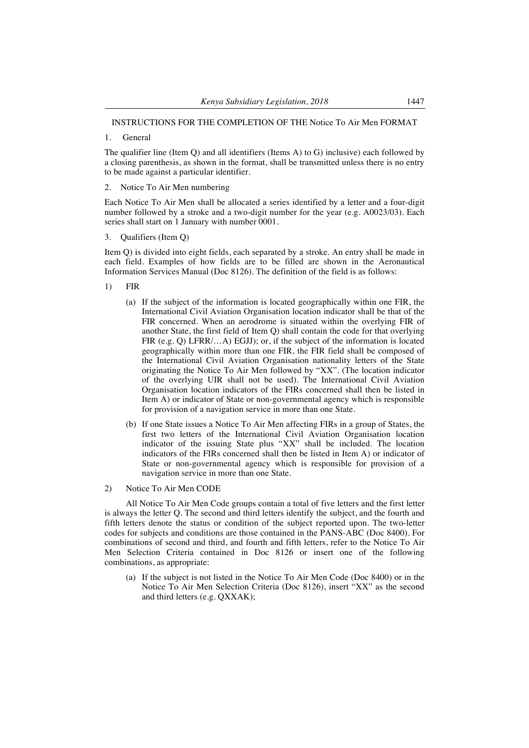INSTRUCTIONS FOR THE COMPLETION OF THE Notice To Air Men FORMAT

1. General

The qualifier line (Item Q) and all identifiers (Items A) to G) inclusive) each followed by a closing parenthesis, as shown in the format, shall be transmitted unless there is no entry to be made against a particular identifier.

2. Notice To Air Men numbering

Each Notice To Air Men shall be allocated a series identified by a letter and a four-digit number followed by a stroke and a two-digit number for the year (e.g. A0023/03). Each series shall start on 1 January with number 0001.

3. Qualifiers (Item Q)

Item Q) is divided into eight fields, each separated by a stroke. An entry shall be made in each field. Examples of how fields are to be filled are shown in the Aeronautical Information Services Manual (Doc 8126). The definition of the field is as follows:

1) FIR

(a) If the subject of the information is located geographically within one FIR, the International Civil Aviation Organisation location indicator shall be that of the FIR concerned. When an aerodrome is situated within the overlying FIR of another State, the first field of Item Q) shall contain the code for that overlying FIR (e.g. Q) LFRR/…A) EGJJ); or, if the subject of the information is located geographically within more than one FIR, the FIR field shall be composed of the International Civil Aviation Organisation nationality letters of the State originating the Notice To Air Men followed by "XX". (The location indicator of the overlying UIR shall not be used). The International Civil Aviation Organisation location indicators of the FIRs concerned shall then be listed in Item A) or indicator of State or non-governmental agency which is responsible for provision of a navigation service in more than one State.

(b) If one State issues a Notice To Air Men affecting FIRs in a group of States, the first two letters of the International Civil Aviation Organisation location indicator of the issuing State plus "XX" shall be included. The location indicators of the FIRs concerned shall then be listed in Item A) or indicator of State or non-governmental agency which is responsible for provision of a navigation service in more than one State.

2) Notice To Air Men CODE

All Notice To Air Men Code groups contain a total of five letters and the first letter is always the letter Q. The second and third letters identify the subject, and the fourth and fifth letters denote the status or condition of the subject reported upon. The two-letter codes for subjects and conditions are those contained in the PANS-ABC (Doc 8400). For combinations of second and third, and fourth and fifth letters, refer to the Notice To Air Men Selection Criteria contained in Doc 8126 or insert one of the following combinations, as appropriate:

(a) If the subject is not listed in the Notice To Air Men Code (Doc 8400) or in the Notice To Air Men Selection Criteria (Doc 8126), insert "XX" as the second and third letters (e.g. QXXAK);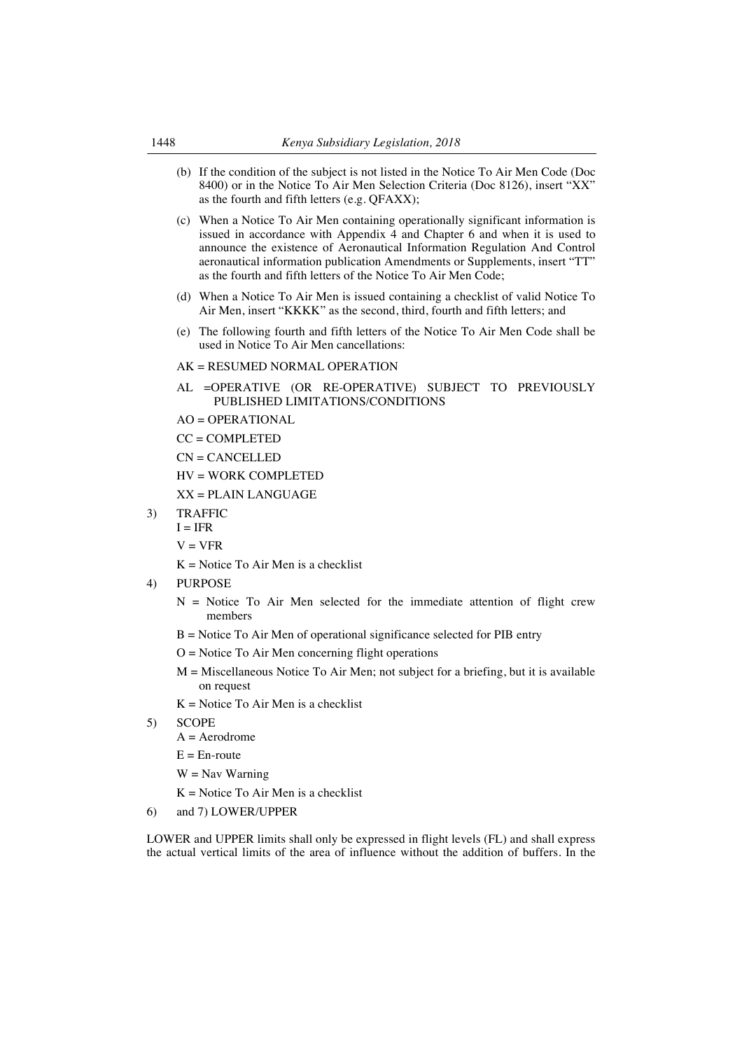(b) If the condition of the subject is not listed in the Notice To Air Men Code (Doc 8400) or in the Notice To Air Men Selection Criteria (Doc 8126), insert "XX" as the fourth and fifth letters (e.g. QFAXX);

(c) When a Notice To Air Men containing operationally significant information is issued in accordance with Appendix 4 and Chapter 6 and when it is used to announce the existence of Aeronautical Information Regulation And Control aeronautical information publication Amendments or Supplements, insert "TT" as the fourth and fifth letters of the Notice To Air Men Code;

(d) When a Notice To Air Men is issued containing a checklist of valid Notice To Air Men, insert "KKKK" as the second, third, fourth and fifth letters; and

(e) The following fourth and fifth letters of the Notice To Air Men Code shall be used in Notice To Air Men cancellations:

AK = RESUMED NORMAL OPERATION

AL =OPERATIVE (OR RE-OPERATIVE) SUBJECT TO PREVIOUSLY PUBLISHED LIMITATIONS/CONDITIONS

AO = OPERATIONAL

CC = COMPLETED

CN = CANCELLED

HV = WORK COMPLETED

XX = PLAIN LANGUAGE

3) TRAFFIC

I = IFR

V = VFR

K = Notice To Air Men is a checklist

4) PURPOSE

N = Notice To Air Men selected for the immediate attention of flight crew members

B = Notice To Air Men of operational significance selected for PIB entry

O = Notice To Air Men concerning flight operations

M = Miscellaneous Notice To Air Men; not subject for a briefing, but it is available on request

K = Notice To Air Men is a checklist

5) SCOPE

A = Aerodrome

E = En-route

W = Nav Warning

K = Notice To Air Men is a checklist

6) and 7) LOWER/UPPER

LOWER and UPPER limits shall only be expressed in flight levels (FL) and shall express the actual vertical limits of the area of influence without the addition of buffers. In the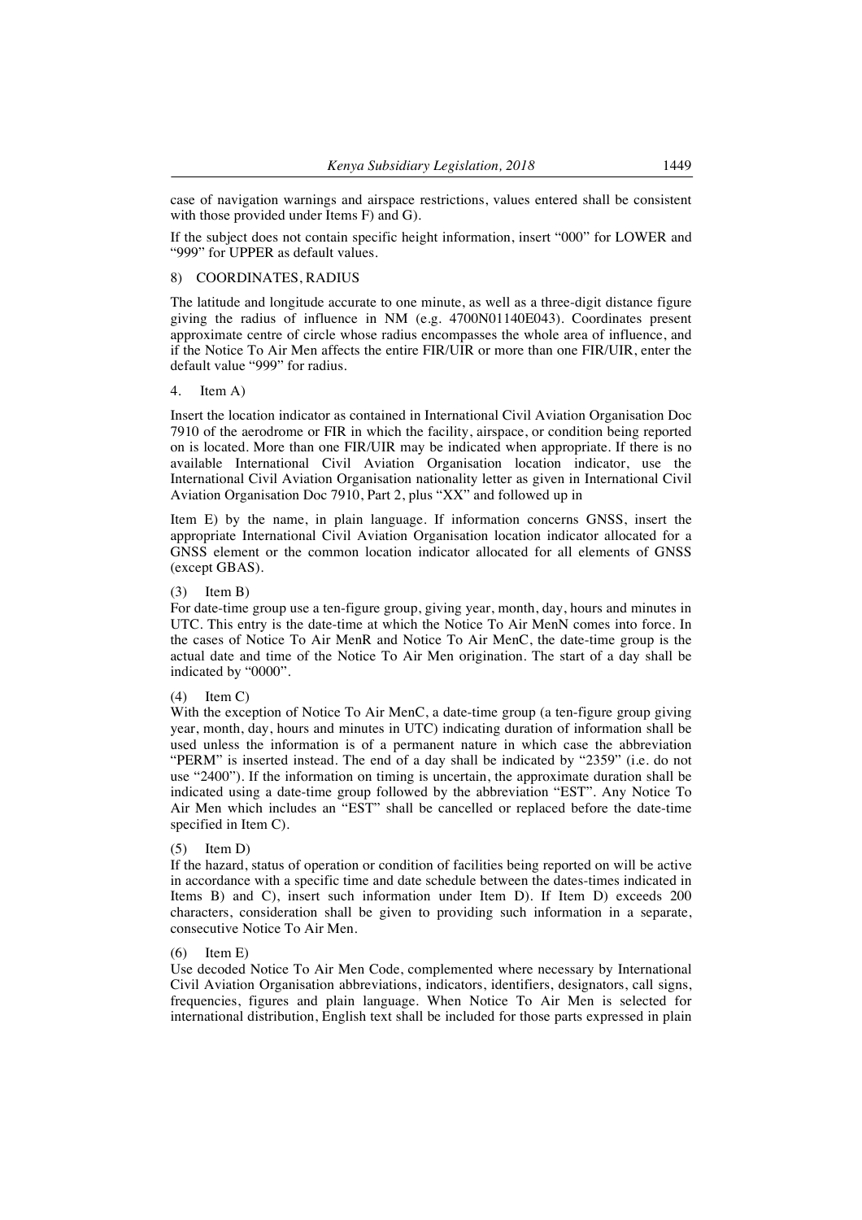case of navigation warnings and airspace restrictions, values entered shall be consistent with those provided under Items F) and G).

If the subject does not contain specific height information, insert "000" for LOWER and "999" for UPPER as default values.

8) COORDINATES, RADIUS

The latitude and longitude accurate to one minute, as well as a three-digit distance figure giving the radius of influence in NM (e.g. 4700N01140E043). Coordinates present approximate centre of circle whose radius encompasses the whole area of influence, and if the Notice To Air Men affects the entire FIR/UIR or more than one FIR/UIR, enter the default value "999" for radius.

4. Item A)

Insert the location indicator as contained in International Civil Aviation Organisation Doc 7910 of the aerodrome or FIR in which the facility, airspace, or condition being reported on is located. More than one FIR/UIR may be indicated when appropriate. If there is no available International Civil Aviation Organisation location indicator, use the International Civil Aviation Organisation nationality letter as given in International Civil Aviation Organisation Doc 7910, Part 2, plus "XX" and followed up in

Item E) by the name, in plain language. If information concerns GNSS, insert the appropriate International Civil Aviation Organisation location indicator allocated for a GNSS element or the common location indicator allocated for all elements of GNSS (except GBAS).

(3) Item B)
For date-time group use a ten-figure group, giving year, month, day, hours and minutes in UTC. This entry is the date-time at which the Notice To Air MenN comes into force. In the cases of Notice To Air MenR and Notice To Air MenC, the date-time group is the actual date and time of the Notice To Air Men origination. The start of a day shall be indicated by "0000".

(4) Item C)
With the exception of Notice To Air MenC, a date-time group (a ten-figure group giving year, month, day, hours and minutes in UTC) indicating duration of information shall be used unless the information is of a permanent nature in which case the abbreviation "PERM" is inserted instead. The end of a day shall be indicated by "2359" (i.e. do not use "2400"). If the information on timing is uncertain, the approximate duration shall be indicated using a date-time group followed by the abbreviation "EST". Any Notice To Air Men which includes an "EST" shall be cancelled or replaced before the date-time specified in Item C).

(5) Item D)
If the hazard, status of operation or condition of facilities being reported on will be active in accordance with a specific time and date schedule between the dates-times indicated in Items B) and C), insert such information under Item D). If Item D) exceeds 200 characters, consideration shall be given to providing such information in a separate, consecutive Notice To Air Men.

(6) Item E)
Use decoded Notice To Air Men Code, complemented where necessary by International Civil Aviation Organisation abbreviations, indicators, identifiers, designators, call signs, frequencies, figures and plain language. When Notice To Air Men is selected for international distribution, English text shall be included for those parts expressed in plain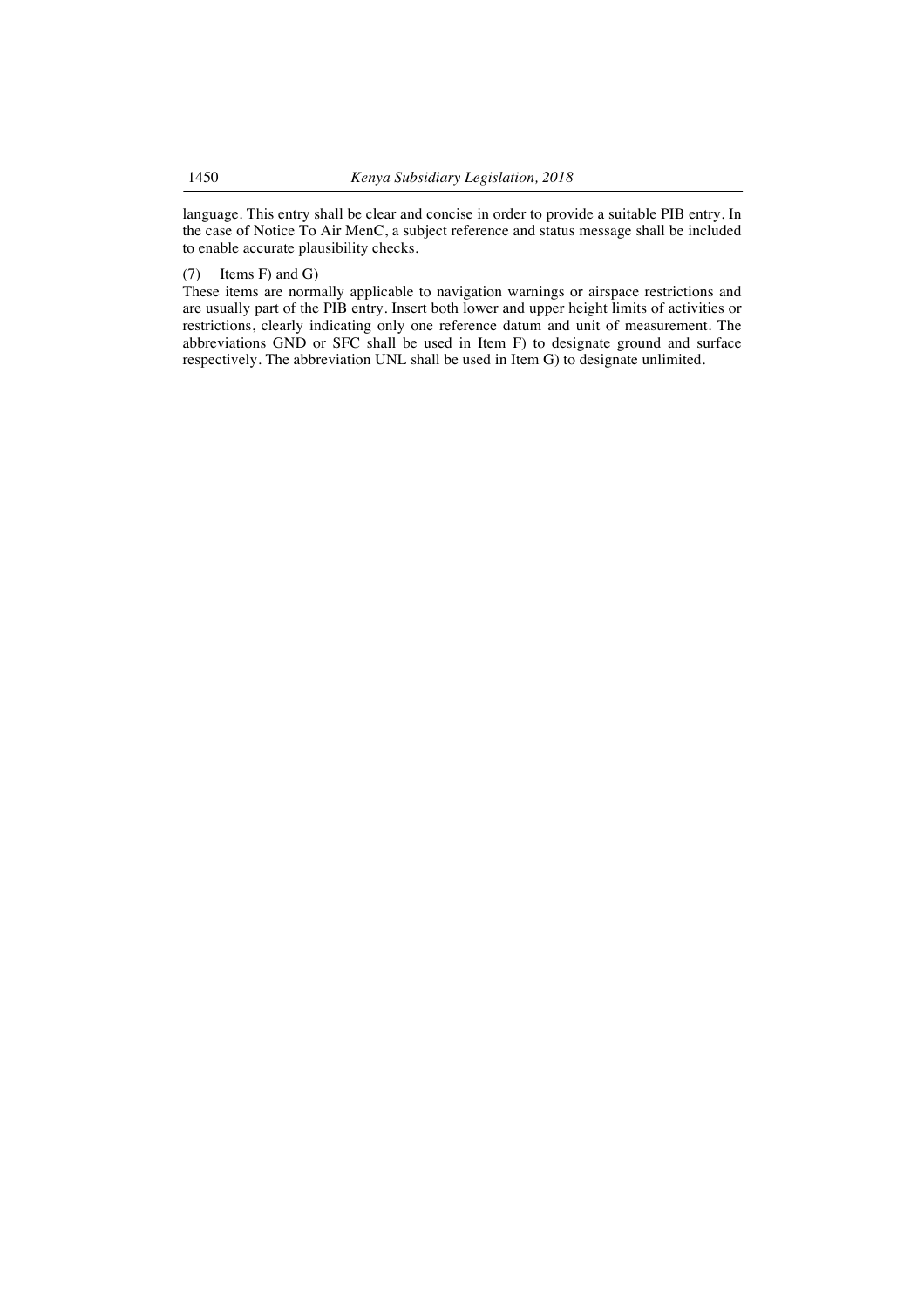language. This entry shall be clear and concise in order to provide a suitable PIB entry. In the case of Notice To Air MenC, a subject reference and status message shall be included to enable accurate plausibility checks.

(7) Items F) and G)

These items are normally applicable to navigation warnings or airspace restrictions and are usually part of the PIB entry. Insert both lower and upper height limits of activities or restrictions, clearly indicating only one reference datum and unit of measurement. The abbreviations GND or SFC shall be used in Item F) to designate ground and surface respectively. The abbreviation UNL shall be used in Item G) to designate unlimited.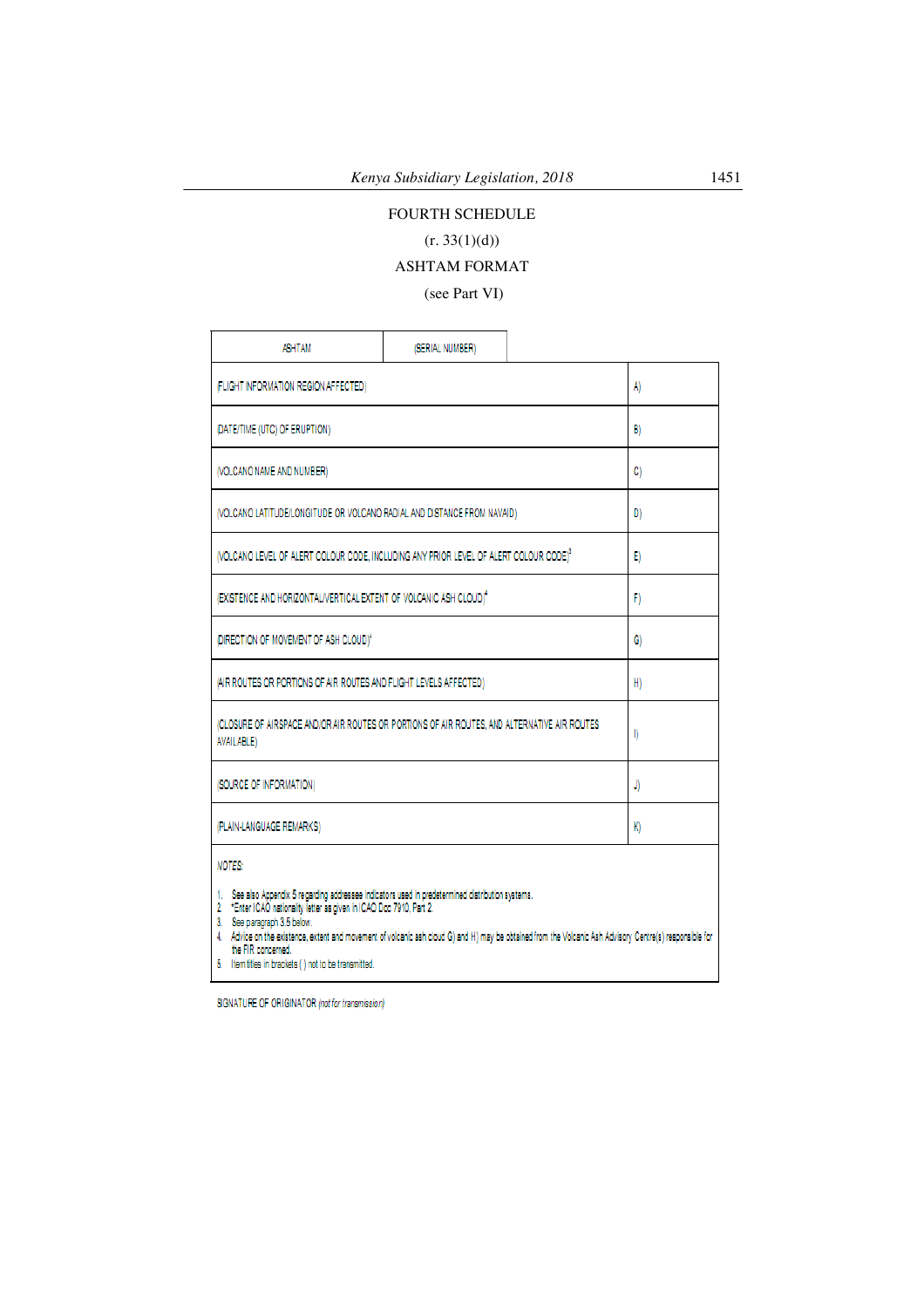# FOURTH SCHEDULE

(r. 33(1)(d))

## ASHTAM FORMAT

(see Part VI)

| ASHTAM | (SERIAL NUMBER) |
|---|---|
| (FLIGHT INFORMATION REGION AFFECTED) | A) |
| DATE/TIME (UTC) OF ERUPTION) | B) |
| (VOLCANO NAME AND NUMBER) | C) |
| (VOLCANO LATITUDE/LONGITUDE OR VOLCANO RADIAL AND DISTANCE FROM NAVAID) | D) |
| (VOLCANO LEVEL OF ALERT COLOUR CODE, INCLUDING ANY PRIOR LEVEL OF ALERT COLOUR CODE)[3] | E) |
| (EXISTENCE AND HORIZONTAL/VERTICAL EXTENT OF VOLCANIC ASH CLOUD)[4] | F) |
| DIRECTION OF MOVEMENT OF ASH CLOUD)[4] | G) |
| (AIR ROUTES OR PORTIONS OF AIR ROUTES AND FLIGHT LEVELS AFFECTED) | H) |
| (CLOSURE OF AIRSPACE AND/OR AIR ROUTES OR PORTIONS OF AIR ROUTES, AND ALTERNATIVE AIR ROUTES AVAILABLE) | I) |
| (SOURCE OF INFORMATION) | J) |
| (PLAIN-LANGUAGE REMARKS) | K) |

NOTES:

1. See also Appendix 5 regarding addressee indicators used in predetermined distribution systems.
2. *Enter ICAO nationality letter as given in ICAO Doc 7910, Part 2.
3. See paragraph 3.5 below.
4. Advice on the existence, extent and movement of volcanic ash cloud G) and H) may be obtained from the Volcanic Ash Advisory Centre(s) responsible for the FIR concerned.
5. Item titles in brackets ( ) not to be transmitted.

SIGNATURE OF ORIGINATOR *(not for transmission)*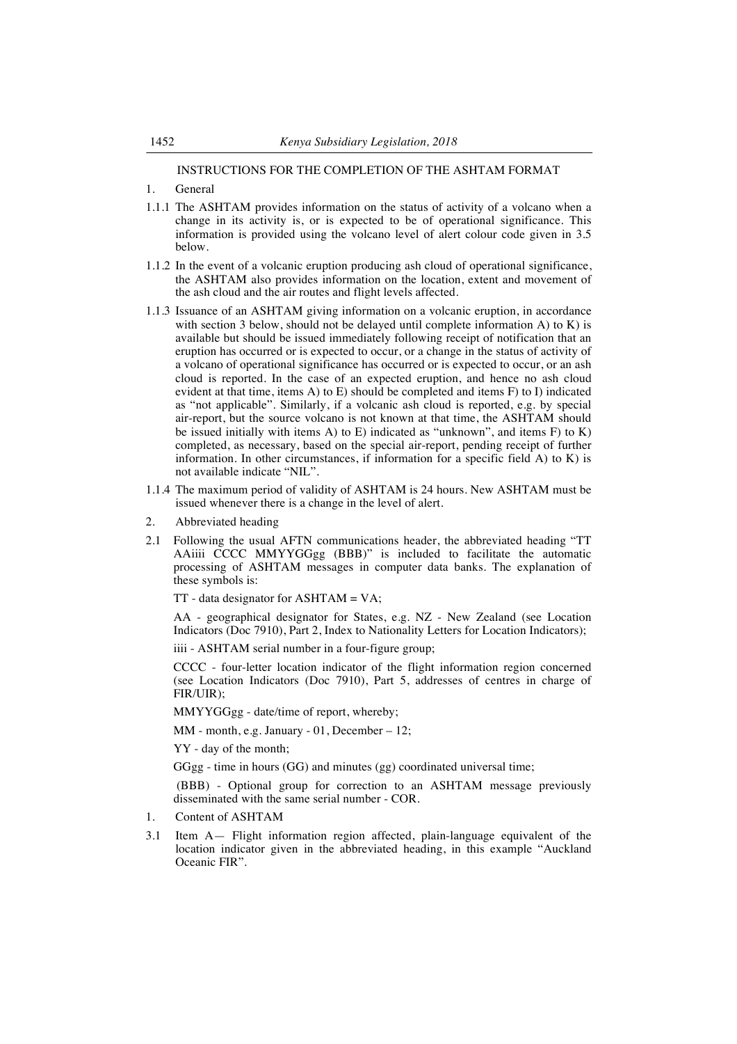INSTRUCTIONS FOR THE COMPLETION OF THE ASHTAM FORMAT

1. General

1.1.1 The ASHTAM provides information on the status of activity of a volcano when a change in its activity is, or is expected to be of operational significance. This information is provided using the volcano level of alert colour code given in 3.5 below.

1.1.2 In the event of a volcanic eruption producing ash cloud of operational significance, the ASHTAM also provides information on the location, extent and movement of the ash cloud and the air routes and flight levels affected.

1.1.3 Issuance of an ASHTAM giving information on a volcanic eruption, in accordance with section 3 below, should not be delayed until complete information A) to K) is available but should be issued immediately following receipt of notification that an eruption has occurred or is expected to occur, or a change in the status of activity of a volcano of operational significance has occurred or is expected to occur, or an ash cloud is reported. In the case of an expected eruption, and hence no ash cloud evident at that time, items A) to E) should be completed and items F) to I) indicated as "not applicable". Similarly, if a volcanic ash cloud is reported, e.g. by special air-report, but the source volcano is not known at that time, the ASHTAM should be issued initially with items A) to E) indicated as "unknown", and items F) to K) completed, as necessary, based on the special air-report, pending receipt of further information. In other circumstances, if information for a specific field A) to K) is not available indicate "NIL".

1.1.4 The maximum period of validity of ASHTAM is 24 hours. New ASHTAM must be issued whenever there is a change in the level of alert.

2. Abbreviated heading

2.1 Following the usual AFTN communications header, the abbreviated heading "TT AAiiii CCCC MMYYGGgg (BBB)" is included to facilitate the automatic processing of ASHTAM messages in computer data banks. The explanation of these symbols is:

TT - data designator for ASHTAM = VA;

AA - geographical designator for States, e.g. NZ - New Zealand (see Location Indicators (Doc 7910), Part 2, Index to Nationality Letters for Location Indicators);

iiii - ASHTAM serial number in a four-figure group;

CCCC - four-letter location indicator of the flight information region concerned (see Location Indicators (Doc 7910), Part 5, addresses of centres in charge of FIR/UIR);

MMYYGGgg - date/time of report, whereby;

MM - month, e.g. January - 01, December – 12;

YY - day of the month;

GGgg - time in hours (GG) and minutes (gg) coordinated universal time;

(BBB) - Optional group for correction to an ASHTAM message previously disseminated with the same serial number - COR.

1. Content of ASHTAM

3.1 Item A— Flight information region affected, plain-language equivalent of the location indicator given in the abbreviated heading, in this example "Auckland Oceanic FIR".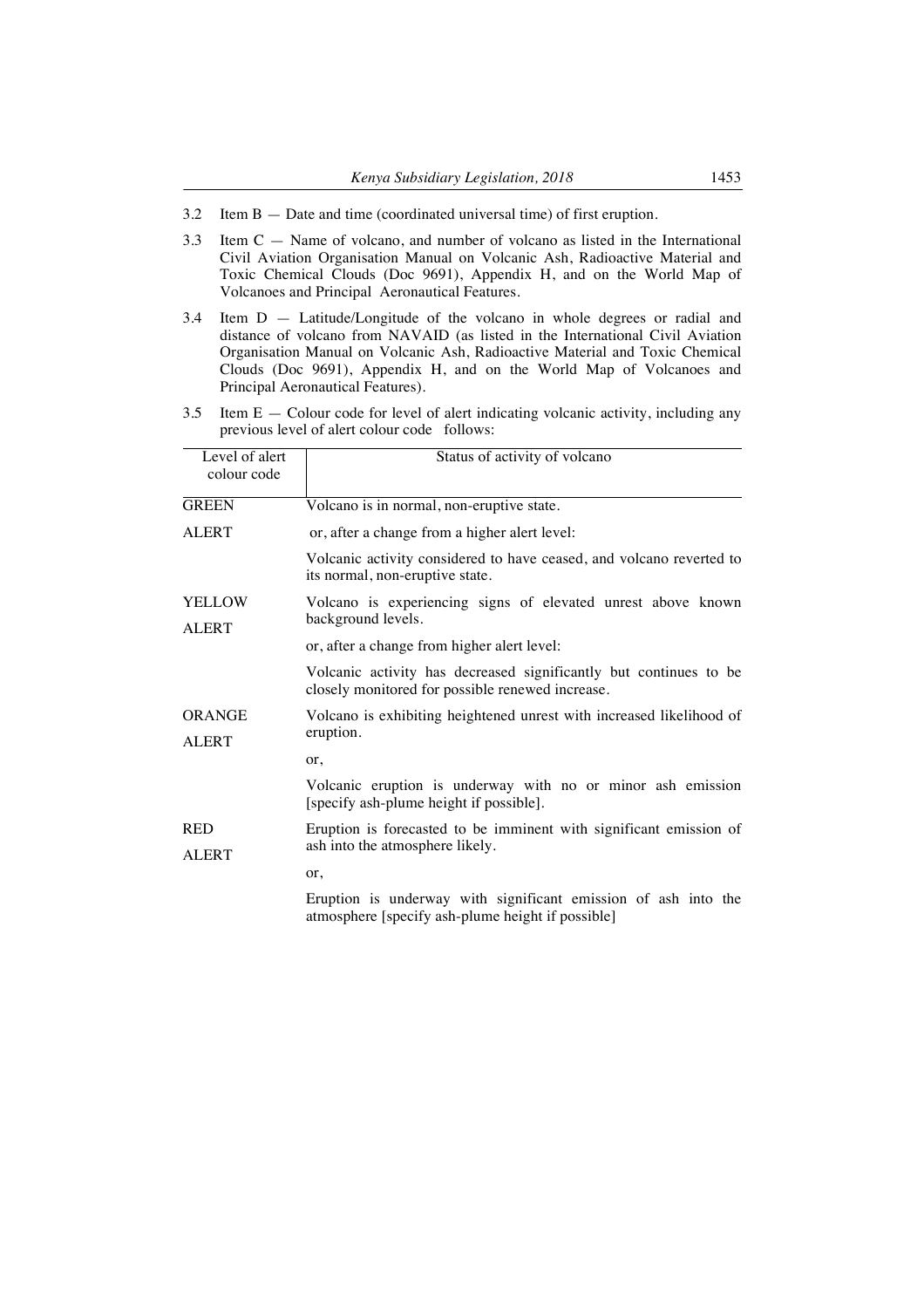3.2 Item B — Date and time (coordinated universal time) of first eruption.

3.3 Item C — Name of volcano, and number of volcano as listed in the International Civil Aviation Organisation Manual on Volcanic Ash, Radioactive Material and Toxic Chemical Clouds (Doc 9691), Appendix H, and on the World Map of Volcanoes and Principal Aeronautical Features.

3.4 Item D — Latitude/Longitude of the volcano in whole degrees or radial and distance of volcano from NAVAID (as listed in the International Civil Aviation Organisation Manual on Volcanic Ash, Radioactive Material and Toxic Chemical Clouds (Doc 9691), Appendix H, and on the World Map of Volcanoes and Principal Aeronautical Features).

3.5 Item E — Colour code for level of alert indicating volcanic activity, including any previous level of alert colour code follows:

| Level of alert colour code | Status of activity of volcano |
|---|---|
| GREEN ALERT | Volcano is in normal, non-eruptive state.<br>or, after a change from a higher alert level:<br>Volcanic activity considered to have ceased, and volcano reverted to its normal, non-eruptive state. |
| YELLOW ALERT | Volcano is experiencing signs of elevated unrest above known background levels.<br>or, after a change from higher alert level:<br>Volcanic activity has decreased significantly but continues to be closely monitored for possible renewed increase. |
| ORANGE ALERT | Volcano is exhibiting heightened unrest with increased likelihood of eruption.<br>or,<br>Volcanic eruption is underway with no or minor ash emission [specify ash-plume height if possible]. |
| RED ALERT | Eruption is forecasted to be imminent with significant emission of ash into the atmosphere likely.<br>or,<br>Eruption is underway with significant emission of ash into the atmosphere [specify ash-plume height if possible] |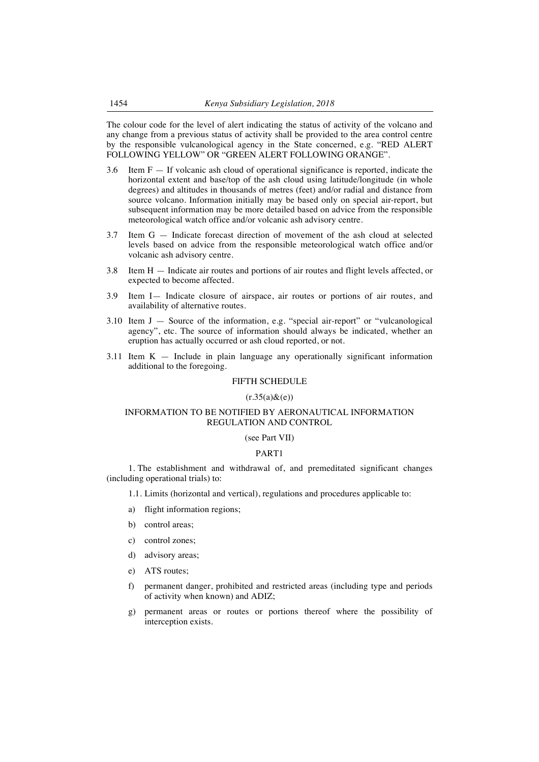The colour code for the level of alert indicating the status of activity of the volcano and any change from a previous status of activity shall be provided to the area control centre by the responsible vulcanological agency in the State concerned, e.g. "RED ALERT FOLLOWING YELLOW" OR "GREEN ALERT FOLLOWING ORANGE".

3.6 Item F — If volcanic ash cloud of operational significance is reported, indicate the horizontal extent and base/top of the ash cloud using latitude/longitude (in whole degrees) and altitudes in thousands of metres (feet) and/or radial and distance from source volcano. Information initially may be based only on special air-report, but subsequent information may be more detailed based on advice from the responsible meteorological watch office and/or volcanic ash advisory centre.

3.7 Item G — Indicate forecast direction of movement of the ash cloud at selected levels based on advice from the responsible meteorological watch office and/or volcanic ash advisory centre.

3.8 Item H — Indicate air routes and portions of air routes and flight levels affected, or expected to become affected.

3.9 Item I— Indicate closure of airspace, air routes or portions of air routes, and availability of alternative routes.

3.10 Item J — Source of the information, e.g. "special air-report" or "vulcanological agency", etc. The source of information should always be indicated, whether an eruption has actually occurred or ash cloud reported, or not.

3.11 Item K — Include in plain language any operationally significant information additional to the foregoing.

## FIFTH SCHEDULE

(r.35(a)&(e))

### INFORMATION TO BE NOTIFIED BY AERONAUTICAL INFORMATION REGULATION AND CONTROL

(see Part VII)

### PART1

1. The establishment and withdrawal of, and premeditated significant changes (including operational trials) to:

1.1. Limits (horizontal and vertical), regulations and procedures applicable to:

a) flight information regions;

b) control areas;

c) control zones;

d) advisory areas;

e) ATS routes;

f) permanent danger, prohibited and restricted areas (including type and periods of activity when known) and ADIZ;

g) permanent areas or routes or portions thereof where the possibility of interception exists.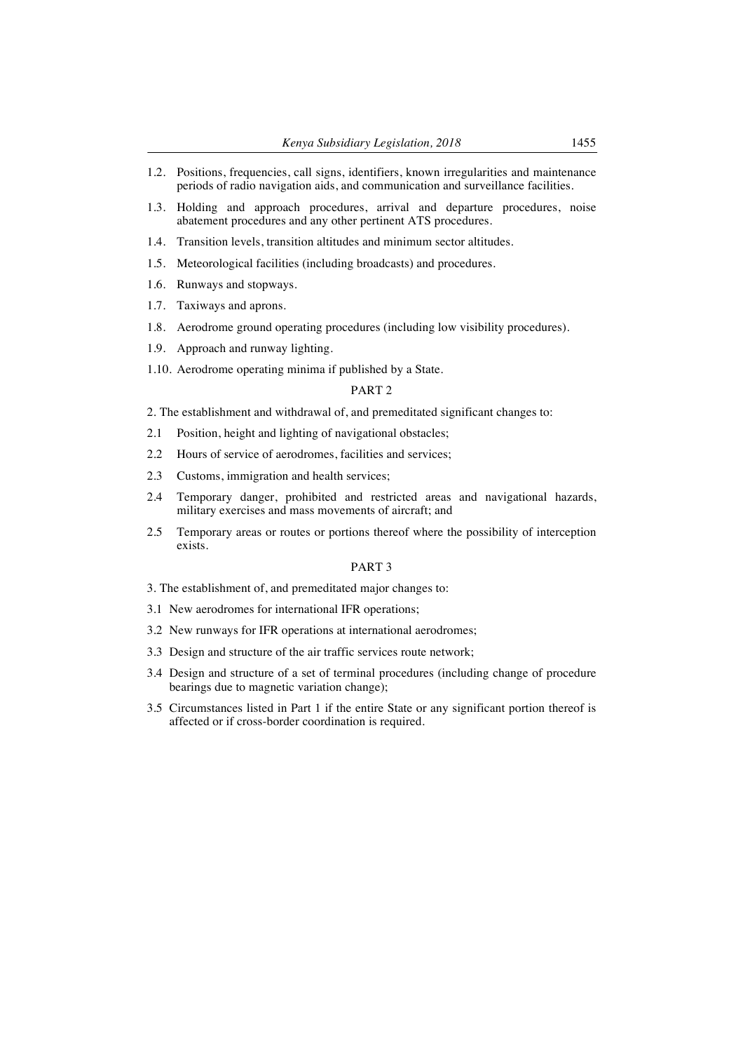1.2. Positions, frequencies, call signs, identifiers, known irregularities and maintenance periods of radio navigation aids, and communication and surveillance facilities.

1.3. Holding and approach procedures, arrival and departure procedures, noise abatement procedures and any other pertinent ATS procedures.

1.4. Transition levels, transition altitudes and minimum sector altitudes.

1.5. Meteorological facilities (including broadcasts) and procedures.

1.6. Runways and stopways.

1.7. Taxiways and aprons.

1.8. Aerodrome ground operating procedures (including low visibility procedures).

1.9. Approach and runway lighting.

1.10. Aerodrome operating minima if published by a State.

PART 2

2. The establishment and withdrawal of, and premeditated significant changes to:

2.1 Position, height and lighting of navigational obstacles;

2.2 Hours of service of aerodromes, facilities and services;

2.3 Customs, immigration and health services;

2.4 Temporary danger, prohibited and restricted areas and navigational hazards, military exercises and mass movements of aircraft; and

2.5 Temporary areas or routes or portions thereof where the possibility of interception exists.

PART 3

3. The establishment of, and premeditated major changes to:

3.1 New aerodromes for international IFR operations;

3.2 New runways for IFR operations at international aerodromes;

3.3 Design and structure of the air traffic services route network;

3.4 Design and structure of a set of terminal procedures (including change of procedure bearings due to magnetic variation change);

3.5 Circumstances listed in Part 1 if the entire State or any significant portion thereof is affected or if cross-border coordination is required.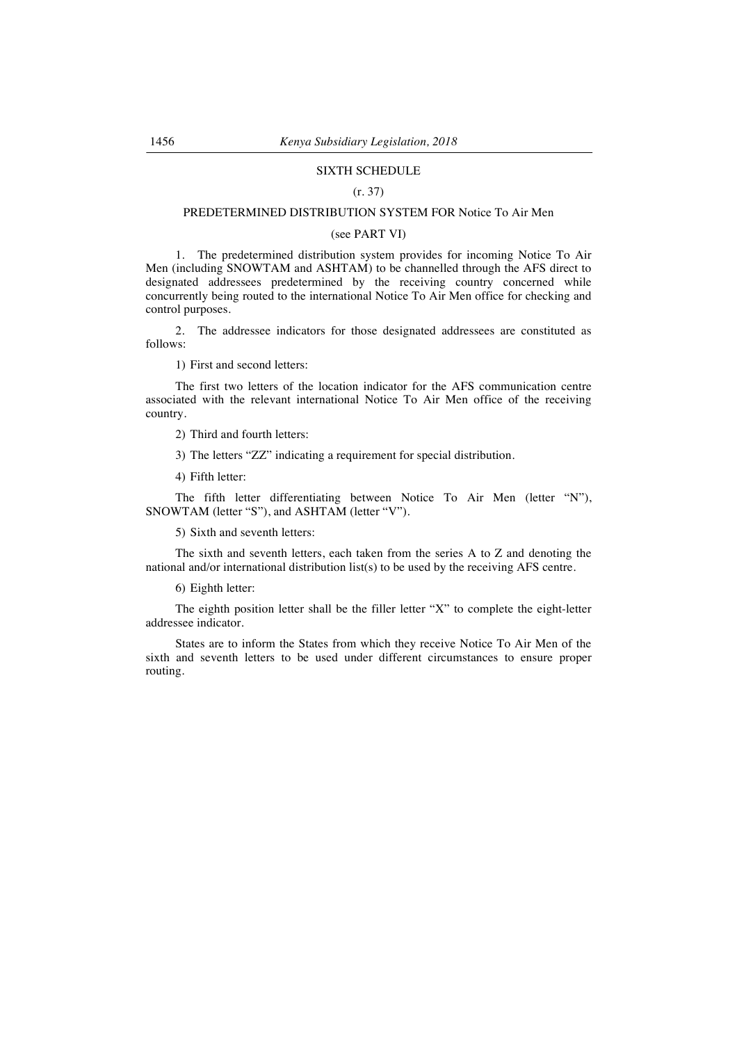## SIXTH SCHEDULE

(r. 37)

### PREDETERMINED DISTRIBUTION SYSTEM FOR Notice To Air Men

(see PART VI)

1. The predetermined distribution system provides for incoming Notice To Air Men (including SNOWTAM and ASHTAM) to be channelled through the AFS direct to designated addressees predetermined by the receiving country concerned while concurrently being routed to the international Notice To Air Men office for checking and control purposes.

2. The addressee indicators for those designated addressees are constituted as follows:

1) First and second letters:

The first two letters of the location indicator for the AFS communication centre associated with the relevant international Notice To Air Men office of the receiving country.

2) Third and fourth letters:

3) The letters "ZZ" indicating a requirement for special distribution.

4) Fifth letter:

The fifth letter differentiating between Notice To Air Men (letter "N"), SNOWTAM (letter "S"), and ASHTAM (letter "V").

5) Sixth and seventh letters:

The sixth and seventh letters, each taken from the series A to Z and denoting the national and/or international distribution list(s) to be used by the receiving AFS centre.

6) Eighth letter:

The eighth position letter shall be the filler letter "X" to complete the eight-letter addressee indicator.

States are to inform the States from which they receive Notice To Air Men of the sixth and seventh letters to be used under different circumstances to ensure proper routing.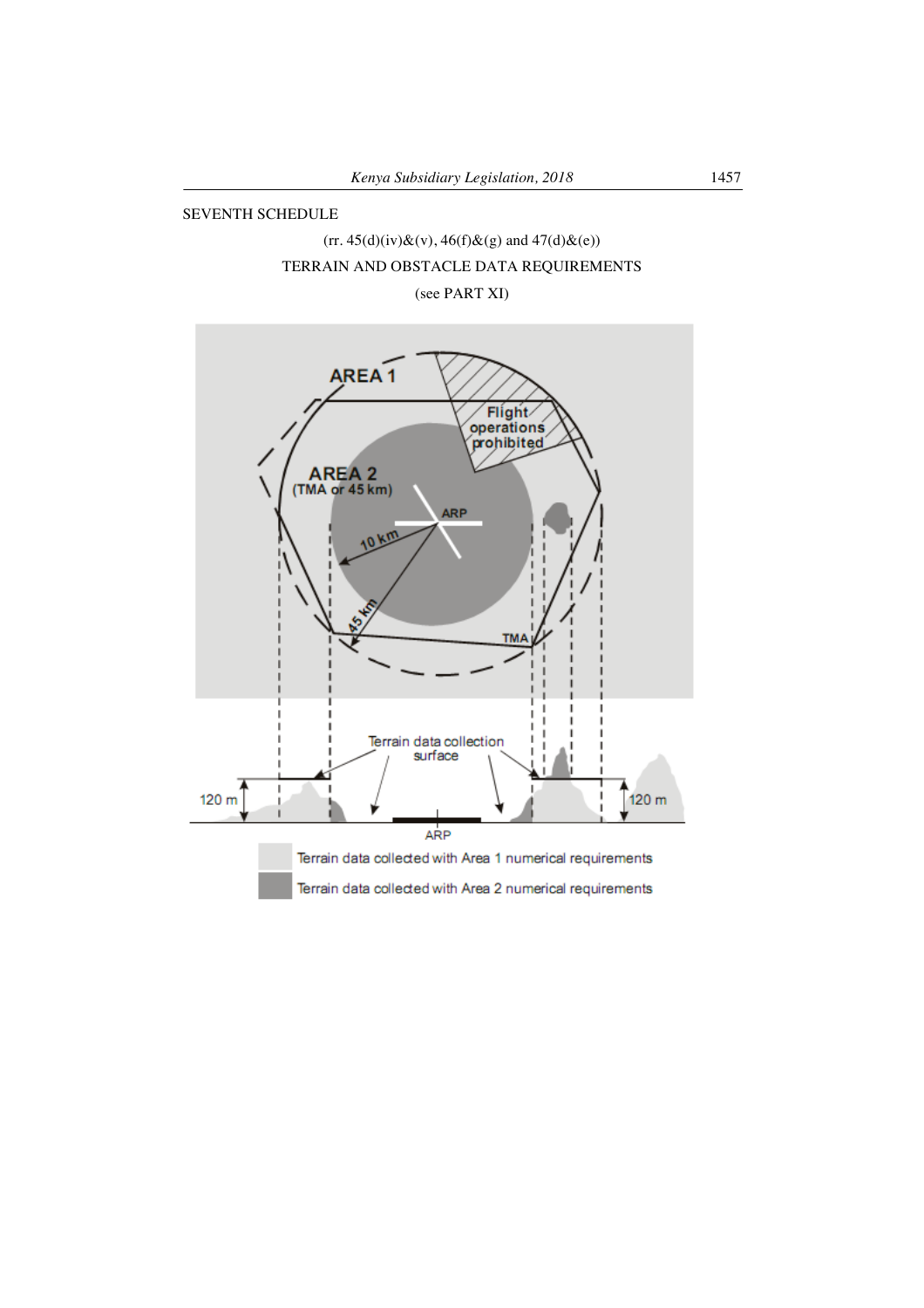SEVENTH SCHEDULE

(rr. 45(d)(iv)&(v), 46(f)&(g) and 47(d)&(e))

TERRAIN AND OBSTACLE DATA REQUIREMENTS

(see PART XI)

AREA 1

Flight operations prohibited

AREA 2 (TMA or 45 km)

ARP

10 km

45 km

TMA

Terrain data collection surface

120 m

120 m

ARP

Terrain data collected with Area 1 numerical requirements

Terrain data collected with Area 2 numerical requirements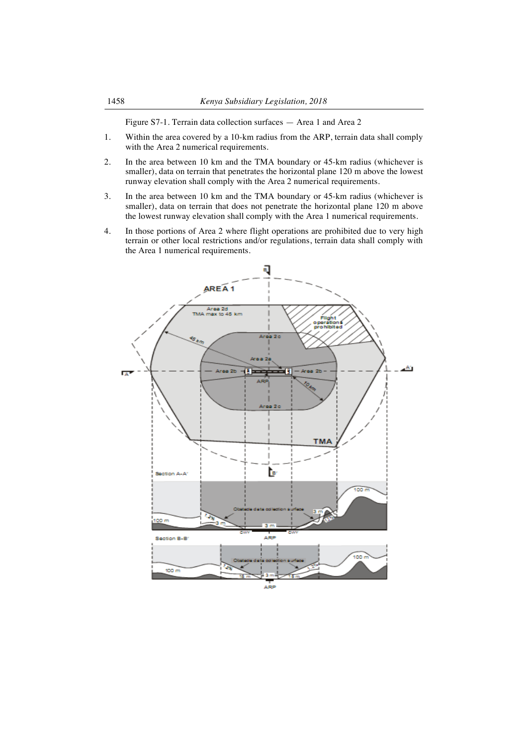Figure S7-1. Terrain data collection surfaces — Area 1 and Area 2

1. Within the area covered by a 10-km radius from the ARP, terrain data shall comply with the Area 2 numerical requirements.
2. In the area between 10 km and the TMA boundary or 45-km radius (whichever is smaller), data on terrain that penetrates the horizontal plane 120 m above the lowest runway elevation shall comply with the Area 2 numerical requirements.
3. In the area between 10 km and the TMA boundary or 45-km radius (whichever is smaller), data on terrain that does not penetrate the horizontal plane 120 m above the lowest runway elevation shall comply with the Area 1 numerical requirements.
4. In those portions of Area 2 where flight operations are prohibited due to very high terrain or other local restrictions and/or regulations, terrain data shall comply with the Area 1 numerical requirements.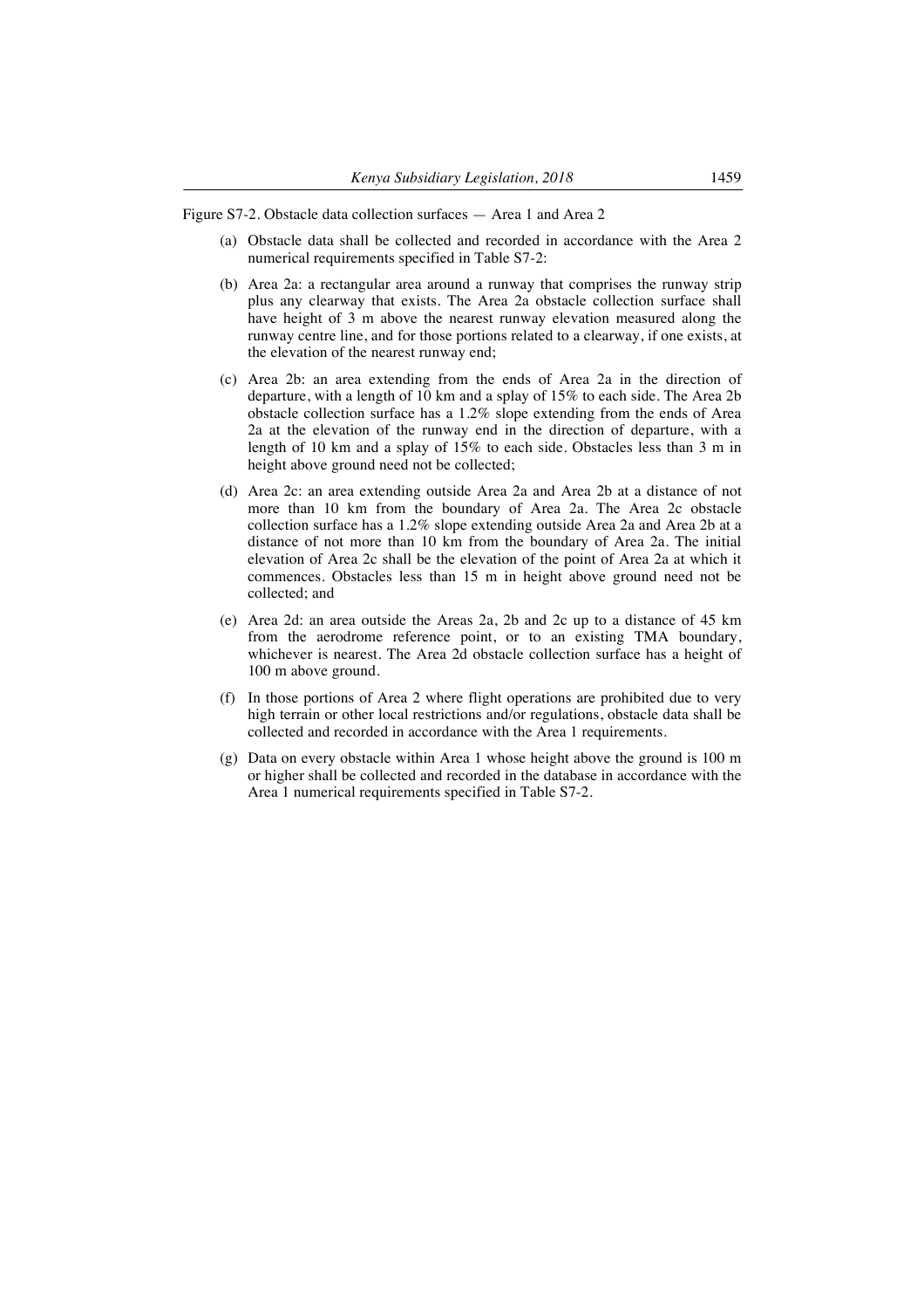Figure S7-2. Obstacle data collection surfaces — Area 1 and Area 2

(a) Obstacle data shall be collected and recorded in accordance with the Area 2 numerical requirements specified in Table S7-2:

(b) Area 2a: a rectangular area around a runway that comprises the runway strip plus any clearway that exists. The Area 2a obstacle collection surface shall have height of 3 m above the nearest runway elevation measured along the runway centre line, and for those portions related to a clearway, if one exists, at the elevation of the nearest runway end;

(c) Area 2b: an area extending from the ends of Area 2a in the direction of departure, with a length of 10 km and a splay of 15% to each side. The Area 2b obstacle collection surface has a 1.2% slope extending from the ends of Area 2a at the elevation of the runway end in the direction of departure, with a length of 10 km and a splay of 15% to each side. Obstacles less than 3 m in height above ground need not be collected;

(d) Area 2c: an area extending outside Area 2a and Area 2b at a distance of not more than 10 km from the boundary of Area 2a. The Area 2c obstacle collection surface has a 1.2% slope extending outside Area 2a and Area 2b at a distance of not more than 10 km from the boundary of Area 2a. The initial elevation of Area 2c shall be the elevation of the point of Area 2a at which it commences. Obstacles less than 15 m in height above ground need not be collected; and

(e) Area 2d: an area outside the Areas 2a, 2b and 2c up to a distance of 45 km from the aerodrome reference point, or to an existing TMA boundary, whichever is nearest. The Area 2d obstacle collection surface has a height of 100 m above ground.

(f) In those portions of Area 2 where flight operations are prohibited due to very high terrain or other local restrictions and/or regulations, obstacle data shall be collected and recorded in accordance with the Area 1 requirements.

(g) Data on every obstacle within Area 1 whose height above the ground is 100 m or higher shall be collected and recorded in the database in accordance with the Area 1 numerical requirements specified in Table S7-2.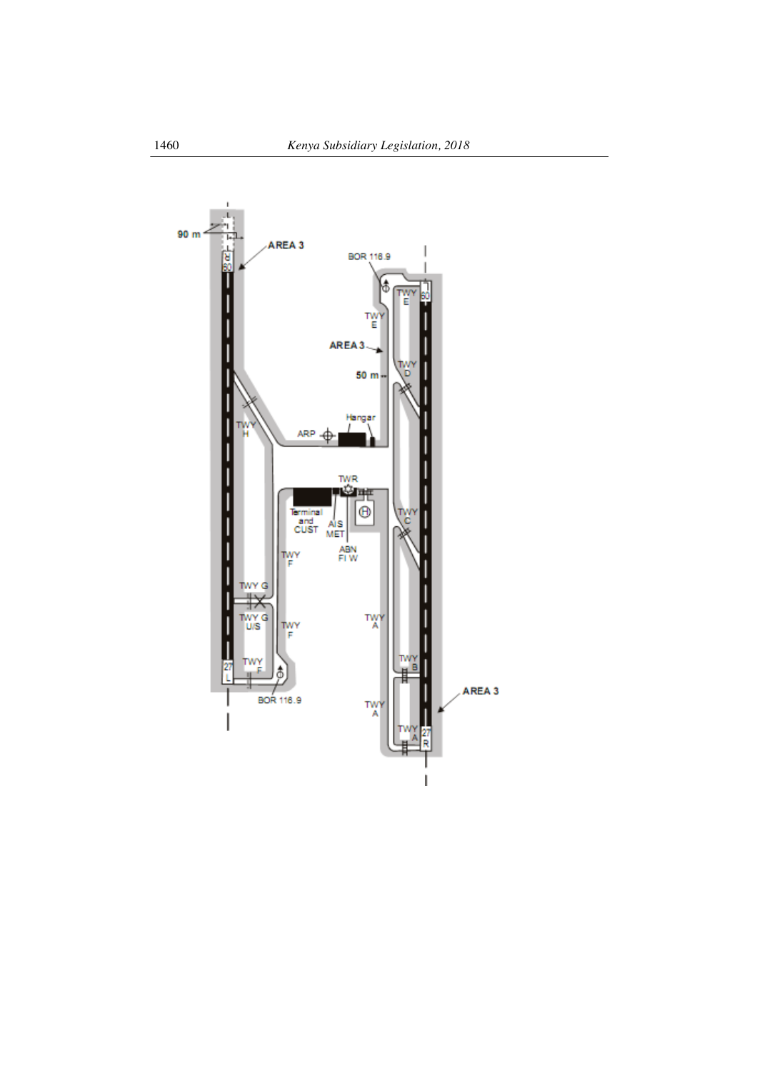90 m

AREA 3

BOR 116.9

TWY E

TWY E

AREA 3

50 m

TWY D

TWY H

ARP

Hangar

TWR

Terminal and CUST

AIS MET

ABN FI W

TWY C

TWY F

TWY G

TWY G U/S

TWY F

TWY A

TWY F

TWY B

BOR 116.9

AREA 3

TWY A

TWY A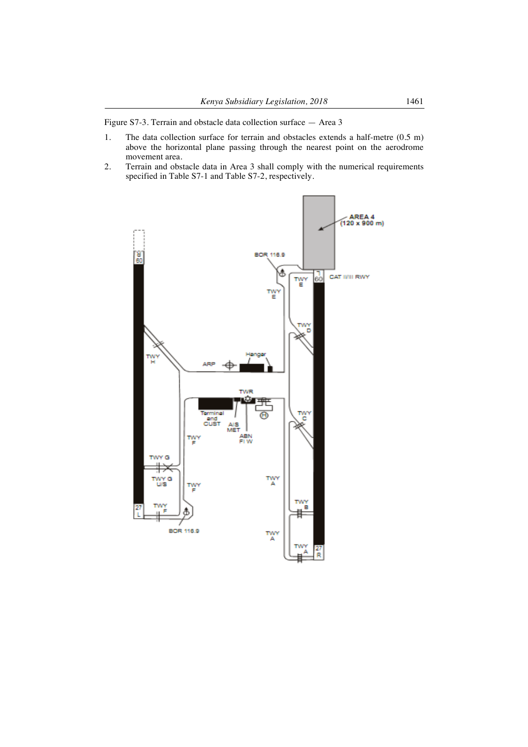Figure S7-3. Terrain and obstacle data collection surface — Area 3

1. The data collection surface for terrain and obstacles extends a half-metre (0.5 m) above the horizontal plane passing through the nearest point on the aerodrome movement area.
2. Terrain and obstacle data in Area 3 shall comply with the numerical requirements specified in Table S7-1 and Table S7-2, respectively.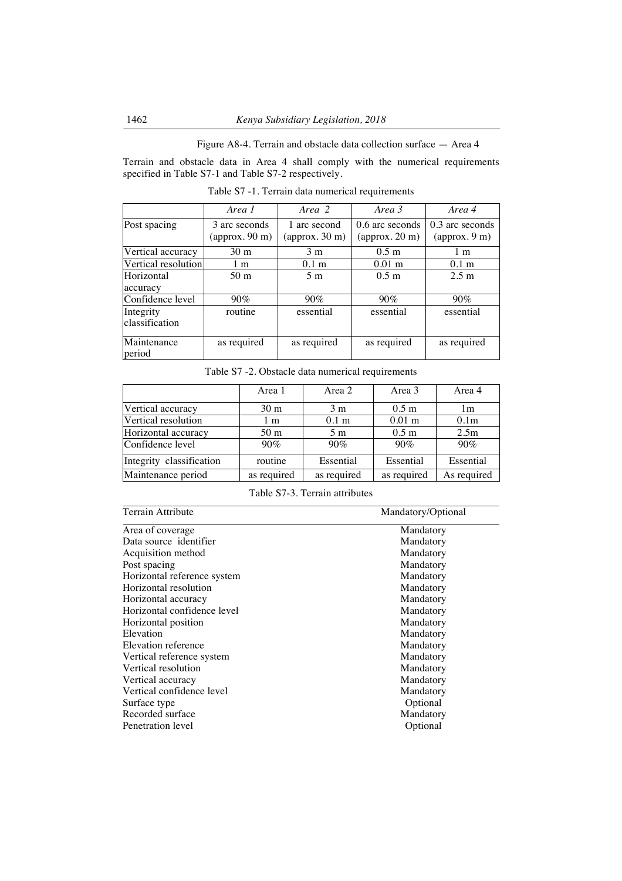Figure A8-4. Terrain and obstacle data collection surface — Area 4

Terrain and obstacle data in Area 4 shall comply with the numerical requirements specified in Table S7-1 and Table S7-2 respectively.

Table S7 -1. Terrain data numerical requirements

| | *Area 1* | *Area 2* | *Area 3* | *Area 4* |
|---|---|---|---|---|
| Post spacing | 3 arc seconds (approx. 90 m) | 1 arc second (approx. 30 m) | 0.6 arc seconds (approx. 20 m) | 0.3 arc seconds (approx. 9 m) |
| Vertical accuracy | 30 m | 3 m | 0.5 m | 1 m |
| Vertical resolution | 1 m | 0.1 m | 0.01 m | 0.1 m |
| Horizontal accuracy | 50 m | 5 m | 0.5 m | 2.5 m |
| Confidence level | 90% | 90% | 90% | 90% |
| Integrity classification | routine | essential | essential | essential |
| Maintenance period | as required | as required | as required | as required |

Table S7 -2. Obstacle data numerical requirements

| | Area 1 | Area 2 | Area 3 | Area 4 |
|---|---|---|---|---|
| Vertical accuracy | 30 m | 3 m | 0.5 m | 1m |
| Vertical resolution | 1 m | 0.1 m | 0.01 m | 0.1m |
| Horizontal accuracy | 50 m | 5 m | 0.5 m | 2.5m |
| Confidence level | 90% | 90% | 90% | 90% |
| Integrity classification | routine | Essential | Essential | Essential |
| Maintenance period | as required | as required | as required | As required |

Table S7-3. Terrain attributes

| Terrain Attribute | Mandatory/Optional |
|---|---|
| Area of coverage | Mandatory |
| Data source identifier | Mandatory |
| Acquisition method | Mandatory |
| Post spacing | Mandatory |
| Horizontal reference system | Mandatory |
| Horizontal resolution | Mandatory |
| Horizontal accuracy | Mandatory |
| Horizontal confidence level | Mandatory |
| Horizontal position | Mandatory |
| Elevation | Mandatory |
| Elevation reference | Mandatory |
| Vertical reference system | Mandatory |
| Vertical resolution | Mandatory |
| Vertical accuracy | Mandatory |
| Vertical confidence level | Mandatory |
| Surface type | Optional |
| Recorded surface | Mandatory |
| Penetration level | Optional |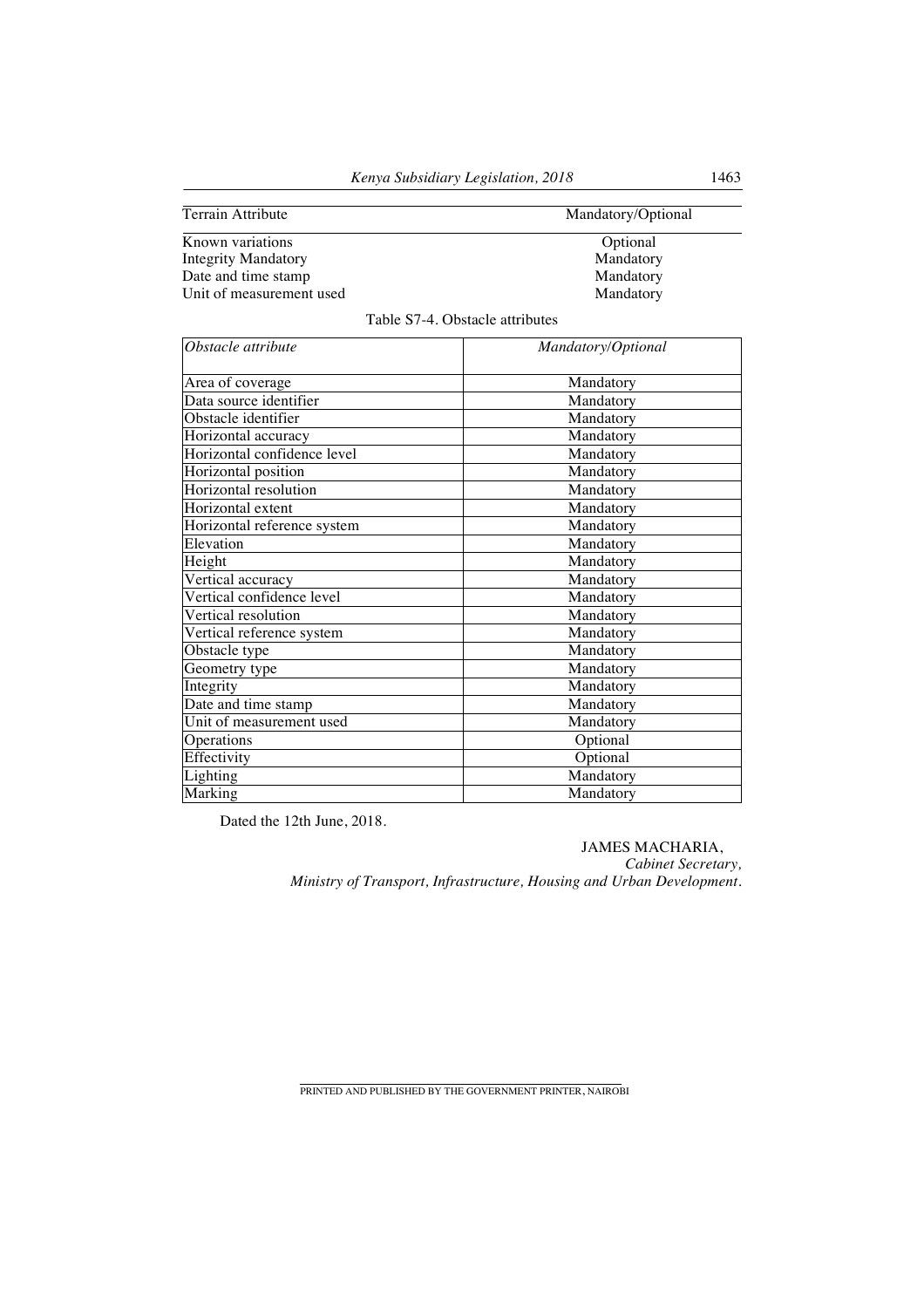| Terrain Attribute | Mandatory/Optional |
|---|---|
| Known variations | Optional |
| Integrity Mandatory | Mandatory |
| Date and time stamp | Mandatory |
| Unit of measurement used | Mandatory |

Table S7-4. Obstacle attributes

| *Obstacle attribute* | *Mandatory/Optional* |
|---|---|
| Area of coverage | Mandatory |
| Data source identifier | Mandatory |
| Obstacle identifier | Mandatory |
| Horizontal accuracy | Mandatory |
| Horizontal confidence level | Mandatory |
| Horizontal position | Mandatory |
| Horizontal resolution | Mandatory |
| Horizontal extent | Mandatory |
| Horizontal reference system | Mandatory |
| Elevation | Mandatory |
| Height | Mandatory |
| Vertical accuracy | Mandatory |
| Vertical confidence level | Mandatory |
| Vertical resolution | Mandatory |
| Vertical reference system | Mandatory |
| Obstacle type | Mandatory |
| Geometry type | Mandatory |
| Integrity | Mandatory |
| Date and time stamp | Mandatory |
| Unit of measurement used | Mandatory |
| Operations | Optional |
| Effectivity | Optional |
| Lighting | Mandatory |
| Marking | Mandatory |

Dated the 12th June, 2018.

JAMES MACHARIA,
*Cabinet Secretary,*
*Ministry of Transport, Infrastructure, Housing and Urban Development.*

PRINTED AND PUBLISHED BY THE GOVERNMENT PRINTER, NAIROBI